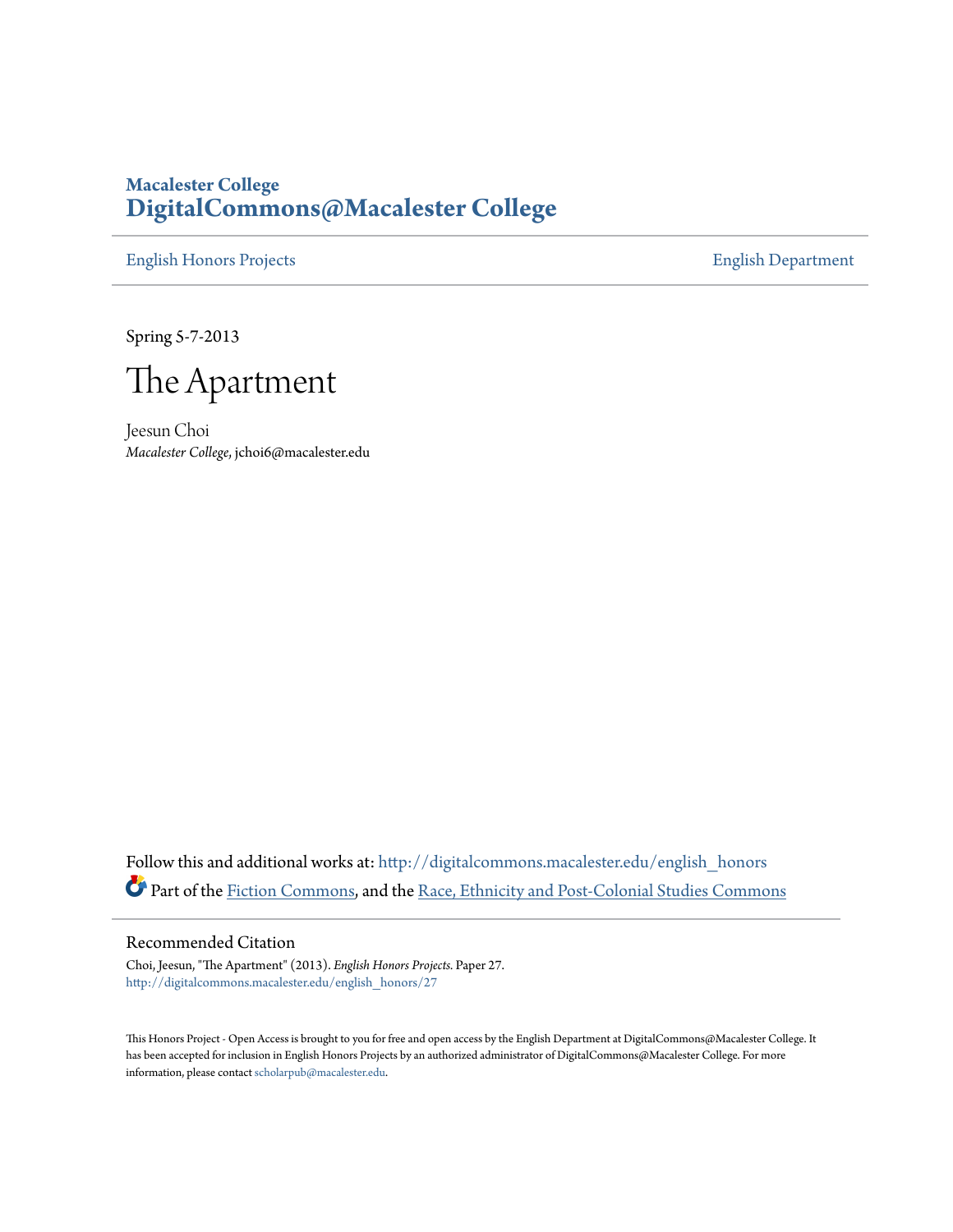**Macalester College**
**DigitalCommons@Macalester College**

English Honors Projects | English Department

Spring 5-7-2013

# The Apartment

Jeesun Choi
*Macalester College*, jchoi6@macalester.edu

Follow this and additional works at: http://digitalcommons.macalester.edu/english_honors
Part of the Fiction Commons, and the Race, Ethnicity and Post-Colonial Studies Commons

## Recommended Citation

Choi, Jeesun, "The Apartment" (2013). *English Honors Projects*. Paper 27.
http://digitalcommons.macalester.edu/english_honors/27

This Honors Project - Open Access is brought to you for free and open access by the English Department at DigitalCommons@Macalester College. It has been accepted for inclusion in English Honors Projects by an authorized administrator of DigitalCommons@Macalester College. For more information, please contact scholarpub@macalester.edu.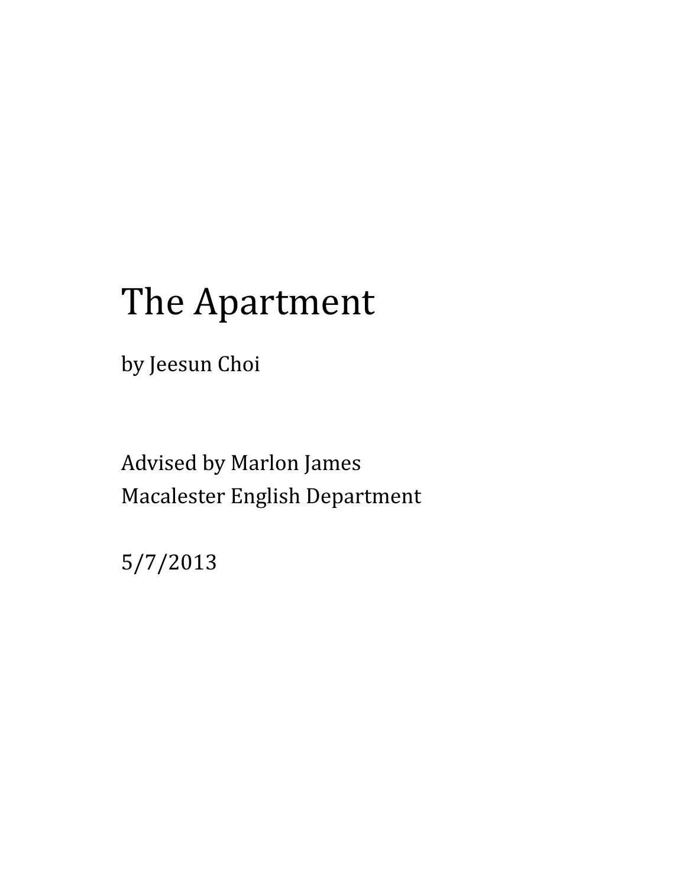# The Apartment

by Jeesun Choi

Advised by Marlon James
Macalester English Department

5/7/2013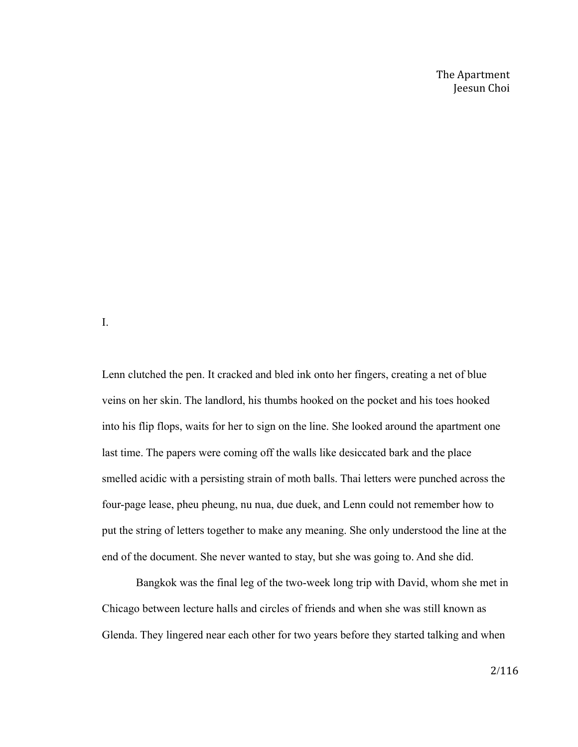I.

Lenn clutched the pen. It cracked and bled ink onto her fingers, creating a net of blue veins on her skin. The landlord, his thumbs hooked on the pocket and his toes hooked into his flip flops, waits for her to sign on the line. She looked around the apartment one last time. The papers were coming off the walls like desiccated bark and the place smelled acidic with a persisting strain of moth balls. Thai letters were punched across the four-page lease, pheu pheung, nu nua, due duek, and Lenn could not remember how to put the string of letters together to make any meaning. She only understood the line at the end of the document. She never wanted to stay, but she was going to. And she did.

Bangkok was the final leg of the two-week long trip with David, whom she met in Chicago between lecture halls and circles of friends and when she was still known as Glenda. They lingered near each other for two years before they started talking and when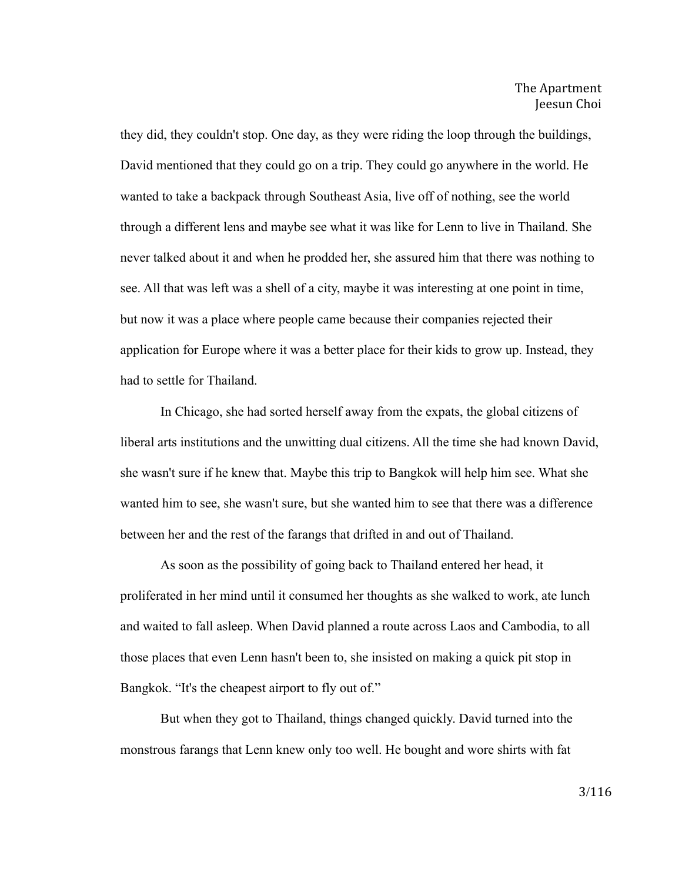they did, they couldn't stop. One day, as they were riding the loop through the buildings, David mentioned that they could go on a trip. They could go anywhere in the world. He wanted to take a backpack through Southeast Asia, live off of nothing, see the world through a different lens and maybe see what it was like for Lenn to live in Thailand. She never talked about it and when he prodded her, she assured him that there was nothing to see. All that was left was a shell of a city, maybe it was interesting at one point in time, but now it was a place where people came because their companies rejected their application for Europe where it was a better place for their kids to grow up. Instead, they had to settle for Thailand.

In Chicago, she had sorted herself away from the expats, the global citizens of liberal arts institutions and the unwitting dual citizens. All the time she had known David, she wasn't sure if he knew that. Maybe this trip to Bangkok will help him see. What she wanted him to see, she wasn't sure, but she wanted him to see that there was a difference between her and the rest of the farangs that drifted in and out of Thailand.

As soon as the possibility of going back to Thailand entered her head, it proliferated in her mind until it consumed her thoughts as she walked to work, ate lunch and waited to fall asleep. When David planned a route across Laos and Cambodia, to all those places that even Lenn hasn't been to, she insisted on making a quick pit stop in Bangkok. "It's the cheapest airport to fly out of."

But when they got to Thailand, things changed quickly. David turned into the monstrous farangs that Lenn knew only too well. He bought and wore shirts with fat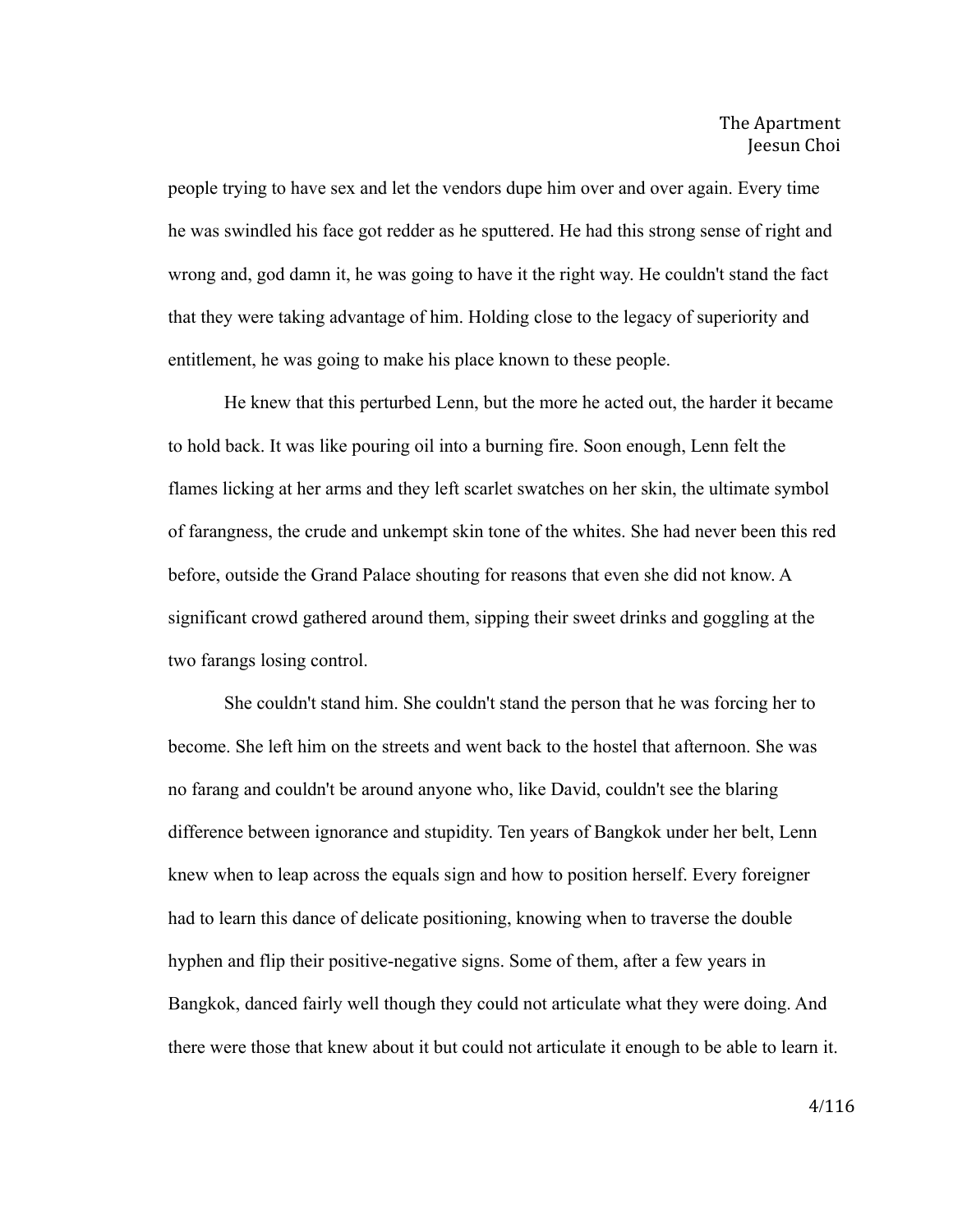people trying to have sex and let the vendors dupe him over and over again. Every time he was swindled his face got redder as he sputtered. He had this strong sense of right and wrong and, god damn it, he was going to have it the right way. He couldn't stand the fact that they were taking advantage of him. Holding close to the legacy of superiority and entitlement, he was going to make his place known to these people.

He knew that this perturbed Lenn, but the more he acted out, the harder it became to hold back. It was like pouring oil into a burning fire. Soon enough, Lenn felt the flames licking at her arms and they left scarlet swatches on her skin, the ultimate symbol of farangness, the crude and unkempt skin tone of the whites. She had never been this red before, outside the Grand Palace shouting for reasons that even she did not know. A significant crowd gathered around them, sipping their sweet drinks and goggling at the two farangs losing control.

She couldn't stand him. She couldn't stand the person that he was forcing her to become. She left him on the streets and went back to the hostel that afternoon. She was no farang and couldn't be around anyone who, like David, couldn't see the blaring difference between ignorance and stupidity. Ten years of Bangkok under her belt, Lenn knew when to leap across the equals sign and how to position herself. Every foreigner had to learn this dance of delicate positioning, knowing when to traverse the double hyphen and flip their positive-negative signs. Some of them, after a few years in Bangkok, danced fairly well though they could not articulate what they were doing. And there were those that knew about it but could not articulate it enough to be able to learn it.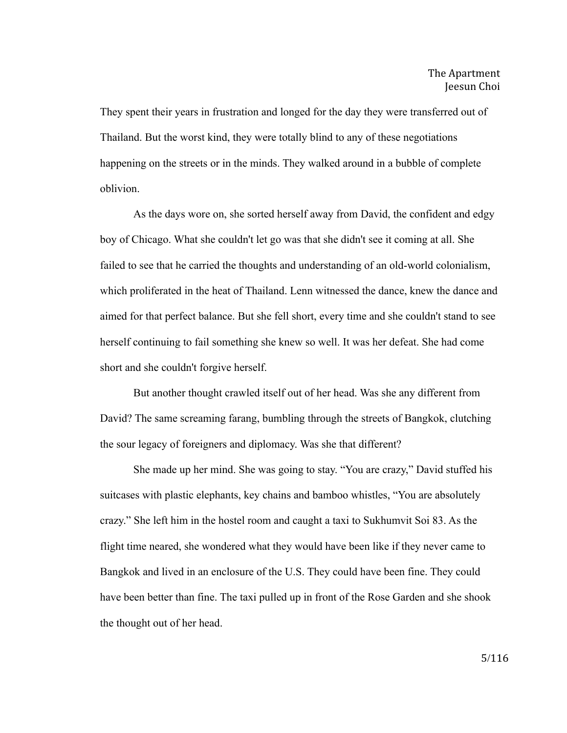They spent their years in frustration and longed for the day they were transferred out of Thailand. But the worst kind, they were totally blind to any of these negotiations happening on the streets or in the minds. They walked around in a bubble of complete oblivion.

As the days wore on, she sorted herself away from David, the confident and edgy boy of Chicago. What she couldn't let go was that she didn't see it coming at all. She failed to see that he carried the thoughts and understanding of an old-world colonialism, which proliferated in the heat of Thailand. Lenn witnessed the dance, knew the dance and aimed for that perfect balance. But she fell short, every time and she couldn't stand to see herself continuing to fail something she knew so well. It was her defeat. She had come short and she couldn't forgive herself.

But another thought crawled itself out of her head. Was she any different from David? The same screaming farang, bumbling through the streets of Bangkok, clutching the sour legacy of foreigners and diplomacy. Was she that different?

She made up her mind. She was going to stay. "You are crazy," David stuffed his suitcases with plastic elephants, key chains and bamboo whistles, "You are absolutely crazy." She left him in the hostel room and caught a taxi to Sukhumvit Soi 83. As the flight time neared, she wondered what they would have been like if they never came to Bangkok and lived in an enclosure of the U.S. They could have been fine. They could have been better than fine. The taxi pulled up in front of the Rose Garden and she shook the thought out of her head.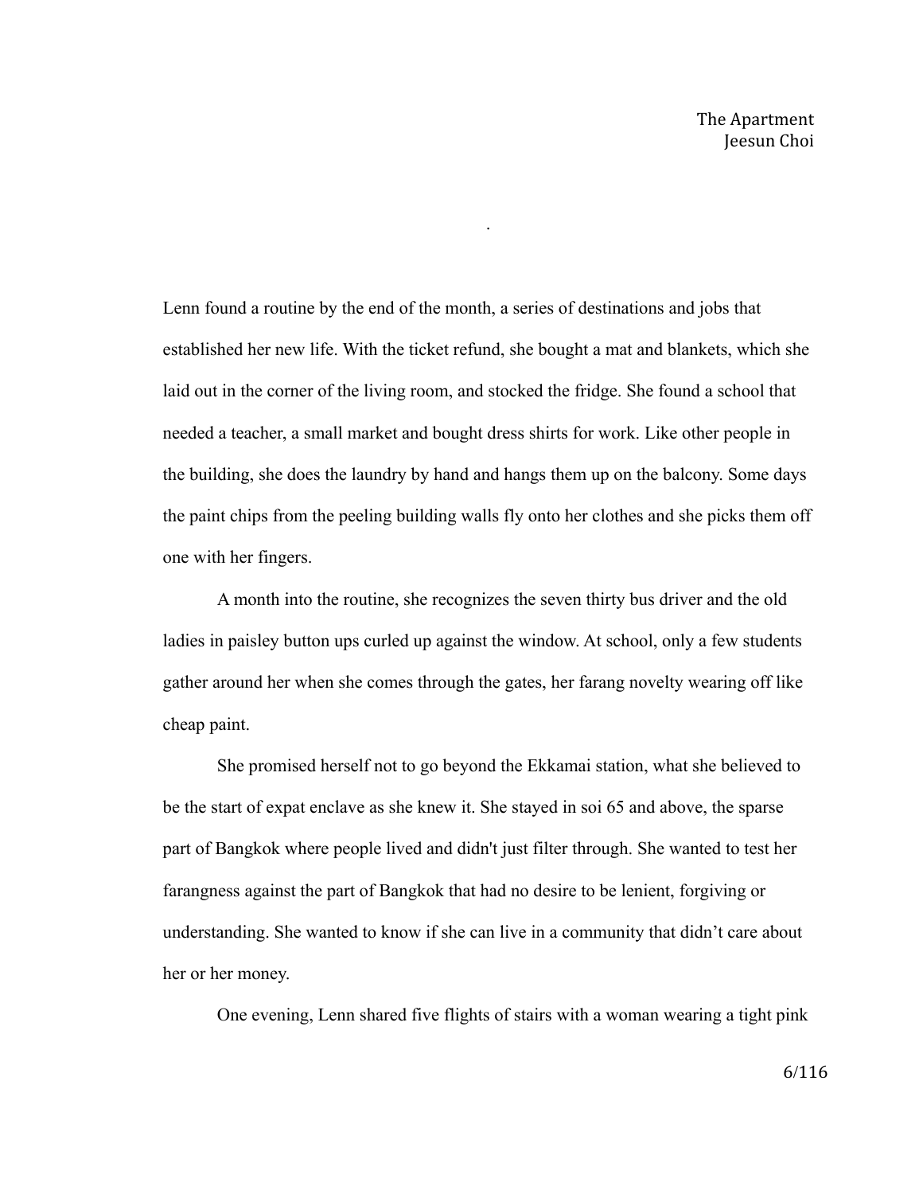# The Apartment

Jeesun Choi

Lenn found a routine by the end of the month, a series of destinations and jobs that established her new life. With the ticket refund, she bought a mat and blankets, which she laid out in the corner of the living room, and stocked the fridge. She found a school that needed a teacher, a small market and bought dress shirts for work. Like other people in the building, she does the laundry by hand and hangs them up on the balcony. Some days the paint chips from the peeling building walls fly onto her clothes and she picks them off one with her fingers.

A month into the routine, she recognizes the seven thirty bus driver and the old ladies in paisley button ups curled up against the window. At school, only a few students gather around her when she comes through the gates, her farang novelty wearing off like cheap paint.

She promised herself not to go beyond the Ekkamai station, what she believed to be the start of expat enclave as she knew it. She stayed in soi 65 and above, the sparse part of Bangkok where people lived and didn't just filter through. She wanted to test her farangness against the part of Bangkok that had no desire to be lenient, forgiving or understanding. She wanted to know if she can live in a community that didn't care about her or her money.

One evening, Lenn shared five flights of stairs with a woman wearing a tight pink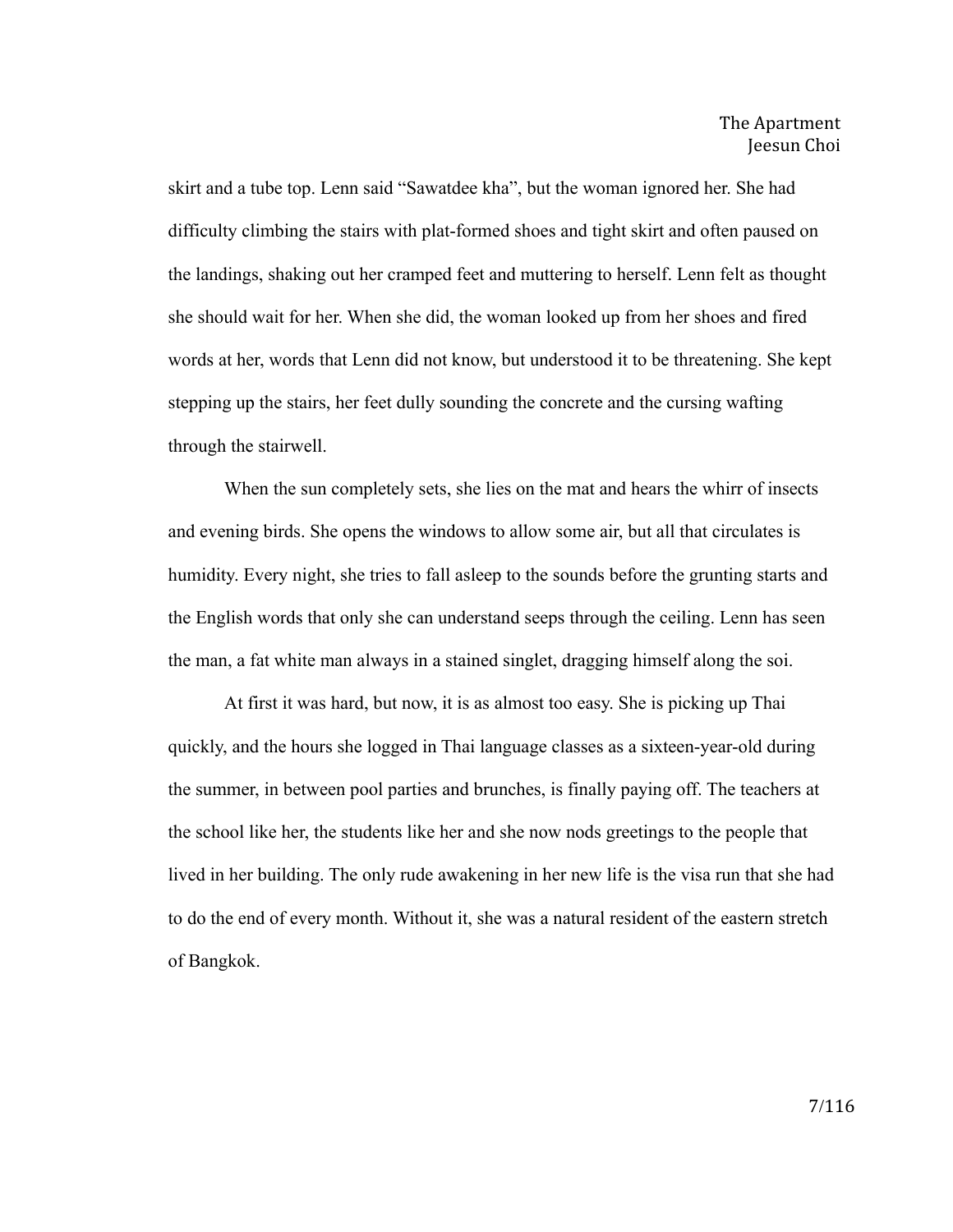skirt and a tube top. Lenn said "Sawatdee kha", but the woman ignored her. She had difficulty climbing the stairs with plat-formed shoes and tight skirt and often paused on the landings, shaking out her cramped feet and muttering to herself. Lenn felt as thought she should wait for her. When she did, the woman looked up from her shoes and fired words at her, words that Lenn did not know, but understood it to be threatening. She kept stepping up the stairs, her feet dully sounding the concrete and the cursing wafting through the stairwell.

When the sun completely sets, she lies on the mat and hears the whirr of insects and evening birds. She opens the windows to allow some air, but all that circulates is humidity. Every night, she tries to fall asleep to the sounds before the grunting starts and the English words that only she can understand seeps through the ceiling. Lenn has seen the man, a fat white man always in a stained singlet, dragging himself along the soi.

At first it was hard, but now, it is as almost too easy. She is picking up Thai quickly, and the hours she logged in Thai language classes as a sixteen-year-old during the summer, in between pool parties and brunches, is finally paying off. The teachers at the school like her, the students like her and she now nods greetings to the people that lived in her building. The only rude awakening in her new life is the visa run that she had to do the end of every month. Without it, she was a natural resident of the eastern stretch of Bangkok.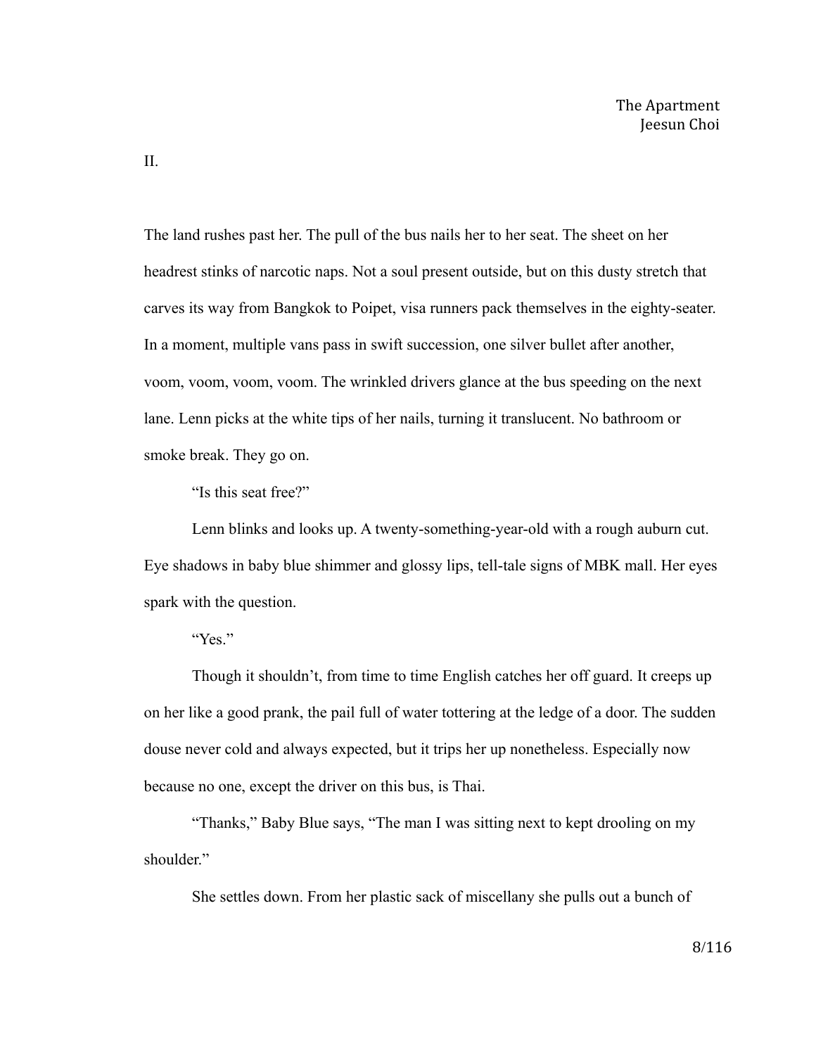II.

The land rushes past her. The pull of the bus nails her to her seat. The sheet on her headrest stinks of narcotic naps. Not a soul present outside, but on this dusty stretch that carves its way from Bangkok to Poipet, visa runners pack themselves in the eighty-seater. In a moment, multiple vans pass in swift succession, one silver bullet after another, voom, voom, voom, voom. The wrinkled drivers glance at the bus speeding on the next lane. Lenn picks at the white tips of her nails, turning it translucent. No bathroom or smoke break. They go on.

"Is this seat free?"

Lenn blinks and looks up. A twenty-something-year-old with a rough auburn cut. Eye shadows in baby blue shimmer and glossy lips, tell-tale signs of MBK mall. Her eyes spark with the question.

"Yes."

Though it shouldn't, from time to time English catches her off guard. It creeps up on her like a good prank, the pail full of water tottering at the ledge of a door. The sudden douse never cold and always expected, but it trips her up nonetheless. Especially now because no one, except the driver on this bus, is Thai.

"Thanks," Baby Blue says, "The man I was sitting next to kept drooling on my shoulder."

She settles down. From her plastic sack of miscellany she pulls out a bunch of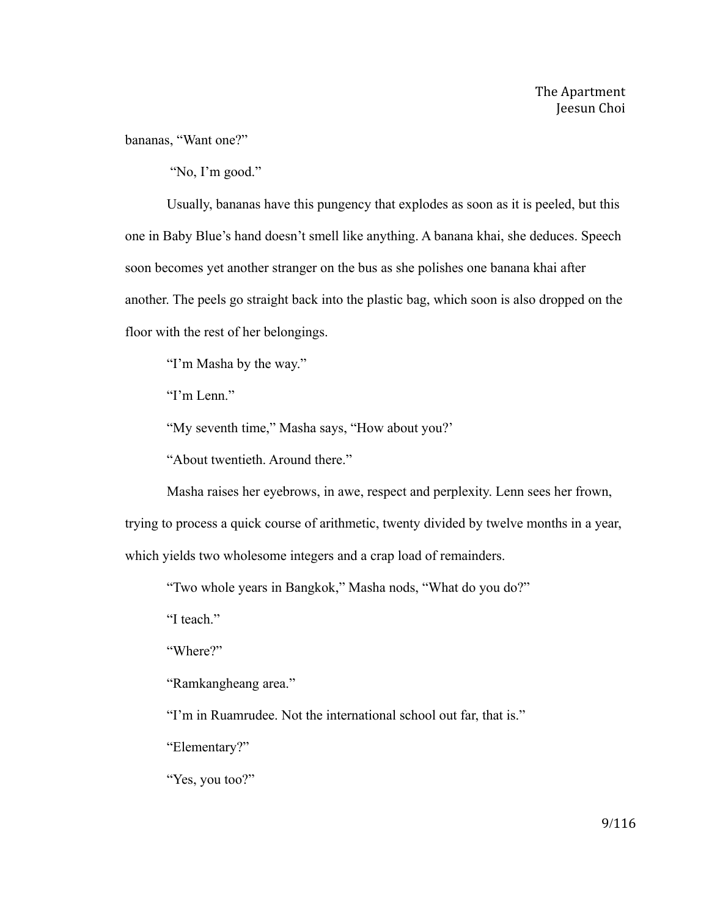bananas, "Want one?"

"No, I'm good."

Usually, bananas have this pungency that explodes as soon as it is peeled, but this one in Baby Blue's hand doesn't smell like anything. A banana khai, she deduces. Speech soon becomes yet another stranger on the bus as she polishes one banana khai after another. The peels go straight back into the plastic bag, which soon is also dropped on the floor with the rest of her belongings.

"I'm Masha by the way."

"I'm Lenn."

"My seventh time," Masha says, "How about you?'

"About twentieth. Around there."

Masha raises her eyebrows, in awe, respect and perplexity. Lenn sees her frown, trying to process a quick course of arithmetic, twenty divided by twelve months in a year, which yields two wholesome integers and a crap load of remainders.

"Two whole years in Bangkok," Masha nods, "What do you do?"

"I teach."

"Where?"

"Ramkangheang area."

"I'm in Ruamrudee. Not the international school out far, that is."

"Elementary?"

"Yes, you too?"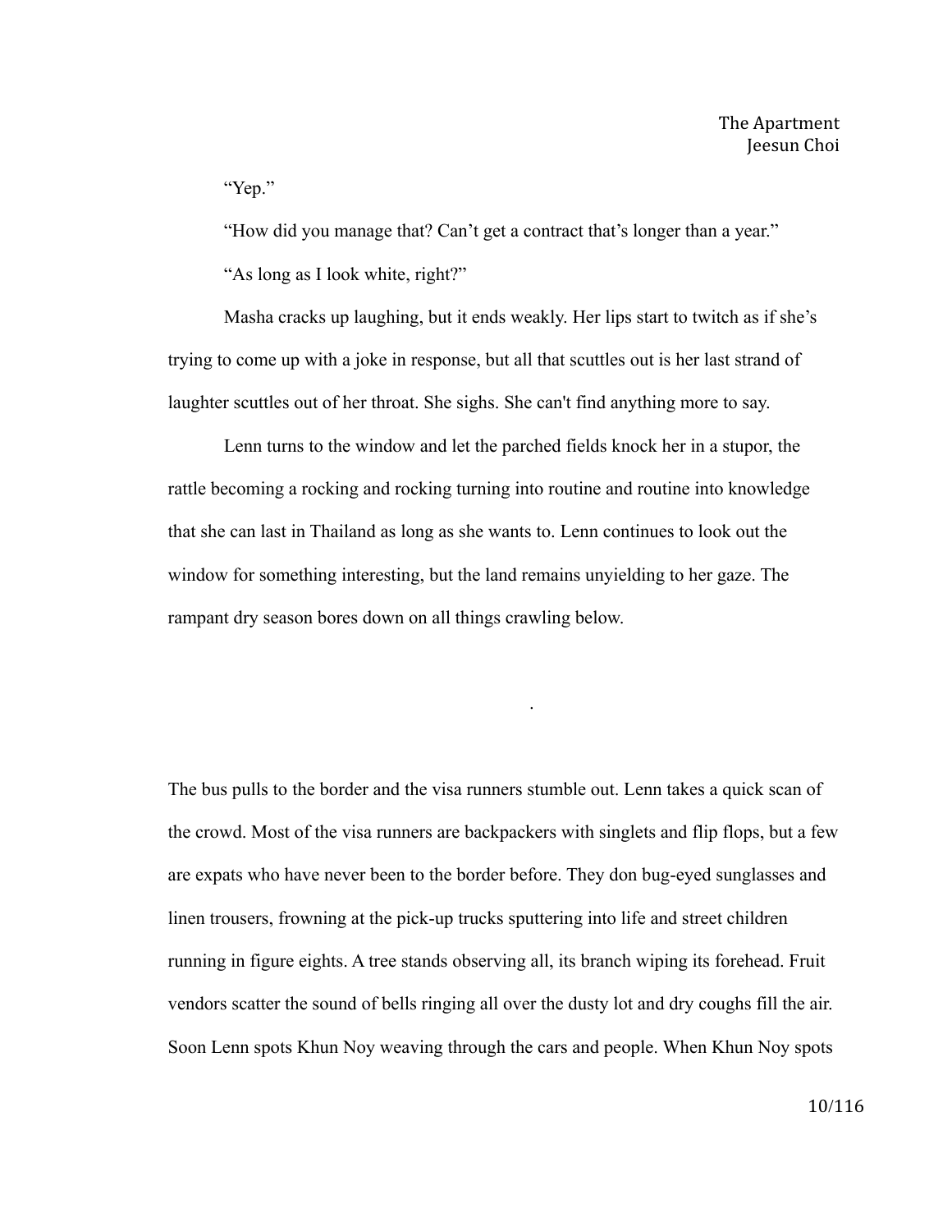"Yep."

"How did you manage that? Can't get a contract that's longer than a year."

"As long as I look white, right?"

Masha cracks up laughing, but it ends weakly. Her lips start to twitch as if she's trying to come up with a joke in response, but all that scuttles out is her last strand of laughter scuttles out of her throat. She sighs. She can't find anything more to say.

Lenn turns to the window and let the parched fields knock her in a stupor, the rattle becoming a rocking and rocking turning into routine and routine into knowledge that she can last in Thailand as long as she wants to. Lenn continues to look out the window for something interesting, but the land remains unyielding to her gaze. The rampant dry season bores down on all things crawling below.

.

The bus pulls to the border and the visa runners stumble out. Lenn takes a quick scan of the crowd. Most of the visa runners are backpackers with singlets and flip flops, but a few are expats who have never been to the border before. They don bug-eyed sunglasses and linen trousers, frowning at the pick-up trucks sputtering into life and street children running in figure eights. A tree stands observing all, its branch wiping its forehead. Fruit vendors scatter the sound of bells ringing all over the dusty lot and dry coughs fill the air. Soon Lenn spots Khun Noy weaving through the cars and people. When Khun Noy spots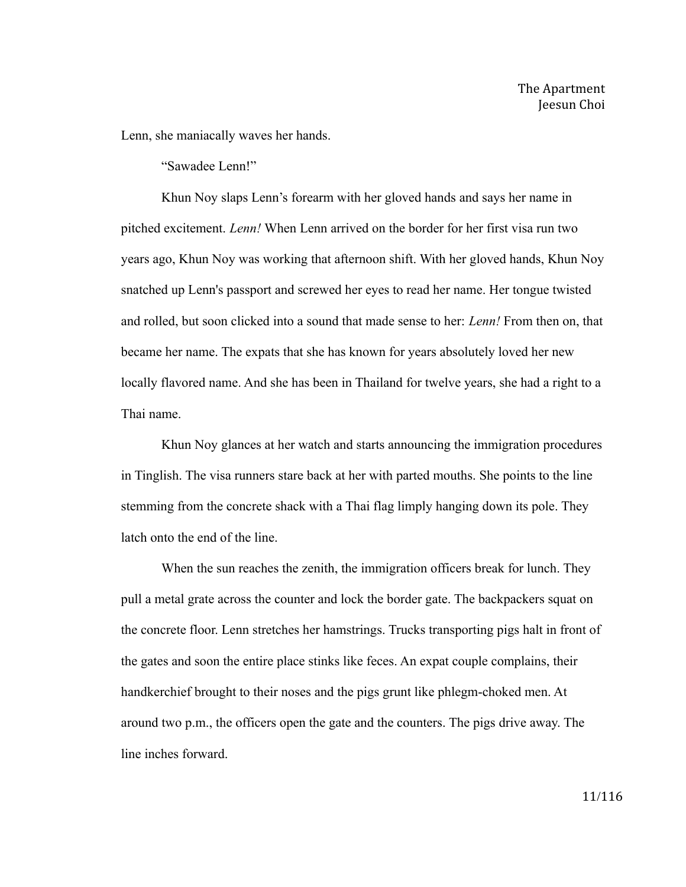Lenn, she maniacally waves her hands.

"Sawadee Lenn!"

Khun Noy slaps Lenn's forearm with her gloved hands and says her name in pitched excitement. *Lenn!* When Lenn arrived on the border for her first visa run two years ago, Khun Noy was working that afternoon shift. With her gloved hands, Khun Noy snatched up Lenn's passport and screwed her eyes to read her name. Her tongue twisted and rolled, but soon clicked into a sound that made sense to her: *Lenn!* From then on, that became her name. The expats that she has known for years absolutely loved her new locally flavored name. And she has been in Thailand for twelve years, she had a right to a Thai name.

Khun Noy glances at her watch and starts announcing the immigration procedures in Tinglish. The visa runners stare back at her with parted mouths. She points to the line stemming from the concrete shack with a Thai flag limply hanging down its pole. They latch onto the end of the line.

When the sun reaches the zenith, the immigration officers break for lunch. They pull a metal grate across the counter and lock the border gate. The backpackers squat on the concrete floor. Lenn stretches her hamstrings. Trucks transporting pigs halt in front of the gates and soon the entire place stinks like feces. An expat couple complains, their handkerchief brought to their noses and the pigs grunt like phlegm-choked men. At around two p.m., the officers open the gate and the counters. The pigs drive away. The line inches forward.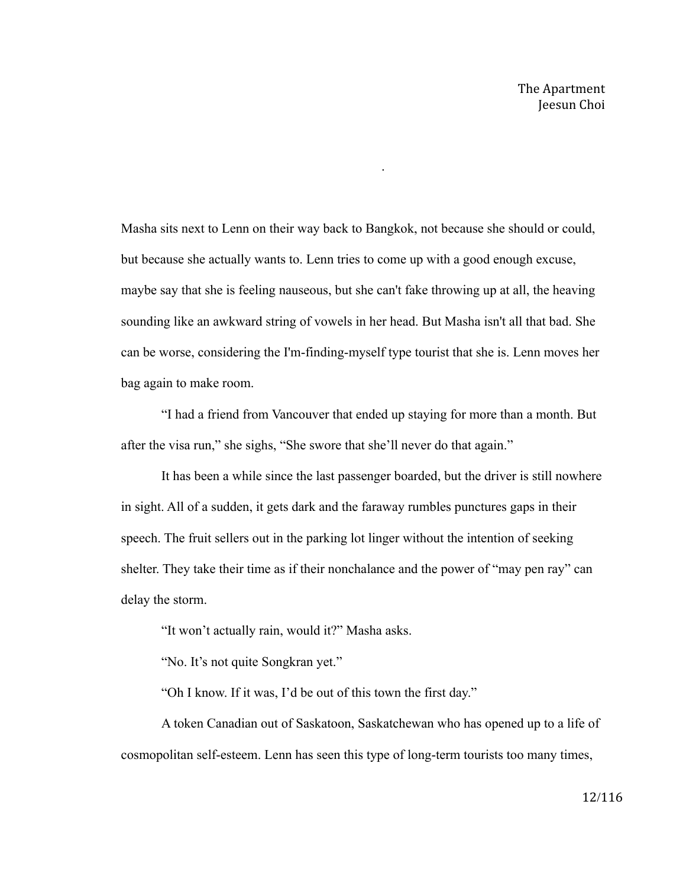Masha sits next to Lenn on their way back to Bangkok, not because she should or could, but because she actually wants to. Lenn tries to come up with a good enough excuse, maybe say that she is feeling nauseous, but she can't fake throwing up at all, the heaving sounding like an awkward string of vowels in her head. But Masha isn't all that bad. She can be worse, considering the I'm-finding-myself type tourist that she is. Lenn moves her bag again to make room.

"I had a friend from Vancouver that ended up staying for more than a month. But after the visa run," she sighs, "She swore that she'll never do that again."

It has been a while since the last passenger boarded, but the driver is still nowhere in sight. All of a sudden, it gets dark and the faraway rumbles punctures gaps in their speech. The fruit sellers out in the parking lot linger without the intention of seeking shelter. They take their time as if their nonchalance and the power of "may pen ray" can delay the storm.

"It won't actually rain, would it?" Masha asks.

"No. It's not quite Songkran yet."

"Oh I know. If it was, I'd be out of this town the first day."

A token Canadian out of Saskatoon, Saskatchewan who has opened up to a life of cosmopolitan self-esteem. Lenn has seen this type of long-term tourists too many times,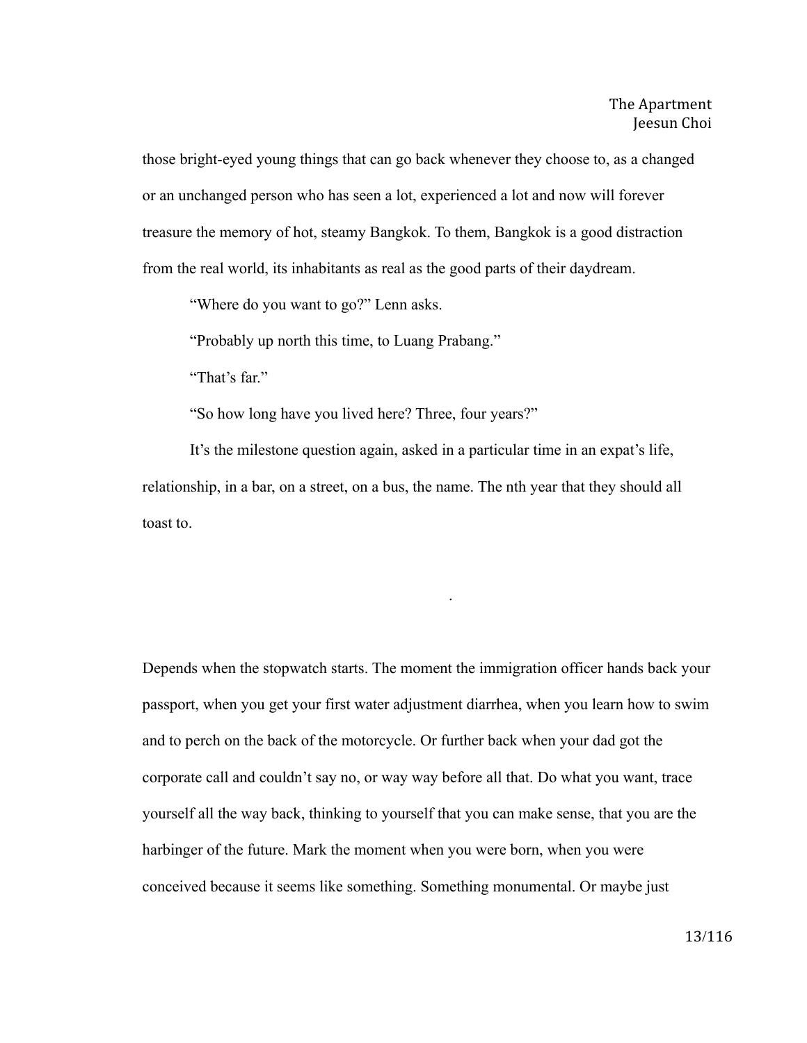those bright-eyed young things that can go back whenever they choose to, as a changed or an unchanged person who has seen a lot, experienced a lot and now will forever treasure the memory of hot, steamy Bangkok. To them, Bangkok is a good distraction from the real world, its inhabitants as real as the good parts of their daydream.

“Where do you want to go?” Lenn asks.

“Probably up north this time, to Luang Prabang.”

“That’s far.”

“So how long have you lived here? Three, four years?”

It’s the milestone question again, asked in a particular time in an expat’s life, relationship, in a bar, on a street, on a bus, the name. The nth year that they should all toast to.

.

Depends when the stopwatch starts. The moment the immigration officer hands back your passport, when you get your first water adjustment diarrhea, when you learn how to swim and to perch on the back of the motorcycle. Or further back when your dad got the corporate call and couldn’t say no, or way way before all that. Do what you want, trace yourself all the way back, thinking to yourself that you can make sense, that you are the harbinger of the future. Mark the moment when you were born, when you were conceived because it seems like something. Something monumental. Or maybe just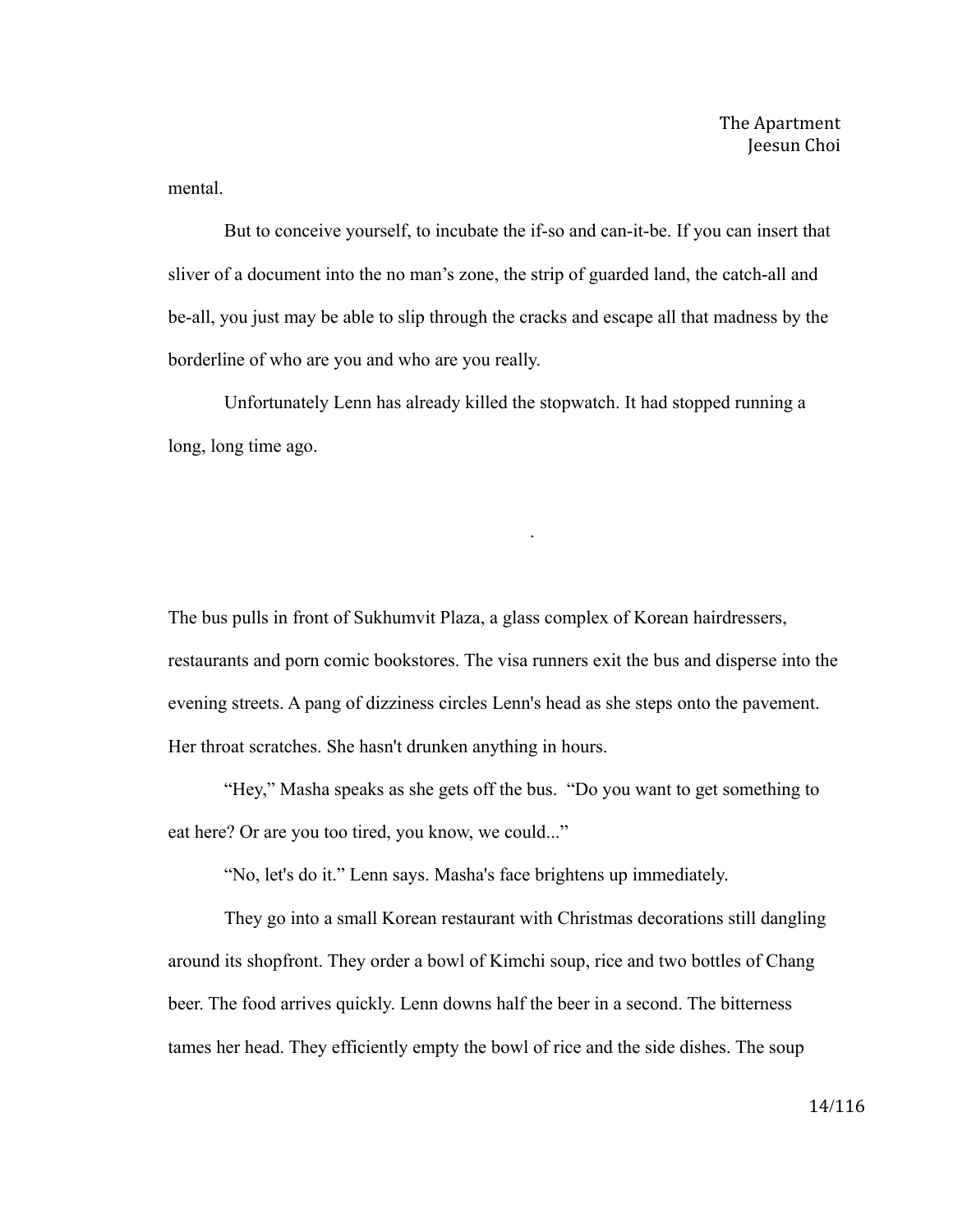mental.

But to conceive yourself, to incubate the if-so and can-it-be. If you can insert that sliver of a document into the no man's zone, the strip of guarded land, the catch-all and be-all, you just may be able to slip through the cracks and escape all that madness by the borderline of who are you and who are you really.

Unfortunately Lenn has already killed the stopwatch. It had stopped running a long, long time ago.

.

The bus pulls in front of Sukhumvit Plaza, a glass complex of Korean hairdressers, restaurants and porn comic bookstores. The visa runners exit the bus and disperse into the evening streets. A pang of dizziness circles Lenn's head as she steps onto the pavement. Her throat scratches. She hasn't drunken anything in hours.

"Hey," Masha speaks as she gets off the bus. "Do you want to get something to eat here? Or are you too tired, you know, we could..."

"No, let's do it." Lenn says. Masha's face brightens up immediately.

They go into a small Korean restaurant with Christmas decorations still dangling around its shopfront. They order a bowl of Kimchi soup, rice and two bottles of Chang beer. The food arrives quickly. Lenn downs half the beer in a second. The bitterness tames her head. They efficiently empty the bowl of rice and the side dishes. The soup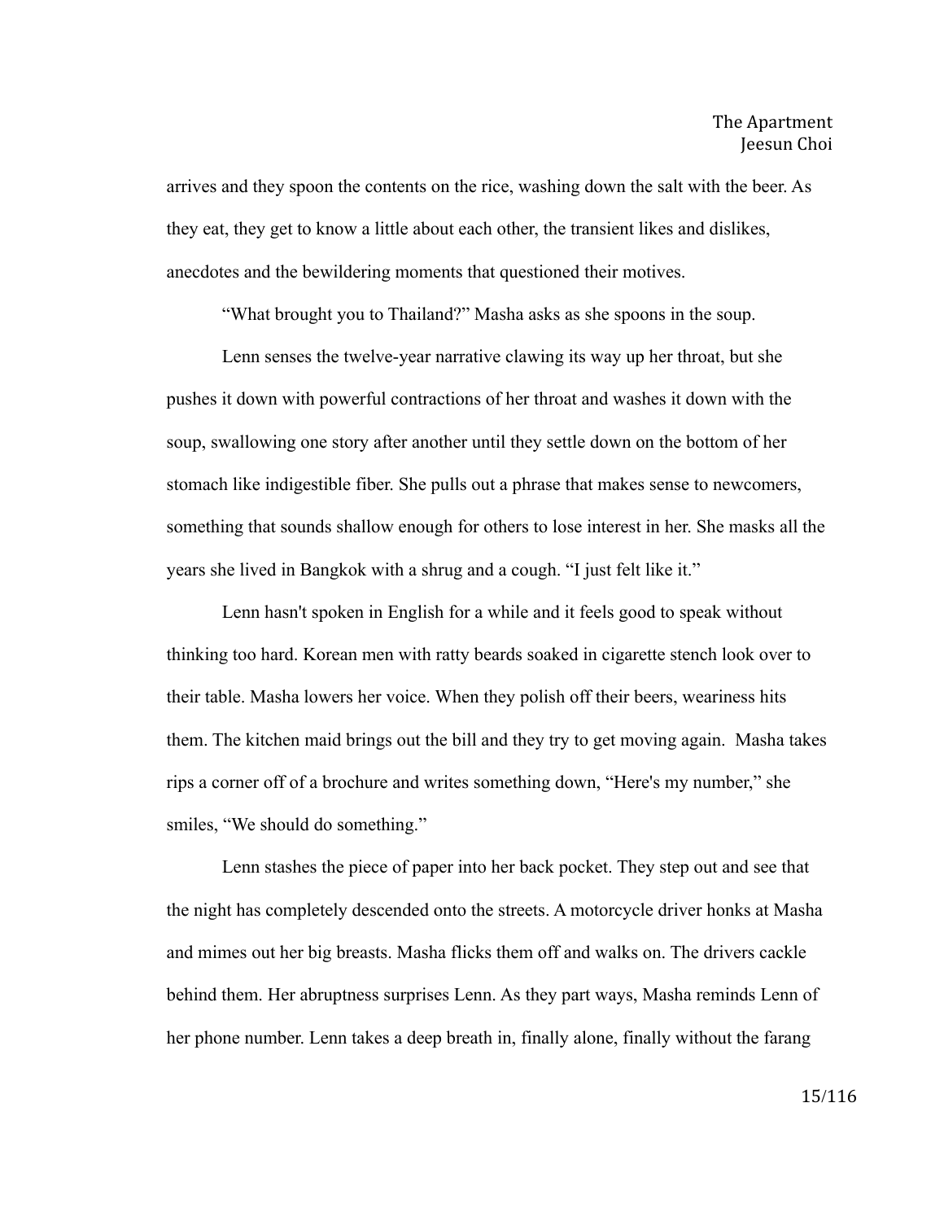arrives and they spoon the contents on the rice, washing down the salt with the beer. As they eat, they get to know a little about each other, the transient likes and dislikes, anecdotes and the bewildering moments that questioned their motives.

"What brought you to Thailand?" Masha asks as she spoons in the soup.

Lenn senses the twelve-year narrative clawing its way up her throat, but she pushes it down with powerful contractions of her throat and washes it down with the soup, swallowing one story after another until they settle down on the bottom of her stomach like indigestible fiber. She pulls out a phrase that makes sense to newcomers, something that sounds shallow enough for others to lose interest in her. She masks all the years she lived in Bangkok with a shrug and a cough. "I just felt like it."

Lenn hasn't spoken in English for a while and it feels good to speak without thinking too hard. Korean men with ratty beards soaked in cigarette stench look over to their table. Masha lowers her voice. When they polish off their beers, weariness hits them. The kitchen maid brings out the bill and they try to get moving again. Masha takes rips a corner off of a brochure and writes something down, "Here's my number," she smiles, "We should do something."

Lenn stashes the piece of paper into her back pocket. They step out and see that the night has completely descended onto the streets. A motorcycle driver honks at Masha and mimes out her big breasts. Masha flicks them off and walks on. The drivers cackle behind them. Her abruptness surprises Lenn. As they part ways, Masha reminds Lenn of her phone number. Lenn takes a deep breath in, finally alone, finally without the farang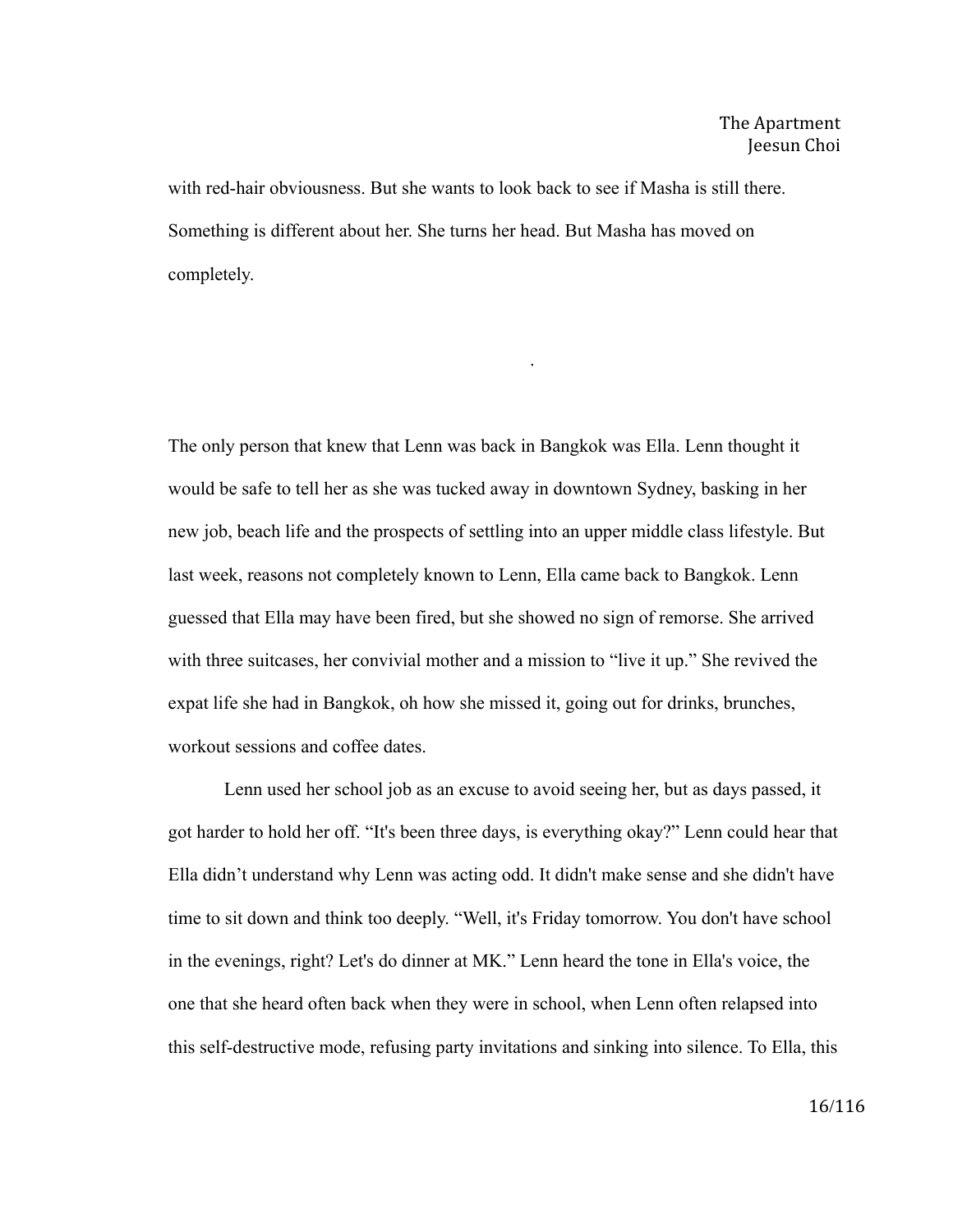with red-hair obviousness. But she wants to look back to see if Masha is still there. Something is different about her. She turns her head. But Masha has moved on completely.

.

The only person that knew that Lenn was back in Bangkok was Ella. Lenn thought it would be safe to tell her as she was tucked away in downtown Sydney, basking in her new job, beach life and the prospects of settling into an upper middle class lifestyle. But last week, reasons not completely known to Lenn, Ella came back to Bangkok. Lenn guessed that Ella may have been fired, but she showed no sign of remorse. She arrived with three suitcases, her convivial mother and a mission to "live it up." She revived the expat life she had in Bangkok, oh how she missed it, going out for drinks, brunches, workout sessions and coffee dates.

Lenn used her school job as an excuse to avoid seeing her, but as days passed, it got harder to hold her off. "It's been three days, is everything okay?" Lenn could hear that Ella didn't understand why Lenn was acting odd. It didn't make sense and she didn't have time to sit down and think too deeply. "Well, it's Friday tomorrow. You don't have school in the evenings, right? Let's do dinner at MK." Lenn heard the tone in Ella's voice, the one that she heard often back when they were in school, when Lenn often relapsed into this self-destructive mode, refusing party invitations and sinking into silence. To Ella, this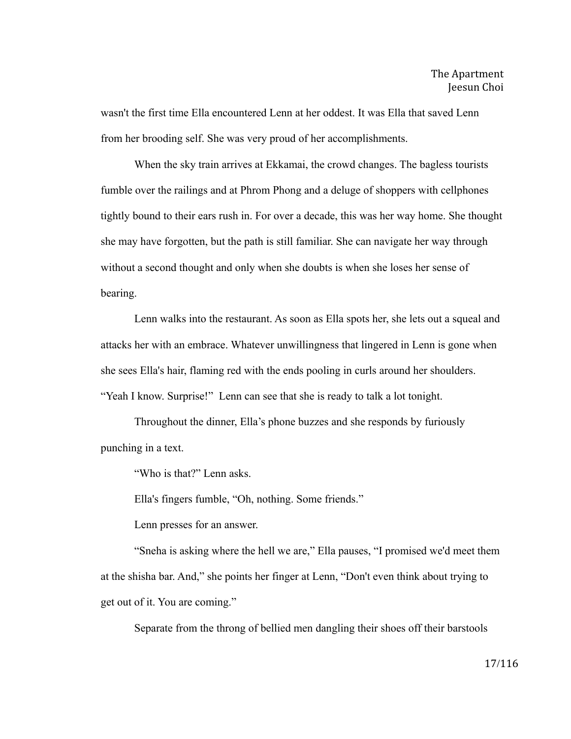wasn't the first time Ella encountered Lenn at her oddest. It was Ella that saved Lenn from her brooding self. She was very proud of her accomplishments.

When the sky train arrives at Ekkamai, the crowd changes. The bagless tourists fumble over the railings and at Phrom Phong and a deluge of shoppers with cellphones tightly bound to their ears rush in. For over a decade, this was her way home. She thought she may have forgotten, but the path is still familiar. She can navigate her way through without a second thought and only when she doubts is when she loses her sense of bearing.

Lenn walks into the restaurant. As soon as Ella spots her, she lets out a squeal and attacks her with an embrace. Whatever unwillingness that lingered in Lenn is gone when she sees Ella's hair, flaming red with the ends pooling in curls around her shoulders. "Yeah I know. Surprise!" Lenn can see that she is ready to talk a lot tonight.

Throughout the dinner, Ella's phone buzzes and she responds by furiously punching in a text.

"Who is that?" Lenn asks.

Ella's fingers fumble, "Oh, nothing. Some friends."

Lenn presses for an answer.

"Sneha is asking where the hell we are," Ella pauses, "I promised we'd meet them at the shisha bar. And," she points her finger at Lenn, "Don't even think about trying to get out of it. You are coming."

Separate from the throng of bellied men dangling their shoes off their barstools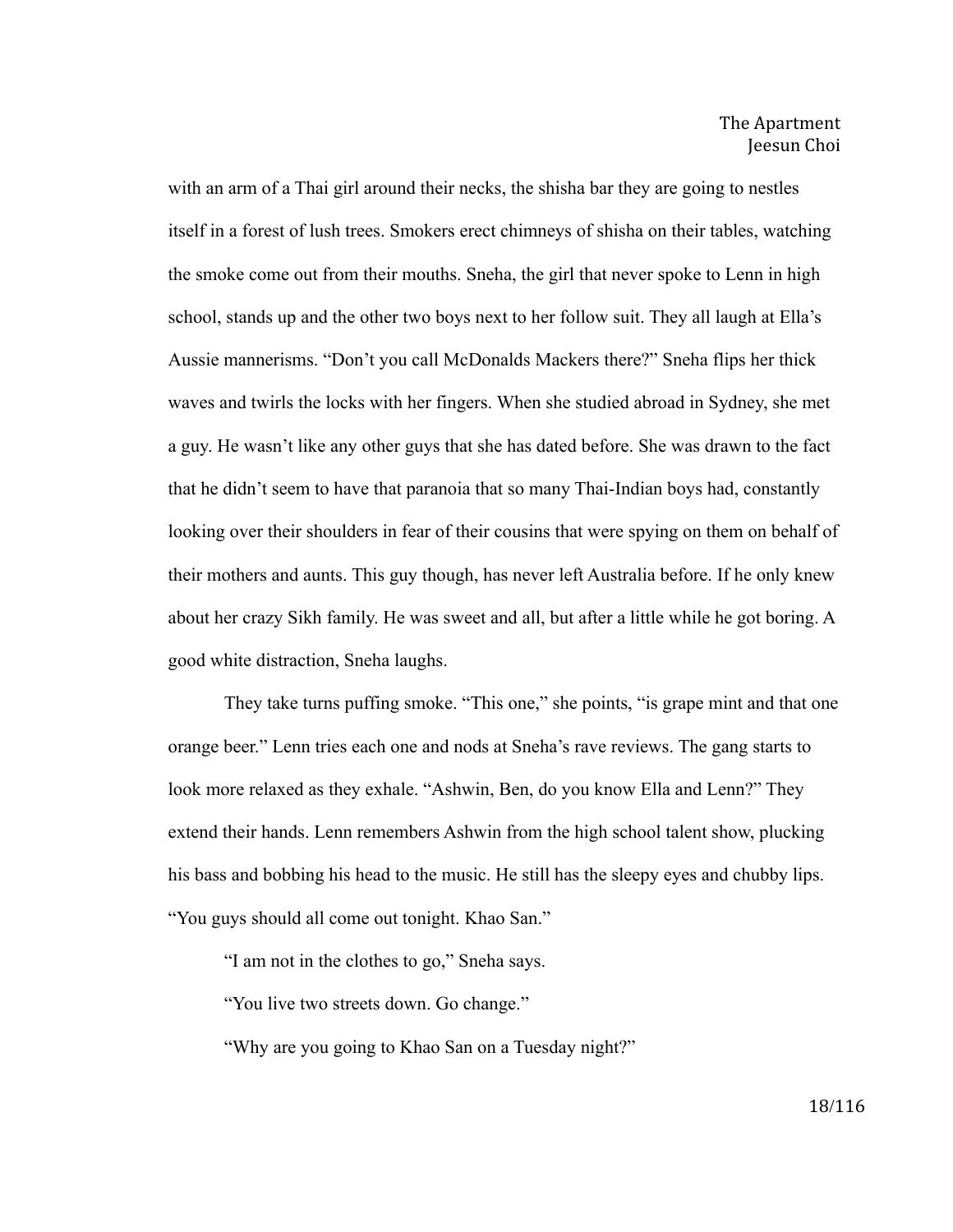with an arm of a Thai girl around their necks, the shisha bar they are going to nestles itself in a forest of lush trees. Smokers erect chimneys of shisha on their tables, watching the smoke come out from their mouths. Sneha, the girl that never spoke to Lenn in high school, stands up and the other two boys next to her follow suit. They all laugh at Ella's Aussie mannerisms. "Don't you call McDonalds Mackers there?" Sneha flips her thick waves and twirls the locks with her fingers. When she studied abroad in Sydney, she met a guy. He wasn't like any other guys that she has dated before. She was drawn to the fact that he didn't seem to have that paranoia that so many Thai-Indian boys had, constantly looking over their shoulders in fear of their cousins that were spying on them on behalf of their mothers and aunts. This guy though, has never left Australia before. If he only knew about her crazy Sikh family. He was sweet and all, but after a little while he got boring. A good white distraction, Sneha laughs.

They take turns puffing smoke. "This one," she points, "is grape mint and that one orange beer." Lenn tries each one and nods at Sneha's rave reviews. The gang starts to look more relaxed as they exhale. "Ashwin, Ben, do you know Ella and Lenn?" They extend their hands. Lenn remembers Ashwin from the high school talent show, plucking his bass and bobbing his head to the music. He still has the sleepy eyes and chubby lips. "You guys should all come out tonight. Khao San."

"I am not in the clothes to go," Sneha says.

"You live two streets down. Go change."

"Why are you going to Khao San on a Tuesday night?"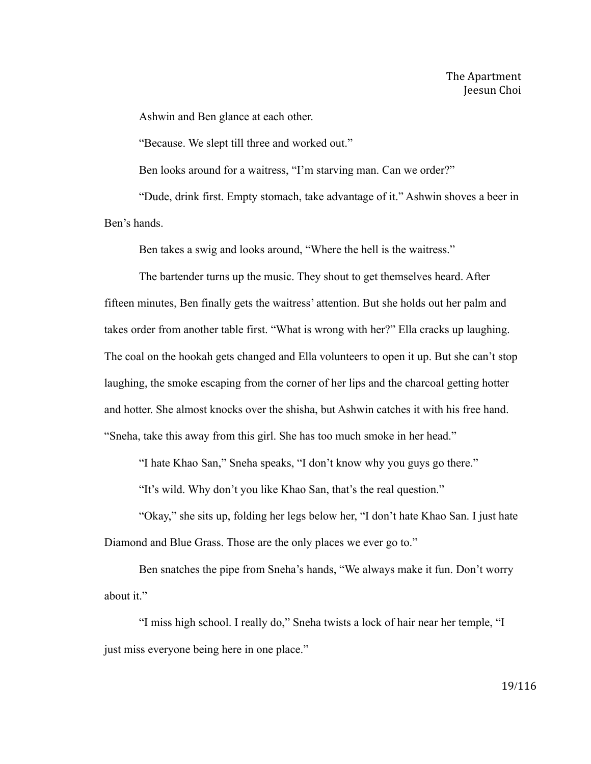Ashwin and Ben glance at each other.

"Because. We slept till three and worked out."

Ben looks around for a waitress, "I'm starving man. Can we order?"

"Dude, drink first. Empty stomach, take advantage of it." Ashwin shoves a beer in Ben's hands.

Ben takes a swig and looks around, "Where the hell is the waitress."

The bartender turns up the music. They shout to get themselves heard. After fifteen minutes, Ben finally gets the waitress' attention. But she holds out her palm and takes order from another table first. "What is wrong with her?" Ella cracks up laughing. The coal on the hookah gets changed and Ella volunteers to open it up. But she can't stop laughing, the smoke escaping from the corner of her lips and the charcoal getting hotter and hotter. She almost knocks over the shisha, but Ashwin catches it with his free hand. "Sneha, take this away from this girl. She has too much smoke in her head."

"I hate Khao San," Sneha speaks, "I don't know why you guys go there."

"It's wild. Why don't you like Khao San, that's the real question."

"Okay," she sits up, folding her legs below her, "I don't hate Khao San. I just hate Diamond and Blue Grass. Those are the only places we ever go to."

Ben snatches the pipe from Sneha's hands, "We always make it fun. Don't worry about it."

"I miss high school. I really do," Sneha twists a lock of hair near her temple, "I just miss everyone being here in one place."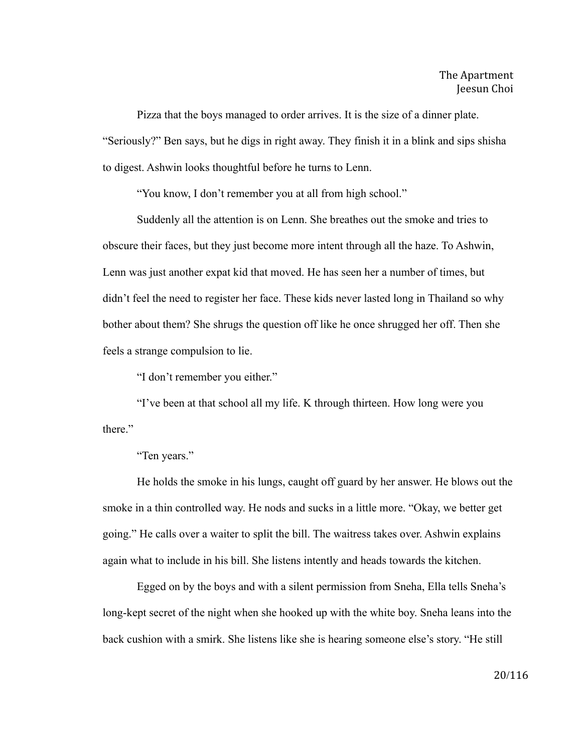Pizza that the boys managed to order arrives. It is the size of a dinner plate. "Seriously?" Ben says, but he digs in right away. They finish it in a blink and sips shisha to digest. Ashwin looks thoughtful before he turns to Lenn.

"You know, I don't remember you at all from high school."

Suddenly all the attention is on Lenn. She breathes out the smoke and tries to obscure their faces, but they just become more intent through all the haze. To Ashwin, Lenn was just another expat kid that moved. He has seen her a number of times, but didn't feel the need to register her face. These kids never lasted long in Thailand so why bother about them? She shrugs the question off like he once shrugged her off. Then she feels a strange compulsion to lie.

"I don't remember you either."

"I've been at that school all my life. K through thirteen. How long were you there."

"Ten years."

He holds the smoke in his lungs, caught off guard by her answer. He blows out the smoke in a thin controlled way. He nods and sucks in a little more. "Okay, we better get going." He calls over a waiter to split the bill. The waitress takes over. Ashwin explains again what to include in his bill. She listens intently and heads towards the kitchen.

Egged on by the boys and with a silent permission from Sneha, Ella tells Sneha's long-kept secret of the night when she hooked up with the white boy. Sneha leans into the back cushion with a smirk. She listens like she is hearing someone else's story. "He still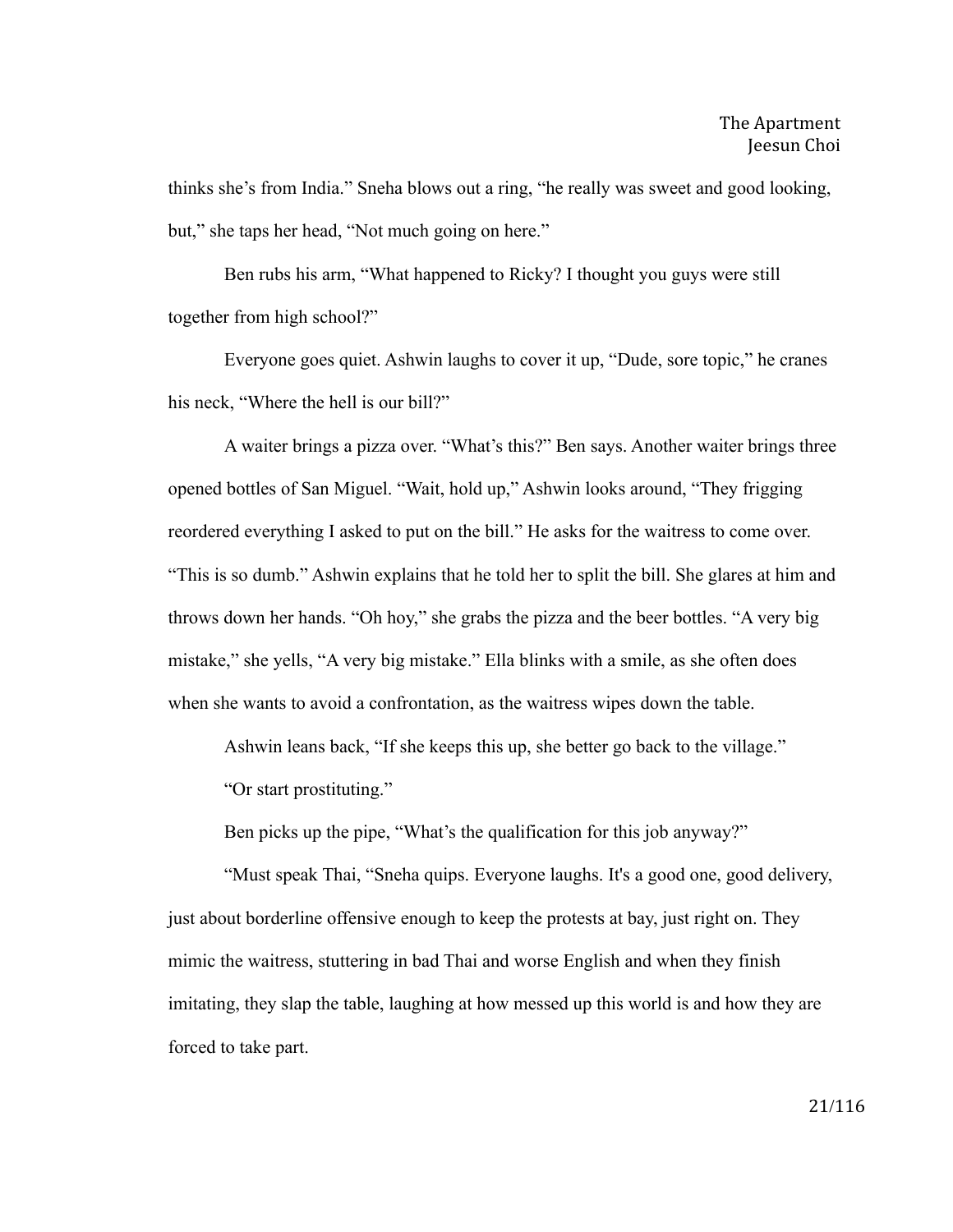thinks she's from India." Sneha blows out a ring, "he really was sweet and good looking, but," she taps her head, "Not much going on here."

Ben rubs his arm, "What happened to Ricky? I thought you guys were still together from high school?"

Everyone goes quiet. Ashwin laughs to cover it up, "Dude, sore topic," he cranes his neck, "Where the hell is our bill?"

A waiter brings a pizza over. "What's this?" Ben says. Another waiter brings three opened bottles of San Miguel. "Wait, hold up," Ashwin looks around, "They frigging reordered everything I asked to put on the bill." He asks for the waitress to come over. "This is so dumb." Ashwin explains that he told her to split the bill. She glares at him and throws down her hands. "Oh hoy," she grabs the pizza and the beer bottles. "A very big mistake," she yells, "A very big mistake." Ella blinks with a smile, as she often does when she wants to avoid a confrontation, as the waitress wipes down the table.

Ashwin leans back, "If she keeps this up, she better go back to the village."

"Or start prostituting."

Ben picks up the pipe, "What's the qualification for this job anyway?"

"Must speak Thai, "Sneha quips. Everyone laughs. It's a good one, good delivery, just about borderline offensive enough to keep the protests at bay, just right on. They mimic the waitress, stuttering in bad Thai and worse English and when they finish imitating, they slap the table, laughing at how messed up this world is and how they are forced to take part.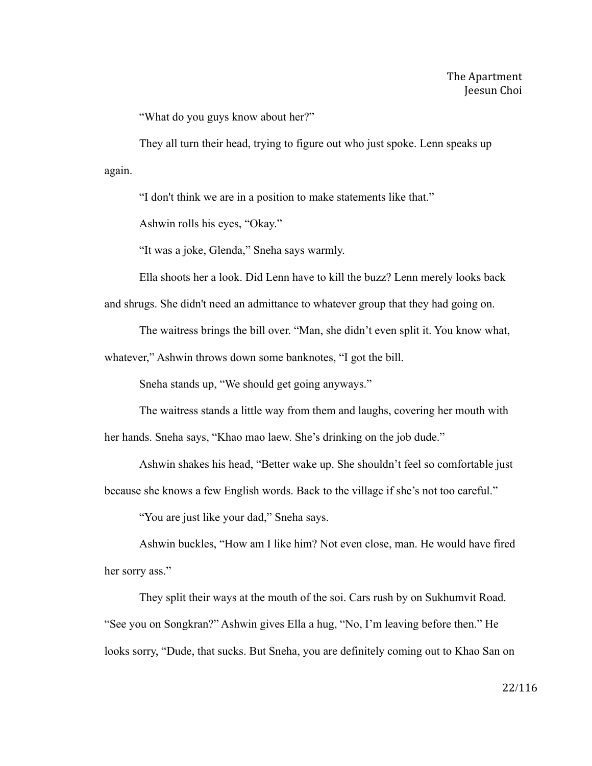“What do you guys know about her?”

They all turn their head, trying to figure out who just spoke. Lenn speaks up again.

“I don't think we are in a position to make statements like that.”

Ashwin rolls his eyes, “Okay.”

“It was a joke, Glenda,” Sneha says warmly.

Ella shoots her a look. Did Lenn have to kill the buzz? Lenn merely looks back and shrugs. She didn't need an admittance to whatever group that they had going on.

The waitress brings the bill over. “Man, she didn’t even split it. You know what, whatever,” Ashwin throws down some banknotes, “I got the bill.

Sneha stands up, “We should get going anyways.”

The waitress stands a little way from them and laughs, covering her mouth with her hands. Sneha says, “Khao mao laew. She’s drinking on the job dude.”

Ashwin shakes his head, “Better wake up. She shouldn’t feel so comfortable just because she knows a few English words. Back to the village if she’s not too careful.”

“You are just like your dad,” Sneha says.

Ashwin buckles, “How am I like him? Not even close, man. He would have fired her sorry ass.”

They split their ways at the mouth of the soi. Cars rush by on Sukhumvit Road. “See you on Songkran?” Ashwin gives Ella a hug, “No, I’m leaving before then.” He looks sorry, “Dude, that sucks. But Sneha, you are definitely coming out to Khao San on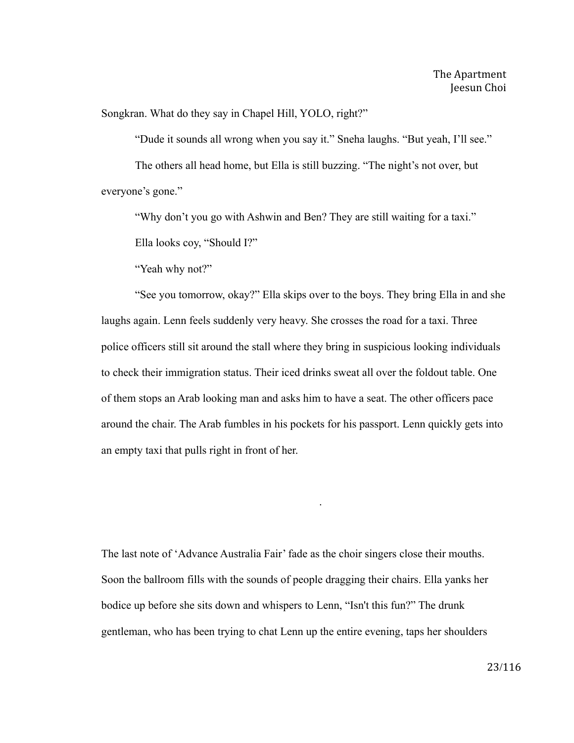Songkran. What do they say in Chapel Hill, YOLO, right?"

"Dude it sounds all wrong when you say it." Sneha laughs. "But yeah, I'll see."

The others all head home, but Ella is still buzzing. "The night's not over, but everyone's gone."

"Why don't you go with Ashwin and Ben? They are still waiting for a taxi."

Ella looks coy, "Should I?"

"Yeah why not?"

"See you tomorrow, okay?" Ella skips over to the boys. They bring Ella in and she laughs again. Lenn feels suddenly very heavy. She crosses the road for a taxi. Three police officers still sit around the stall where they bring in suspicious looking individuals to check their immigration status. Their iced drinks sweat all over the foldout table. One of them stops an Arab looking man and asks him to have a seat. The other officers pace around the chair. The Arab fumbles in his pockets for his passport. Lenn quickly gets into an empty taxi that pulls right in front of her.

.

The last note of 'Advance Australia Fair' fade as the choir singers close their mouths. Soon the ballroom fills with the sounds of people dragging their chairs. Ella yanks her bodice up before she sits down and whispers to Lenn, "Isn't this fun?" The drunk gentleman, who has been trying to chat Lenn up the entire evening, taps her shoulders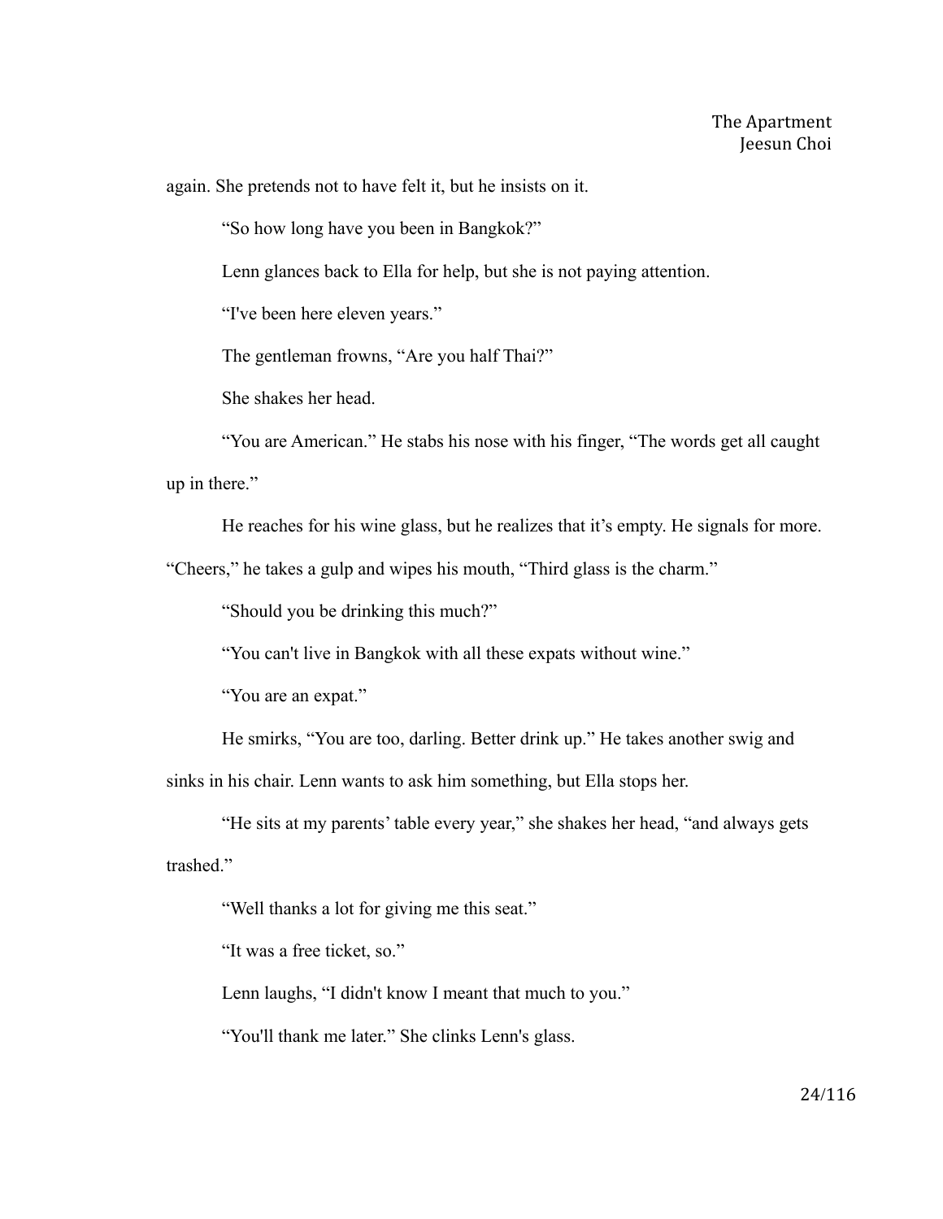again. She pretends not to have felt it, but he insists on it.

“So how long have you been in Bangkok?”

Lenn glances back to Ella for help, but she is not paying attention.

“I've been here eleven years.”

The gentleman frowns, “Are you half Thai?”

She shakes her head.

“You are American.” He stabs his nose with his finger, “The words get all caught up in there.”

He reaches for his wine glass, but he realizes that it’s empty. He signals for more. “Cheers,” he takes a gulp and wipes his mouth, “Third glass is the charm.”

“Should you be drinking this much?”

“You can't live in Bangkok with all these expats without wine.”

“You are an expat.”

He smirks, “You are too, darling. Better drink up.” He takes another swig and sinks in his chair. Lenn wants to ask him something, but Ella stops her.

“He sits at my parents’ table every year,” she shakes her head, “and always gets trashed.”

“Well thanks a lot for giving me this seat.”

“It was a free ticket, so.”

Lenn laughs, “I didn't know I meant that much to you.”

“You'll thank me later.” She clinks Lenn's glass.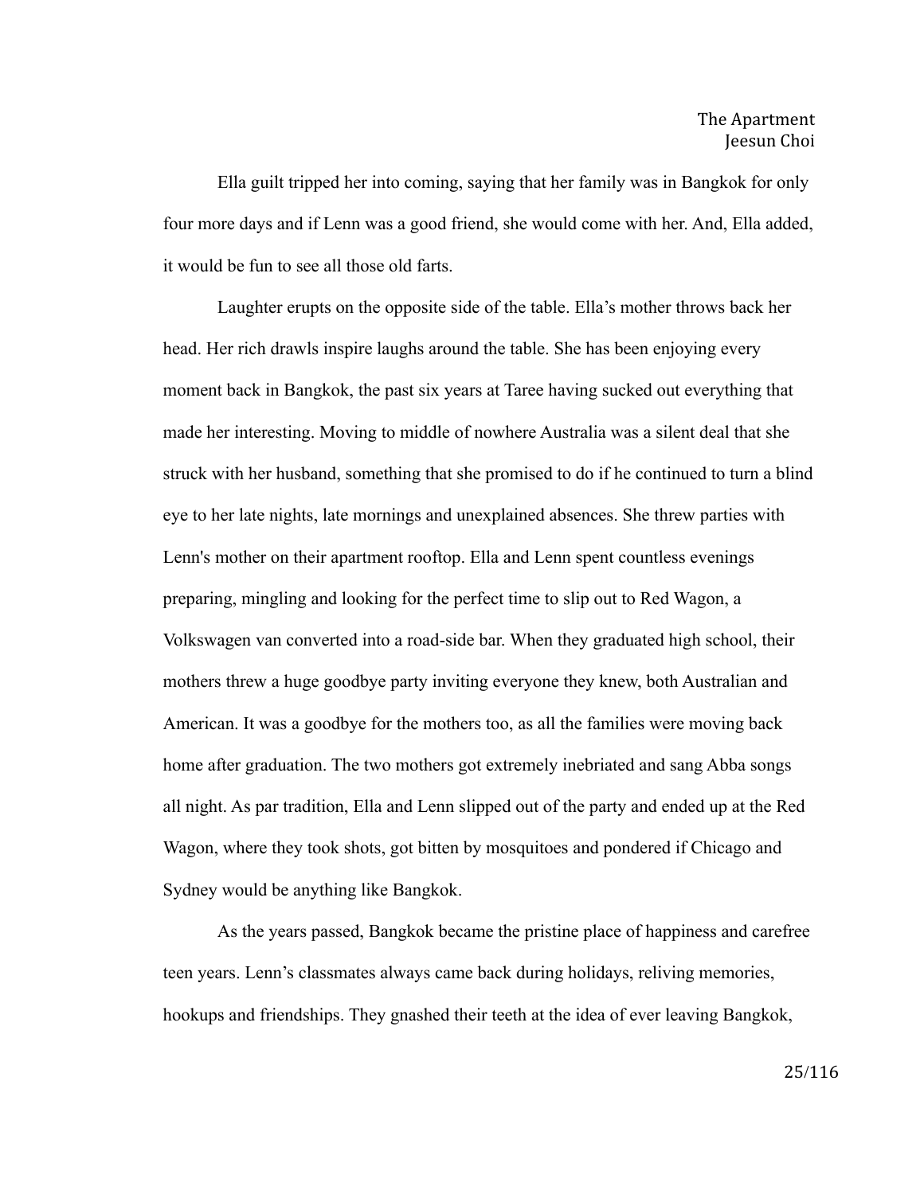Ella guilt tripped her into coming, saying that her family was in Bangkok for only four more days and if Lenn was a good friend, she would come with her. And, Ella added, it would be fun to see all those old farts.

Laughter erupts on the opposite side of the table. Ella's mother throws back her head. Her rich drawls inspire laughs around the table. She has been enjoying every moment back in Bangkok, the past six years at Taree having sucked out everything that made her interesting. Moving to middle of nowhere Australia was a silent deal that she struck with her husband, something that she promised to do if he continued to turn a blind eye to her late nights, late mornings and unexplained absences. She threw parties with Lenn's mother on their apartment rooftop. Ella and Lenn spent countless evenings preparing, mingling and looking for the perfect time to slip out to Red Wagon, a Volkswagen van converted into a road-side bar. When they graduated high school, their mothers threw a huge goodbye party inviting everyone they knew, both Australian and American. It was a goodbye for the mothers too, as all the families were moving back home after graduation. The two mothers got extremely inebriated and sang Abba songs all night. As par tradition, Ella and Lenn slipped out of the party and ended up at the Red Wagon, where they took shots, got bitten by mosquitoes and pondered if Chicago and Sydney would be anything like Bangkok.

As the years passed, Bangkok became the pristine place of happiness and carefree teen years. Lenn's classmates always came back during holidays, reliving memories, hookups and friendships. They gnashed their teeth at the idea of ever leaving Bangkok,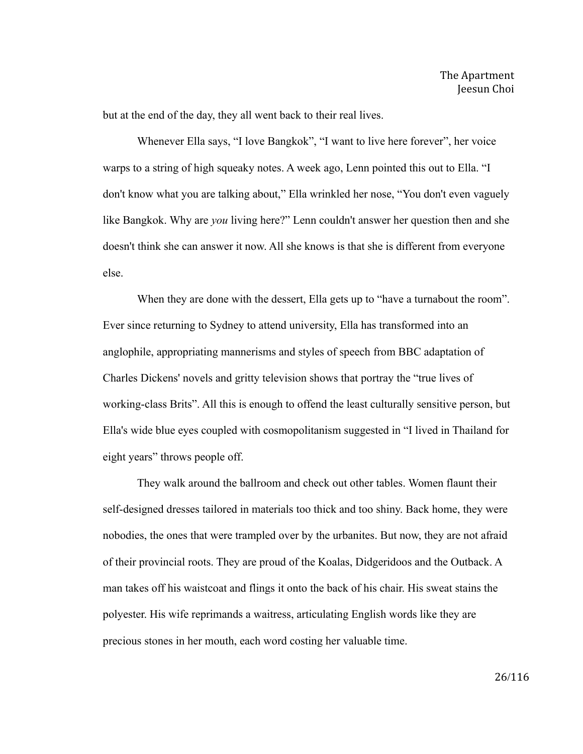but at the end of the day, they all went back to their real lives.

Whenever Ella says, "I love Bangkok", "I want to live here forever", her voice warps to a string of high squeaky notes. A week ago, Lenn pointed this out to Ella. "I don't know what you are talking about," Ella wrinkled her nose, "You don't even vaguely like Bangkok. Why are *you* living here?" Lenn couldn't answer her question then and she doesn't think she can answer it now. All she knows is that she is different from everyone else.

When they are done with the dessert, Ella gets up to "have a turnabout the room". Ever since returning to Sydney to attend university, Ella has transformed into an anglophile, appropriating mannerisms and styles of speech from BBC adaptation of Charles Dickens' novels and gritty television shows that portray the "true lives of working-class Brits". All this is enough to offend the least culturally sensitive person, but Ella's wide blue eyes coupled with cosmopolitanism suggested in "I lived in Thailand for eight years" throws people off.

They walk around the ballroom and check out other tables. Women flaunt their self-designed dresses tailored in materials too thick and too shiny. Back home, they were nobodies, the ones that were trampled over by the urbanites. But now, they are not afraid of their provincial roots. They are proud of the Koalas, Didgeridoos and the Outback. A man takes off his waistcoat and flings it onto the back of his chair. His sweat stains the polyester. His wife reprimands a waitress, articulating English words like they are precious stones in her mouth, each word costing her valuable time.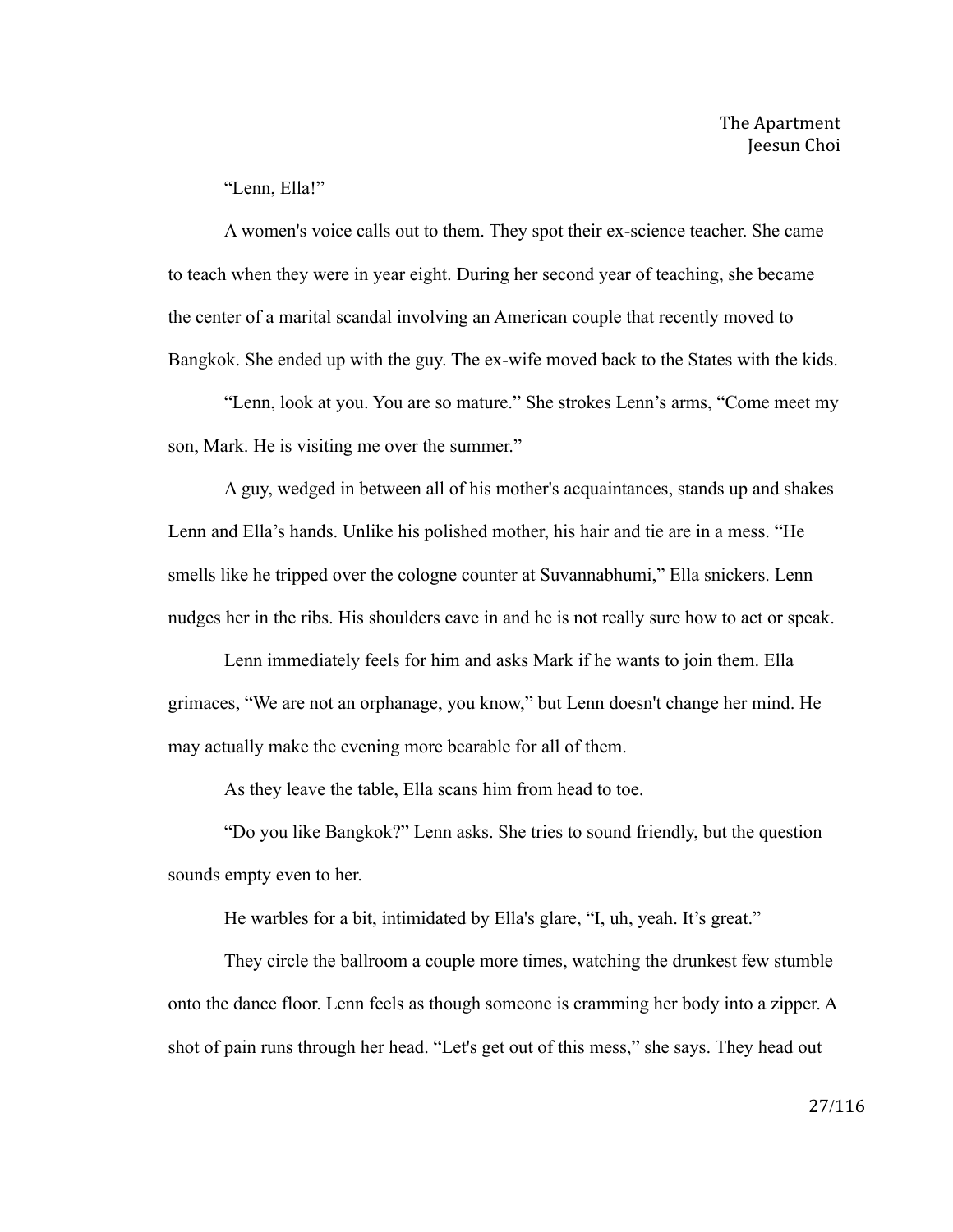"Lenn, Ella!"

A women's voice calls out to them. They spot their ex-science teacher. She came to teach when they were in year eight. During her second year of teaching, she became the center of a marital scandal involving an American couple that recently moved to Bangkok. She ended up with the guy. The ex-wife moved back to the States with the kids.

"Lenn, look at you. You are so mature." She strokes Lenn's arms, "Come meet my son, Mark. He is visiting me over the summer."

A guy, wedged in between all of his mother's acquaintances, stands up and shakes Lenn and Ella's hands. Unlike his polished mother, his hair and tie are in a mess. "He smells like he tripped over the cologne counter at Suvannabhumi," Ella snickers. Lenn nudges her in the ribs. His shoulders cave in and he is not really sure how to act or speak.

Lenn immediately feels for him and asks Mark if he wants to join them. Ella grimaces, "We are not an orphanage, you know," but Lenn doesn't change her mind. He may actually make the evening more bearable for all of them.

As they leave the table, Ella scans him from head to toe.

"Do you like Bangkok?" Lenn asks. She tries to sound friendly, but the question sounds empty even to her.

He warbles for a bit, intimidated by Ella's glare, "I, uh, yeah. It's great."

They circle the ballroom a couple more times, watching the drunkest few stumble onto the dance floor. Lenn feels as though someone is cramming her body into a zipper. A shot of pain runs through her head. "Let's get out of this mess," she says. They head out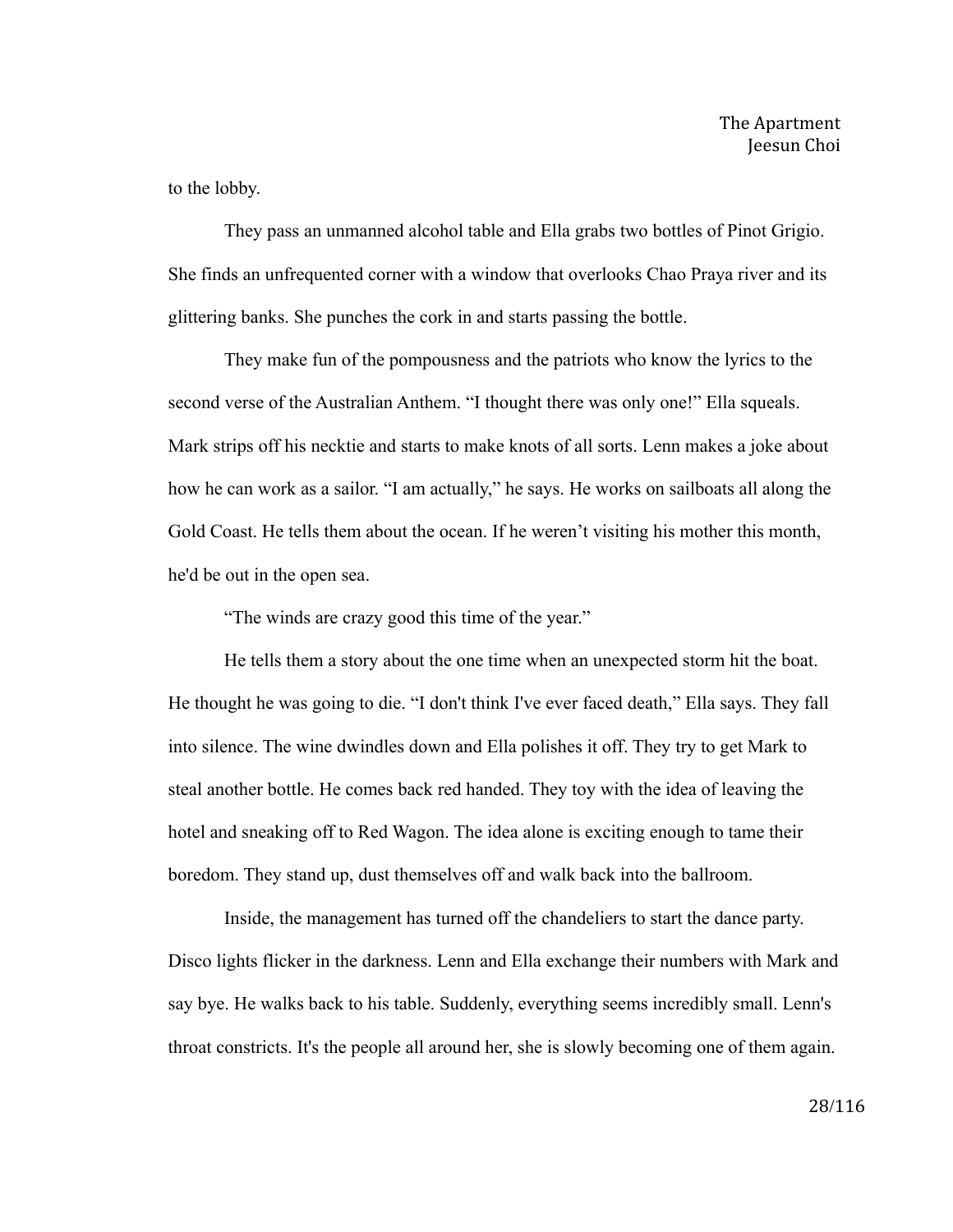to the lobby.

They pass an unmanned alcohol table and Ella grabs two bottles of Pinot Grigio. She finds an unfrequented corner with a window that overlooks Chao Praya river and its glittering banks. She punches the cork in and starts passing the bottle.

They make fun of the pompousness and the patriots who know the lyrics to the second verse of the Australian Anthem. “I thought there was only one!” Ella squeals. Mark strips off his necktie and starts to make knots of all sorts. Lenn makes a joke about how he can work as a sailor. “I am actually,” he says. He works on sailboats all along the Gold Coast. He tells them about the ocean. If he weren’t visiting his mother this month, he'd be out in the open sea.

“The winds are crazy good this time of the year.”

He tells them a story about the one time when an unexpected storm hit the boat. He thought he was going to die. “I don't think I've ever faced death,” Ella says. They fall into silence. The wine dwindles down and Ella polishes it off. They try to get Mark to steal another bottle. He comes back red handed. They toy with the idea of leaving the hotel and sneaking off to Red Wagon. The idea alone is exciting enough to tame their boredom. They stand up, dust themselves off and walk back into the ballroom.

Inside, the management has turned off the chandeliers to start the dance party. Disco lights flicker in the darkness. Lenn and Ella exchange their numbers with Mark and say bye. He walks back to his table. Suddenly, everything seems incredibly small. Lenn's throat constricts. It's the people all around her, she is slowly becoming one of them again.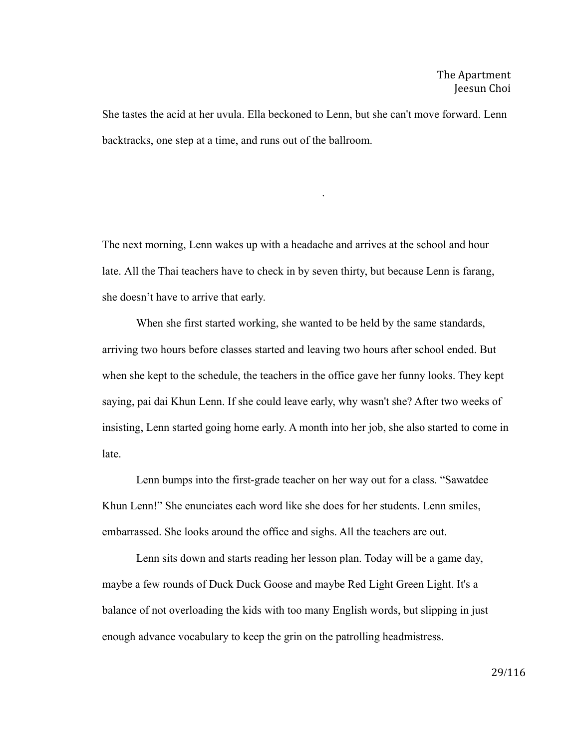She tastes the acid at her uvula. Ella beckoned to Lenn, but she can't move forward. Lenn backtracks, one step at a time, and runs out of the ballroom.

.

The next morning, Lenn wakes up with a headache and arrives at the school and hour late. All the Thai teachers have to check in by seven thirty, but because Lenn is farang, she doesn't have to arrive that early.

When she first started working, she wanted to be held by the same standards, arriving two hours before classes started and leaving two hours after school ended. But when she kept to the schedule, the teachers in the office gave her funny looks. They kept saying, pai dai Khun Lenn. If she could leave early, why wasn't she? After two weeks of insisting, Lenn started going home early. A month into her job, she also started to come in late.

Lenn bumps into the first-grade teacher on her way out for a class. "Sawatdee Khun Lenn!" She enunciates each word like she does for her students. Lenn smiles, embarrassed. She looks around the office and sighs. All the teachers are out.

Lenn sits down and starts reading her lesson plan. Today will be a game day, maybe a few rounds of Duck Duck Goose and maybe Red Light Green Light. It's a balance of not overloading the kids with too many English words, but slipping in just enough advance vocabulary to keep the grin on the patrolling headmistress.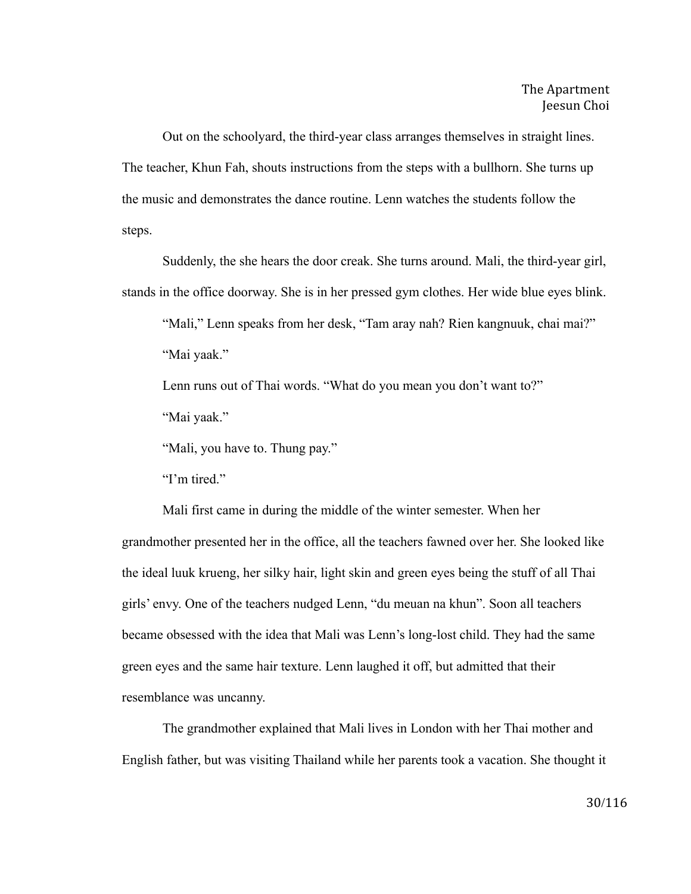Out on the schoolyard, the third-year class arranges themselves in straight lines. The teacher, Khun Fah, shouts instructions from the steps with a bullhorn. She turns up the music and demonstrates the dance routine. Lenn watches the students follow the steps.

Suddenly, the she hears the door creak. She turns around. Mali, the third-year girl, stands in the office doorway. She is in her pressed gym clothes. Her wide blue eyes blink.

"Mali," Lenn speaks from her desk, "Tam aray nah? Rien kangnuuk, chai mai?"

"Mai yaak."

Lenn runs out of Thai words. "What do you mean you don't want to?"

"Mai yaak."

"Mali, you have to. Thung pay."

"I'm tired."

Mali first came in during the middle of the winter semester. When her grandmother presented her in the office, all the teachers fawned over her. She looked like the ideal luuk krueng, her silky hair, light skin and green eyes being the stuff of all Thai girls' envy. One of the teachers nudged Lenn, "du meuan na khun". Soon all teachers became obsessed with the idea that Mali was Lenn's long-lost child. They had the same green eyes and the same hair texture. Lenn laughed it off, but admitted that their resemblance was uncanny.

The grandmother explained that Mali lives in London with her Thai mother and English father, but was visiting Thailand while her parents took a vacation. She thought it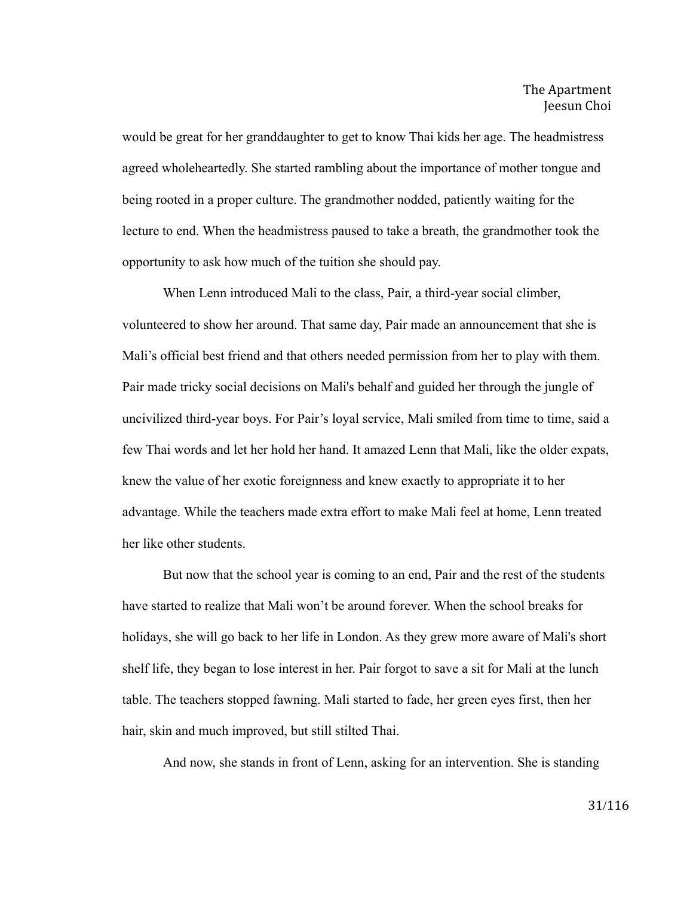would be great for her granddaughter to get to know Thai kids her age. The headmistress agreed wholeheartedly. She started rambling about the importance of mother tongue and being rooted in a proper culture. The grandmother nodded, patiently waiting for the lecture to end. When the headmistress paused to take a breath, the grandmother took the opportunity to ask how much of the tuition she should pay.

When Lenn introduced Mali to the class, Pair, a third-year social climber, volunteered to show her around. That same day, Pair made an announcement that she is Mali's official best friend and that others needed permission from her to play with them. Pair made tricky social decisions on Mali's behalf and guided her through the jungle of uncivilized third-year boys. For Pair's loyal service, Mali smiled from time to time, said a few Thai words and let her hold her hand. It amazed Lenn that Mali, like the older expats, knew the value of her exotic foreignness and knew exactly to appropriate it to her advantage. While the teachers made extra effort to make Mali feel at home, Lenn treated her like other students.

But now that the school year is coming to an end, Pair and the rest of the students have started to realize that Mali won't be around forever. When the school breaks for holidays, she will go back to her life in London. As they grew more aware of Mali's short shelf life, they began to lose interest in her. Pair forgot to save a sit for Mali at the lunch table. The teachers stopped fawning. Mali started to fade, her green eyes first, then her hair, skin and much improved, but still stilted Thai.

And now, she stands in front of Lenn, asking for an intervention. She is standing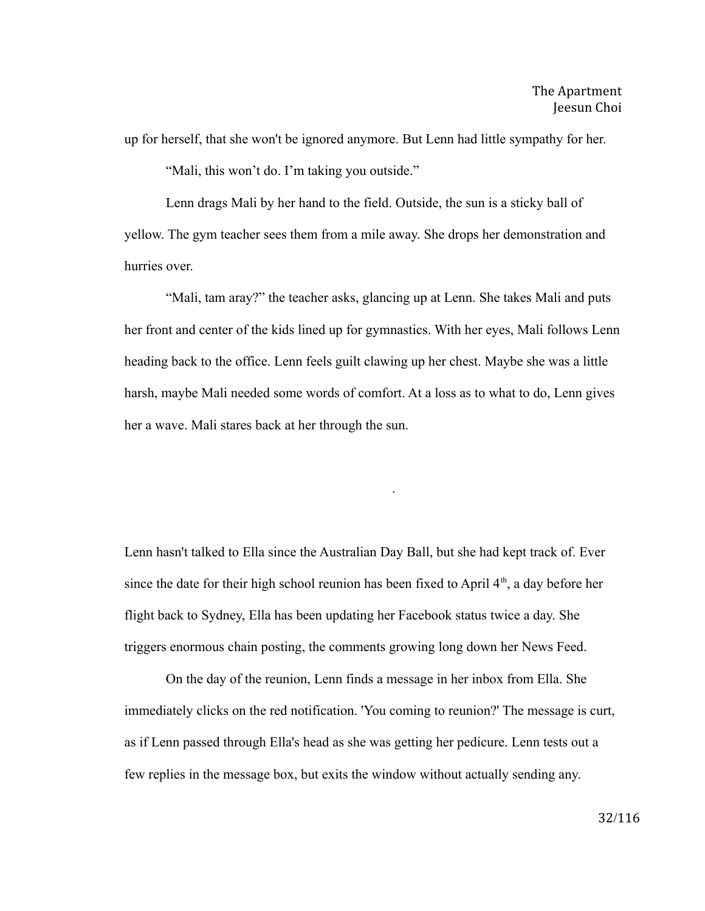up for herself, that she won't be ignored anymore. But Lenn had little sympathy for her.

"Mali, this won't do. I'm taking you outside."

Lenn drags Mali by her hand to the field. Outside, the sun is a sticky ball of yellow. The gym teacher sees them from a mile away. She drops her demonstration and hurries over.

"Mali, tam aray?" the teacher asks, glancing up at Lenn. She takes Mali and puts her front and center of the kids lined up for gymnastics. With her eyes, Mali follows Lenn heading back to the office. Lenn feels guilt clawing up her chest. Maybe she was a little harsh, maybe Mali needed some words of comfort. At a loss as to what to do, Lenn gives her a wave. Mali stares back at her through the sun.

.

Lenn hasn't talked to Ella since the Australian Day Ball, but she had kept track of. Ever since the date for their high school reunion has been fixed to April 4th, a day before her flight back to Sydney, Ella has been updating her Facebook status twice a day. She triggers enormous chain posting, the comments growing long down her News Feed.

On the day of the reunion, Lenn finds a message in her inbox from Ella. She immediately clicks on the red notification. 'You coming to reunion?' The message is curt, as if Lenn passed through Ella's head as she was getting her pedicure. Lenn tests out a few replies in the message box, but exits the window without actually sending any.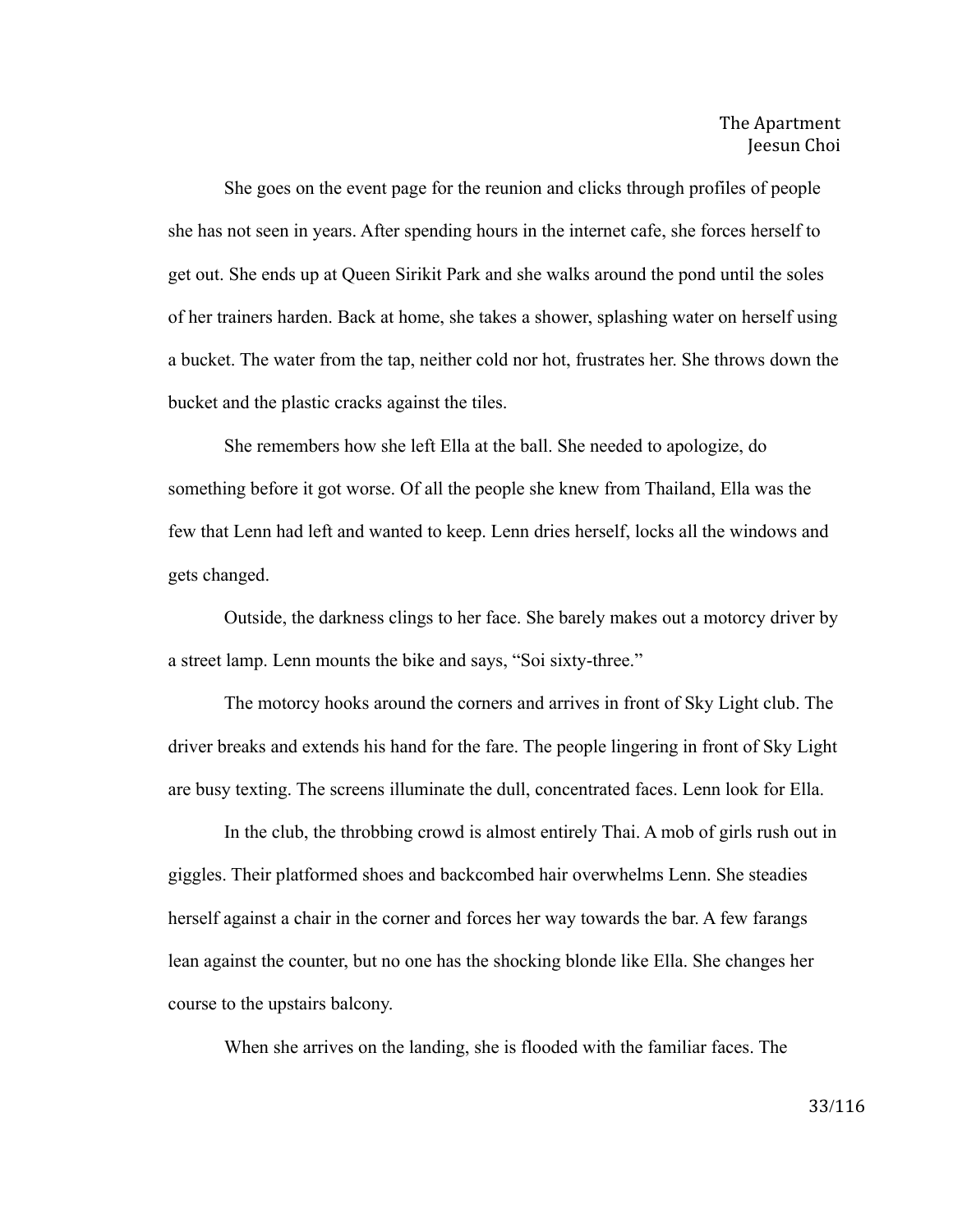She goes on the event page for the reunion and clicks through profiles of people she has not seen in years. After spending hours in the internet cafe, she forces herself to get out. She ends up at Queen Sirikit Park and she walks around the pond until the soles of her trainers harden. Back at home, she takes a shower, splashing water on herself using a bucket. The water from the tap, neither cold nor hot, frustrates her. She throws down the bucket and the plastic cracks against the tiles.

She remembers how she left Ella at the ball. She needed to apologize, do something before it got worse. Of all the people she knew from Thailand, Ella was the few that Lenn had left and wanted to keep. Lenn dries herself, locks all the windows and gets changed.

Outside, the darkness clings to her face. She barely makes out a motorcy driver by a street lamp. Lenn mounts the bike and says, "Soi sixty-three."

The motorcy hooks around the corners and arrives in front of Sky Light club. The driver breaks and extends his hand for the fare. The people lingering in front of Sky Light are busy texting. The screens illuminate the dull, concentrated faces. Lenn look for Ella.

In the club, the throbbing crowd is almost entirely Thai. A mob of girls rush out in giggles. Their platformed shoes and backcombed hair overwhelms Lenn. She steadies herself against a chair in the corner and forces her way towards the bar. A few farangs lean against the counter, but no one has the shocking blonde like Ella. She changes her course to the upstairs balcony.

When she arrives on the landing, she is flooded with the familiar faces. The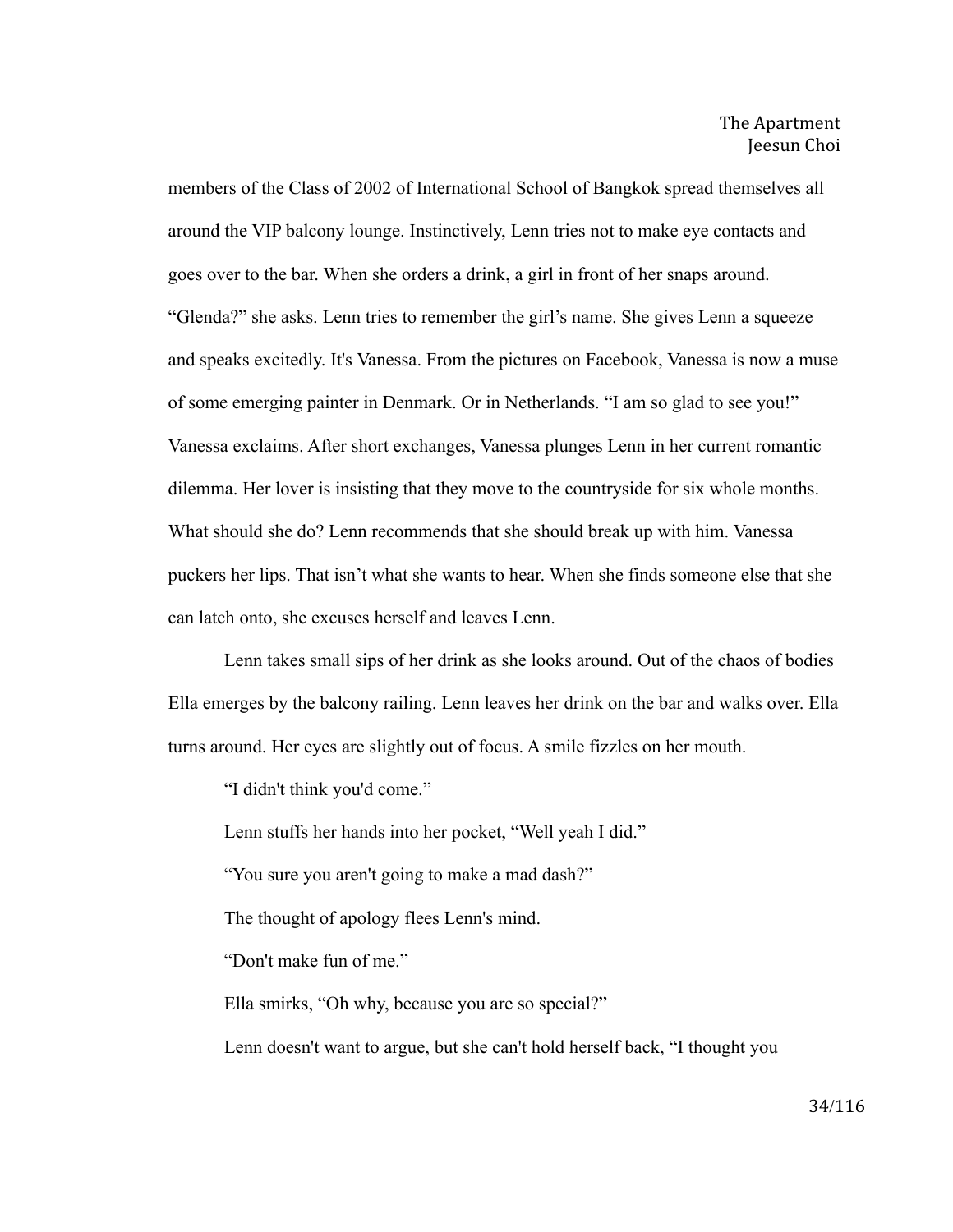members of the Class of 2002 of International School of Bangkok spread themselves all around the VIP balcony lounge. Instinctively, Lenn tries not to make eye contacts and goes over to the bar. When she orders a drink, a girl in front of her snaps around. “Glenda?” she asks. Lenn tries to remember the girl’s name. She gives Lenn a squeeze and speaks excitedly. It's Vanessa. From the pictures on Facebook, Vanessa is now a muse of some emerging painter in Denmark. Or in Netherlands. “I am so glad to see you!” Vanessa exclaims. After short exchanges, Vanessa plunges Lenn in her current romantic dilemma. Her lover is insisting that they move to the countryside for six whole months. What should she do? Lenn recommends that she should break up with him. Vanessa puckers her lips. That isn’t what she wants to hear. When she finds someone else that she can latch onto, she excuses herself and leaves Lenn.

Lenn takes small sips of her drink as she looks around. Out of the chaos of bodies Ella emerges by the balcony railing. Lenn leaves her drink on the bar and walks over. Ella turns around. Her eyes are slightly out of focus. A smile fizzles on her mouth.

“I didn't think you'd come.”

Lenn stuffs her hands into her pocket, “Well yeah I did.”

“You sure you aren't going to make a mad dash?”

The thought of apology flees Lenn's mind.

“Don't make fun of me.”

Ella smirks, “Oh why, because you are so special?”

Lenn doesn't want to argue, but she can't hold herself back, “I thought you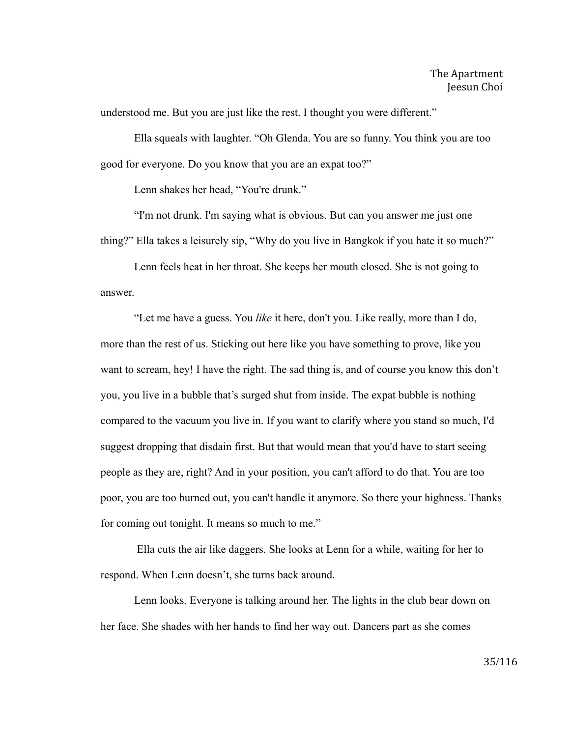understood me. But you are just like the rest. I thought you were different."

Ella squeals with laughter. "Oh Glenda. You are so funny. You think you are too good for everyone. Do you know that you are an expat too?"

Lenn shakes her head, "You're drunk."

"I'm not drunk. I'm saying what is obvious. But can you answer me just one thing?" Ella takes a leisurely sip, "Why do you live in Bangkok if you hate it so much?"

Lenn feels heat in her throat. She keeps her mouth closed. She is not going to answer.

"Let me have a guess. You *like* it here, don't you. Like really, more than I do, more than the rest of us. Sticking out here like you have something to prove, like you want to scream, hey! I have the right. The sad thing is, and of course you know this don't you, you live in a bubble that's surged shut from inside. The expat bubble is nothing compared to the vacuum you live in. If you want to clarify where you stand so much, I'd suggest dropping that disdain first. But that would mean that you'd have to start seeing people as they are, right? And in your position, you can't afford to do that. You are too poor, you are too burned out, you can't handle it anymore. So there your highness. Thanks for coming out tonight. It means so much to me."

Ella cuts the air like daggers. She looks at Lenn for a while, waiting for her to respond. When Lenn doesn't, she turns back around.

Lenn looks. Everyone is talking around her. The lights in the club bear down on her face. She shades with her hands to find her way out. Dancers part as she comes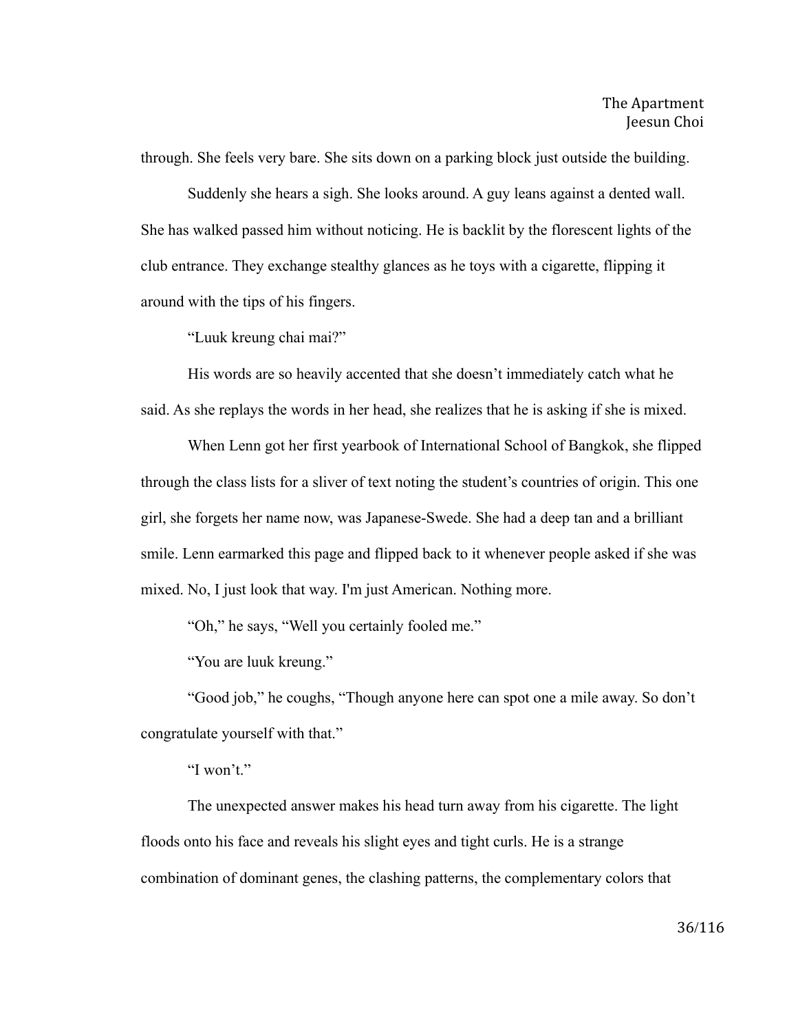through. She feels very bare. She sits down on a parking block just outside the building.

Suddenly she hears a sigh. She looks around. A guy leans against a dented wall. She has walked passed him without noticing. He is backlit by the florescent lights of the club entrance. They exchange stealthy glances as he toys with a cigarette, flipping it around with the tips of his fingers.

"Luuk kreung chai mai?"

His words are so heavily accented that she doesn't immediately catch what he said. As she replays the words in her head, she realizes that he is asking if she is mixed.

When Lenn got her first yearbook of International School of Bangkok, she flipped through the class lists for a sliver of text noting the student's countries of origin. This one girl, she forgets her name now, was Japanese-Swede. She had a deep tan and a brilliant smile. Lenn earmarked this page and flipped back to it whenever people asked if she was mixed. No, I just look that way. I'm just American. Nothing more.

"Oh," he says, "Well you certainly fooled me."

"You are luuk kreung."

"Good job," he coughs, "Though anyone here can spot one a mile away. So don't congratulate yourself with that."

"I won't."

The unexpected answer makes his head turn away from his cigarette. The light floods onto his face and reveals his slight eyes and tight curls. He is a strange combination of dominant genes, the clashing patterns, the complementary colors that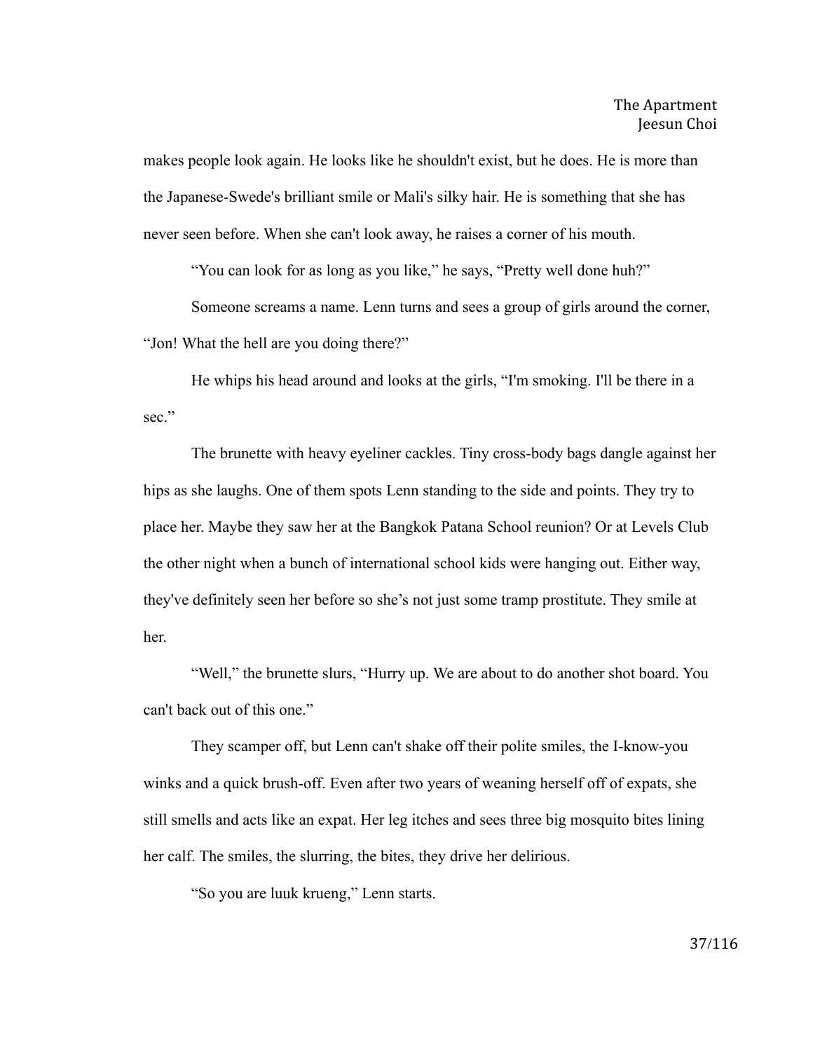makes people look again. He looks like he shouldn't exist, but he does. He is more than the Japanese-Swede's brilliant smile or Mali's silky hair. He is something that she has never seen before. When she can't look away, he raises a corner of his mouth.

"You can look for as long as you like," he says, "Pretty well done huh?"

Someone screams a name. Lenn turns and sees a group of girls around the corner, "Jon! What the hell are you doing there?"

He whips his head around and looks at the girls, "I'm smoking. I'll be there in a sec."

The brunette with heavy eyeliner cackles. Tiny cross-body bags dangle against her hips as she laughs. One of them spots Lenn standing to the side and points. They try to place her. Maybe they saw her at the Bangkok Patana School reunion? Or at Levels Club the other night when a bunch of international school kids were hanging out. Either way, they've definitely seen her before so she's not just some tramp prostitute. They smile at her.

"Well," the brunette slurs, "Hurry up. We are about to do another shot board. You can't back out of this one."

They scamper off, but Lenn can't shake off their polite smiles, the I-know-you winks and a quick brush-off. Even after two years of weaning herself off of expats, she still smells and acts like an expat. Her leg itches and sees three big mosquito bites lining her calf. The smiles, the slurring, the bites, they drive her delirious.

"So you are luuk krueng," Lenn starts.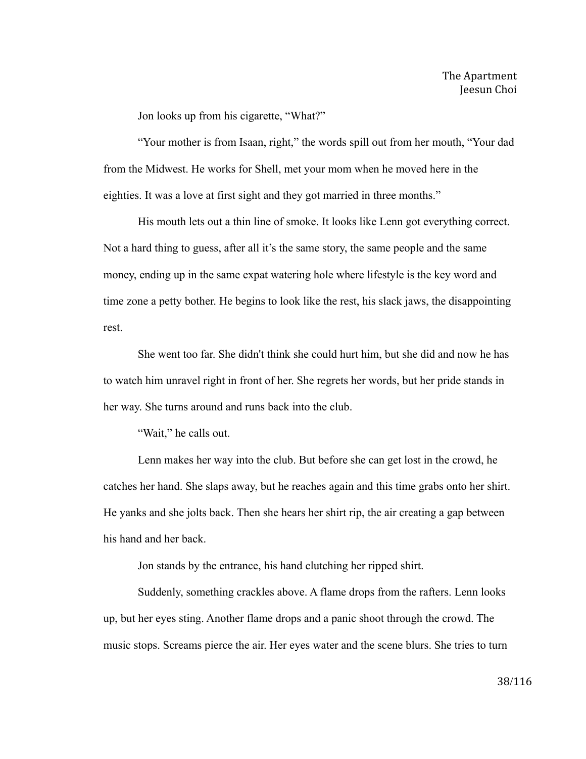Jon looks up from his cigarette, "What?"

"Your mother is from Isaan, right," the words spill out from her mouth, "Your dad from the Midwest. He works for Shell, met your mom when he moved here in the eighties. It was a love at first sight and they got married in three months."

His mouth lets out a thin line of smoke. It looks like Lenn got everything correct. Not a hard thing to guess, after all it's the same story, the same people and the same money, ending up in the same expat watering hole where lifestyle is the key word and time zone a petty bother. He begins to look like the rest, his slack jaws, the disappointing rest.

She went too far. She didn't think she could hurt him, but she did and now he has to watch him unravel right in front of her. She regrets her words, but her pride stands in her way. She turns around and runs back into the club.

"Wait," he calls out.

Lenn makes her way into the club. But before she can get lost in the crowd, he catches her hand. She slaps away, but he reaches again and this time grabs onto her shirt. He yanks and she jolts back. Then she hears her shirt rip, the air creating a gap between his hand and her back.

Jon stands by the entrance, his hand clutching her ripped shirt.

Suddenly, something crackles above. A flame drops from the rafters. Lenn looks up, but her eyes sting. Another flame drops and a panic shoot through the crowd. The music stops. Screams pierce the air. Her eyes water and the scene blurs. She tries to turn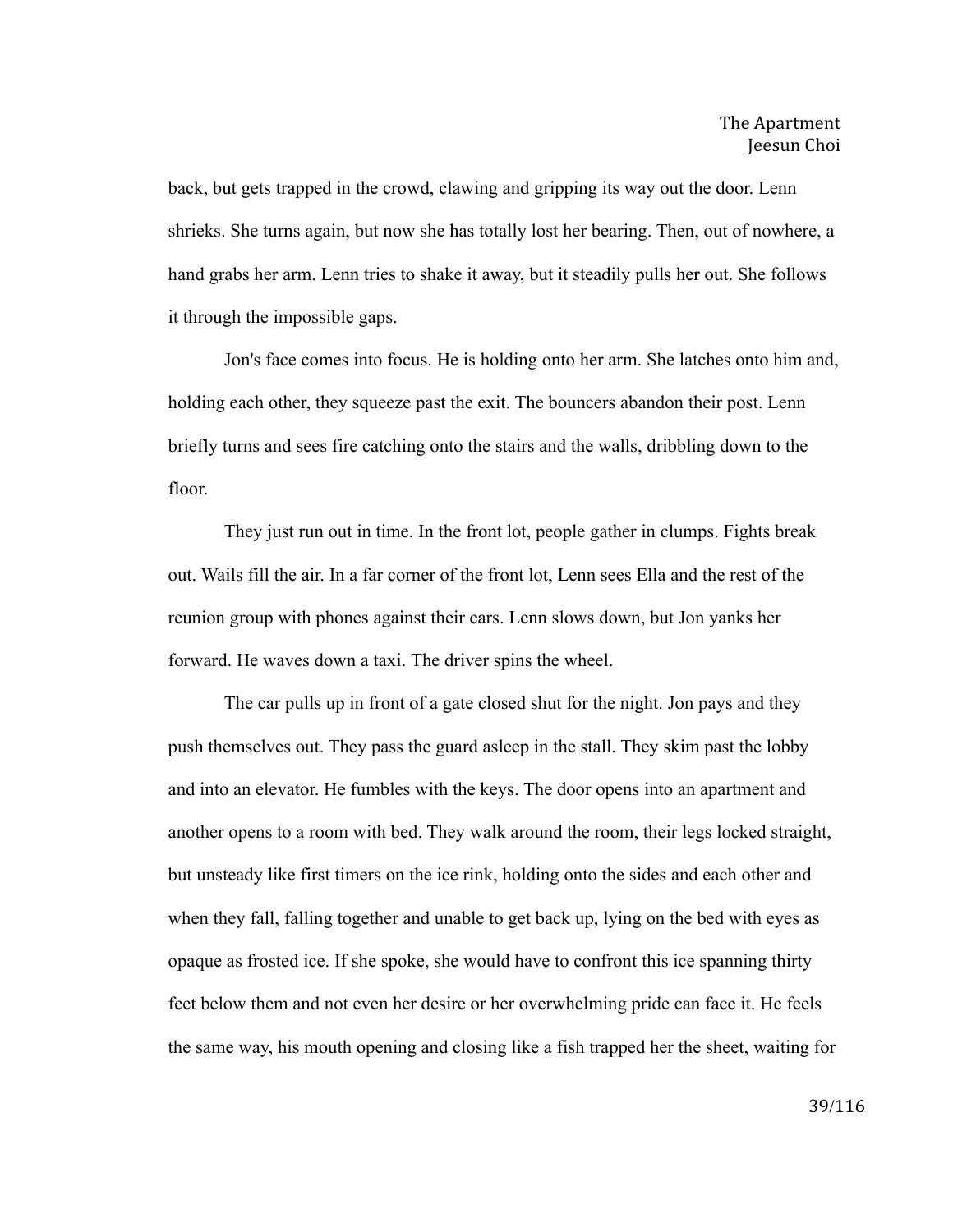back, but gets trapped in the crowd, clawing and gripping its way out the door. Lenn shrieks. She turns again, but now she has totally lost her bearing. Then, out of nowhere, a hand grabs her arm. Lenn tries to shake it away, but it steadily pulls her out. She follows it through the impossible gaps.

Jon's face comes into focus. He is holding onto her arm. She latches onto him and, holding each other, they squeeze past the exit. The bouncers abandon their post. Lenn briefly turns and sees fire catching onto the stairs and the walls, dribbling down to the floor.

They just run out in time. In the front lot, people gather in clumps. Fights break out. Wails fill the air. In a far corner of the front lot, Lenn sees Ella and the rest of the reunion group with phones against their ears. Lenn slows down, but Jon yanks her forward. He waves down a taxi. The driver spins the wheel.

The car pulls up in front of a gate closed shut for the night. Jon pays and they push themselves out. They pass the guard asleep in the stall. They skim past the lobby and into an elevator. He fumbles with the keys. The door opens into an apartment and another opens to a room with bed. They walk around the room, their legs locked straight, but unsteady like first timers on the ice rink, holding onto the sides and each other and when they fall, falling together and unable to get back up, lying on the bed with eyes as opaque as frosted ice. If she spoke, she would have to confront this ice spanning thirty feet below them and not even her desire or her overwhelming pride can face it. He feels the same way, his mouth opening and closing like a fish trapped her the sheet, waiting for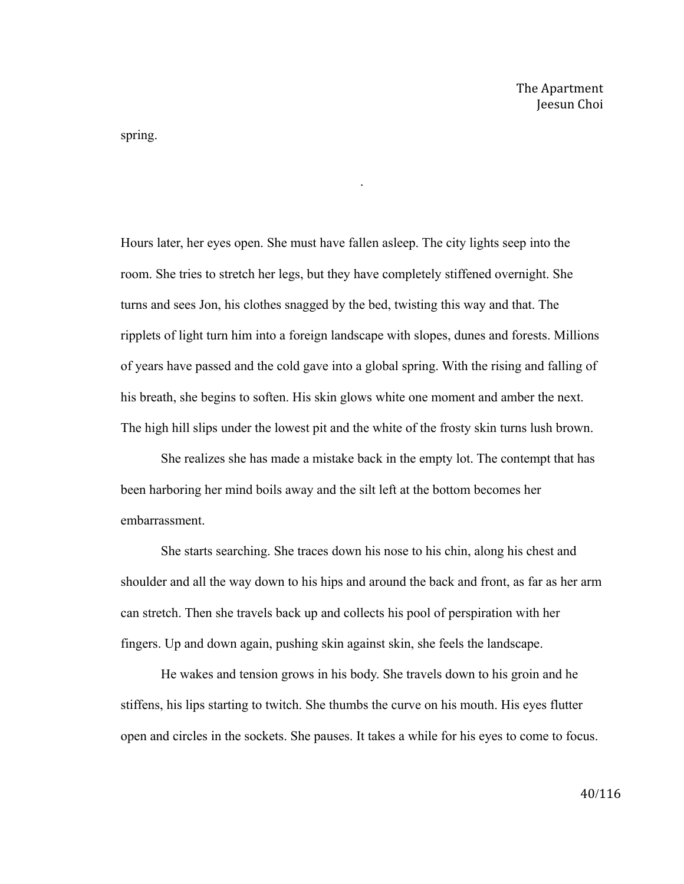spring.

.

Hours later, her eyes open. She must have fallen asleep. The city lights seep into the room. She tries to stretch her legs, but they have completely stiffened overnight. She turns and sees Jon, his clothes snagged by the bed, twisting this way and that. The ripplets of light turn him into a foreign landscape with slopes, dunes and forests. Millions of years have passed and the cold gave into a global spring. With the rising and falling of his breath, she begins to soften. His skin glows white one moment and amber the next. The high hill slips under the lowest pit and the white of the frosty skin turns lush brown.

She realizes she has made a mistake back in the empty lot. The contempt that has been harboring her mind boils away and the silt left at the bottom becomes her embarrassment.

She starts searching. She traces down his nose to his chin, along his chest and shoulder and all the way down to his hips and around the back and front, as far as her arm can stretch. Then she travels back up and collects his pool of perspiration with her fingers. Up and down again, pushing skin against skin, she feels the landscape.

He wakes and tension grows in his body. She travels down to his groin and he stiffens, his lips starting to twitch. She thumbs the curve on his mouth. His eyes flutter open and circles in the sockets. She pauses. It takes a while for his eyes to come to focus.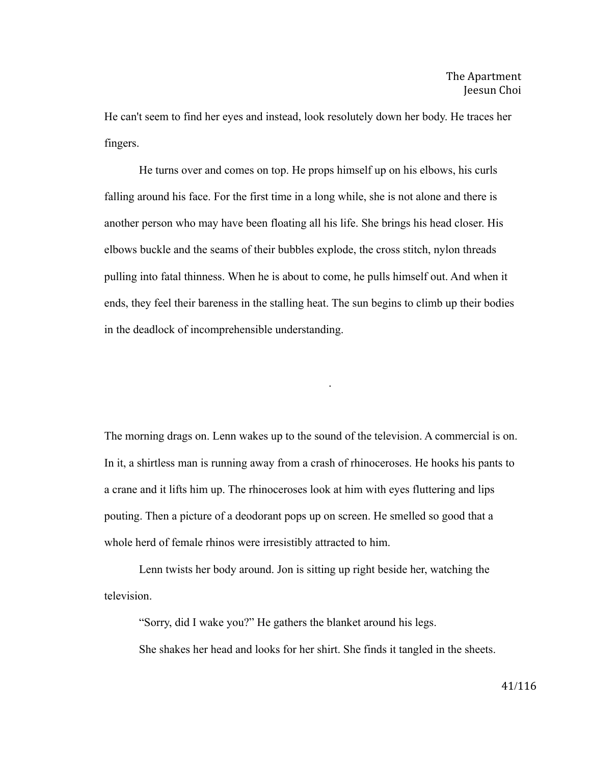He can't seem to find her eyes and instead, look resolutely down her body. He traces her fingers.

He turns over and comes on top. He props himself up on his elbows, his curls falling around his face. For the first time in a long while, she is not alone and there is another person who may have been floating all his life. She brings his head closer. His elbows buckle and the seams of their bubbles explode, the cross stitch, nylon threads pulling into fatal thinness. When he is about to come, he pulls himself out. And when it ends, they feel their bareness in the stalling heat. The sun begins to climb up their bodies in the deadlock of incomprehensible understanding.

.

The morning drags on. Lenn wakes up to the sound of the television. A commercial is on. In it, a shirtless man is running away from a crash of rhinoceroses. He hooks his pants to a crane and it lifts him up. The rhinoceroses look at him with eyes fluttering and lips pouting. Then a picture of a deodorant pops up on screen. He smelled so good that a whole herd of female rhinos were irresistibly attracted to him.

Lenn twists her body around. Jon is sitting up right beside her, watching the television.

"Sorry, did I wake you?" He gathers the blanket around his legs.

She shakes her head and looks for her shirt. She finds it tangled in the sheets.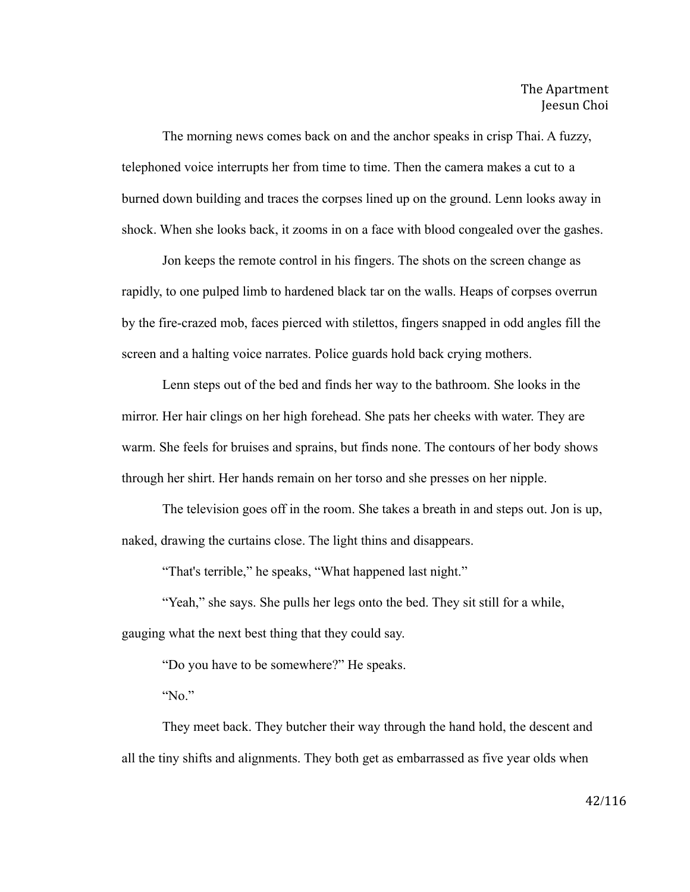The morning news comes back on and the anchor speaks in crisp Thai. A fuzzy, telephoned voice interrupts her from time to time. Then the camera makes a cut to a burned down building and traces the corpses lined up on the ground. Lenn looks away in shock. When she looks back, it zooms in on a face with blood congealed over the gashes.

Jon keeps the remote control in his fingers. The shots on the screen change as rapidly, to one pulped limb to hardened black tar on the walls. Heaps of corpses overrun by the fire-crazed mob, faces pierced with stilettos, fingers snapped in odd angles fill the screen and a halting voice narrates. Police guards hold back crying mothers.

Lenn steps out of the bed and finds her way to the bathroom. She looks in the mirror. Her hair clings on her high forehead. She pats her cheeks with water. They are warm. She feels for bruises and sprains, but finds none. The contours of her body shows through her shirt. Her hands remain on her torso and she presses on her nipple.

The television goes off in the room. She takes a breath in and steps out. Jon is up, naked, drawing the curtains close. The light thins and disappears.

"That's terrible," he speaks, "What happened last night."

"Yeah," she says. She pulls her legs onto the bed. They sit still for a while, gauging what the next best thing that they could say.

"Do you have to be somewhere?" He speaks.

"No."

They meet back. They butcher their way through the hand hold, the descent and all the tiny shifts and alignments. They both get as embarrassed as five year olds when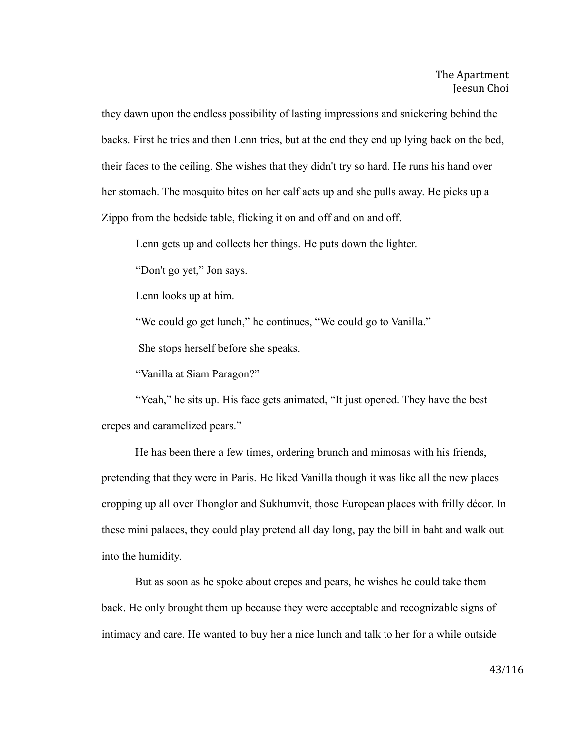they dawn upon the endless possibility of lasting impressions and snickering behind the backs. First he tries and then Lenn tries, but at the end they end up lying back on the bed, their faces to the ceiling. She wishes that they didn't try so hard. He runs his hand over her stomach. The mosquito bites on her calf acts up and she pulls away. He picks up a Zippo from the bedside table, flicking it on and off and on and off.

Lenn gets up and collects her things. He puts down the lighter.

"Don't go yet," Jon says.

Lenn looks up at him.

"We could go get lunch," he continues, "We could go to Vanilla."

She stops herself before she speaks.

"Vanilla at Siam Paragon?"

"Yeah," he sits up. His face gets animated, "It just opened. They have the best crepes and caramelized pears."

He has been there a few times, ordering brunch and mimosas with his friends, pretending that they were in Paris. He liked Vanilla though it was like all the new places cropping up all over Thonglor and Sukhumvit, those European places with frilly décor. In these mini palaces, they could play pretend all day long, pay the bill in baht and walk out into the humidity.

But as soon as he spoke about crepes and pears, he wishes he could take them back. He only brought them up because they were acceptable and recognizable signs of intimacy and care. He wanted to buy her a nice lunch and talk to her for a while outside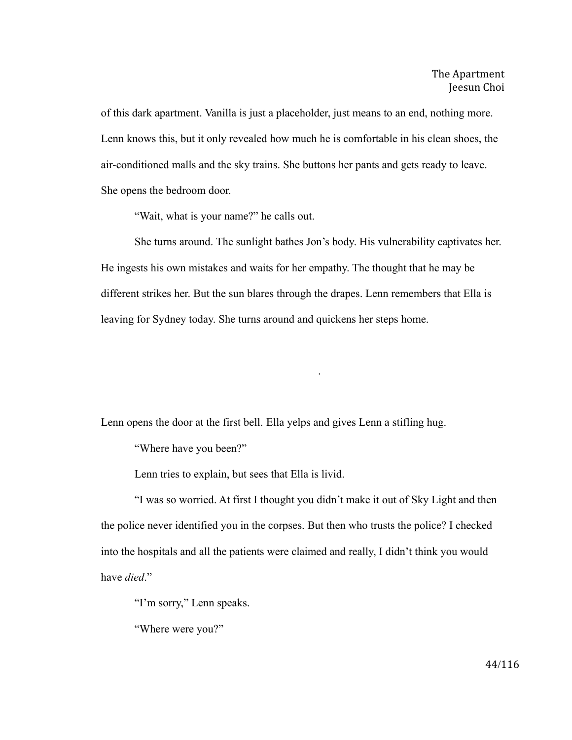of this dark apartment. Vanilla is just a placeholder, just means to an end, nothing more. Lenn knows this, but it only revealed how much he is comfortable in his clean shoes, the air-conditioned malls and the sky trains. She buttons her pants and gets ready to leave. She opens the bedroom door.

"Wait, what is your name?" he calls out.

She turns around. The sunlight bathes Jon's body. His vulnerability captivates her. He ingests his own mistakes and waits for her empathy. The thought that he may be different strikes her. But the sun blares through the drapes. Lenn remembers that Ella is leaving for Sydney today. She turns around and quickens her steps home.

.

Lenn opens the door at the first bell. Ella yelps and gives Lenn a stifling hug.

"Where have you been?"

Lenn tries to explain, but sees that Ella is livid.

"I was so worried. At first I thought you didn't make it out of Sky Light and then the police never identified you in the corpses. But then who trusts the police? I checked into the hospitals and all the patients were claimed and really, I didn't think you would have *died*."

"I'm sorry," Lenn speaks.

"Where were you?"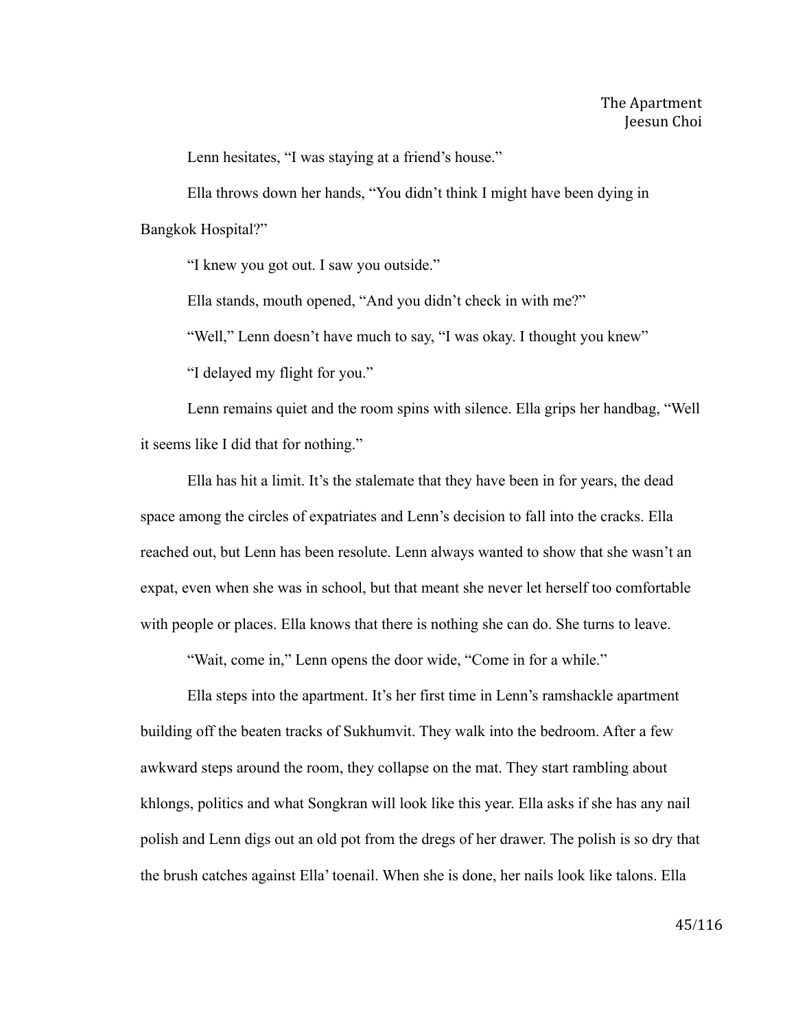Lenn hesitates, "I was staying at a friend's house."

Ella throws down her hands, "You didn't think I might have been dying in Bangkok Hospital?"

"I knew you got out. I saw you outside."

Ella stands, mouth opened, "And you didn't check in with me?"

"Well," Lenn doesn't have much to say, "I was okay. I thought you knew"

"I delayed my flight for you."

Lenn remains quiet and the room spins with silence. Ella grips her handbag, "Well it seems like I did that for nothing."

Ella has hit a limit. It's the stalemate that they have been in for years, the dead space among the circles of expatriates and Lenn's decision to fall into the cracks. Ella reached out, but Lenn has been resolute. Lenn always wanted to show that she wasn't an expat, even when she was in school, but that meant she never let herself too comfortable with people or places. Ella knows that there is nothing she can do. She turns to leave.

"Wait, come in," Lenn opens the door wide, "Come in for a while."

Ella steps into the apartment. It's her first time in Lenn's ramshackle apartment building off the beaten tracks of Sukhumvit. They walk into the bedroom. After a few awkward steps around the room, they collapse on the mat. They start rambling about khlongs, politics and what Songkran will look like this year. Ella asks if she has any nail polish and Lenn digs out an old pot from the dregs of her drawer. The polish is so dry that the brush catches against Ella' toenail. When she is done, her nails look like talons. Ella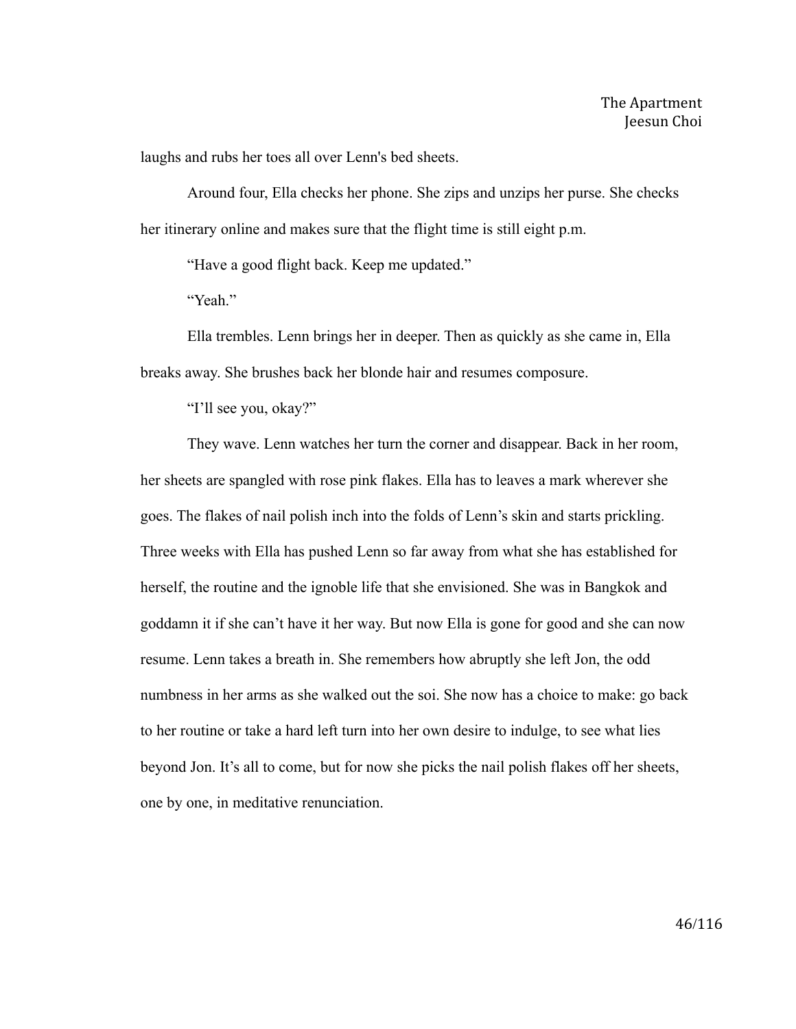laughs and rubs her toes all over Lenn's bed sheets.

Around four, Ella checks her phone. She zips and unzips her purse. She checks her itinerary online and makes sure that the flight time is still eight p.m.

“Have a good flight back. Keep me updated.”

“Yeah.”

Ella trembles. Lenn brings her in deeper. Then as quickly as she came in, Ella breaks away. She brushes back her blonde hair and resumes composure.

“I’ll see you, okay?”

They wave. Lenn watches her turn the corner and disappear. Back in her room, her sheets are spangled with rose pink flakes. Ella has to leaves a mark wherever she goes. The flakes of nail polish inch into the folds of Lenn’s skin and starts prickling. Three weeks with Ella has pushed Lenn so far away from what she has established for herself, the routine and the ignoble life that she envisioned. She was in Bangkok and goddamn it if she can’t have it her way. But now Ella is gone for good and she can now resume. Lenn takes a breath in. She remembers how abruptly she left Jon, the odd numbness in her arms as she walked out the soi. She now has a choice to make: go back to her routine or take a hard left turn into her own desire to indulge, to see what lies beyond Jon. It’s all to come, but for now she picks the nail polish flakes off her sheets, one by one, in meditative renunciation.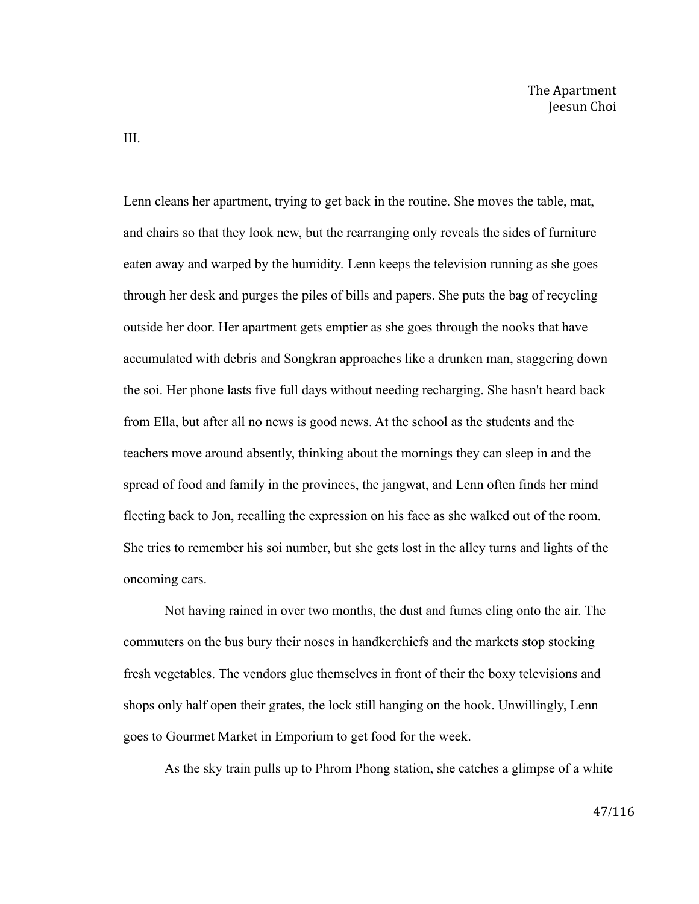III.

Lenn cleans her apartment, trying to get back in the routine. She moves the table, mat, and chairs so that they look new, but the rearranging only reveals the sides of furniture eaten away and warped by the humidity. Lenn keeps the television running as she goes through her desk and purges the piles of bills and papers. She puts the bag of recycling outside her door. Her apartment gets emptier as she goes through the nooks that have accumulated with debris and Songkran approaches like a drunken man, staggering down the soi. Her phone lasts five full days without needing recharging. She hasn't heard back from Ella, but after all no news is good news. At the school as the students and the teachers move around absently, thinking about the mornings they can sleep in and the spread of food and family in the provinces, the jangwat, and Lenn often finds her mind fleeting back to Jon, recalling the expression on his face as she walked out of the room. She tries to remember his soi number, but she gets lost in the alley turns and lights of the oncoming cars.

Not having rained in over two months, the dust and fumes cling onto the air. The commuters on the bus bury their noses in handkerchiefs and the markets stop stocking fresh vegetables. The vendors glue themselves in front of their the boxy televisions and shops only half open their grates, the lock still hanging on the hook. Unwillingly, Lenn goes to Gourmet Market in Emporium to get food for the week.

As the sky train pulls up to Phrom Phong station, she catches a glimpse of a white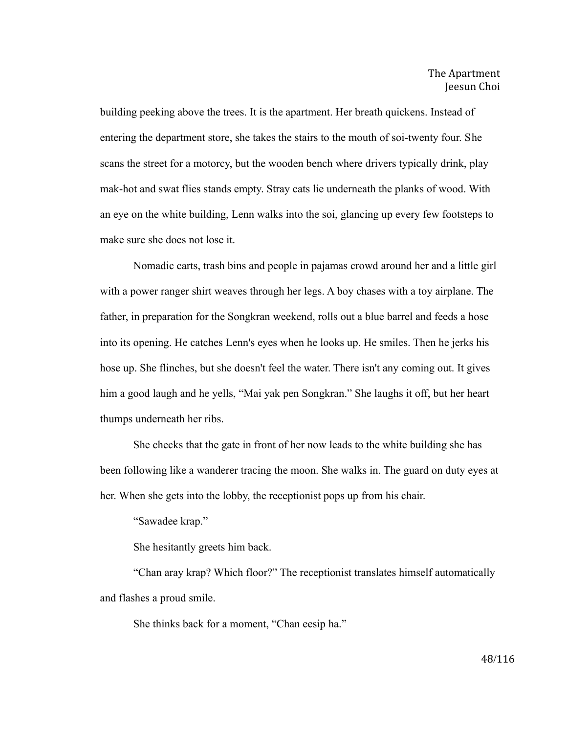building peeking above the trees. It is the apartment. Her breath quickens. Instead of entering the department store, she takes the stairs to the mouth of soi-twenty four. She scans the street for a motorcy, but the wooden bench where drivers typically drink, play mak-hot and swat flies stands empty. Stray cats lie underneath the planks of wood. With an eye on the white building, Lenn walks into the soi, glancing up every few footsteps to make sure she does not lose it.

Nomadic carts, trash bins and people in pajamas crowd around her and a little girl with a power ranger shirt weaves through her legs. A boy chases with a toy airplane. The father, in preparation for the Songkran weekend, rolls out a blue barrel and feeds a hose into its opening. He catches Lenn's eyes when he looks up. He smiles. Then he jerks his hose up. She flinches, but she doesn't feel the water. There isn't any coming out. It gives him a good laugh and he yells, "Mai yak pen Songkran." She laughs it off, but her heart thumps underneath her ribs.

She checks that the gate in front of her now leads to the white building she has been following like a wanderer tracing the moon. She walks in. The guard on duty eyes at her. When she gets into the lobby, the receptionist pops up from his chair.

"Sawadee krap."

She hesitantly greets him back.

"Chan aray krap? Which floor?" The receptionist translates himself automatically and flashes a proud smile.

She thinks back for a moment, "Chan eesip ha."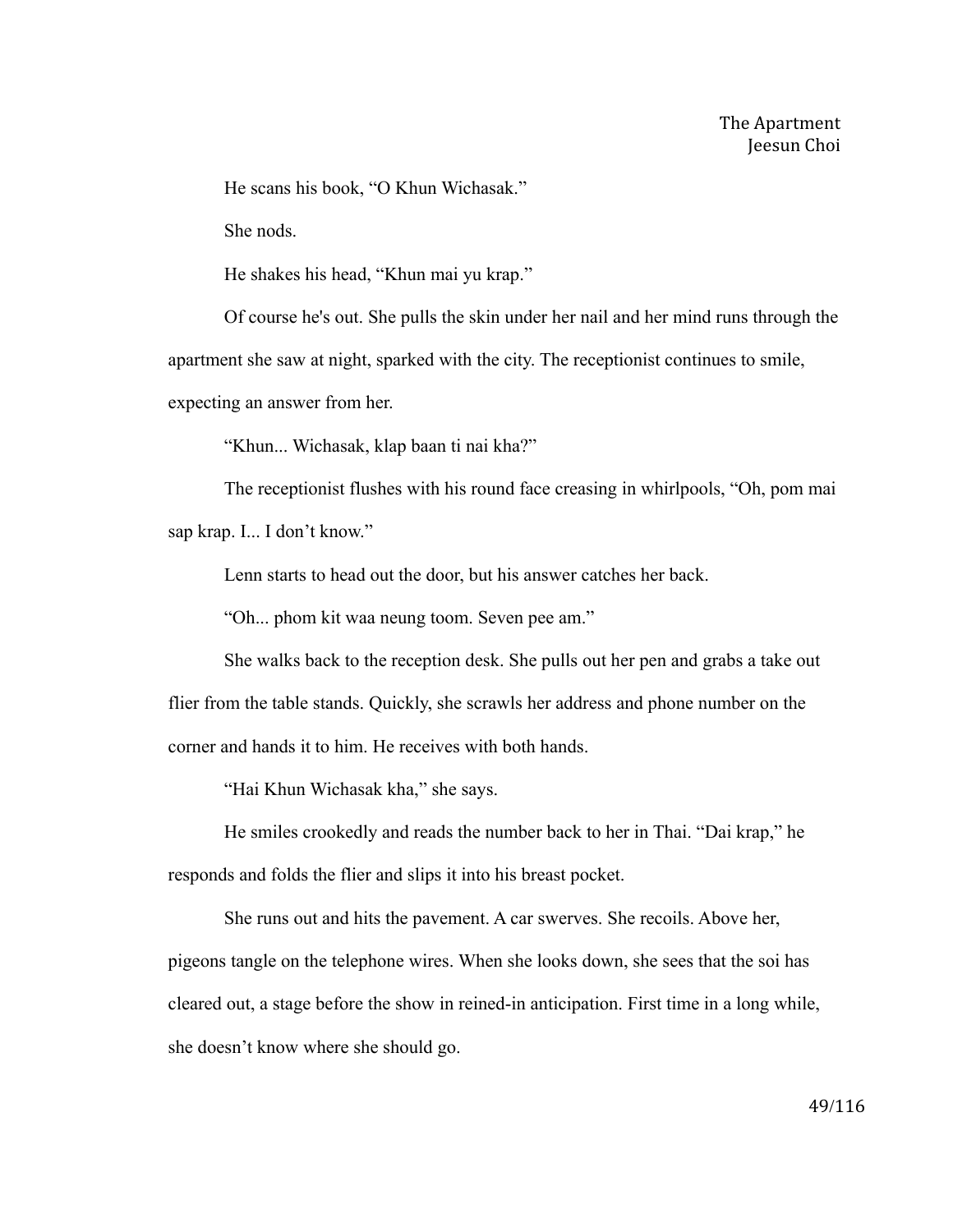He scans his book, "O Khun Wichasak."

She nods.

He shakes his head, "Khun mai yu krap."

Of course he's out. She pulls the skin under her nail and her mind runs through the apartment she saw at night, sparked with the city. The receptionist continues to smile, expecting an answer from her.

"Khun... Wichasak, klap baan ti nai kha?"

The receptionist flushes with his round face creasing in whirlpools, "Oh, pom mai sap krap. I... I don't know."

Lenn starts to head out the door, but his answer catches her back.

"Oh... phom kit waa neung toom. Seven pee am."

She walks back to the reception desk. She pulls out her pen and grabs a take out flier from the table stands. Quickly, she scrawls her address and phone number on the corner and hands it to him. He receives with both hands.

"Hai Khun Wichasak kha," she says.

He smiles crookedly and reads the number back to her in Thai. "Dai krap," he responds and folds the flier and slips it into his breast pocket.

She runs out and hits the pavement. A car swerves. She recoils. Above her, pigeons tangle on the telephone wires. When she looks down, she sees that the soi has cleared out, a stage before the show in reined-in anticipation. First time in a long while, she doesn't know where she should go.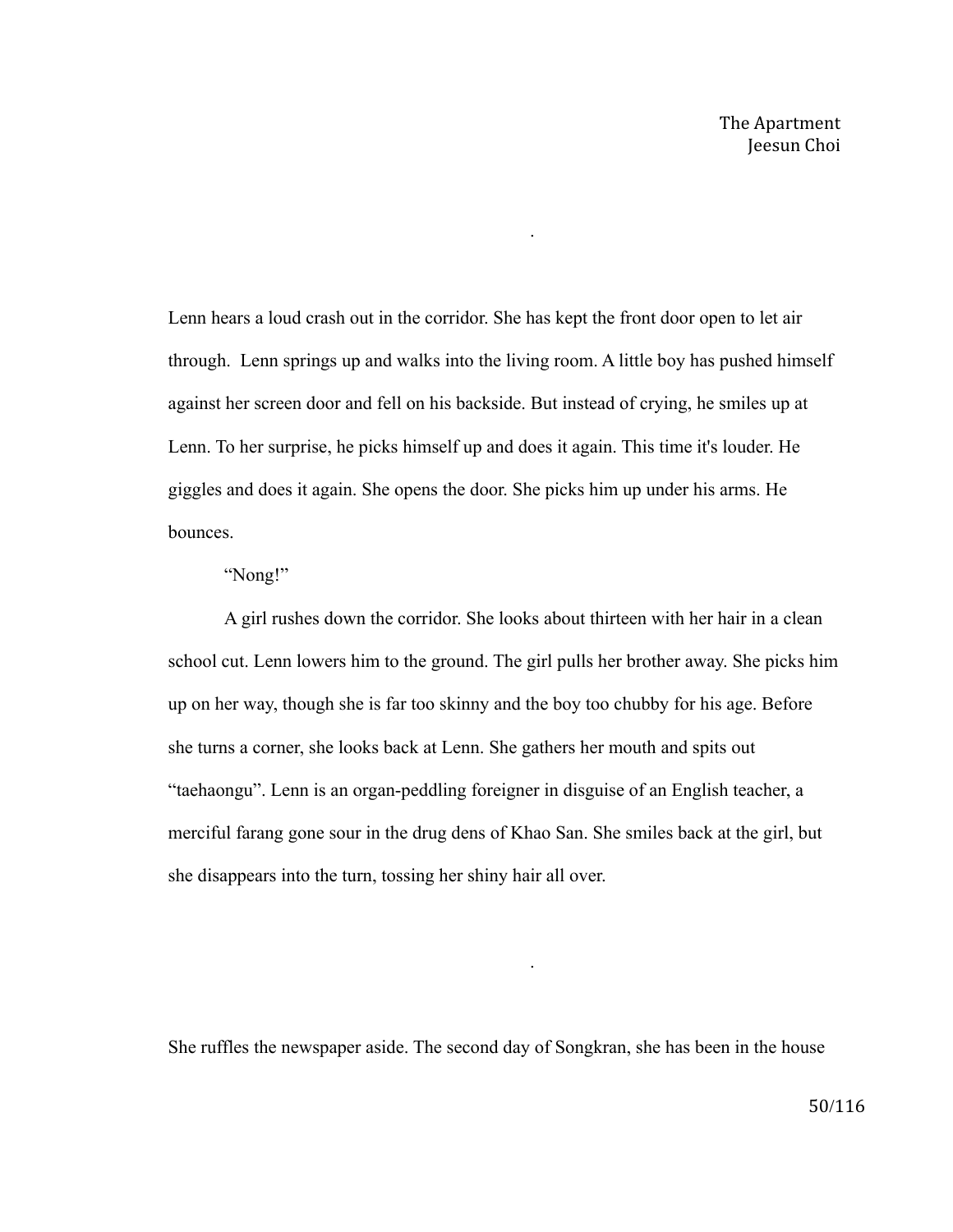.

Lenn hears a loud crash out in the corridor. She has kept the front door open to let air through.  Lenn springs up and walks into the living room. A little boy has pushed himself against her screen door and fell on his backside. But instead of crying, he smiles up at Lenn. To her surprise, he picks himself up and does it again. This time it's louder. He giggles and does it again. She opens the door. She picks him up under his arms. He bounces.

"Nong!"

A girl rushes down the corridor. She looks about thirteen with her hair in a clean school cut. Lenn lowers him to the ground. The girl pulls her brother away. She picks him up on her way, though she is far too skinny and the boy too chubby for his age. Before she turns a corner, she looks back at Lenn. She gathers her mouth and spits out "taehaongu". Lenn is an organ-peddling foreigner in disguise of an English teacher, a merciful farang gone sour in the drug dens of Khao San. She smiles back at the girl, but she disappears into the turn, tossing her shiny hair all over.

.

She ruffles the newspaper aside. The second day of Songkran, she has been in the house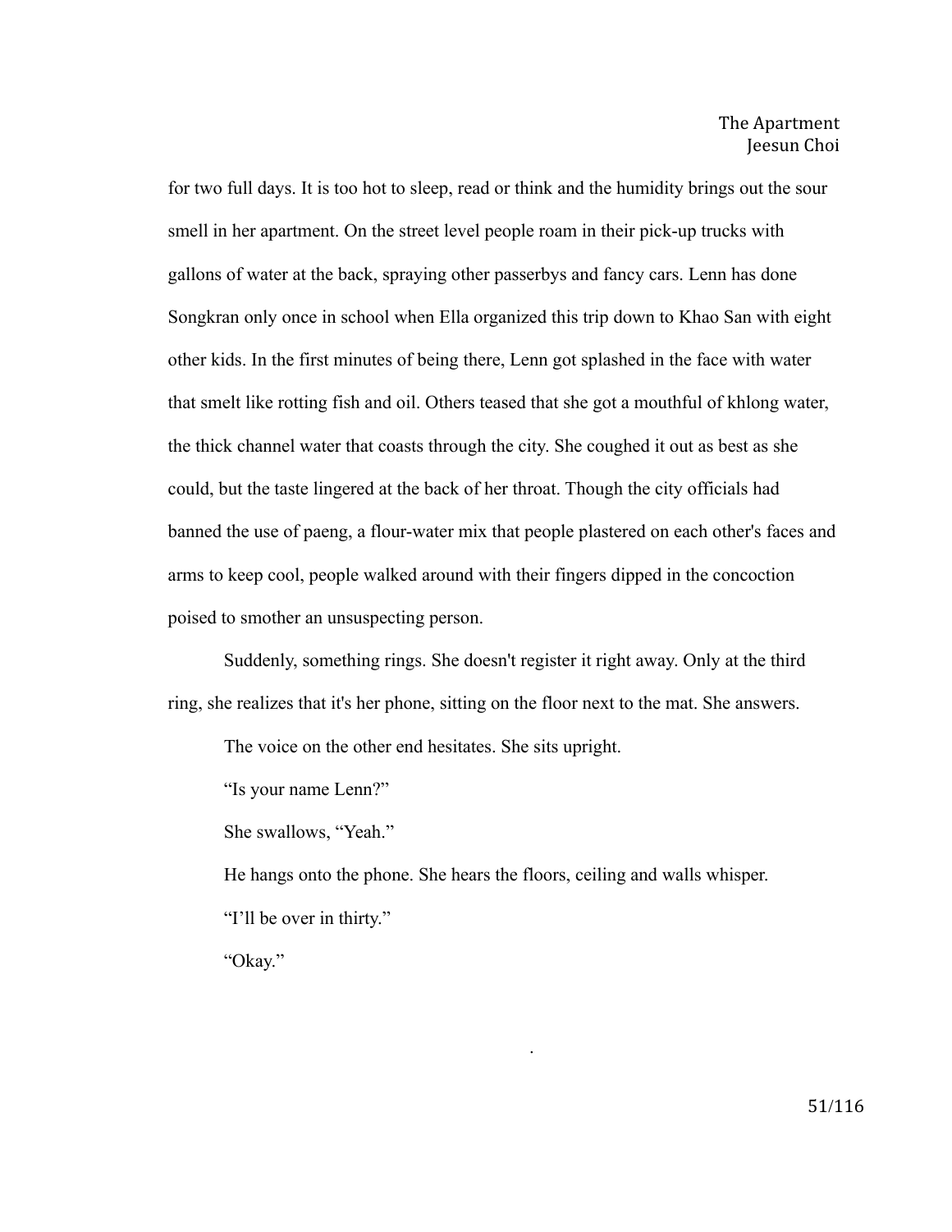for two full days. It is too hot to sleep, read or think and the humidity brings out the sour smell in her apartment. On the street level people roam in their pick-up trucks with gallons of water at the back, spraying other passerbys and fancy cars. Lenn has done Songkran only once in school when Ella organized this trip down to Khao San with eight other kids. In the first minutes of being there, Lenn got splashed in the face with water that smelt like rotting fish and oil. Others teased that she got a mouthful of khlong water, the thick channel water that coasts through the city. She coughed it out as best as she could, but the taste lingered at the back of her throat. Though the city officials had banned the use of paeng, a flour-water mix that people plastered on each other's faces and arms to keep cool, people walked around with their fingers dipped in the concoction poised to smother an unsuspecting person.

Suddenly, something rings. She doesn't register it right away. Only at the third ring, she realizes that it's her phone, sitting on the floor next to the mat. She answers.

The voice on the other end hesitates. She sits upright.

"Is your name Lenn?"

She swallows, "Yeah."

He hangs onto the phone. She hears the floors, ceiling and walls whisper.

"I'll be over in thirty."

"Okay."

.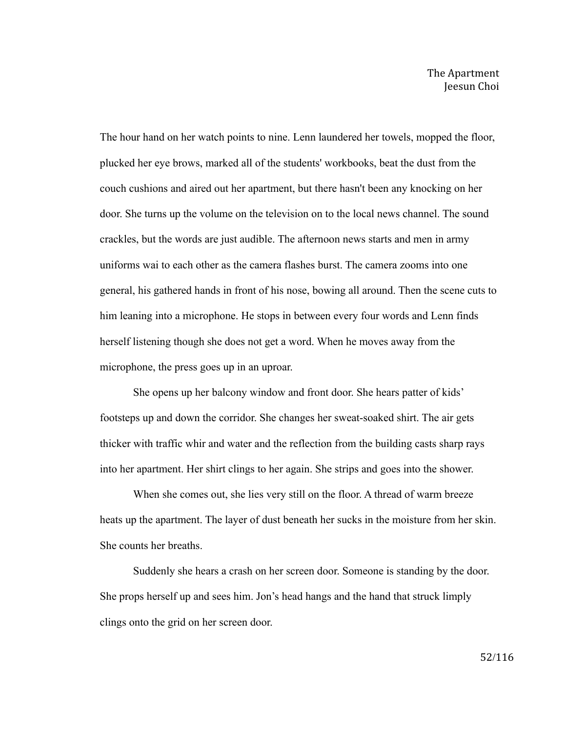# The Apartment

Jeesun Choi

The hour hand on her watch points to nine. Lenn laundered her towels, mopped the floor, plucked her eye brows, marked all of the students' workbooks, beat the dust from the couch cushions and aired out her apartment, but there hasn't been any knocking on her door. She turns up the volume on the television on to the local news channel. The sound crackles, but the words are just audible. The afternoon news starts and men in army uniforms wai to each other as the camera flashes burst. The camera zooms into one general, his gathered hands in front of his nose, bowing all around. Then the scene cuts to him leaning into a microphone. He stops in between every four words and Lenn finds herself listening though she does not get a word. When he moves away from the microphone, the press goes up in an uproar.

She opens up her balcony window and front door. She hears patter of kids' footsteps up and down the corridor. She changes her sweat-soaked shirt. The air gets thicker with traffic whir and water and the reflection from the building casts sharp rays into her apartment. Her shirt clings to her again. She strips and goes into the shower.

When she comes out, she lies very still on the floor. A thread of warm breeze heats up the apartment. The layer of dust beneath her sucks in the moisture from her skin. She counts her breaths.

Suddenly she hears a crash on her screen door. Someone is standing by the door. She props herself up and sees him. Jon's head hangs and the hand that struck limply clings onto the grid on her screen door.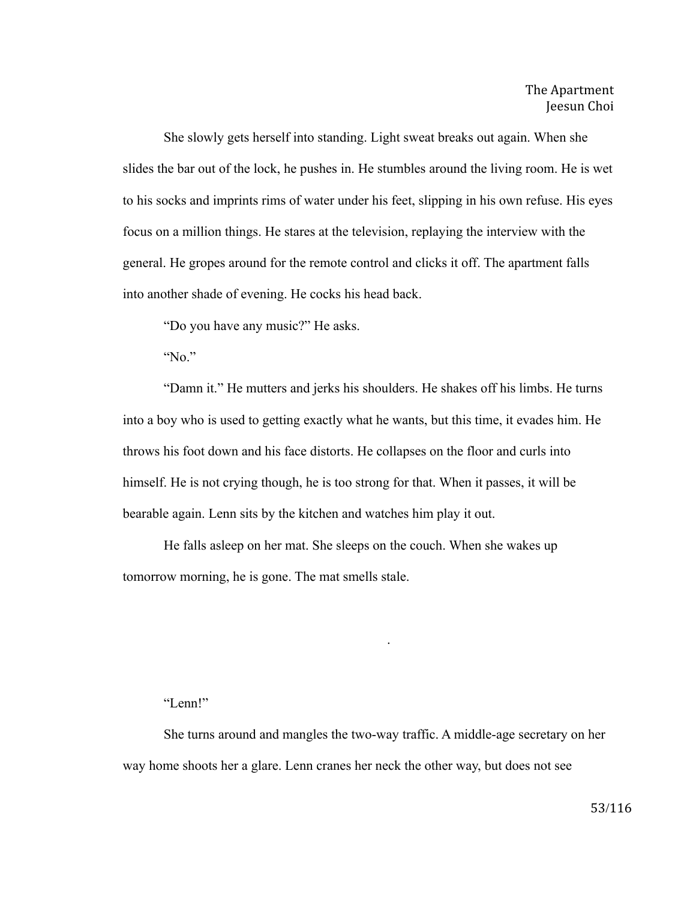She slowly gets herself into standing. Light sweat breaks out again. When she slides the bar out of the lock, he pushes in. He stumbles around the living room. He is wet to his socks and imprints rims of water under his feet, slipping in his own refuse. His eyes focus on a million things. He stares at the television, replaying the interview with the general. He gropes around for the remote control and clicks it off. The apartment falls into another shade of evening. He cocks his head back.

"Do you have any music?" He asks.

"No."

"Damn it." He mutters and jerks his shoulders. He shakes off his limbs. He turns into a boy who is used to getting exactly what he wants, but this time, it evades him. He throws his foot down and his face distorts. He collapses on the floor and curls into himself. He is not crying though, he is too strong for that. When it passes, it will be bearable again. Lenn sits by the kitchen and watches him play it out.

He falls asleep on her mat. She sleeps on the couch. When she wakes up tomorrow morning, he is gone. The mat smells stale.

.

"Lenn!"

She turns around and mangles the two-way traffic. A middle-age secretary on her way home shoots her a glare. Lenn cranes her neck the other way, but does not see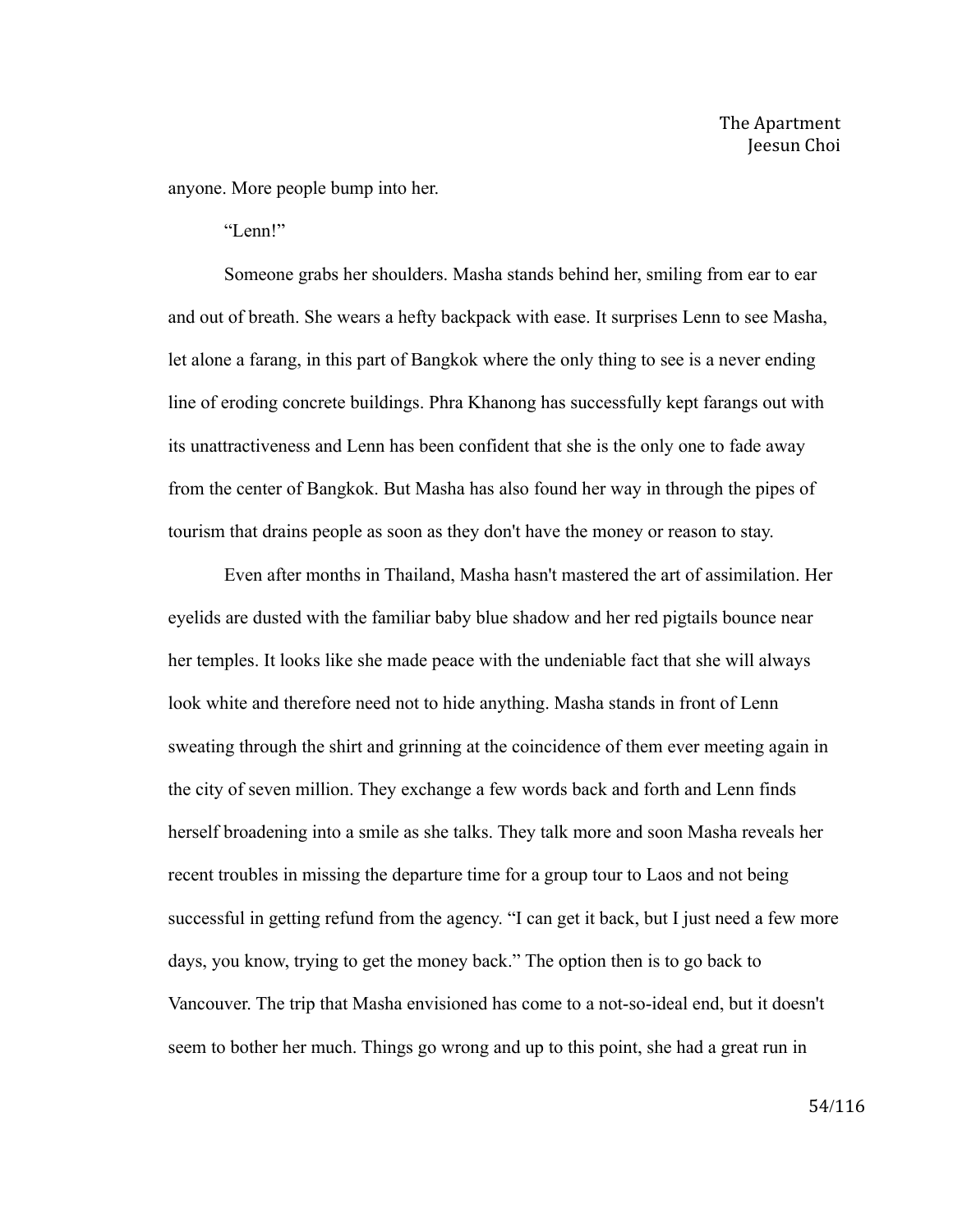anyone. More people bump into her.

"Lenn!"

Someone grabs her shoulders. Masha stands behind her, smiling from ear to ear and out of breath. She wears a hefty backpack with ease. It surprises Lenn to see Masha, let alone a farang, in this part of Bangkok where the only thing to see is a never ending line of eroding concrete buildings. Phra Khanong has successfully kept farangs out with its unattractiveness and Lenn has been confident that she is the only one to fade away from the center of Bangkok. But Masha has also found her way in through the pipes of tourism that drains people as soon as they don't have the money or reason to stay.

Even after months in Thailand, Masha hasn't mastered the art of assimilation. Her eyelids are dusted with the familiar baby blue shadow and her red pigtails bounce near her temples. It looks like she made peace with the undeniable fact that she will always look white and therefore need not to hide anything. Masha stands in front of Lenn sweating through the shirt and grinning at the coincidence of them ever meeting again in the city of seven million. They exchange a few words back and forth and Lenn finds herself broadening into a smile as she talks. They talk more and soon Masha reveals her recent troubles in missing the departure time for a group tour to Laos and not being successful in getting refund from the agency. "I can get it back, but I just need a few more days, you know, trying to get the money back." The option then is to go back to Vancouver. The trip that Masha envisioned has come to a not-so-ideal end, but it doesn't seem to bother her much. Things go wrong and up to this point, she had a great run in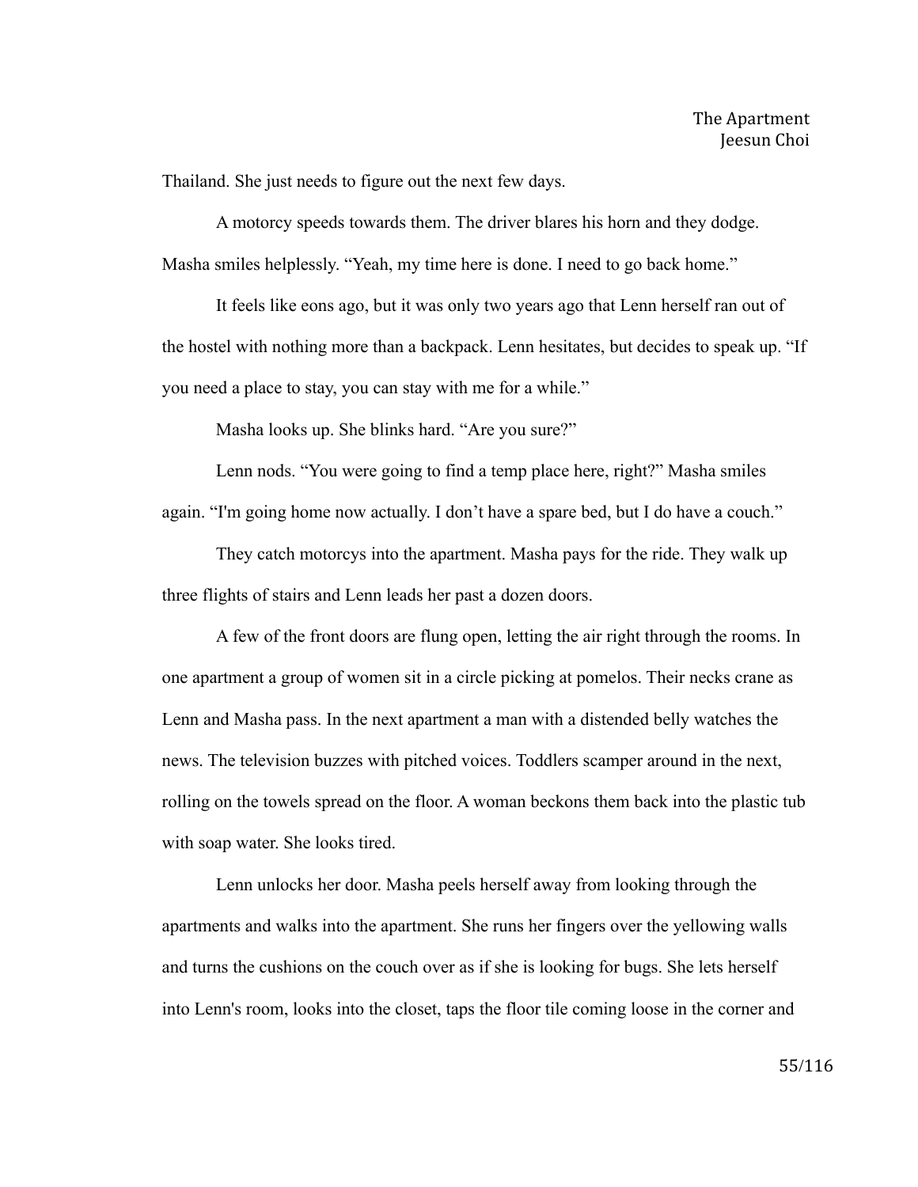Thailand. She just needs to figure out the next few days.

A motorcy speeds towards them. The driver blares his horn and they dodge. Masha smiles helplessly. "Yeah, my time here is done. I need to go back home."

It feels like eons ago, but it was only two years ago that Lenn herself ran out of the hostel with nothing more than a backpack. Lenn hesitates, but decides to speak up. "If you need a place to stay, you can stay with me for a while."

Masha looks up. She blinks hard. "Are you sure?"

Lenn nods. "You were going to find a temp place here, right?" Masha smiles again. "I'm going home now actually. I don't have a spare bed, but I do have a couch."

They catch motorcys into the apartment. Masha pays for the ride. They walk up three flights of stairs and Lenn leads her past a dozen doors.

A few of the front doors are flung open, letting the air right through the rooms. In one apartment a group of women sit in a circle picking at pomelos. Their necks crane as Lenn and Masha pass. In the next apartment a man with a distended belly watches the news. The television buzzes with pitched voices. Toddlers scamper around in the next, rolling on the towels spread on the floor. A woman beckons them back into the plastic tub with soap water. She looks tired.

Lenn unlocks her door. Masha peels herself away from looking through the apartments and walks into the apartment. She runs her fingers over the yellowing walls and turns the cushions on the couch over as if she is looking for bugs. She lets herself into Lenn's room, looks into the closet, taps the floor tile coming loose in the corner and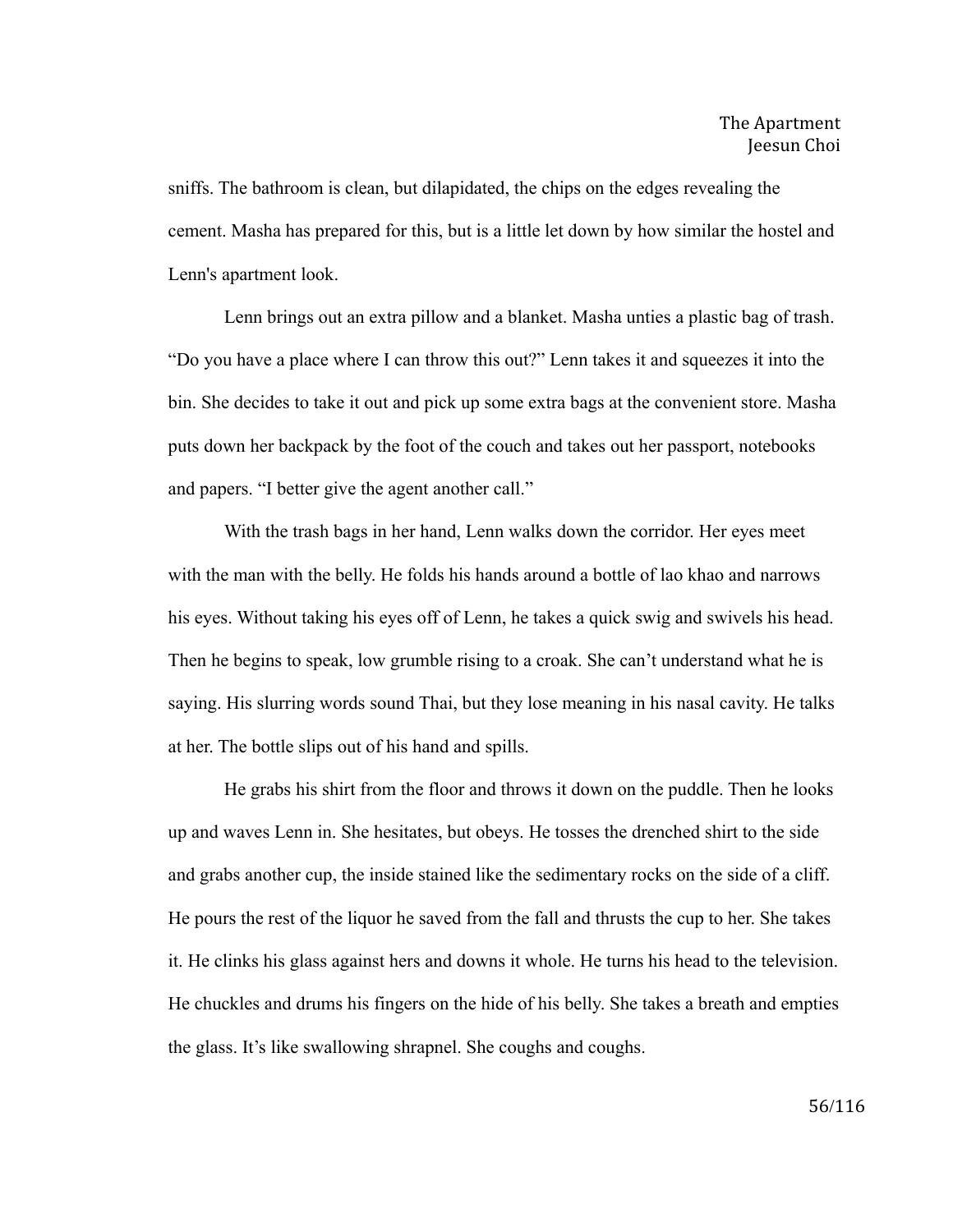sniffs. The bathroom is clean, but dilapidated, the chips on the edges revealing the cement. Masha has prepared for this, but is a little let down by how similar the hostel and Lenn's apartment look.

Lenn brings out an extra pillow and a blanket. Masha unties a plastic bag of trash. "Do you have a place where I can throw this out?" Lenn takes it and squeezes it into the bin. She decides to take it out and pick up some extra bags at the convenient store. Masha puts down her backpack by the foot of the couch and takes out her passport, notebooks and papers. "I better give the agent another call."

With the trash bags in her hand, Lenn walks down the corridor. Her eyes meet with the man with the belly. He folds his hands around a bottle of lao khao and narrows his eyes. Without taking his eyes off of Lenn, he takes a quick swig and swivels his head. Then he begins to speak, low grumble rising to a croak. She can't understand what he is saying. His slurring words sound Thai, but they lose meaning in his nasal cavity. He talks at her. The bottle slips out of his hand and spills.

He grabs his shirt from the floor and throws it down on the puddle. Then he looks up and waves Lenn in. She hesitates, but obeys. He tosses the drenched shirt to the side and grabs another cup, the inside stained like the sedimentary rocks on the side of a cliff. He pours the rest of the liquor he saved from the fall and thrusts the cup to her. She takes it. He clinks his glass against hers and downs it whole. He turns his head to the television. He chuckles and drums his fingers on the hide of his belly. She takes a breath and empties the glass. It's like swallowing shrapnel. She coughs and coughs.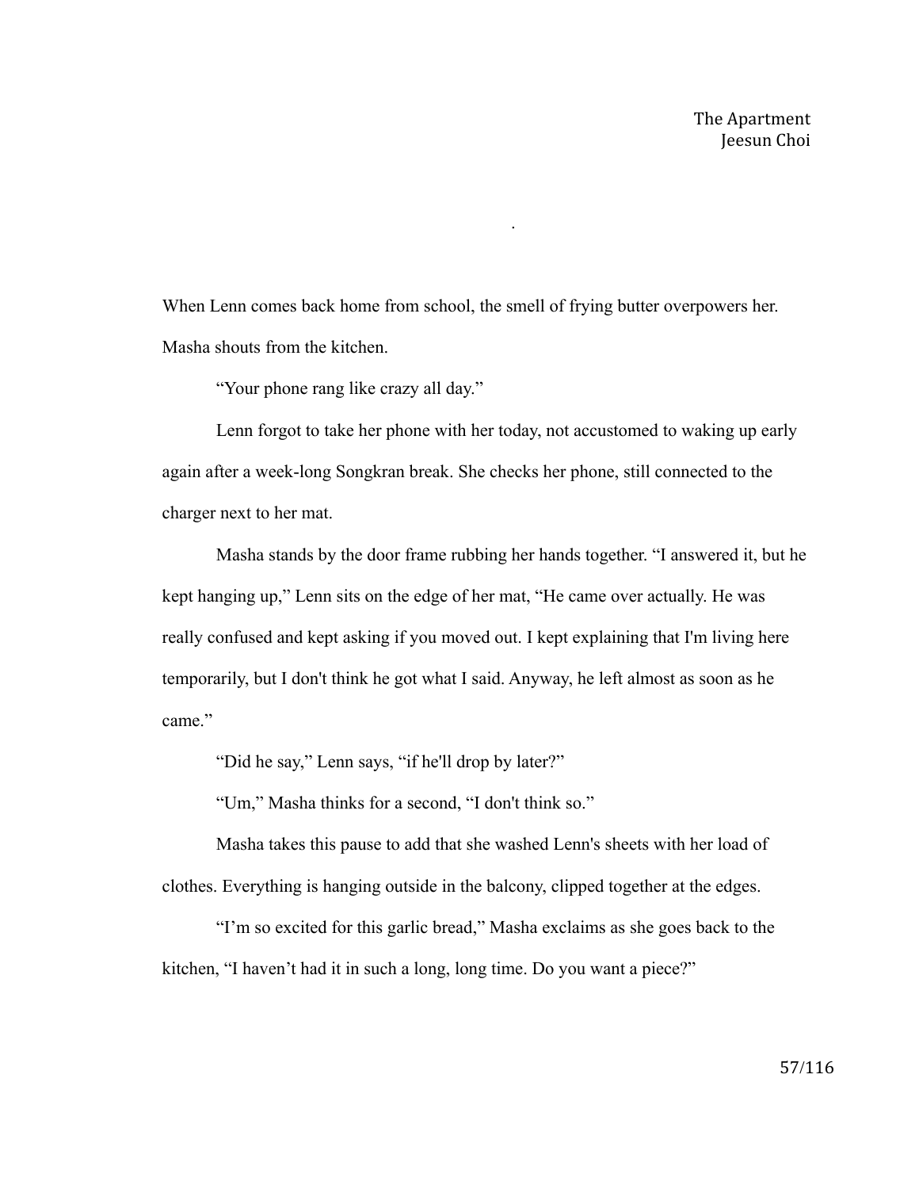When Lenn comes back home from school, the smell of frying butter overpowers her. Masha shouts from the kitchen.

"Your phone rang like crazy all day."

Lenn forgot to take her phone with her today, not accustomed to waking up early again after a week-long Songkran break. She checks her phone, still connected to the charger next to her mat.

Masha stands by the door frame rubbing her hands together. "I answered it, but he kept hanging up," Lenn sits on the edge of her mat, "He came over actually. He was really confused and kept asking if you moved out. I kept explaining that I'm living here temporarily, but I don't think he got what I said. Anyway, he left almost as soon as he came."

"Did he say," Lenn says, "if he'll drop by later?"

"Um," Masha thinks for a second, "I don't think so."

Masha takes this pause to add that she washed Lenn's sheets with her load of clothes. Everything is hanging outside in the balcony, clipped together at the edges.

"I'm so excited for this garlic bread," Masha exclaims as she goes back to the kitchen, "I haven't had it in such a long, long time. Do you want a piece?"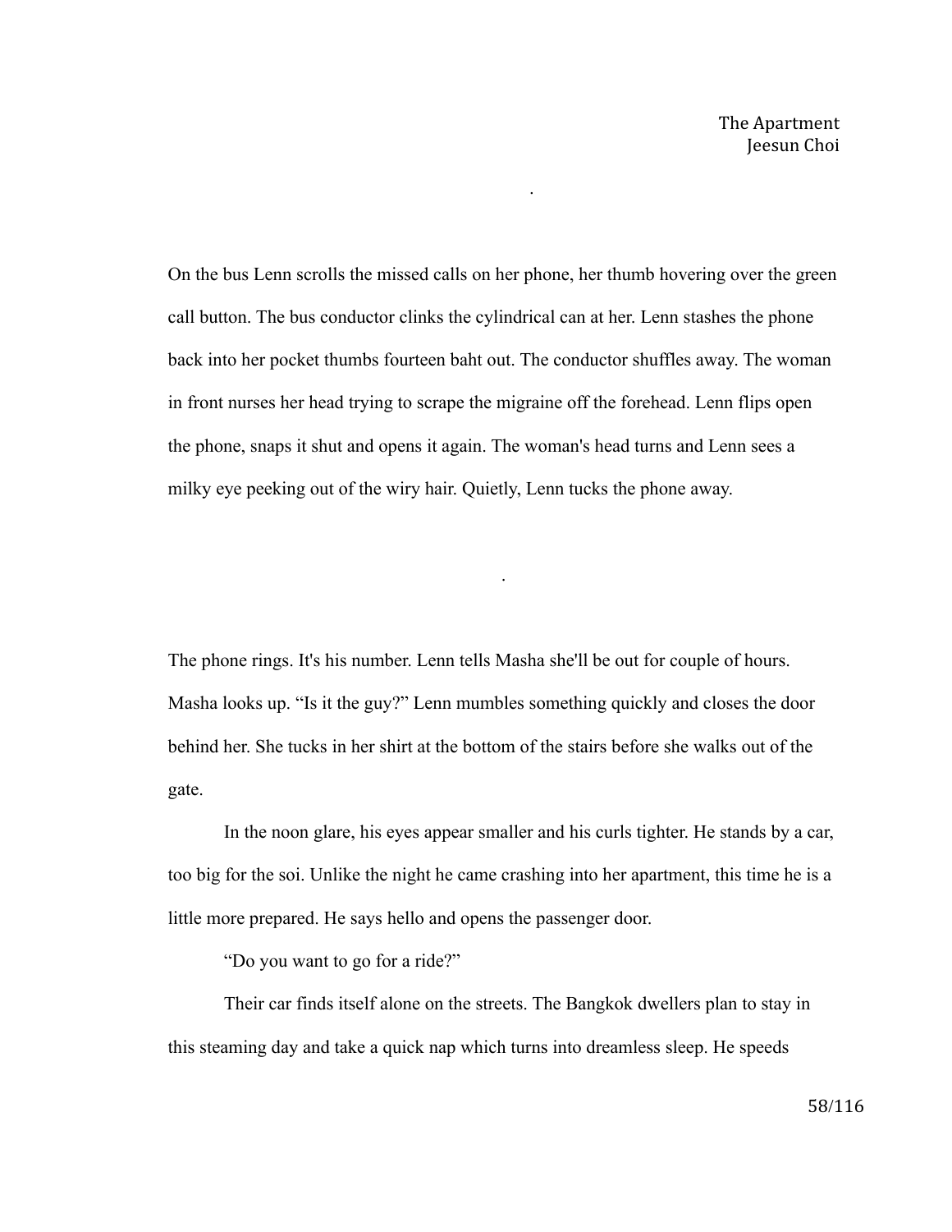On the bus Lenn scrolls the missed calls on her phone, her thumb hovering over the green call button. The bus conductor clinks the cylindrical can at her. Lenn stashes the phone back into her pocket thumbs fourteen baht out. The conductor shuffles away. The woman in front nurses her head trying to scrape the migraine off the forehead. Lenn flips open the phone, snaps it shut and opens it again. The woman's head turns and Lenn sees a milky eye peeking out of the wiry hair. Quietly, Lenn tucks the phone away.

.

The phone rings. It's his number. Lenn tells Masha she'll be out for couple of hours. Masha looks up. “Is it the guy?” Lenn mumbles something quickly and closes the door behind her. She tucks in her shirt at the bottom of the stairs before she walks out of the gate.

In the noon glare, his eyes appear smaller and his curls tighter. He stands by a car, too big for the soi. Unlike the night he came crashing into her apartment, this time he is a little more prepared. He says hello and opens the passenger door.

“Do you want to go for a ride?”

Their car finds itself alone on the streets. The Bangkok dwellers plan to stay in this steaming day and take a quick nap which turns into dreamless sleep. He speeds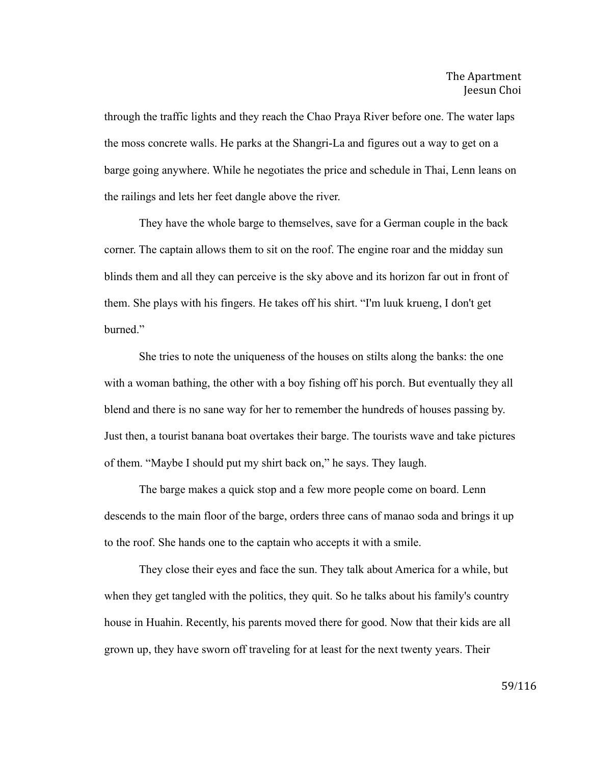through the traffic lights and they reach the Chao Praya River before one. The water laps the moss concrete walls. He parks at the Shangri-La and figures out a way to get on a barge going anywhere. While he negotiates the price and schedule in Thai, Lenn leans on the railings and lets her feet dangle above the river.

They have the whole barge to themselves, save for a German couple in the back corner. The captain allows them to sit on the roof. The engine roar and the midday sun blinds them and all they can perceive is the sky above and its horizon far out in front of them. She plays with his fingers. He takes off his shirt. "I'm luuk krueng, I don't get burned."

She tries to note the uniqueness of the houses on stilts along the banks: the one with a woman bathing, the other with a boy fishing off his porch. But eventually they all blend and there is no sane way for her to remember the hundreds of houses passing by. Just then, a tourist banana boat overtakes their barge. The tourists wave and take pictures of them. "Maybe I should put my shirt back on," he says. They laugh.

The barge makes a quick stop and a few more people come on board. Lenn descends to the main floor of the barge, orders three cans of manao soda and brings it up to the roof. She hands one to the captain who accepts it with a smile.

They close their eyes and face the sun. They talk about America for a while, but when they get tangled with the politics, they quit. So he talks about his family's country house in Huahin. Recently, his parents moved there for good. Now that their kids are all grown up, they have sworn off traveling for at least for the next twenty years. Their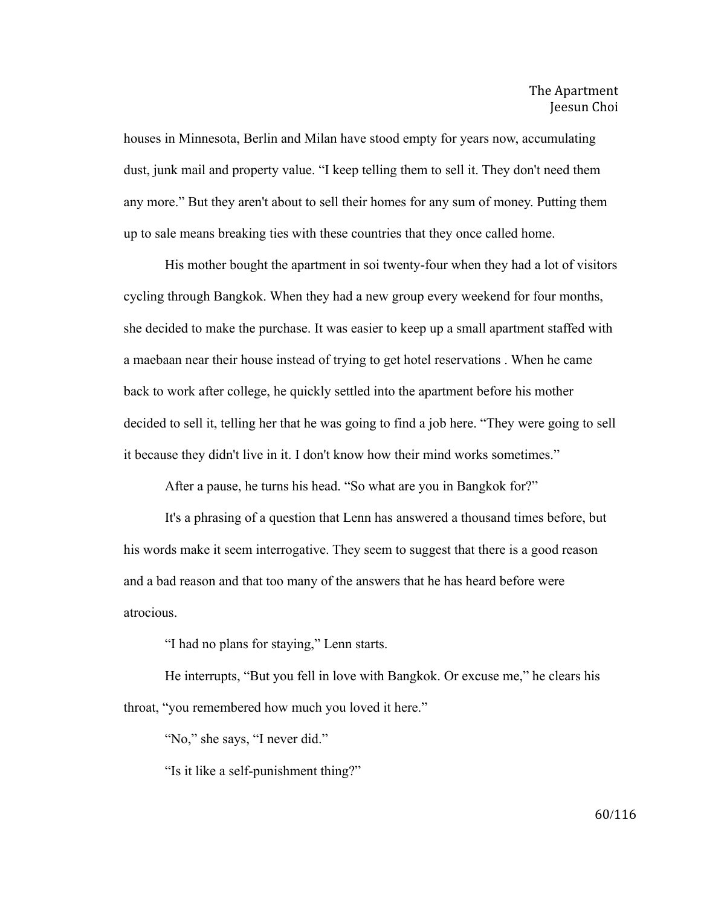houses in Minnesota, Berlin and Milan have stood empty for years now, accumulating dust, junk mail and property value. “I keep telling them to sell it. They don't need them any more.” But they aren't about to sell their homes for any sum of money. Putting them up to sale means breaking ties with these countries that they once called home.

His mother bought the apartment in soi twenty-four when they had a lot of visitors cycling through Bangkok. When they had a new group every weekend for four months, she decided to make the purchase. It was easier to keep up a small apartment staffed with a maebaan near their house instead of trying to get hotel reservations . When he came back to work after college, he quickly settled into the apartment before his mother decided to sell it, telling her that he was going to find a job here. “They were going to sell it because they didn't live in it. I don't know how their mind works sometimes.”

After a pause, he turns his head. “So what are you in Bangkok for?”

It's a phrasing of a question that Lenn has answered a thousand times before, but his words make it seem interrogative. They seem to suggest that there is a good reason and a bad reason and that too many of the answers that he has heard before were atrocious.

“I had no plans for staying,” Lenn starts.

He interrupts, “But you fell in love with Bangkok. Or excuse me,” he clears his throat, “you remembered how much you loved it here.”

“No,” she says, “I never did.”

“Is it like a self-punishment thing?”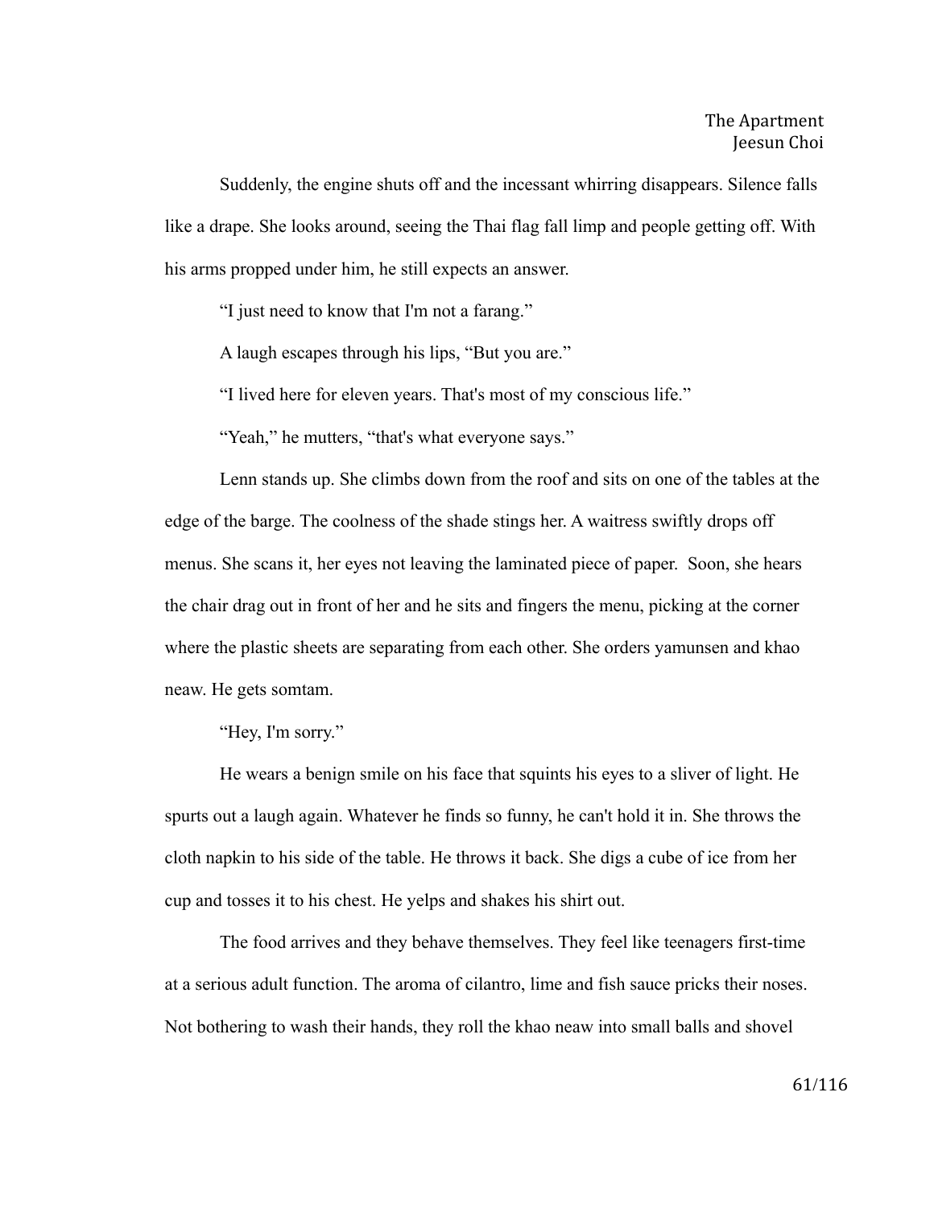Suddenly, the engine shuts off and the incessant whirring disappears. Silence falls like a drape. She looks around, seeing the Thai flag fall limp and people getting off. With his arms propped under him, he still expects an answer.

"I just need to know that I'm not a farang."

A laugh escapes through his lips, "But you are."

"I lived here for eleven years. That's most of my conscious life."

"Yeah," he mutters, "that's what everyone says."

Lenn stands up. She climbs down from the roof and sits on one of the tables at the edge of the barge. The coolness of the shade stings her. A waitress swiftly drops off menus. She scans it, her eyes not leaving the laminated piece of paper.  Soon, she hears the chair drag out in front of her and he sits and fingers the menu, picking at the corner where the plastic sheets are separating from each other. She orders yamunsen and khao neaw. He gets somtam.

"Hey, I'm sorry."

He wears a benign smile on his face that squints his eyes to a sliver of light. He spurts out a laugh again. Whatever he finds so funny, he can't hold it in. She throws the cloth napkin to his side of the table. He throws it back. She digs a cube of ice from her cup and tosses it to his chest. He yelps and shakes his shirt out.

The food arrives and they behave themselves. They feel like teenagers first-time at a serious adult function. The aroma of cilantro, lime and fish sauce pricks their noses. Not bothering to wash their hands, they roll the khao neaw into small balls and shovel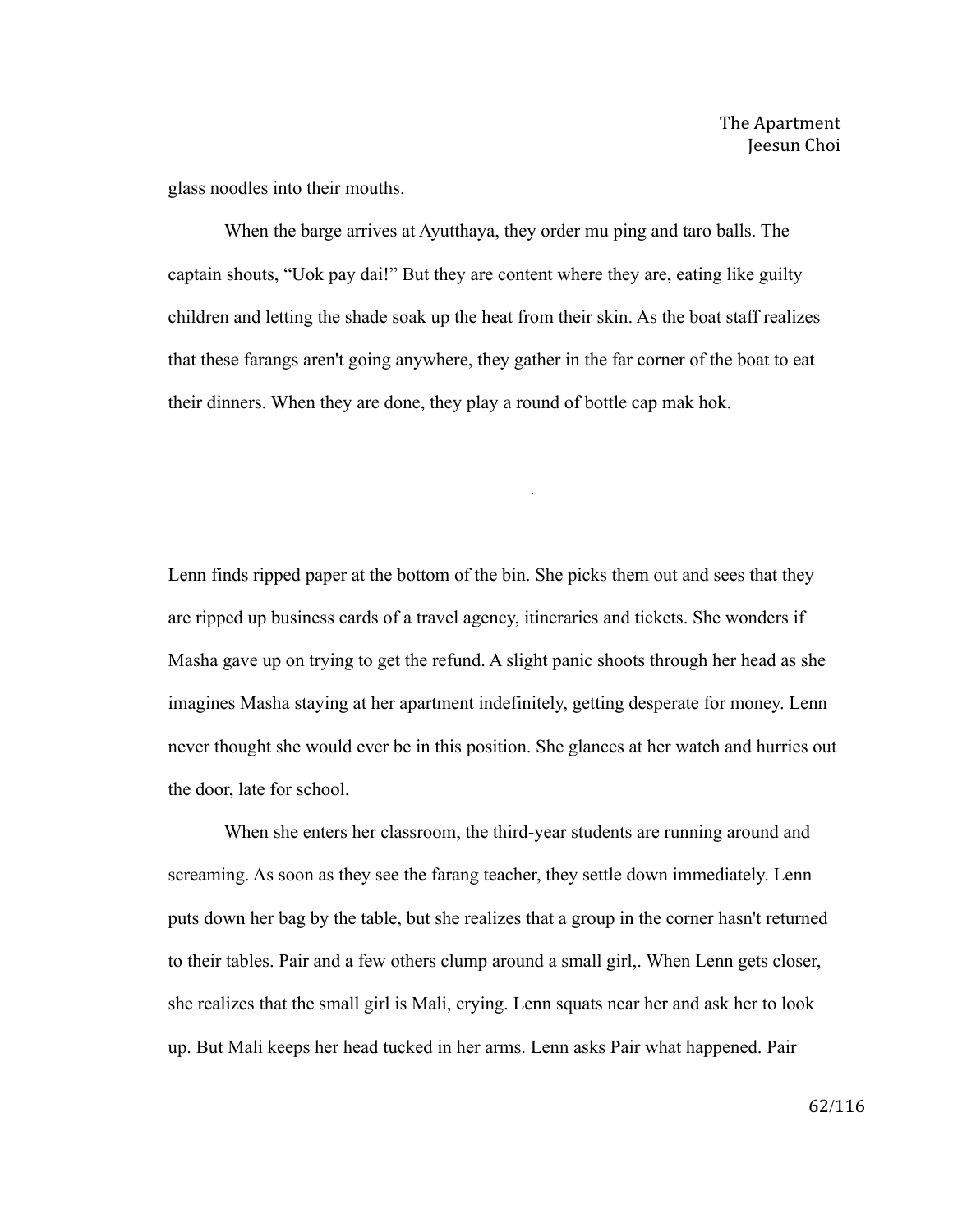glass noodles into their mouths.

When the barge arrives at Ayutthaya, they order mu ping and taro balls. The captain shouts, “Uok pay dai!” But they are content where they are, eating like guilty children and letting the shade soak up the heat from their skin. As the boat staff realizes that these farangs aren't going anywhere, they gather in the far corner of the boat to eat their dinners. When they are done, they play a round of bottle cap mak hok.

.

Lenn finds ripped paper at the bottom of the bin. She picks them out and sees that they are ripped up business cards of a travel agency, itineraries and tickets. She wonders if Masha gave up on trying to get the refund. A slight panic shoots through her head as she imagines Masha staying at her apartment indefinitely, getting desperate for money. Lenn never thought she would ever be in this position. She glances at her watch and hurries out the door, late for school.

When she enters her classroom, the third-year students are running around and screaming. As soon as they see the farang teacher, they settle down immediately. Lenn puts down her bag by the table, but she realizes that a group in the corner hasn't returned to their tables. Pair and a few others clump around a small girl,. When Lenn gets closer, she realizes that the small girl is Mali, crying. Lenn squats near her and ask her to look up. But Mali keeps her head tucked in her arms. Lenn asks Pair what happened. Pair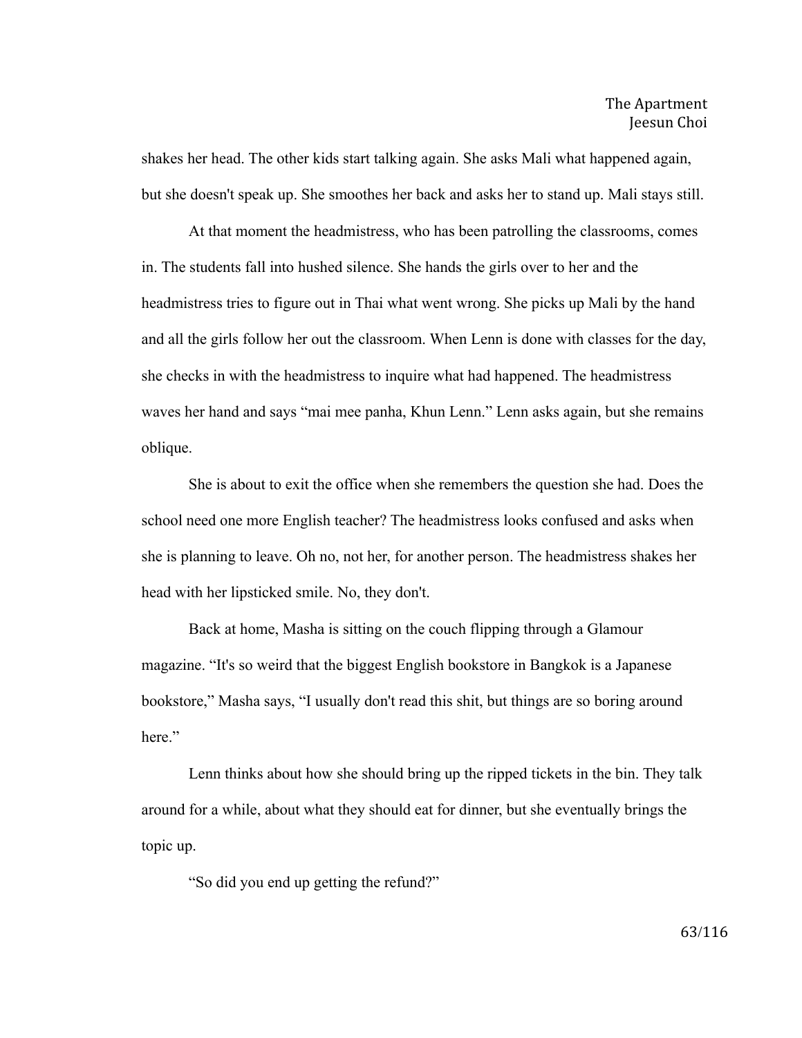shakes her head. The other kids start talking again. She asks Mali what happened again, but she doesn't speak up. She smoothes her back and asks her to stand up. Mali stays still.

At that moment the headmistress, who has been patrolling the classrooms, comes in. The students fall into hushed silence. She hands the girls over to her and the headmistress tries to figure out in Thai what went wrong. She picks up Mali by the hand and all the girls follow her out the classroom. When Lenn is done with classes for the day, she checks in with the headmistress to inquire what had happened. The headmistress waves her hand and says "mai mee panha, Khun Lenn." Lenn asks again, but she remains oblique.

She is about to exit the office when she remembers the question she had. Does the school need one more English teacher? The headmistress looks confused and asks when she is planning to leave. Oh no, not her, for another person. The headmistress shakes her head with her lipsticked smile. No, they don't.

Back at home, Masha is sitting on the couch flipping through a Glamour magazine. "It's so weird that the biggest English bookstore in Bangkok is a Japanese bookstore," Masha says, "I usually don't read this shit, but things are so boring around here."

Lenn thinks about how she should bring up the ripped tickets in the bin. They talk around for a while, about what they should eat for dinner, but she eventually brings the topic up.

"So did you end up getting the refund?"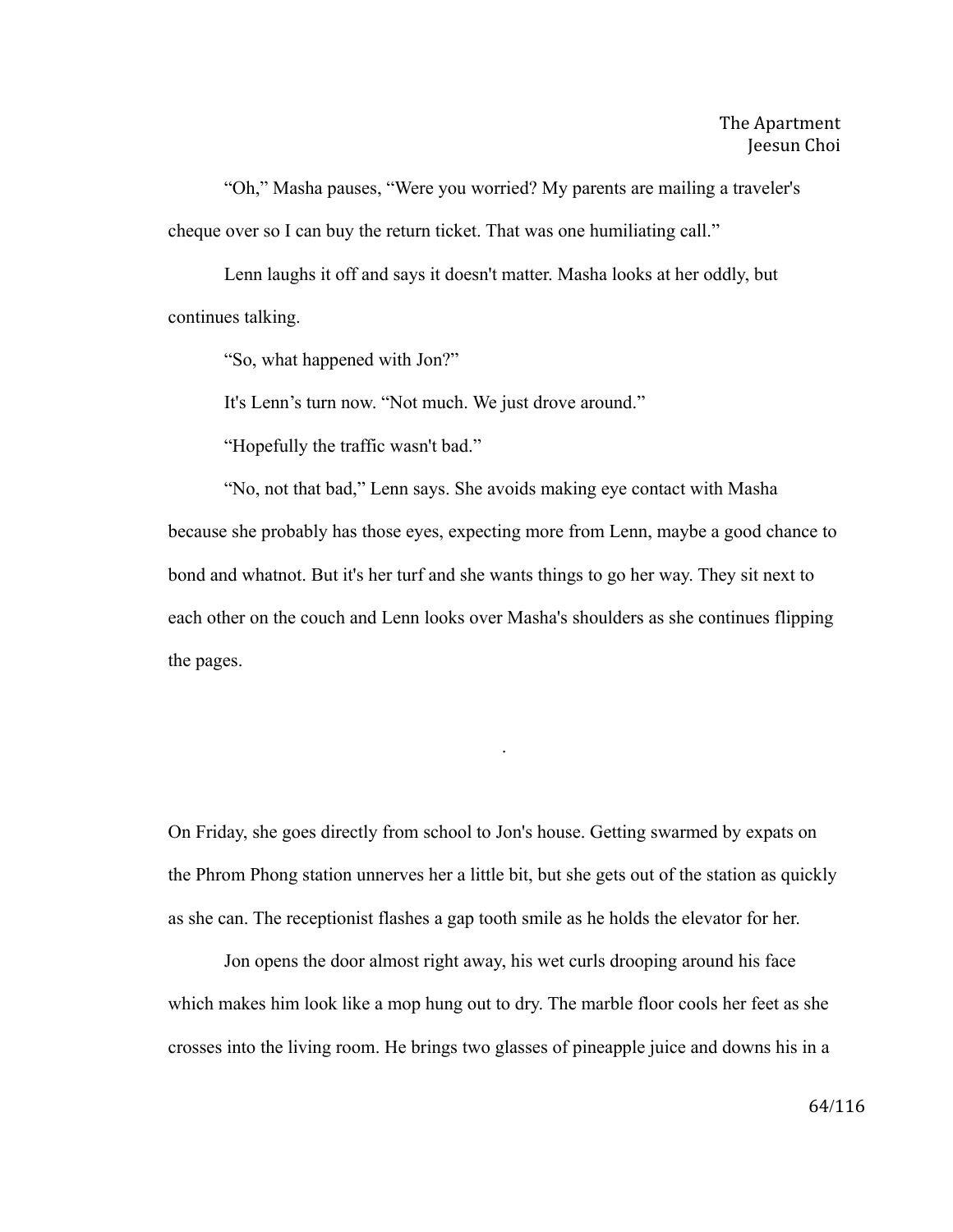"Oh," Masha pauses, "Were you worried? My parents are mailing a traveler's cheque over so I can buy the return ticket. That was one humiliating call."

Lenn laughs it off and says it doesn't matter. Masha looks at her oddly, but continues talking.

"So, what happened with Jon?"

It's Lenn's turn now. "Not much. We just drove around."

"Hopefully the traffic wasn't bad."

"No, not that bad," Lenn says. She avoids making eye contact with Masha because she probably has those eyes, expecting more from Lenn, maybe a good chance to bond and whatnot. But it's her turf and she wants things to go her way. They sit next to each other on the couch and Lenn looks over Masha's shoulders as she continues flipping the pages.

.

On Friday, she goes directly from school to Jon's house. Getting swarmed by expats on the Phrom Phong station unnerves her a little bit, but she gets out of the station as quickly as she can. The receptionist flashes a gap tooth smile as he holds the elevator for her.

Jon opens the door almost right away, his wet curls drooping around his face which makes him look like a mop hung out to dry. The marble floor cools her feet as she crosses into the living room. He brings two glasses of pineapple juice and downs his in a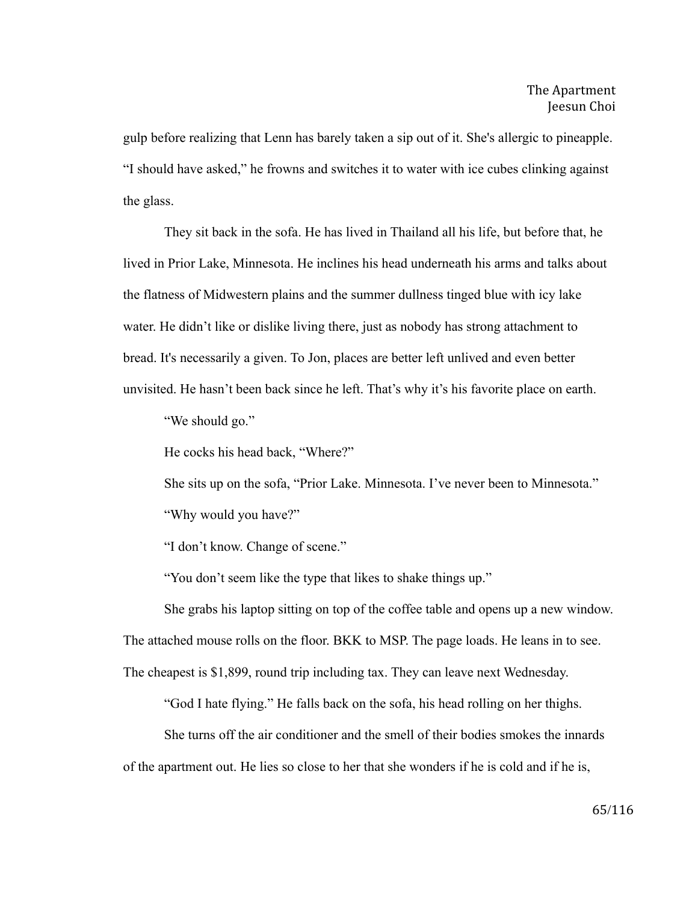gulp before realizing that Lenn has barely taken a sip out of it. She's allergic to pineapple. "I should have asked," he frowns and switches it to water with ice cubes clinking against the glass.

They sit back in the sofa. He has lived in Thailand all his life, but before that, he lived in Prior Lake, Minnesota. He inclines his head underneath his arms and talks about the flatness of Midwestern plains and the summer dullness tinged blue with icy lake water. He didn't like or dislike living there, just as nobody has strong attachment to bread. It's necessarily a given. To Jon, places are better left unlived and even better unvisited. He hasn't been back since he left. That's why it's his favorite place on earth.

"We should go."

He cocks his head back, "Where?"

She sits up on the sofa, "Prior Lake. Minnesota. I've never been to Minnesota."

"Why would you have?"

"I don't know. Change of scene."

"You don't seem like the type that likes to shake things up."

She grabs his laptop sitting on top of the coffee table and opens up a new window. The attached mouse rolls on the floor. BKK to MSP. The page loads. He leans in to see. The cheapest is $1,899, round trip including tax. They can leave next Wednesday.

"God I hate flying." He falls back on the sofa, his head rolling on her thighs.

She turns off the air conditioner and the smell of their bodies smokes the innards of the apartment out. He lies so close to her that she wonders if he is cold and if he is,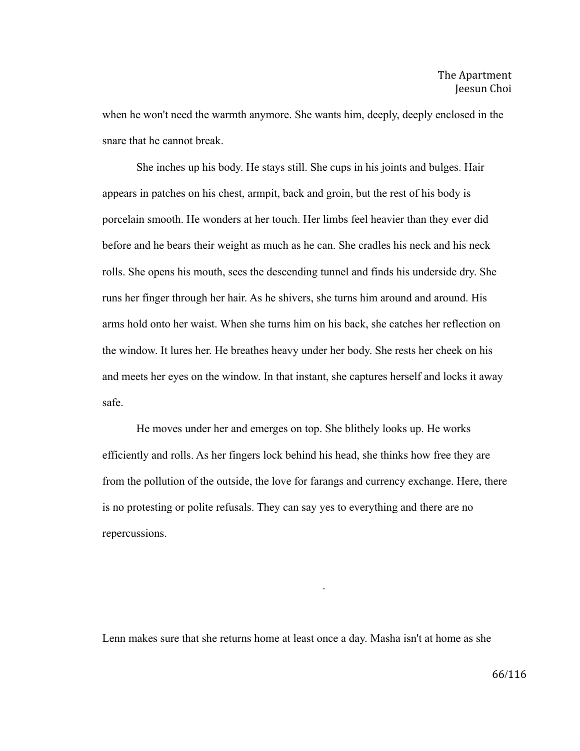when he won't need the warmth anymore. She wants him, deeply, deeply enclosed in the snare that he cannot break.

She inches up his body. He stays still. She cups in his joints and bulges. Hair appears in patches on his chest, armpit, back and groin, but the rest of his body is porcelain smooth. He wonders at her touch. Her limbs feel heavier than they ever did before and he bears their weight as much as he can. She cradles his neck and his neck rolls. She opens his mouth, sees the descending tunnel and finds his underside dry. She runs her finger through her hair. As he shivers, she turns him around and around. His arms hold onto her waist. When she turns him on his back, she catches her reflection on the window. It lures her. He breathes heavy under her body. She rests her cheek on his and meets her eyes on the window. In that instant, she captures herself and locks it away safe.

He moves under her and emerges on top. She blithely looks up. He works efficiently and rolls. As her fingers lock behind his head, she thinks how free they are from the pollution of the outside, the love for farangs and currency exchange. Here, there is no protesting or polite refusals. They can say yes to everything and there are no repercussions.

.

Lenn makes sure that she returns home at least once a day. Masha isn't at home as she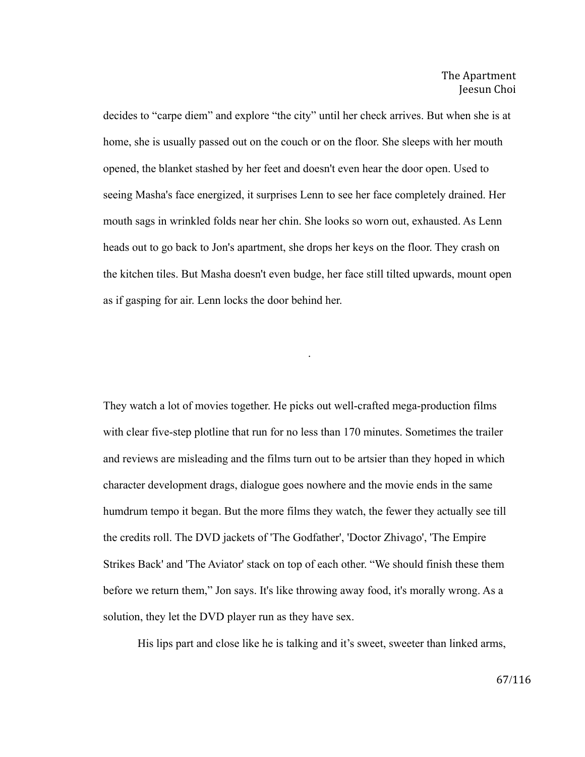decides to "carpe diem" and explore "the city" until her check arrives. But when she is at home, she is usually passed out on the couch or on the floor. She sleeps with her mouth opened, the blanket stashed by her feet and doesn't even hear the door open. Used to seeing Masha's face energized, it surprises Lenn to see her face completely drained. Her mouth sags in wrinkled folds near her chin. She looks so worn out, exhausted. As Lenn heads out to go back to Jon's apartment, she drops her keys on the floor. They crash on the kitchen tiles. But Masha doesn't even budge, her face still tilted upwards, mount open as if gasping for air. Lenn locks the door behind her.

.

They watch a lot of movies together. He picks out well-crafted mega-production films with clear five-step plotline that run for no less than 170 minutes. Sometimes the trailer and reviews are misleading and the films turn out to be artsier than they hoped in which character development drags, dialogue goes nowhere and the movie ends in the same humdrum tempo it began. But the more films they watch, the fewer they actually see till the credits roll. The DVD jackets of 'The Godfather', 'Doctor Zhivago', 'The Empire Strikes Back' and 'The Aviator' stack on top of each other. "We should finish these them before we return them," Jon says. It's like throwing away food, it's morally wrong. As a solution, they let the DVD player run as they have sex.

His lips part and close like he is talking and it's sweet, sweeter than linked arms,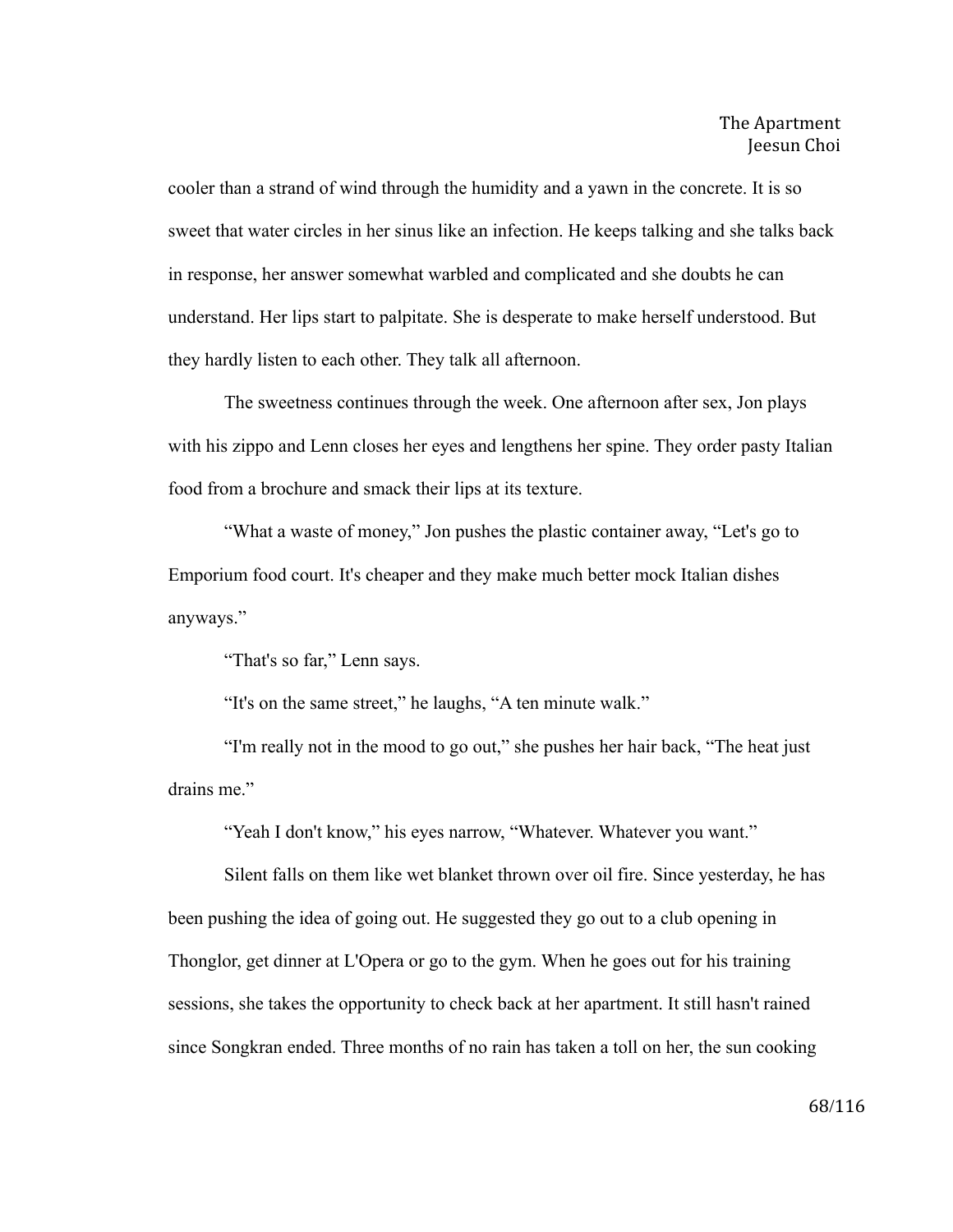cooler than a strand of wind through the humidity and a yawn in the concrete. It is so sweet that water circles in her sinus like an infection. He keeps talking and she talks back in response, her answer somewhat warbled and complicated and she doubts he can understand. Her lips start to palpitate. She is desperate to make herself understood. But they hardly listen to each other. They talk all afternoon.

The sweetness continues through the week. One afternoon after sex, Jon plays with his zippo and Lenn closes her eyes and lengthens her spine. They order pasty Italian food from a brochure and smack their lips at its texture.

“What a waste of money,” Jon pushes the plastic container away, “Let's go to Emporium food court. It's cheaper and they make much better mock Italian dishes anyways.”

“That's so far,” Lenn says.

“It's on the same street,” he laughs, “A ten minute walk.”

“I'm really not in the mood to go out,” she pushes her hair back, “The heat just drains me.”

“Yeah I don't know,” his eyes narrow, “Whatever. Whatever you want.”

Silent falls on them like wet blanket thrown over oil fire. Since yesterday, he has been pushing the idea of going out. He suggested they go out to a club opening in Thonglor, get dinner at L'Opera or go to the gym. When he goes out for his training sessions, she takes the opportunity to check back at her apartment. It still hasn't rained since Songkran ended. Three months of no rain has taken a toll on her, the sun cooking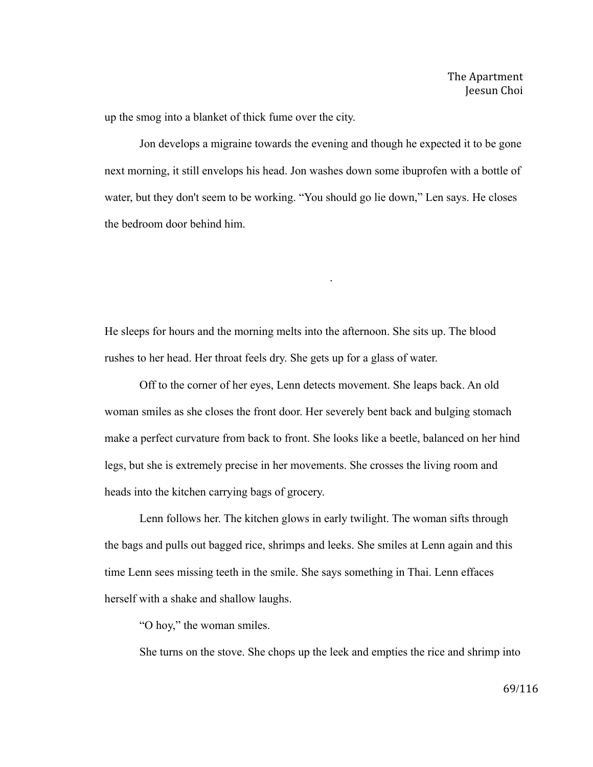up the smog into a blanket of thick fume over the city.

Jon develops a migraine towards the evening and though he expected it to be gone next morning, it still envelops his head. Jon washes down some ibuprofen with a bottle of water, but they don't seem to be working. “You should go lie down,” Len says. He closes the bedroom door behind him.

.

He sleeps for hours and the morning melts into the afternoon. She sits up. The blood rushes to her head. Her throat feels dry. She gets up for a glass of water.

Off to the corner of her eyes, Lenn detects movement. She leaps back. An old woman smiles as she closes the front door. Her severely bent back and bulging stomach make a perfect curvature from back to front. She looks like a beetle, balanced on her hind legs, but she is extremely precise in her movements. She crosses the living room and heads into the kitchen carrying bags of grocery.

Lenn follows her. The kitchen glows in early twilight. The woman sifts through the bags and pulls out bagged rice, shrimps and leeks. She smiles at Lenn again and this time Lenn sees missing teeth in the smile. She says something in Thai. Lenn effaces herself with a shake and shallow laughs.

“O hoy,” the woman smiles.

She turns on the stove. She chops up the leek and empties the rice and shrimp into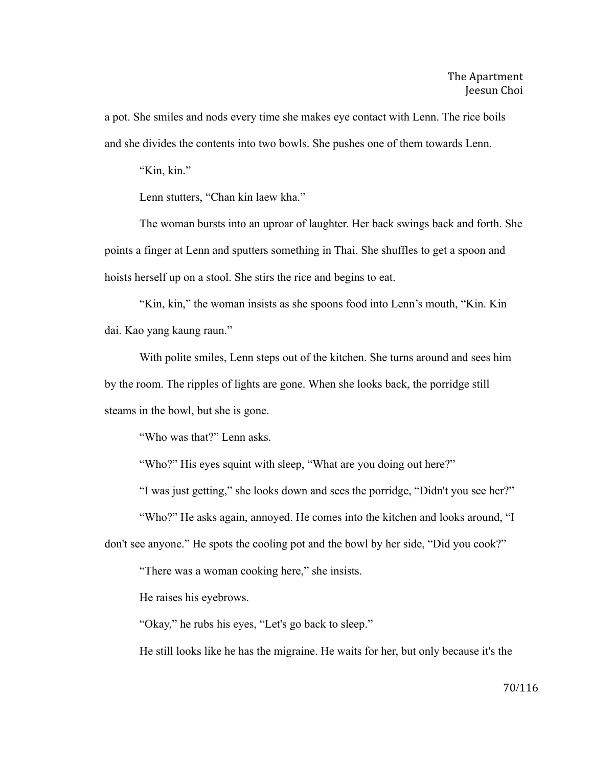a pot. She smiles and nods every time she makes eye contact with Lenn. The rice boils and she divides the contents into two bowls. She pushes one of them towards Lenn.

"Kin, kin."

Lenn stutters, "Chan kin laew kha."

The woman bursts into an uproar of laughter. Her back swings back and forth. She points a finger at Lenn and sputters something in Thai. She shuffles to get a spoon and hoists herself up on a stool. She stirs the rice and begins to eat.

"Kin, kin," the woman insists as she spoons food into Lenn's mouth, "Kin. Kin dai. Kao yang kaung raun."

With polite smiles, Lenn steps out of the kitchen. She turns around and sees him by the room. The ripples of lights are gone. When she looks back, the porridge still steams in the bowl, but she is gone.

"Who was that?" Lenn asks.

"Who?" His eyes squint with sleep, "What are you doing out here?"

"I was just getting," she looks down and sees the porridge, "Didn't you see her?"

"Who?" He asks again, annoyed. He comes into the kitchen and looks around, "I don't see anyone." He spots the cooling pot and the bowl by her side, "Did you cook?"

"There was a woman cooking here," she insists.

He raises his eyebrows.

"Okay," he rubs his eyes, "Let's go back to sleep."

He still looks like he has the migraine. He waits for her, but only because it's the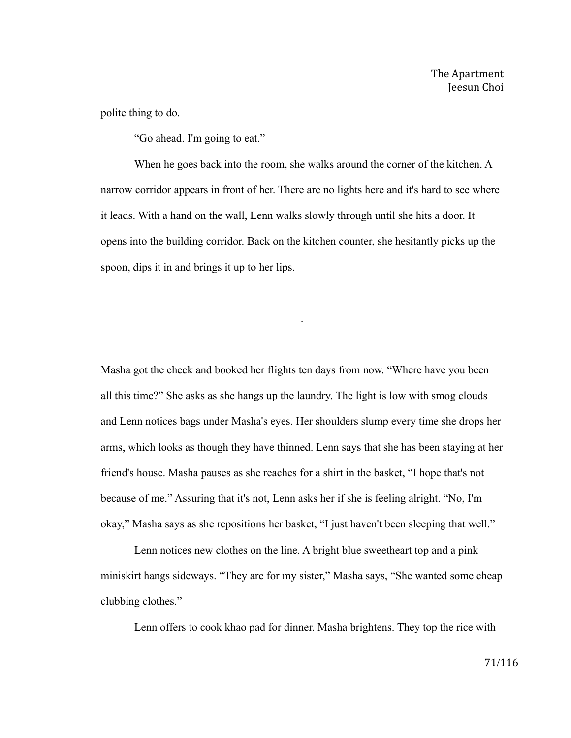polite thing to do.

“Go ahead. I'm going to eat.”

When he goes back into the room, she walks around the corner of the kitchen. A narrow corridor appears in front of her. There are no lights here and it's hard to see where it leads. With a hand on the wall, Lenn walks slowly through until she hits a door. It opens into the building corridor. Back on the kitchen counter, she hesitantly picks up the spoon, dips it in and brings it up to her lips.

.

Masha got the check and booked her flights ten days from now. “Where have you been all this time?” She asks as she hangs up the laundry. The light is low with smog clouds and Lenn notices bags under Masha's eyes. Her shoulders slump every time she drops her arms, which looks as though they have thinned. Lenn says that she has been staying at her friend's house. Masha pauses as she reaches for a shirt in the basket, “I hope that's not because of me.” Assuring that it's not, Lenn asks her if she is feeling alright. “No, I'm okay,” Masha says as she repositions her basket, “I just haven't been sleeping that well.”

Lenn notices new clothes on the line. A bright blue sweetheart top and a pink miniskirt hangs sideways. “They are for my sister,” Masha says, “She wanted some cheap clubbing clothes.”

Lenn offers to cook khao pad for dinner. Masha brightens. They top the rice with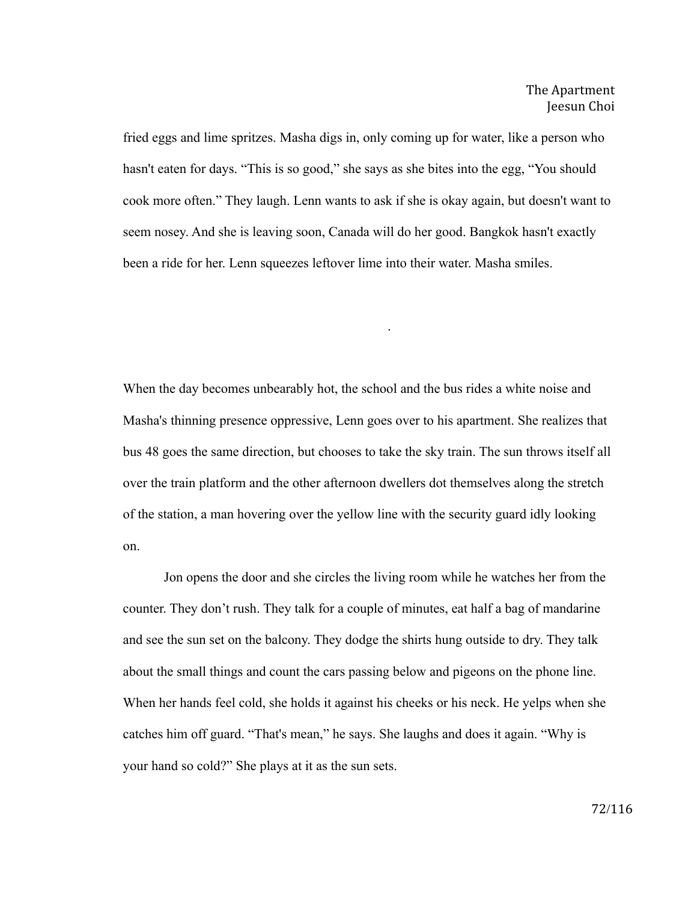fried eggs and lime spritzes. Masha digs in, only coming up for water, like a person who hasn't eaten for days. “This is so good,” she says as she bites into the egg, “You should cook more often.” They laugh. Lenn wants to ask if she is okay again, but doesn't want to seem nosey. And she is leaving soon, Canada will do her good. Bangkok hasn't exactly been a ride for her. Lenn squeezes leftover lime into their water. Masha smiles.

.

When the day becomes unbearably hot, the school and the bus rides a white noise and Masha's thinning presence oppressive, Lenn goes over to his apartment. She realizes that bus 48 goes the same direction, but chooses to take the sky train. The sun throws itself all over the train platform and the other afternoon dwellers dot themselves along the stretch of the station, a man hovering over the yellow line with the security guard idly looking on.

Jon opens the door and she circles the living room while he watches her from the counter. They don’t rush. They talk for a couple of minutes, eat half a bag of mandarine and see the sun set on the balcony. They dodge the shirts hung outside to dry. They talk about the small things and count the cars passing below and pigeons on the phone line. When her hands feel cold, she holds it against his cheeks or his neck. He yelps when she catches him off guard. “That's mean,” he says. She laughs and does it again. “Why is your hand so cold?” She plays at it as the sun sets.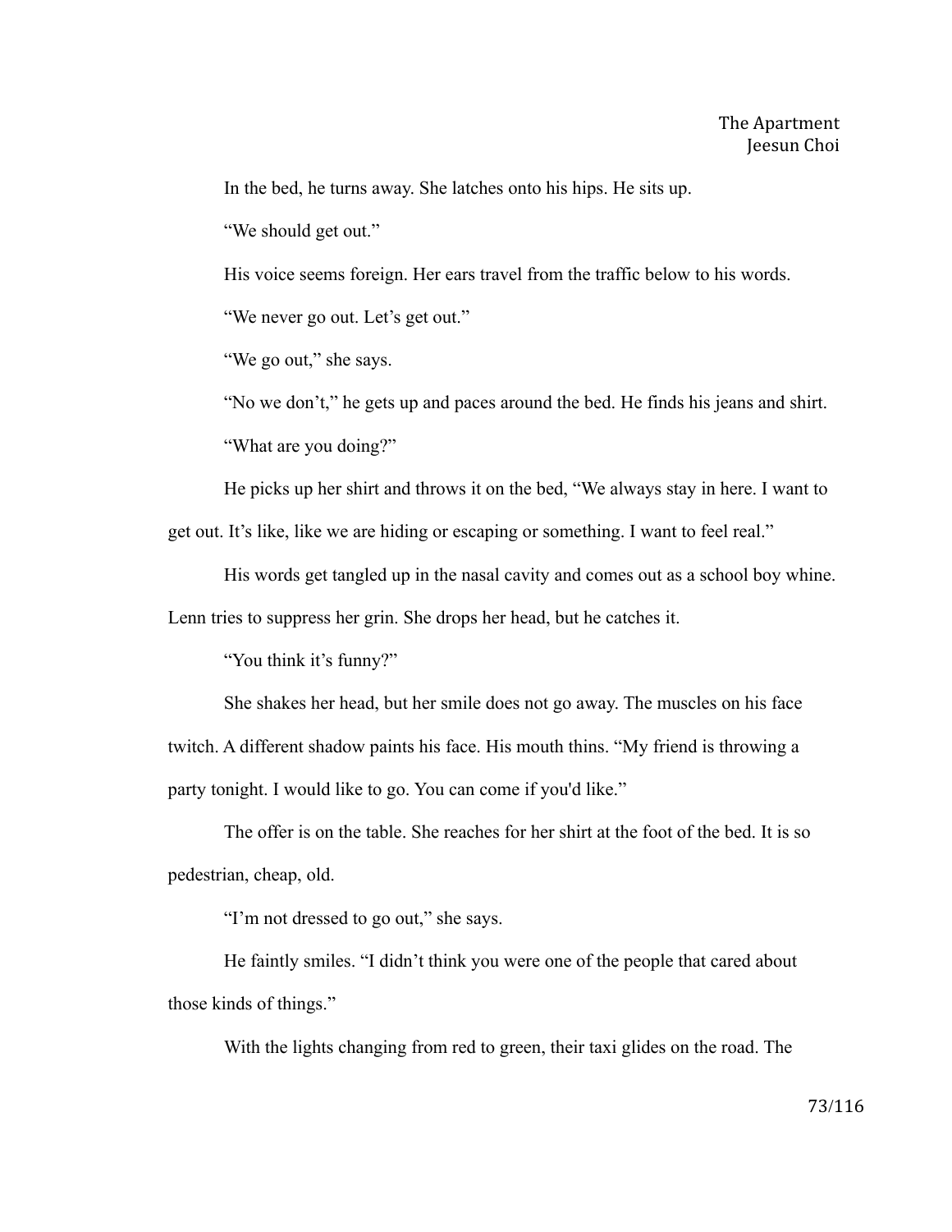In the bed, he turns away. She latches onto his hips. He sits up.

"We should get out."

His voice seems foreign. Her ears travel from the traffic below to his words.

"We never go out. Let's get out."

"We go out," she says.

"No we don't," he gets up and paces around the bed. He finds his jeans and shirt.

"What are you doing?"

He picks up her shirt and throws it on the bed, "We always stay in here. I want to get out. It's like, like we are hiding or escaping or something. I want to feel real."

His words get tangled up in the nasal cavity and comes out as a school boy whine. Lenn tries to suppress her grin. She drops her head, but he catches it.

"You think it's funny?"

She shakes her head, but her smile does not go away. The muscles on his face twitch. A different shadow paints his face. His mouth thins. "My friend is throwing a party tonight. I would like to go. You can come if you'd like."

The offer is on the table. She reaches for her shirt at the foot of the bed. It is so pedestrian, cheap, old.

"I'm not dressed to go out," she says.

He faintly smiles. "I didn't think you were one of the people that cared about those kinds of things."

With the lights changing from red to green, their taxi glides on the road. The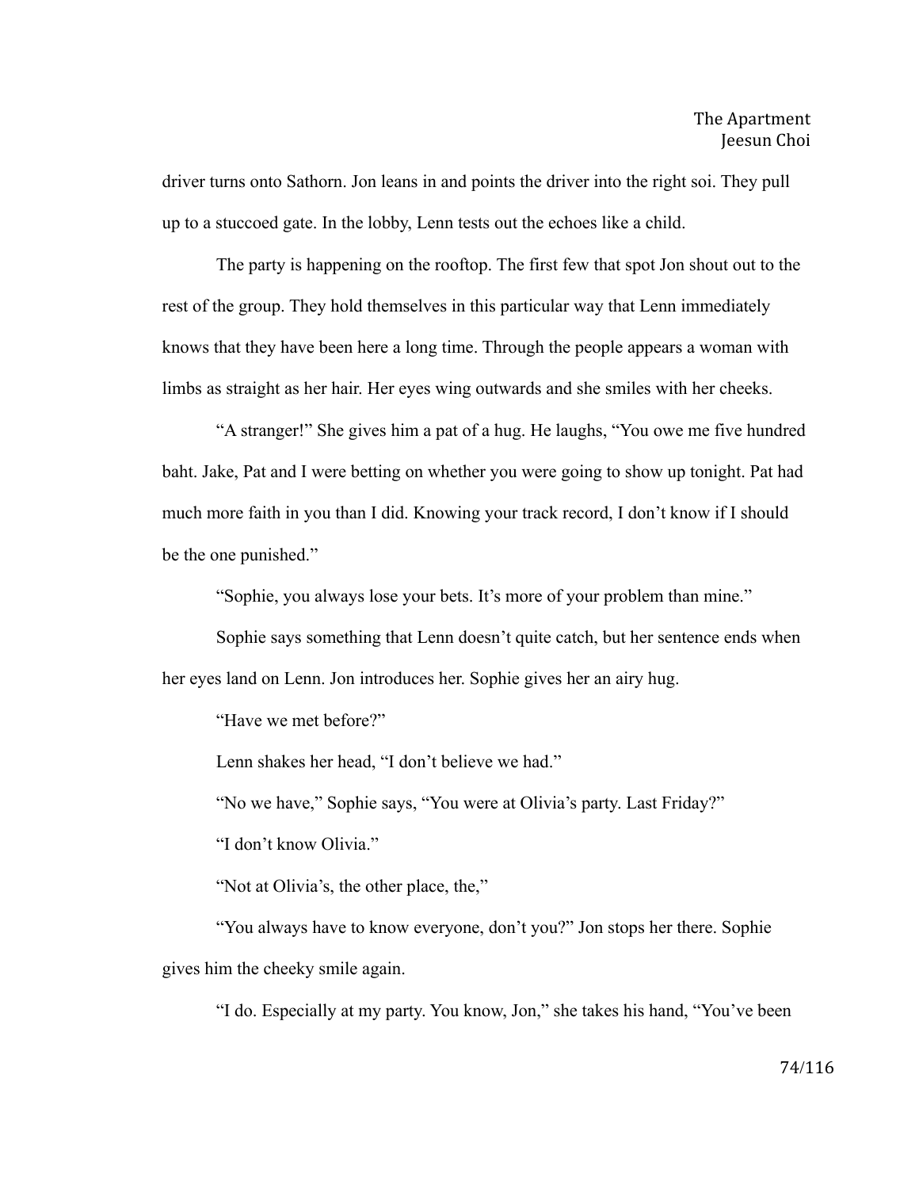driver turns onto Sathorn. Jon leans in and points the driver into the right soi. They pull up to a stuccoed gate. In the lobby, Lenn tests out the echoes like a child.

The party is happening on the rooftop. The first few that spot Jon shout out to the rest of the group. They hold themselves in this particular way that Lenn immediately knows that they have been here a long time. Through the people appears a woman with limbs as straight as her hair. Her eyes wing outwards and she smiles with her cheeks.

"A stranger!" She gives him a pat of a hug. He laughs, "You owe me five hundred baht. Jake, Pat and I were betting on whether you were going to show up tonight. Pat had much more faith in you than I did. Knowing your track record, I don't know if I should be the one punished."

"Sophie, you always lose your bets. It's more of your problem than mine."

Sophie says something that Lenn doesn't quite catch, but her sentence ends when her eyes land on Lenn. Jon introduces her. Sophie gives her an airy hug.

"Have we met before?"

Lenn shakes her head, "I don't believe we had."

"No we have," Sophie says, "You were at Olivia's party. Last Friday?"

"I don't know Olivia."

"Not at Olivia's, the other place, the,"

"You always have to know everyone, don't you?" Jon stops her there. Sophie gives him the cheeky smile again.

"I do. Especially at my party. You know, Jon," she takes his hand, "You've been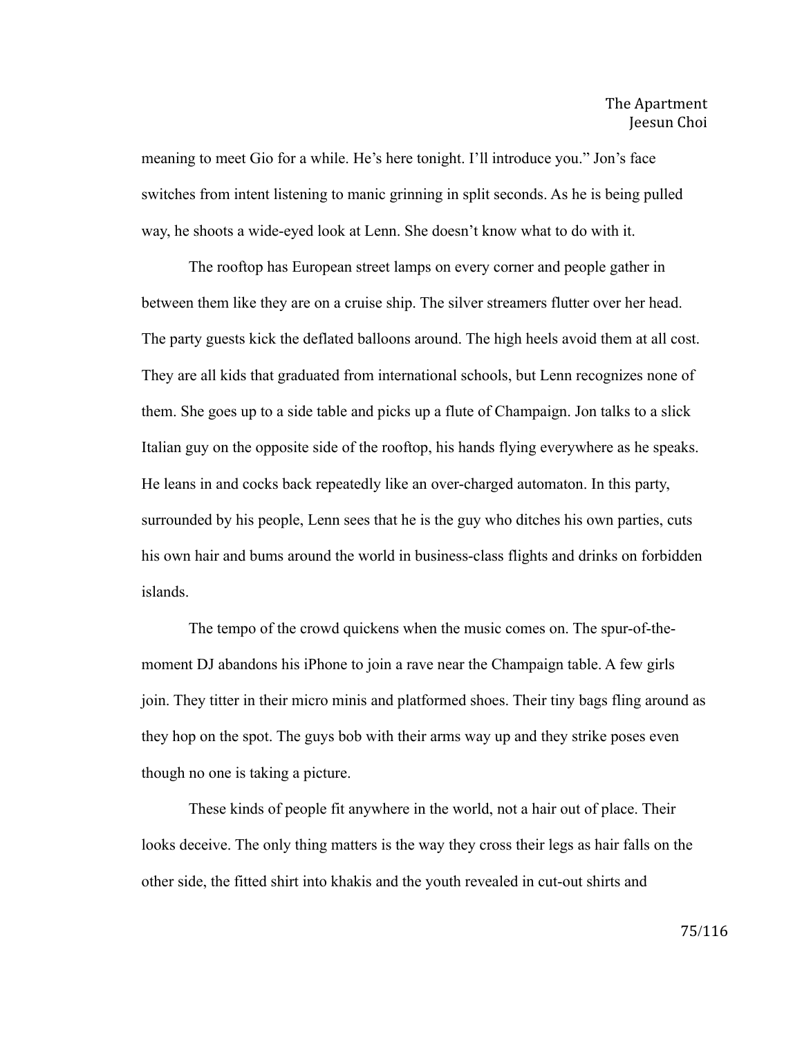meaning to meet Gio for a while. He's here tonight. I'll introduce you." Jon's face switches from intent listening to manic grinning in split seconds. As he is being pulled way, he shoots a wide-eyed look at Lenn. She doesn't know what to do with it.

The rooftop has European street lamps on every corner and people gather in between them like they are on a cruise ship. The silver streamers flutter over her head. The party guests kick the deflated balloons around. The high heels avoid them at all cost. They are all kids that graduated from international schools, but Lenn recognizes none of them. She goes up to a side table and picks up a flute of Champaign. Jon talks to a slick Italian guy on the opposite side of the rooftop, his hands flying everywhere as he speaks. He leans in and cocks back repeatedly like an over-charged automaton. In this party, surrounded by his people, Lenn sees that he is the guy who ditches his own parties, cuts his own hair and bums around the world in business-class flights and drinks on forbidden islands.

The tempo of the crowd quickens when the music comes on. The spur-of-the-moment DJ abandons his iPhone to join a rave near the Champaign table. A few girls join. They titter in their micro minis and platformed shoes. Their tiny bags fling around as they hop on the spot. The guys bob with their arms way up and they strike poses even though no one is taking a picture.

These kinds of people fit anywhere in the world, not a hair out of place. Their looks deceive. The only thing matters is the way they cross their legs as hair falls on the other side, the fitted shirt into khakis and the youth revealed in cut-out shirts and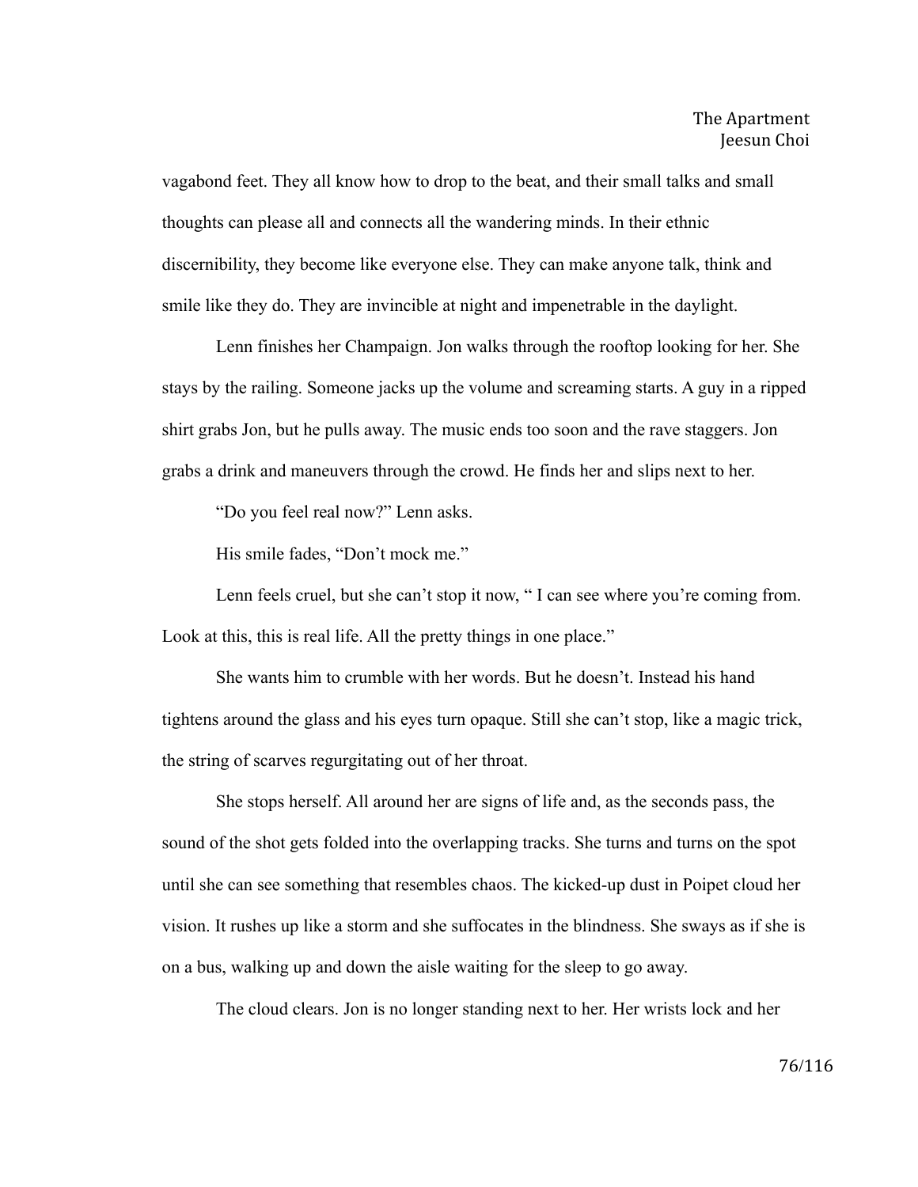vagabond feet. They all know how to drop to the beat, and their small talks and small thoughts can please all and connects all the wandering minds. In their ethnic discernibility, they become like everyone else. They can make anyone talk, think and smile like they do. They are invincible at night and impenetrable in the daylight.

Lenn finishes her Champaign. Jon walks through the rooftop looking for her. She stays by the railing. Someone jacks up the volume and screaming starts. A guy in a ripped shirt grabs Jon, but he pulls away. The music ends too soon and the rave staggers. Jon grabs a drink and maneuvers through the crowd. He finds her and slips next to her.

"Do you feel real now?" Lenn asks.

His smile fades, "Don't mock me."

Lenn feels cruel, but she can't stop it now, " I can see where you're coming from. Look at this, this is real life. All the pretty things in one place."

She wants him to crumble with her words. But he doesn't. Instead his hand tightens around the glass and his eyes turn opaque. Still she can't stop, like a magic trick, the string of scarves regurgitating out of her throat.

She stops herself. All around her are signs of life and, as the seconds pass, the sound of the shot gets folded into the overlapping tracks. She turns and turns on the spot until she can see something that resembles chaos. The kicked-up dust in Poipet cloud her vision. It rushes up like a storm and she suffocates in the blindness. She sways as if she is on a bus, walking up and down the aisle waiting for the sleep to go away.

The cloud clears. Jon is no longer standing next to her. Her wrists lock and her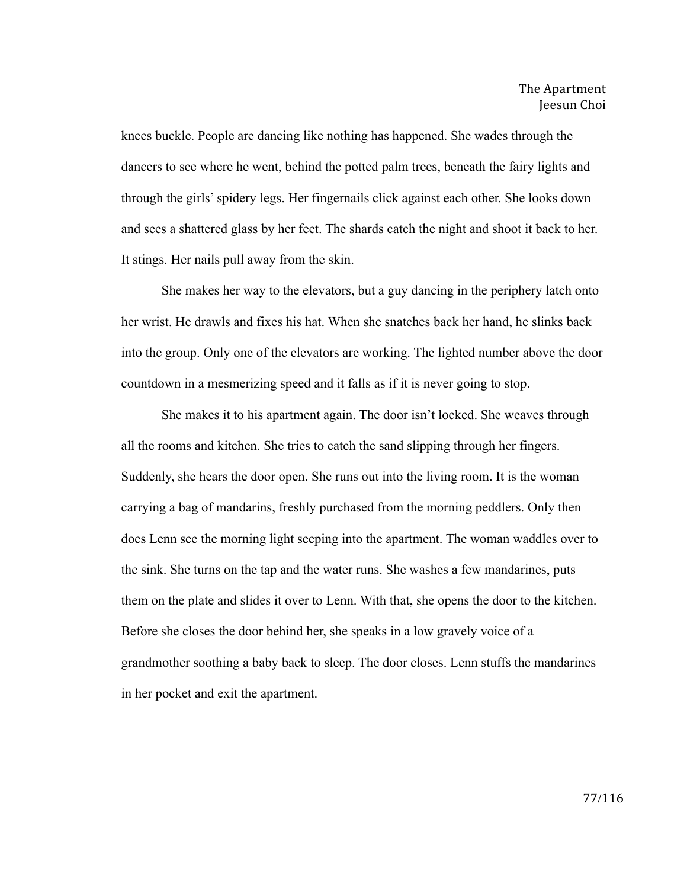knees buckle. People are dancing like nothing has happened. She wades through the dancers to see where he went, behind the potted palm trees, beneath the fairy lights and through the girls' spidery legs. Her fingernails click against each other. She looks down and sees a shattered glass by her feet. The shards catch the night and shoot it back to her. It stings. Her nails pull away from the skin.

She makes her way to the elevators, but a guy dancing in the periphery latch onto her wrist. He drawls and fixes his hat. When she snatches back her hand, he slinks back into the group. Only one of the elevators are working. The lighted number above the door countdown in a mesmerizing speed and it falls as if it is never going to stop.

She makes it to his apartment again. The door isn't locked. She weaves through all the rooms and kitchen. She tries to catch the sand slipping through her fingers. Suddenly, she hears the door open. She runs out into the living room. It is the woman carrying a bag of mandarins, freshly purchased from the morning peddlers. Only then does Lenn see the morning light seeping into the apartment. The woman waddles over to the sink. She turns on the tap and the water runs. She washes a few mandarines, puts them on the plate and slides it over to Lenn. With that, she opens the door to the kitchen. Before she closes the door behind her, she speaks in a low gravely voice of a grandmother soothing a baby back to sleep. The door closes. Lenn stuffs the mandarines in her pocket and exit the apartment.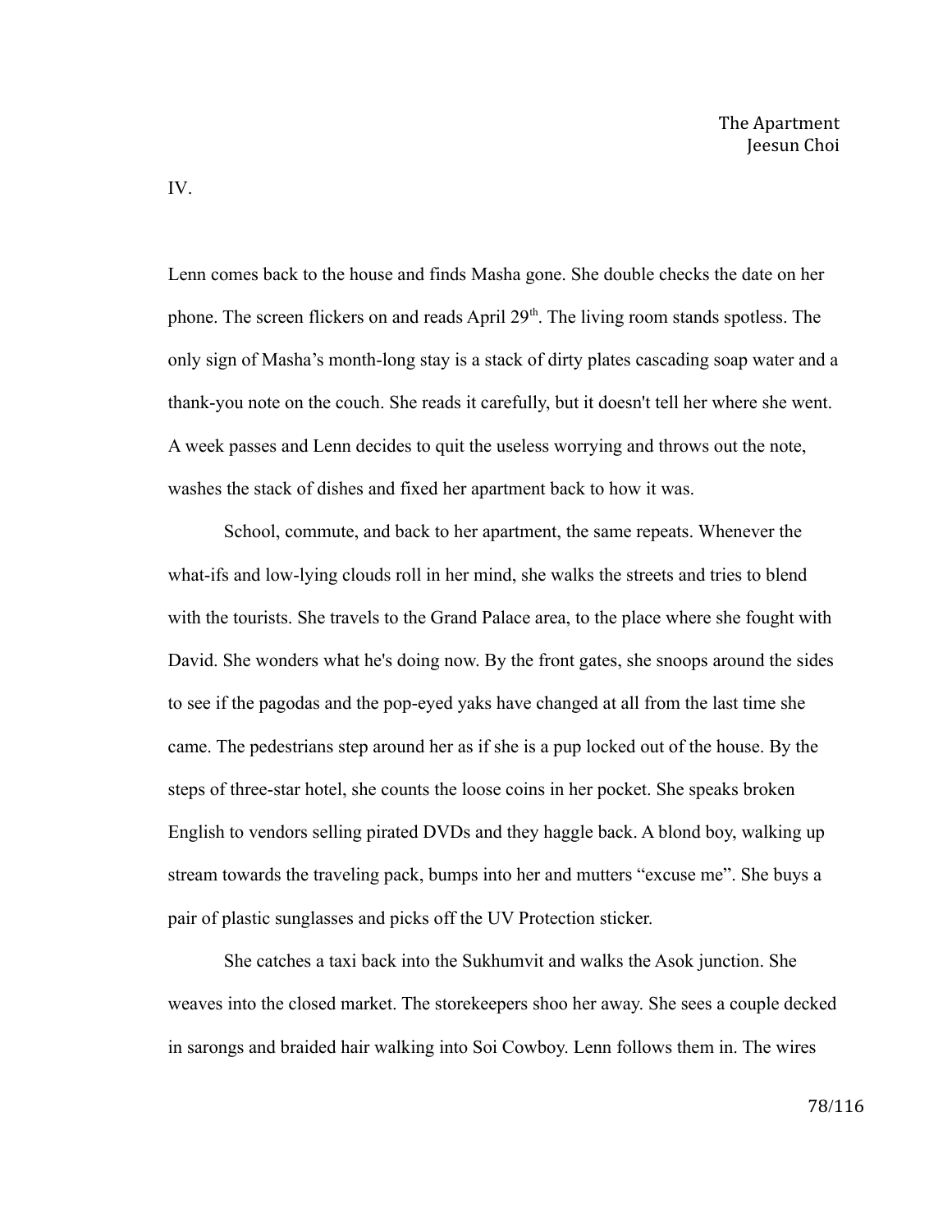IV.

Lenn comes back to the house and finds Masha gone. She double checks the date on her phone. The screen flickers on and reads April 29th. The living room stands spotless. The only sign of Masha's month-long stay is a stack of dirty plates cascading soap water and a thank-you note on the couch. She reads it carefully, but it doesn't tell her where she went. A week passes and Lenn decides to quit the useless worrying and throws out the note, washes the stack of dishes and fixed her apartment back to how it was.

School, commute, and back to her apartment, the same repeats. Whenever the what-ifs and low-lying clouds roll in her mind, she walks the streets and tries to blend with the tourists. She travels to the Grand Palace area, to the place where she fought with David. She wonders what he's doing now. By the front gates, she snoops around the sides to see if the pagodas and the pop-eyed yaks have changed at all from the last time she came. The pedestrians step around her as if she is a pup locked out of the house. By the steps of three-star hotel, she counts the loose coins in her pocket. She speaks broken English to vendors selling pirated DVDs and they haggle back. A blond boy, walking up stream towards the traveling pack, bumps into her and mutters "excuse me". She buys a pair of plastic sunglasses and picks off the UV Protection sticker.

She catches a taxi back into the Sukhumvit and walks the Asok junction. She weaves into the closed market. The storekeepers shoo her away. She sees a couple decked in sarongs and braided hair walking into Soi Cowboy. Lenn follows them in. The wires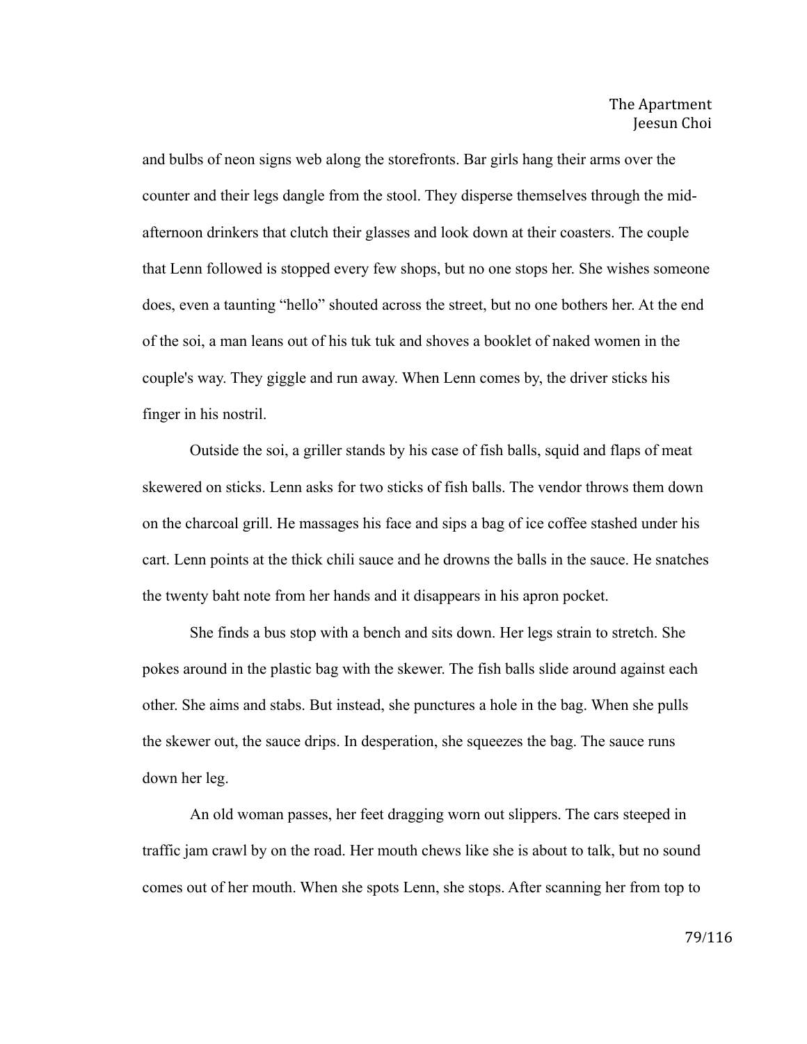and bulbs of neon signs web along the storefronts. Bar girls hang their arms over the counter and their legs dangle from the stool. They disperse themselves through the mid-afternoon drinkers that clutch their glasses and look down at their coasters. The couple that Lenn followed is stopped every few shops, but no one stops her. She wishes someone does, even a taunting "hello" shouted across the street, but no one bothers her. At the end of the soi, a man leans out of his tuk tuk and shoves a booklet of naked women in the couple's way. They giggle and run away. When Lenn comes by, the driver sticks his finger in his nostril.

Outside the soi, a griller stands by his case of fish balls, squid and flaps of meat skewered on sticks. Lenn asks for two sticks of fish balls. The vendor throws them down on the charcoal grill. He massages his face and sips a bag of ice coffee stashed under his cart. Lenn points at the thick chili sauce and he drowns the balls in the sauce. He snatches the twenty baht note from her hands and it disappears in his apron pocket.

She finds a bus stop with a bench and sits down. Her legs strain to stretch. She pokes around in the plastic bag with the skewer. The fish balls slide around against each other. She aims and stabs. But instead, she punctures a hole in the bag. When she pulls the skewer out, the sauce drips. In desperation, she squeezes the bag. The sauce runs down her leg.

An old woman passes, her feet dragging worn out slippers. The cars steeped in traffic jam crawl by on the road. Her mouth chews like she is about to talk, but no sound comes out of her mouth. When she spots Lenn, she stops. After scanning her from top to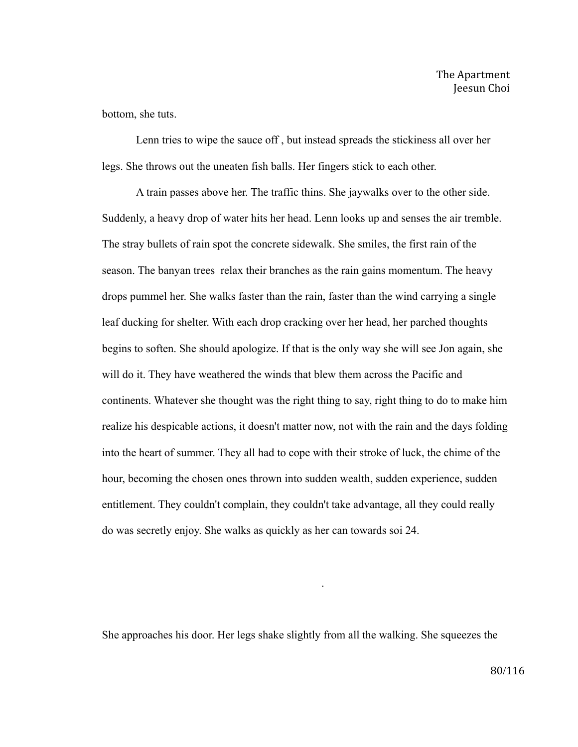bottom, she tuts.

Lenn tries to wipe the sauce off , but instead spreads the stickiness all over her legs. She throws out the uneaten fish balls. Her fingers stick to each other.

A train passes above her. The traffic thins. She jaywalks over to the other side. Suddenly, a heavy drop of water hits her head. Lenn looks up and senses the air tremble. The stray bullets of rain spot the concrete sidewalk. She smiles, the first rain of the season. The banyan trees  relax their branches as the rain gains momentum. The heavy drops pummel her. She walks faster than the rain, faster than the wind carrying a single leaf ducking for shelter. With each drop cracking over her head, her parched thoughts begins to soften. She should apologize. If that is the only way she will see Jon again, she will do it. They have weathered the winds that blew them across the Pacific and continents. Whatever she thought was the right thing to say, right thing to do to make him realize his despicable actions, it doesn't matter now, not with the rain and the days folding into the heart of summer. They all had to cope with their stroke of luck, the chime of the hour, becoming the chosen ones thrown into sudden wealth, sudden experience, sudden entitlement. They couldn't complain, they couldn't take advantage, all they could really do was secretly enjoy. She walks as quickly as her can towards soi 24.

.

She approaches his door. Her legs shake slightly from all the walking. She squeezes the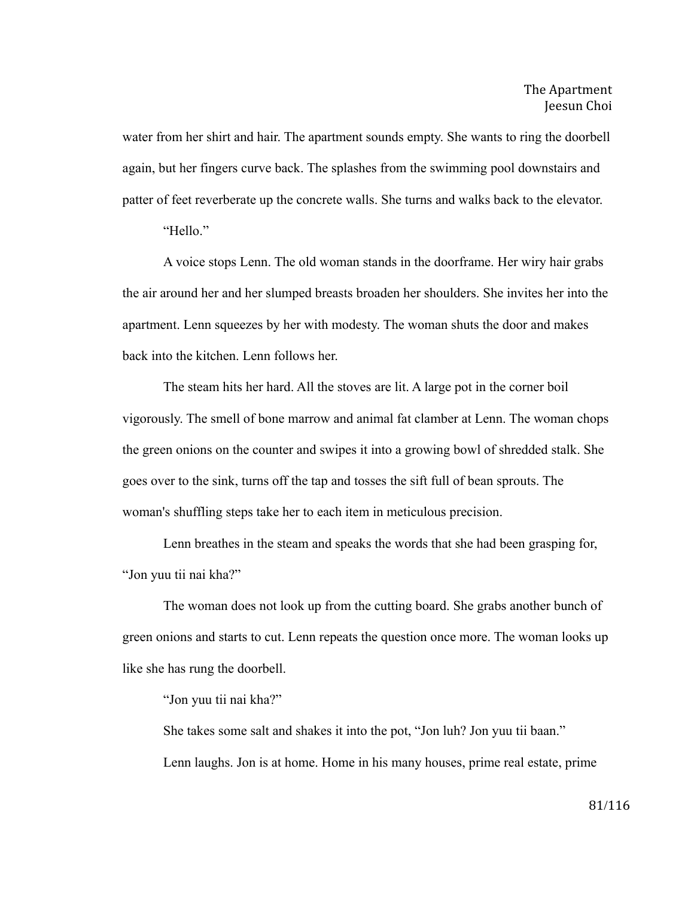water from her shirt and hair. The apartment sounds empty. She wants to ring the doorbell again, but her fingers curve back. The splashes from the swimming pool downstairs and patter of feet reverberate up the concrete walls. She turns and walks back to the elevator.

"Hello."

A voice stops Lenn. The old woman stands in the doorframe. Her wiry hair grabs the air around her and her slumped breasts broaden her shoulders. She invites her into the apartment. Lenn squeezes by her with modesty. The woman shuts the door and makes back into the kitchen. Lenn follows her.

The steam hits her hard. All the stoves are lit. A large pot in the corner boil vigorously. The smell of bone marrow and animal fat clamber at Lenn. The woman chops the green onions on the counter and swipes it into a growing bowl of shredded stalk. She goes over to the sink, turns off the tap and tosses the sift full of bean sprouts. The woman's shuffling steps take her to each item in meticulous precision.

Lenn breathes in the steam and speaks the words that she had been grasping for, "Jon yuu tii nai kha?"

The woman does not look up from the cutting board. She grabs another bunch of green onions and starts to cut. Lenn repeats the question once more. The woman looks up like she has rung the doorbell.

"Jon yuu tii nai kha?"

She takes some salt and shakes it into the pot, "Jon luh? Jon yuu tii baan."

Lenn laughs. Jon is at home. Home in his many houses, prime real estate, prime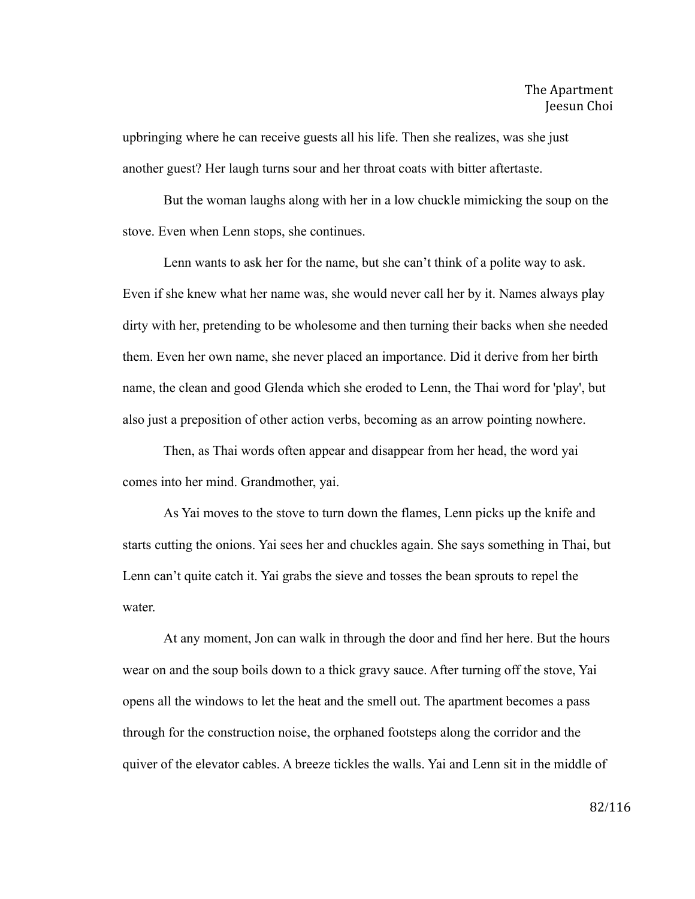upbringing where he can receive guests all his life. Then she realizes, was she just another guest? Her laugh turns sour and her throat coats with bitter aftertaste.

But the woman laughs along with her in a low chuckle mimicking the soup on the stove. Even when Lenn stops, she continues.

Lenn wants to ask her for the name, but she can't think of a polite way to ask. Even if she knew what her name was, she would never call her by it. Names always play dirty with her, pretending to be wholesome and then turning their backs when she needed them. Even her own name, she never placed an importance. Did it derive from her birth name, the clean and good Glenda which she eroded to Lenn, the Thai word for 'play', but also just a preposition of other action verbs, becoming as an arrow pointing nowhere.

Then, as Thai words often appear and disappear from her head, the word yai comes into her mind. Grandmother, yai.

As Yai moves to the stove to turn down the flames, Lenn picks up the knife and starts cutting the onions. Yai sees her and chuckles again. She says something in Thai, but Lenn can't quite catch it. Yai grabs the sieve and tosses the bean sprouts to repel the water.

At any moment, Jon can walk in through the door and find her here. But the hours wear on and the soup boils down to a thick gravy sauce. After turning off the stove, Yai opens all the windows to let the heat and the smell out. The apartment becomes a pass through for the construction noise, the orphaned footsteps along the corridor and the quiver of the elevator cables. A breeze tickles the walls. Yai and Lenn sit in the middle of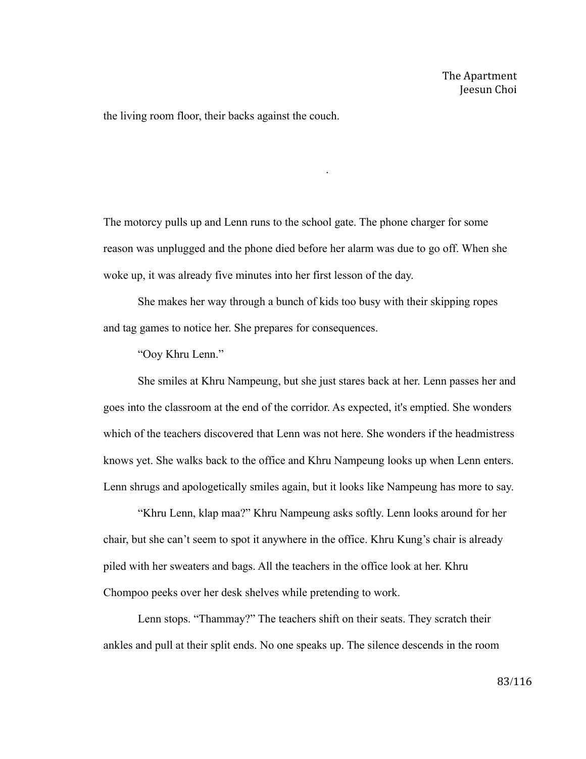the living room floor, their backs against the couch.

.

The motorcy pulls up and Lenn runs to the school gate. The phone charger for some reason was unplugged and the phone died before her alarm was due to go off. When she woke up, it was already five minutes into her first lesson of the day.

She makes her way through a bunch of kids too busy with their skipping ropes and tag games to notice her. She prepares for consequences.

"Ooy Khru Lenn."

She smiles at Khru Nampeung, but she just stares back at her. Lenn passes her and goes into the classroom at the end of the corridor. As expected, it's emptied. She wonders which of the teachers discovered that Lenn was not here. She wonders if the headmistress knows yet. She walks back to the office and Khru Nampeung looks up when Lenn enters. Lenn shrugs and apologetically smiles again, but it looks like Nampeung has more to say.

"Khru Lenn, klap maa?" Khru Nampeung asks softly. Lenn looks around for her chair, but she can't seem to spot it anywhere in the office. Khru Kung's chair is already piled with her sweaters and bags. All the teachers in the office look at her. Khru Chompoo peeks over her desk shelves while pretending to work.

Lenn stops. "Thammay?" The teachers shift on their seats. They scratch their ankles and pull at their split ends. No one speaks up. The silence descends in the room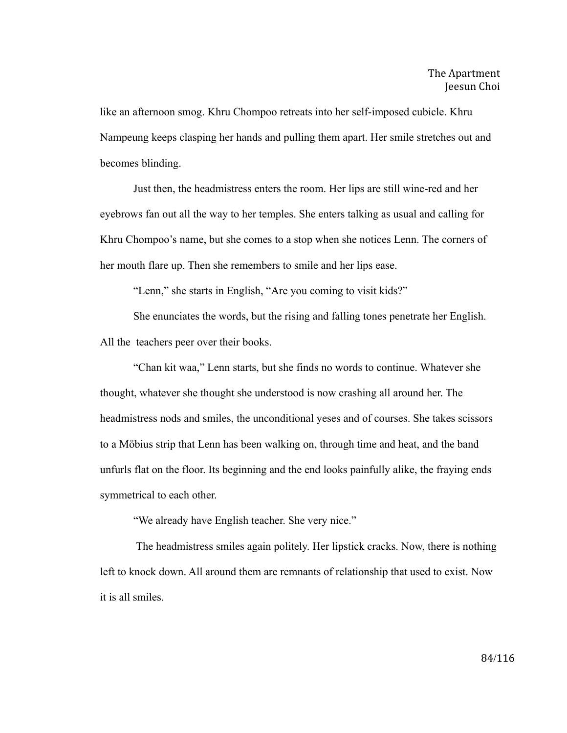like an afternoon smog. Khru Chompoo retreats into her self-imposed cubicle. Khru Nampeung keeps clasping her hands and pulling them apart. Her smile stretches out and becomes blinding.

Just then, the headmistress enters the room. Her lips are still wine-red and her eyebrows fan out all the way to her temples. She enters talking as usual and calling for Khru Chompoo's name, but she comes to a stop when she notices Lenn. The corners of her mouth flare up. Then she remembers to smile and her lips ease.

"Lenn," she starts in English, "Are you coming to visit kids?"

She enunciates the words, but the rising and falling tones penetrate her English. All the teachers peer over their books.

"Chan kit waa," Lenn starts, but she finds no words to continue. Whatever she thought, whatever she thought she understood is now crashing all around her. The headmistress nods and smiles, the unconditional yeses and of courses. She takes scissors to a Möbius strip that Lenn has been walking on, through time and heat, and the band unfurls flat on the floor. Its beginning and the end looks painfully alike, the fraying ends symmetrical to each other.

"We already have English teacher. She very nice."

The headmistress smiles again politely. Her lipstick cracks. Now, there is nothing left to knock down. All around them are remnants of relationship that used to exist. Now it is all smiles.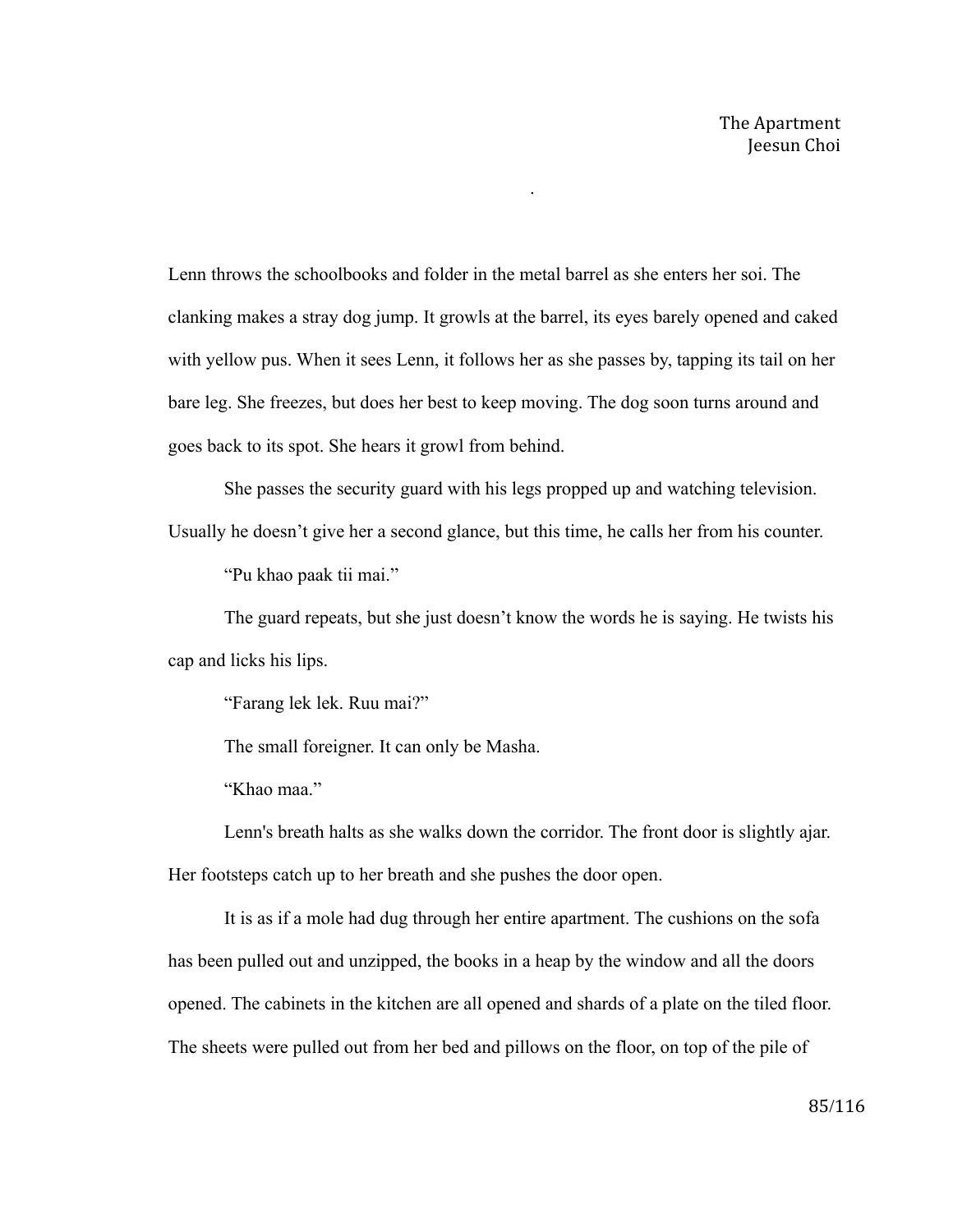The Apartment
Jeesun Choi

Lenn throws the schoolbooks and folder in the metal barrel as she enters her soi. The clanking makes a stray dog jump. It growls at the barrel, its eyes barely opened and caked with yellow pus. When it sees Lenn, it follows her as she passes by, tapping its tail on her bare leg. She freezes, but does her best to keep moving. The dog soon turns around and goes back to its spot. She hears it growl from behind.

She passes the security guard with his legs propped up and watching television. Usually he doesn't give her a second glance, but this time, he calls her from his counter.

"Pu khao paak tii mai."

The guard repeats, but she just doesn't know the words he is saying. He twists his cap and licks his lips.

"Farang lek lek. Ruu mai?"

The small foreigner. It can only be Masha.

"Khao maa."

Lenn's breath halts as she walks down the corridor. The front door is slightly ajar. Her footsteps catch up to her breath and she pushes the door open.

It is as if a mole had dug through her entire apartment. The cushions on the sofa has been pulled out and unzipped, the books in a heap by the window and all the doors opened. The cabinets in the kitchen are all opened and shards of a plate on the tiled floor. The sheets were pulled out from her bed and pillows on the floor, on top of the pile of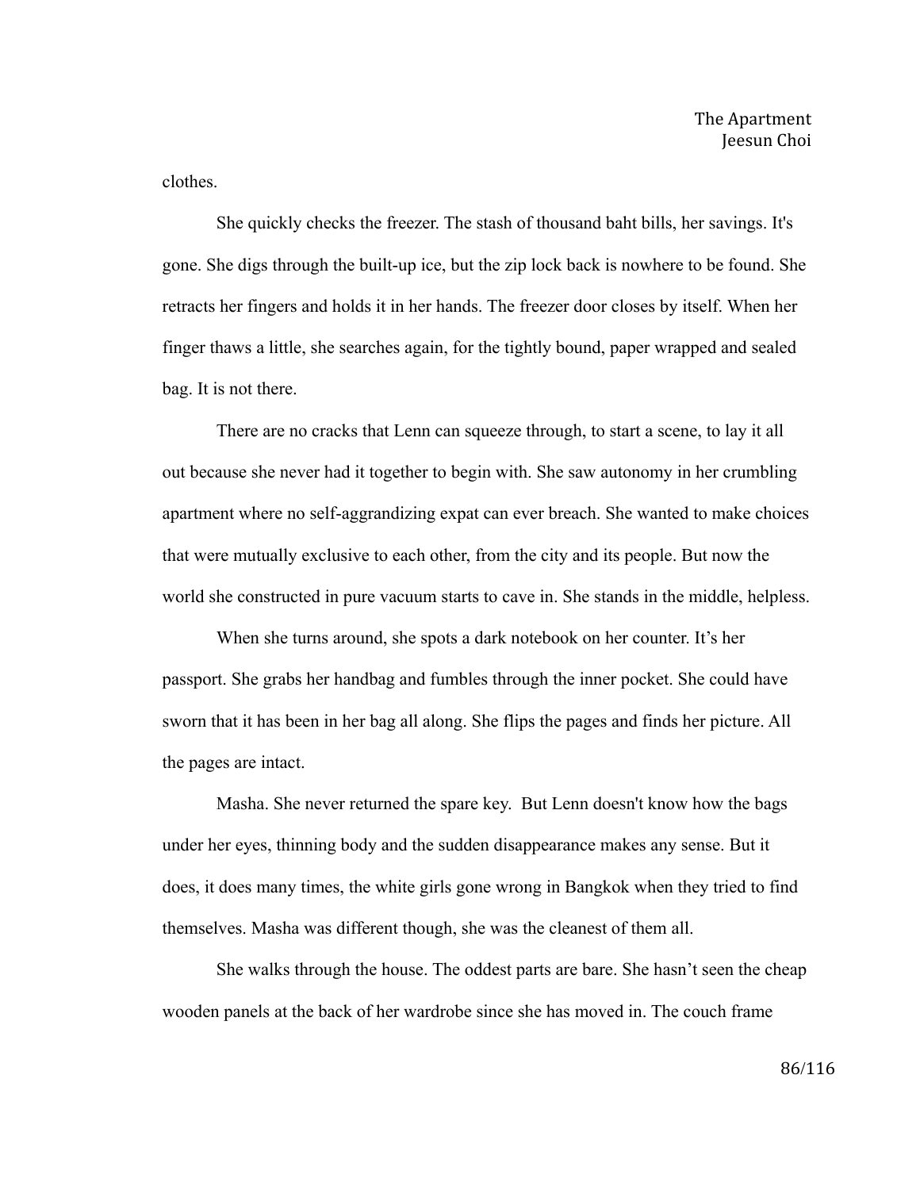clothes.

She quickly checks the freezer. The stash of thousand baht bills, her savings. It's gone. She digs through the built-up ice, but the zip lock back is nowhere to be found. She retracts her fingers and holds it in her hands. The freezer door closes by itself. When her finger thaws a little, she searches again, for the tightly bound, paper wrapped and sealed bag. It is not there.

There are no cracks that Lenn can squeeze through, to start a scene, to lay it all out because she never had it together to begin with. She saw autonomy in her crumbling apartment where no self-aggrandizing expat can ever breach. She wanted to make choices that were mutually exclusive to each other, from the city and its people. But now the world she constructed in pure vacuum starts to cave in. She stands in the middle, helpless.

When she turns around, she spots a dark notebook on her counter. It's her passport. She grabs her handbag and fumbles through the inner pocket. She could have sworn that it has been in her bag all along. She flips the pages and finds her picture. All the pages are intact.

Masha. She never returned the spare key.  But Lenn doesn't know how the bags under her eyes, thinning body and the sudden disappearance makes any sense. But it does, it does many times, the white girls gone wrong in Bangkok when they tried to find themselves. Masha was different though, she was the cleanest of them all.

She walks through the house. The oddest parts are bare. She hasn't seen the cheap wooden panels at the back of her wardrobe since she has moved in. The couch frame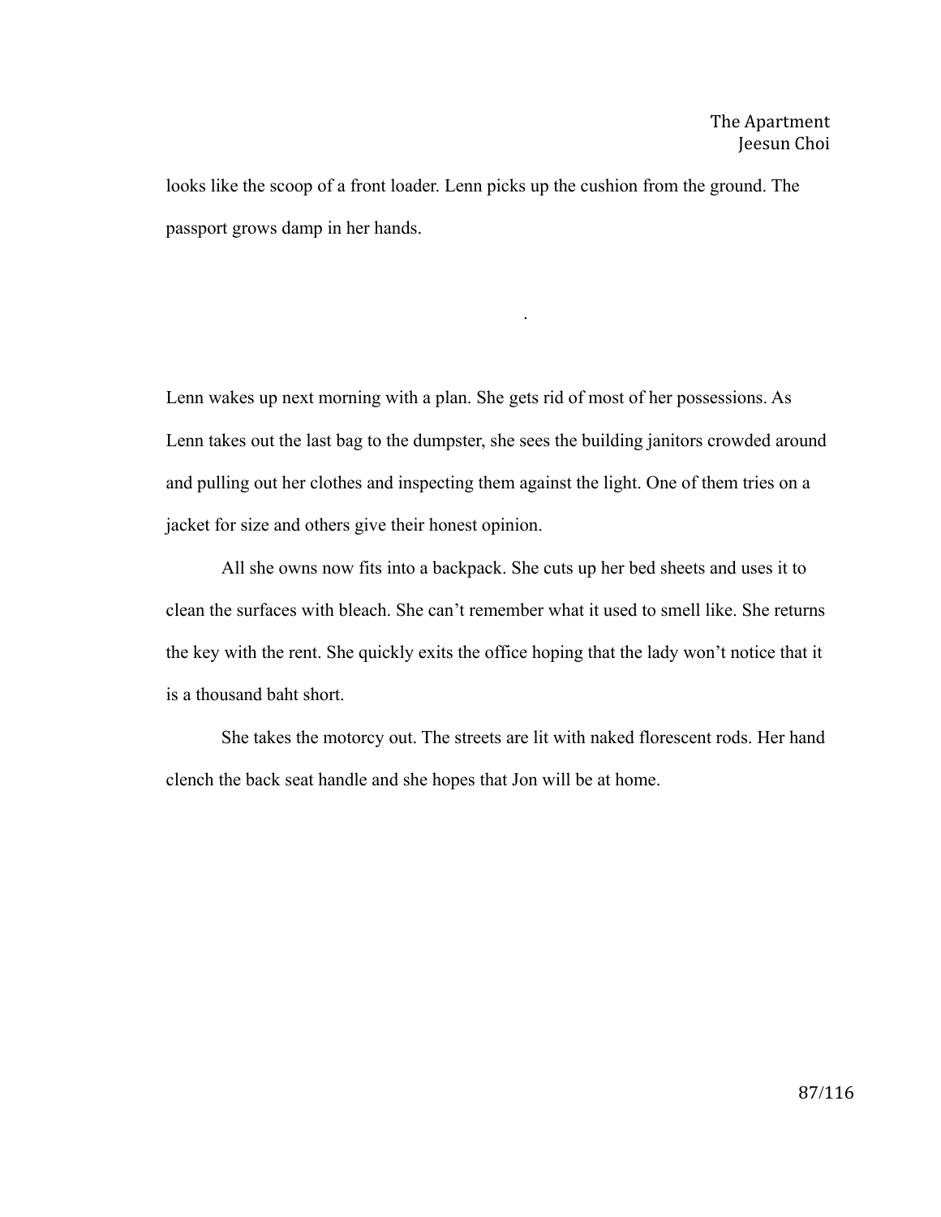looks like the scoop of a front loader. Lenn picks up the cushion from the ground. The passport grows damp in her hands.

.

Lenn wakes up next morning with a plan. She gets rid of most of her possessions. As Lenn takes out the last bag to the dumpster, she sees the building janitors crowded around and pulling out her clothes and inspecting them against the light. One of them tries on a jacket for size and others give their honest opinion.

All she owns now fits into a backpack. She cuts up her bed sheets and uses it to clean the surfaces with bleach. She can't remember what it used to smell like. She returns the key with the rent. She quickly exits the office hoping that the lady won't notice that it is a thousand baht short.

She takes the motorcy out. The streets are lit with naked florescent rods. Her hand clench the back seat handle and she hopes that Jon will be at home.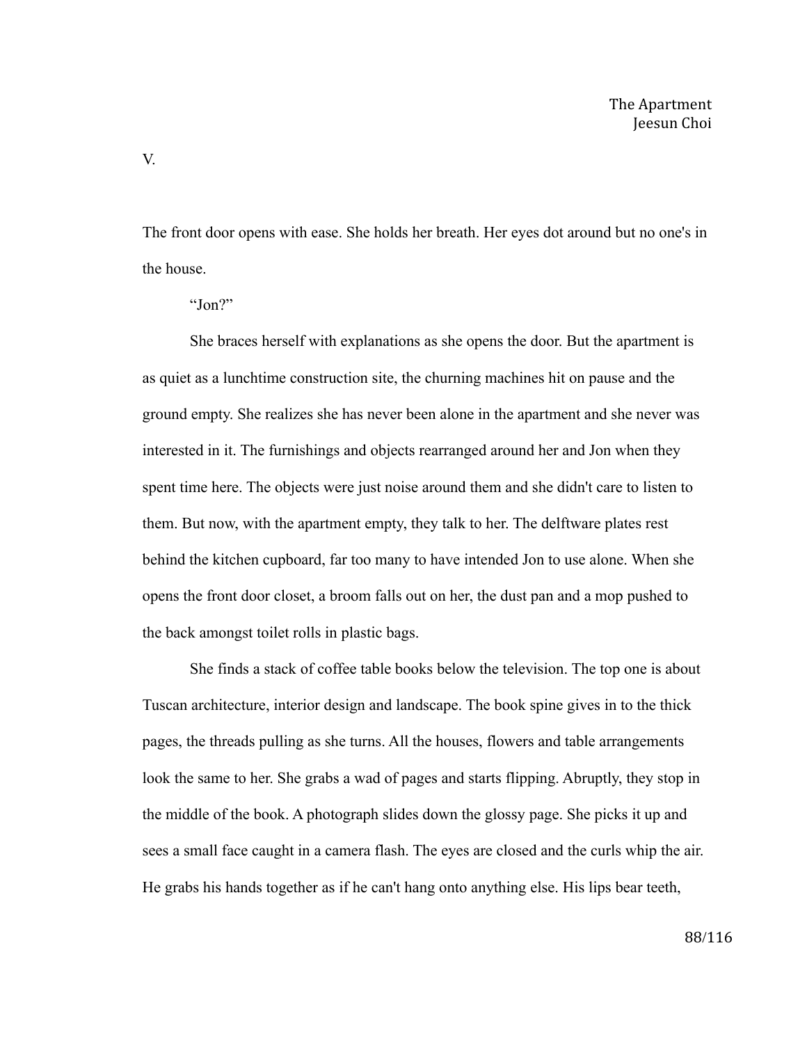V.

The front door opens with ease. She holds her breath. Her eyes dot around but no one's in the house.

"Jon?"

She braces herself with explanations as she opens the door. But the apartment is as quiet as a lunchtime construction site, the churning machines hit on pause and the ground empty. She realizes she has never been alone in the apartment and she never was interested in it. The furnishings and objects rearranged around her and Jon when they spent time here. The objects were just noise around them and she didn't care to listen to them. But now, with the apartment empty, they talk to her. The delftware plates rest behind the kitchen cupboard, far too many to have intended Jon to use alone. When she opens the front door closet, a broom falls out on her, the dust pan and a mop pushed to the back amongst toilet rolls in plastic bags.

She finds a stack of coffee table books below the television. The top one is about Tuscan architecture, interior design and landscape. The book spine gives in to the thick pages, the threads pulling as she turns. All the houses, flowers and table arrangements look the same to her. She grabs a wad of pages and starts flipping. Abruptly, they stop in the middle of the book. A photograph slides down the glossy page. She picks it up and sees a small face caught in a camera flash. The eyes are closed and the curls whip the air. He grabs his hands together as if he can't hang onto anything else. His lips bear teeth,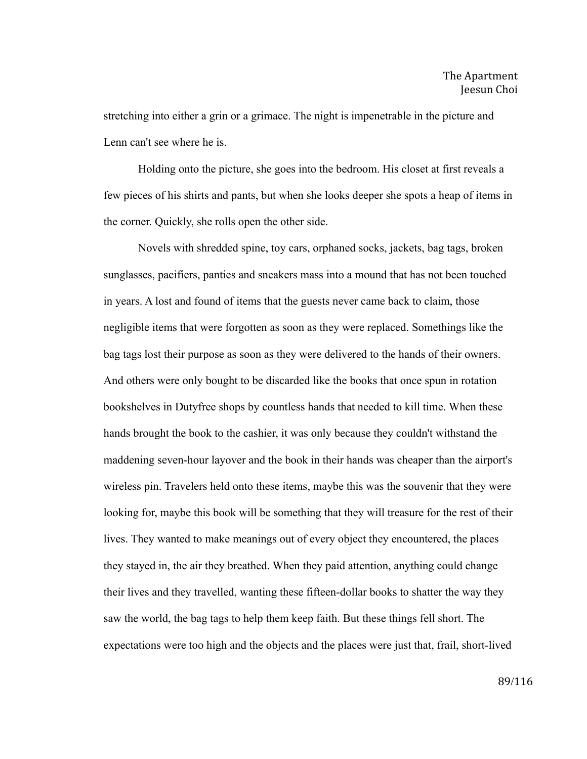stretching into either a grin or a grimace. The night is impenetrable in the picture and Lenn can't see where he is.

Holding onto the picture, she goes into the bedroom. His closet at first reveals a few pieces of his shirts and pants, but when she looks deeper she spots a heap of items in the corner. Quickly, she rolls open the other side.

Novels with shredded spine, toy cars, orphaned socks, jackets, bag tags, broken sunglasses, pacifiers, panties and sneakers mass into a mound that has not been touched in years. A lost and found of items that the guests never came back to claim, those negligible items that were forgotten as soon as they were replaced. Somethings like the bag tags lost their purpose as soon as they were delivered to the hands of their owners. And others were only bought to be discarded like the books that once spun in rotation bookshelves in Dutyfree shops by countless hands that needed to kill time. When these hands brought the book to the cashier, it was only because they couldn't withstand the maddening seven-hour layover and the book in their hands was cheaper than the airport's wireless pin. Travelers held onto these items, maybe this was the souvenir that they were looking for, maybe this book will be something that they will treasure for the rest of their lives. They wanted to make meanings out of every object they encountered, the places they stayed in, the air they breathed. When they paid attention, anything could change their lives and they travelled, wanting these fifteen-dollar books to shatter the way they saw the world, the bag tags to help them keep faith. But these things fell short. The expectations were too high and the objects and the places were just that, frail, short-lived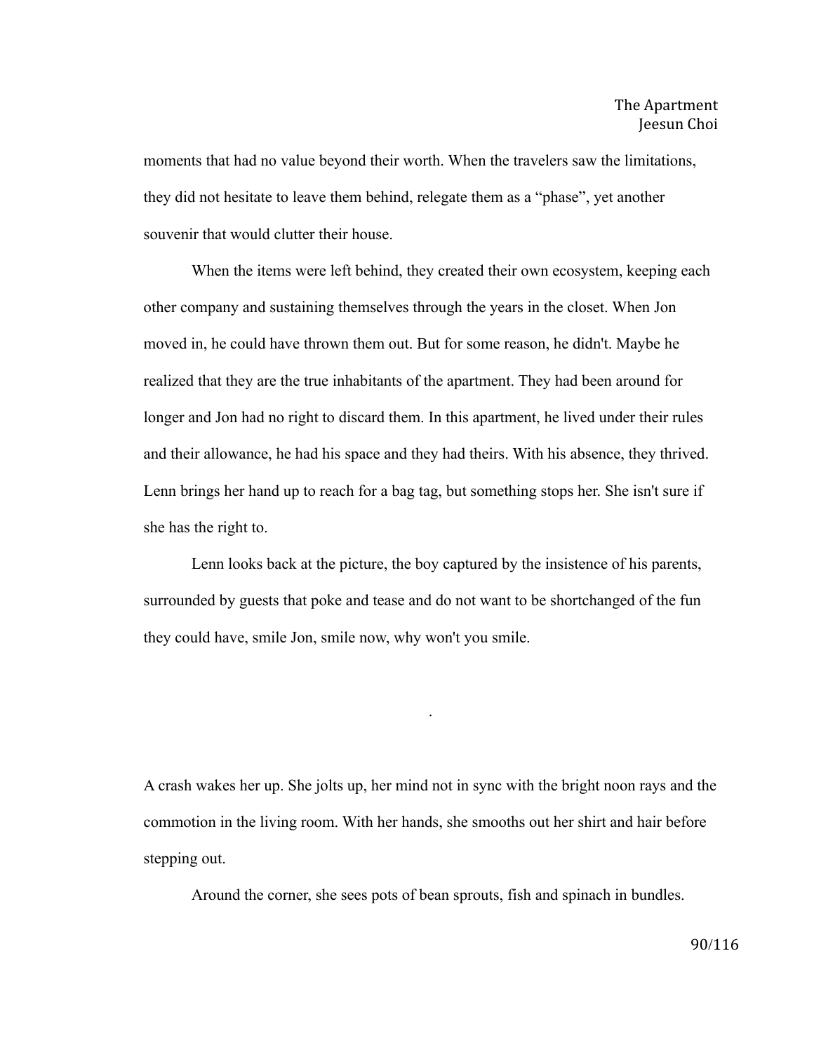moments that had no value beyond their worth. When the travelers saw the limitations, they did not hesitate to leave them behind, relegate them as a "phase", yet another souvenir that would clutter their house.

When the items were left behind, they created their own ecosystem, keeping each other company and sustaining themselves through the years in the closet. When Jon moved in, he could have thrown them out. But for some reason, he didn't. Maybe he realized that they are the true inhabitants of the apartment. They had been around for longer and Jon had no right to discard them. In this apartment, he lived under their rules and their allowance, he had his space and they had theirs. With his absence, they thrived. Lenn brings her hand up to reach for a bag tag, but something stops her. She isn't sure if she has the right to.

Lenn looks back at the picture, the boy captured by the insistence of his parents, surrounded by guests that poke and tease and do not want to be shortchanged of the fun they could have, smile Jon, smile now, why won't you smile.

.

A crash wakes her up. She jolts up, her mind not in sync with the bright noon rays and the commotion in the living room. With her hands, she smooths out her shirt and hair before stepping out.

Around the corner, she sees pots of bean sprouts, fish and spinach in bundles.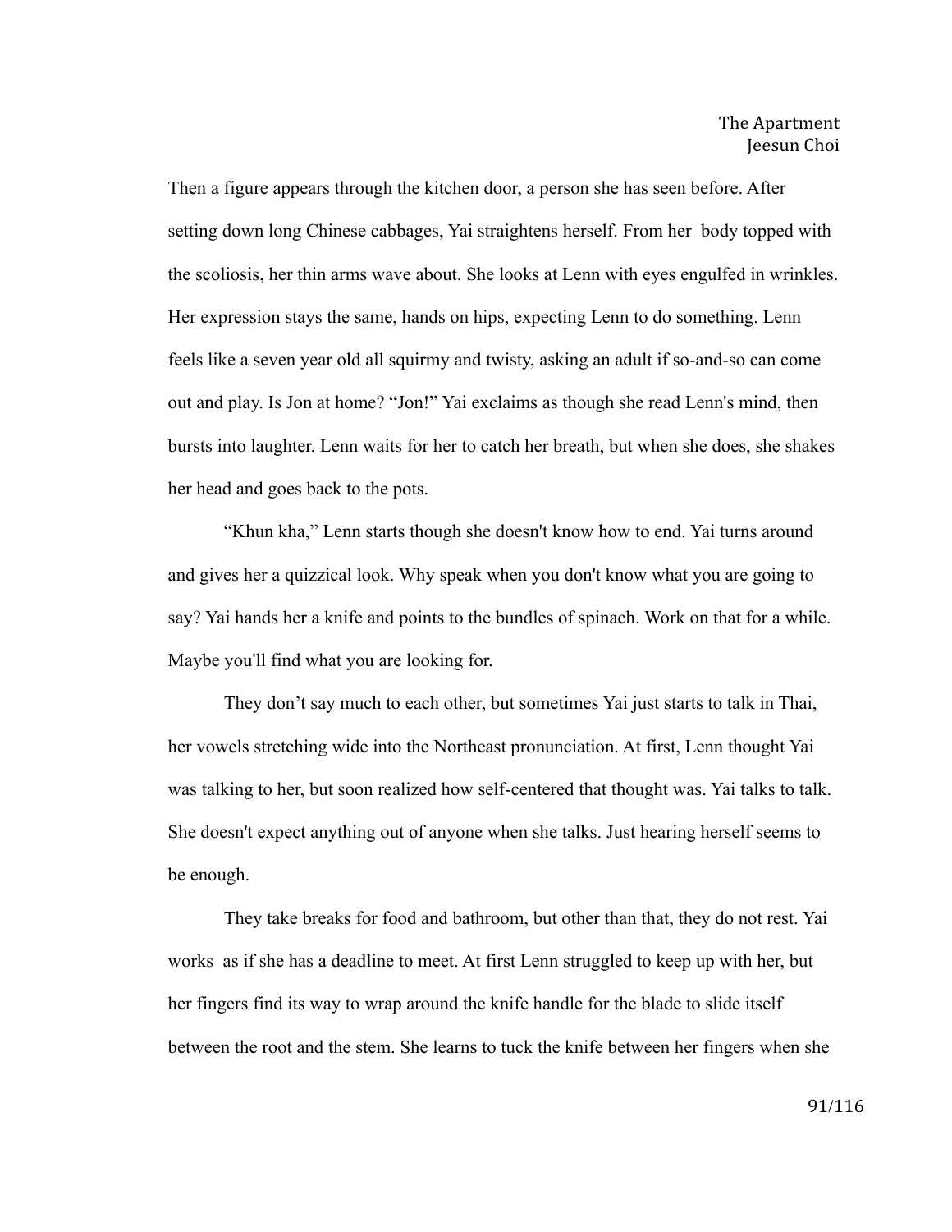Then a figure appears through the kitchen door, a person she has seen before. After setting down long Chinese cabbages, Yai straightens herself. From her  body topped with the scoliosis, her thin arms wave about. She looks at Lenn with eyes engulfed in wrinkles. Her expression stays the same, hands on hips, expecting Lenn to do something. Lenn feels like a seven year old all squirmy and twisty, asking an adult if so-and-so can come out and play. Is Jon at home? “Jon!” Yai exclaims as though she read Lenn's mind, then bursts into laughter. Lenn waits for her to catch her breath, but when she does, she shakes her head and goes back to the pots.

“Khun kha,” Lenn starts though she doesn't know how to end. Yai turns around and gives her a quizzical look. Why speak when you don't know what you are going to say? Yai hands her a knife and points to the bundles of spinach. Work on that for a while. Maybe you'll find what you are looking for.

They don’t say much to each other, but sometimes Yai just starts to talk in Thai, her vowels stretching wide into the Northeast pronunciation. At first, Lenn thought Yai was talking to her, but soon realized how self-centered that thought was. Yai talks to talk. She doesn't expect anything out of anyone when she talks. Just hearing herself seems to be enough.

They take breaks for food and bathroom, but other than that, they do not rest. Yai works  as if she has a deadline to meet. At first Lenn struggled to keep up with her, but her fingers find its way to wrap around the knife handle for the blade to slide itself between the root and the stem. She learns to tuck the knife between her fingers when she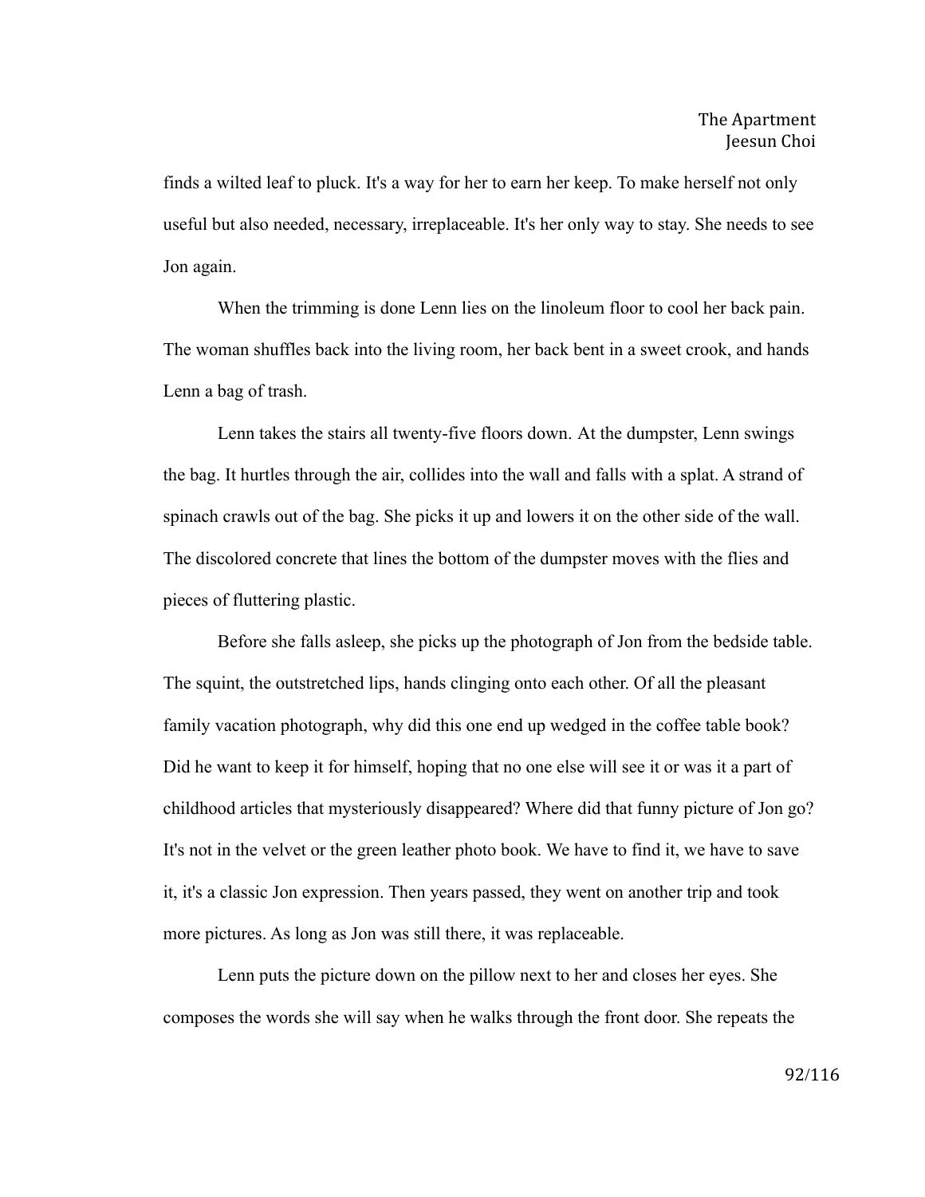finds a wilted leaf to pluck. It's a way for her to earn her keep. To make herself not only useful but also needed, necessary, irreplaceable. It's her only way to stay. She needs to see Jon again.

When the trimming is done Lenn lies on the linoleum floor to cool her back pain. The woman shuffles back into the living room, her back bent in a sweet crook, and hands Lenn a bag of trash.

Lenn takes the stairs all twenty-five floors down. At the dumpster, Lenn swings the bag. It hurtles through the air, collides into the wall and falls with a splat. A strand of spinach crawls out of the bag. She picks it up and lowers it on the other side of the wall. The discolored concrete that lines the bottom of the dumpster moves with the flies and pieces of fluttering plastic.

Before she falls asleep, she picks up the photograph of Jon from the bedside table. The squint, the outstretched lips, hands clinging onto each other. Of all the pleasant family vacation photograph, why did this one end up wedged in the coffee table book? Did he want to keep it for himself, hoping that no one else will see it or was it a part of childhood articles that mysteriously disappeared? Where did that funny picture of Jon go? It's not in the velvet or the green leather photo book. We have to find it, we have to save it, it's a classic Jon expression. Then years passed, they went on another trip and took more pictures. As long as Jon was still there, it was replaceable.

Lenn puts the picture down on the pillow next to her and closes her eyes. She composes the words she will say when he walks through the front door. She repeats the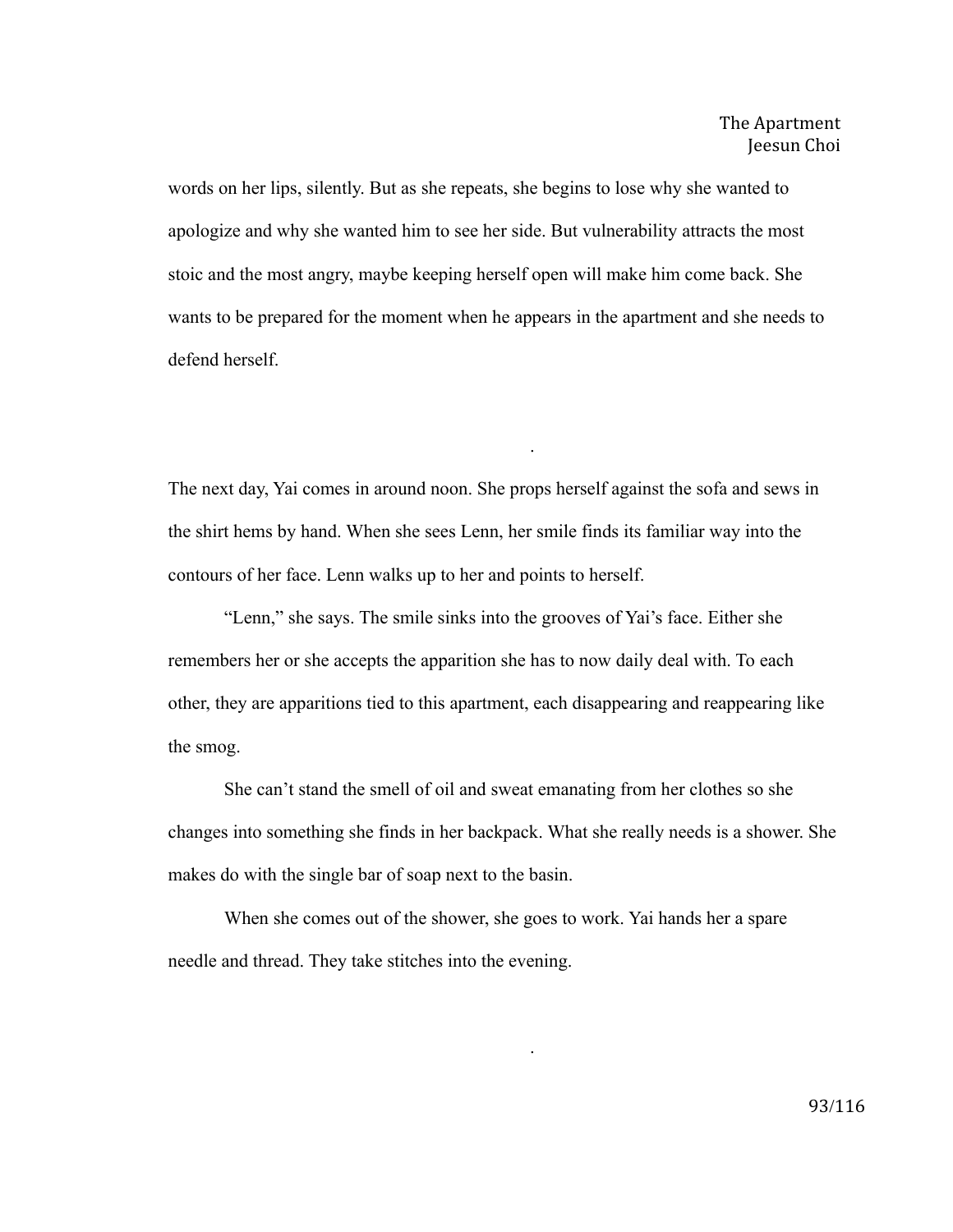words on her lips, silently. But as she repeats, she begins to lose why she wanted to apologize and why she wanted him to see her side. But vulnerability attracts the most stoic and the most angry, maybe keeping herself open will make him come back. She wants to be prepared for the moment when he appears in the apartment and she needs to defend herself.

.

The next day, Yai comes in around noon. She props herself against the sofa and sews in the shirt hems by hand. When she sees Lenn, her smile finds its familiar way into the contours of her face. Lenn walks up to her and points to herself.

"Lenn," she says. The smile sinks into the grooves of Yai's face. Either she remembers her or she accepts the apparition she has to now daily deal with. To each other, they are apparitions tied to this apartment, each disappearing and reappearing like the smog.

She can't stand the smell of oil and sweat emanating from her clothes so she changes into something she finds in her backpack. What she really needs is a shower. She makes do with the single bar of soap next to the basin.

When she comes out of the shower, she goes to work. Yai hands her a spare needle and thread. They take stitches into the evening.

.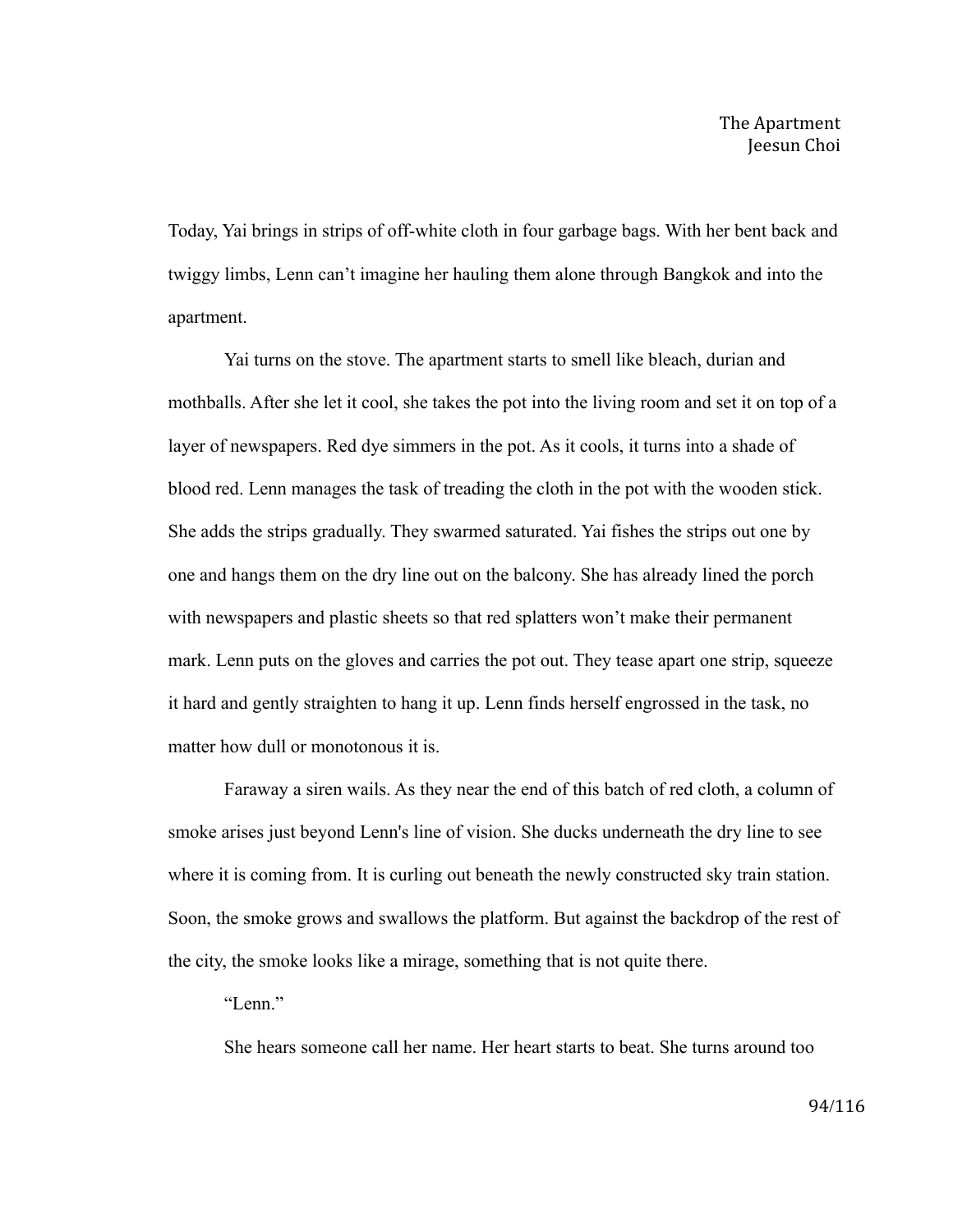The Apartment
Jeesun Choi

Today, Yai brings in strips of off-white cloth in four garbage bags. With her bent back and twiggy limbs, Lenn can't imagine her hauling them alone through Bangkok and into the apartment.

Yai turns on the stove. The apartment starts to smell like bleach, durian and mothballs. After she let it cool, she takes the pot into the living room and set it on top of a layer of newspapers. Red dye simmers in the pot. As it cools, it turns into a shade of blood red. Lenn manages the task of treading the cloth in the pot with the wooden stick. She adds the strips gradually. They swarmed saturated. Yai fishes the strips out one by one and hangs them on the dry line out on the balcony. She has already lined the porch with newspapers and plastic sheets so that red splatters won't make their permanent mark. Lenn puts on the gloves and carries the pot out. They tease apart one strip, squeeze it hard and gently straighten to hang it up. Lenn finds herself engrossed in the task, no matter how dull or monotonous it is.

Faraway a siren wails. As they near the end of this batch of red cloth, a column of smoke arises just beyond Lenn's line of vision. She ducks underneath the dry line to see where it is coming from. It is curling out beneath the newly constructed sky train station. Soon, the smoke grows and swallows the platform. But against the backdrop of the rest of the city, the smoke looks like a mirage, something that is not quite there.

"Lenn."

She hears someone call her name. Her heart starts to beat. She turns around too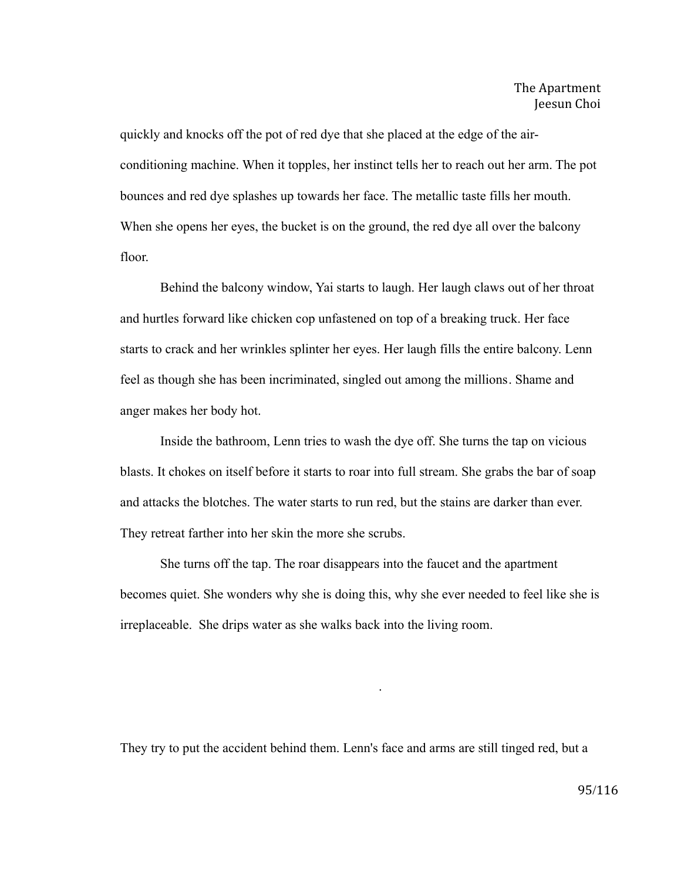quickly and knocks off the pot of red dye that she placed at the edge of the air-conditioning machine. When it topples, her instinct tells her to reach out her arm. The pot bounces and red dye splashes up towards her face. The metallic taste fills her mouth. When she opens her eyes, the bucket is on the ground, the red dye all over the balcony floor.

Behind the balcony window, Yai starts to laugh. Her laugh claws out of her throat and hurtles forward like chicken cop unfastened on top of a breaking truck. Her face starts to crack and her wrinkles splinter her eyes. Her laugh fills the entire balcony. Lenn feel as though she has been incriminated, singled out among the millions. Shame and anger makes her body hot.

Inside the bathroom, Lenn tries to wash the dye off. She turns the tap on vicious blasts. It chokes on itself before it starts to roar into full stream. She grabs the bar of soap and attacks the blotches. The water starts to run red, but the stains are darker than ever. They retreat farther into her skin the more she scrubs.

She turns off the tap. The roar disappears into the faucet and the apartment becomes quiet. She wonders why she is doing this, why she ever needed to feel like she is irreplaceable. She drips water as she walks back into the living room.

.

They try to put the accident behind them. Lenn's face and arms are still tinged red, but a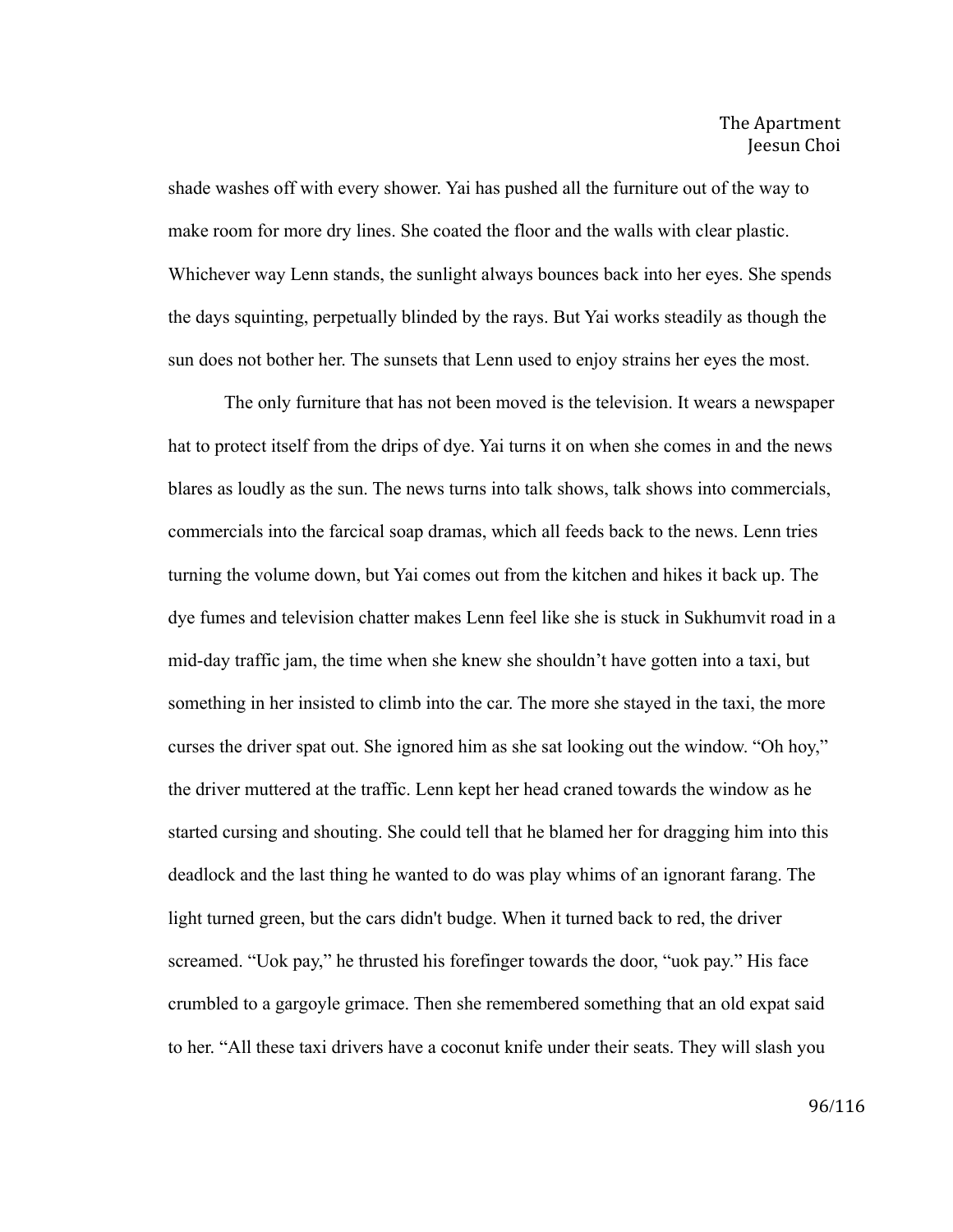shade washes off with every shower. Yai has pushed all the furniture out of the way to make room for more dry lines. She coated the floor and the walls with clear plastic. Whichever way Lenn stands, the sunlight always bounces back into her eyes. She spends the days squinting, perpetually blinded by the rays. But Yai works steadily as though the sun does not bother her. The sunsets that Lenn used to enjoy strains her eyes the most.

The only furniture that has not been moved is the television. It wears a newspaper hat to protect itself from the drips of dye. Yai turns it on when she comes in and the news blares as loudly as the sun. The news turns into talk shows, talk shows into commercials, commercials into the farcical soap dramas, which all feeds back to the news. Lenn tries turning the volume down, but Yai comes out from the kitchen and hikes it back up. The dye fumes and television chatter makes Lenn feel like she is stuck in Sukhumvit road in a mid-day traffic jam, the time when she knew she shouldn't have gotten into a taxi, but something in her insisted to climb into the car. The more she stayed in the taxi, the more curses the driver spat out. She ignored him as she sat looking out the window. "Oh hoy," the driver muttered at the traffic. Lenn kept her head craned towards the window as he started cursing and shouting. She could tell that he blamed her for dragging him into this deadlock and the last thing he wanted to do was play whims of an ignorant farang. The light turned green, but the cars didn't budge. When it turned back to red, the driver screamed. "Uok pay," he thrusted his forefinger towards the door, "uok pay." His face crumbled to a gargoyle grimace. Then she remembered something that an old expat said to her. "All these taxi drivers have a coconut knife under their seats. They will slash you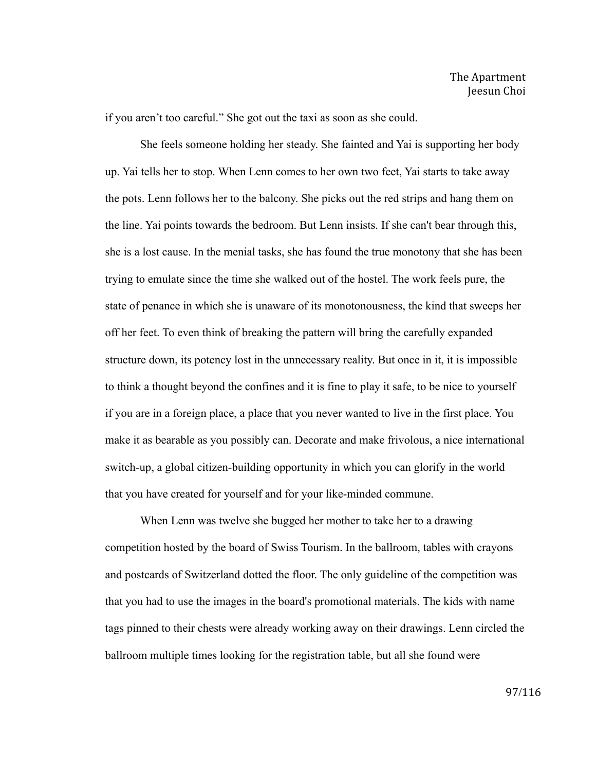if you aren't too careful." She got out the taxi as soon as she could.

She feels someone holding her steady. She fainted and Yai is supporting her body up. Yai tells her to stop. When Lenn comes to her own two feet, Yai starts to take away the pots. Lenn follows her to the balcony. She picks out the red strips and hang them on the line. Yai points towards the bedroom. But Lenn insists. If she can't bear through this, she is a lost cause. In the menial tasks, she has found the true monotony that she has been trying to emulate since the time she walked out of the hostel. The work feels pure, the state of penance in which she is unaware of its monotonousness, the kind that sweeps her off her feet. To even think of breaking the pattern will bring the carefully expanded structure down, its potency lost in the unnecessary reality. But once in it, it is impossible to think a thought beyond the confines and it is fine to play it safe, to be nice to yourself if you are in a foreign place, a place that you never wanted to live in the first place. You make it as bearable as you possibly can. Decorate and make frivolous, a nice international switch-up, a global citizen-building opportunity in which you can glorify in the world that you have created for yourself and for your like-minded commune.

When Lenn was twelve she bugged her mother to take her to a drawing competition hosted by the board of Swiss Tourism. In the ballroom, tables with crayons and postcards of Switzerland dotted the floor. The only guideline of the competition was that you had to use the images in the board's promotional materials. The kids with name tags pinned to their chests were already working away on their drawings. Lenn circled the ballroom multiple times looking for the registration table, but all she found were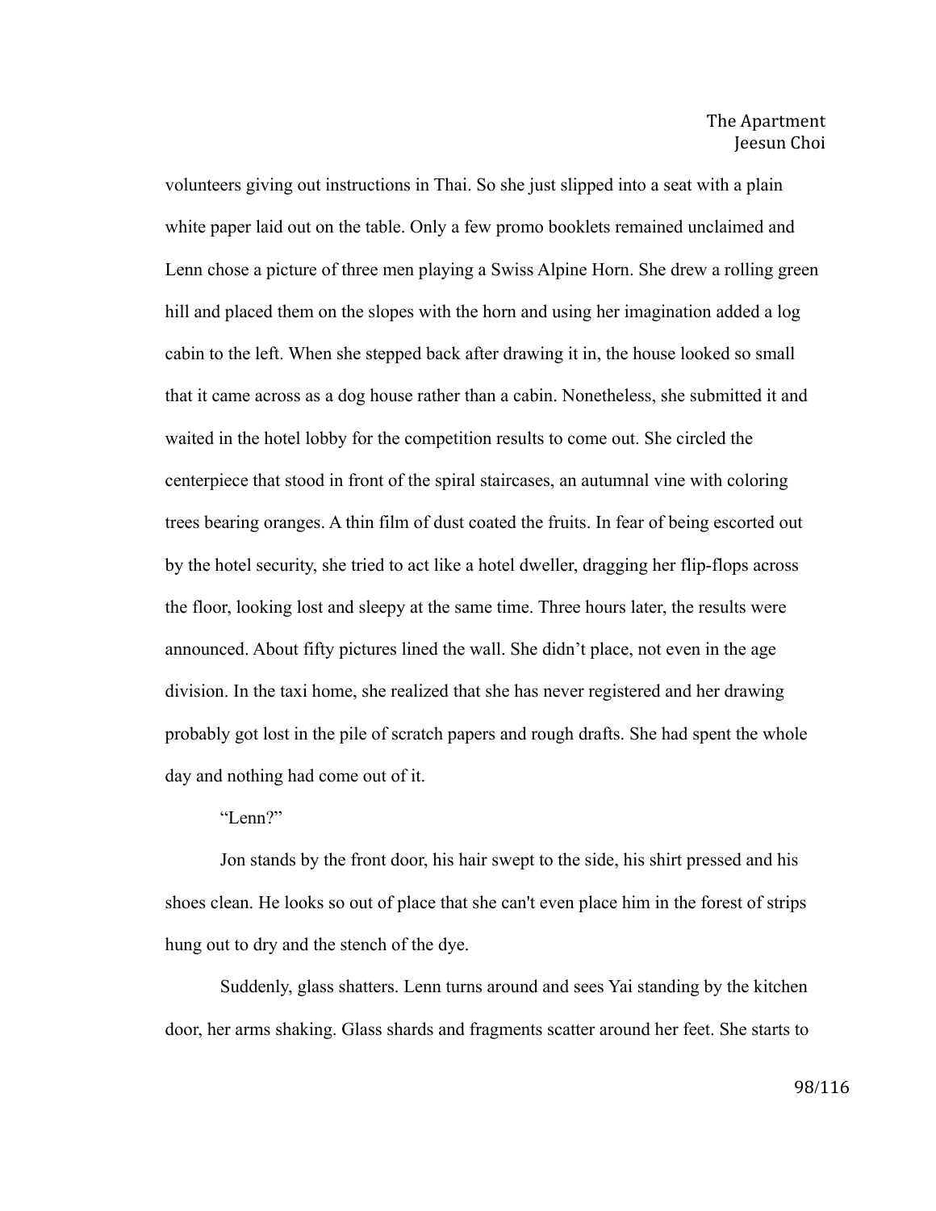volunteers giving out instructions in Thai. So she just slipped into a seat with a plain white paper laid out on the table. Only a few promo booklets remained unclaimed and Lenn chose a picture of three men playing a Swiss Alpine Horn. She drew a rolling green hill and placed them on the slopes with the horn and using her imagination added a log cabin to the left. When she stepped back after drawing it in, the house looked so small that it came across as a dog house rather than a cabin. Nonetheless, she submitted it and waited in the hotel lobby for the competition results to come out. She circled the centerpiece that stood in front of the spiral staircases, an autumnal vine with coloring trees bearing oranges. A thin film of dust coated the fruits. In fear of being escorted out by the hotel security, she tried to act like a hotel dweller, dragging her flip-flops across the floor, looking lost and sleepy at the same time. Three hours later, the results were announced. About fifty pictures lined the wall. She didn't place, not even in the age division. In the taxi home, she realized that she has never registered and her drawing probably got lost in the pile of scratch papers and rough drafts. She had spent the whole day and nothing had come out of it.

"Lenn?"

Jon stands by the front door, his hair swept to the side, his shirt pressed and his shoes clean. He looks so out of place that she can't even place him in the forest of strips hung out to dry and the stench of the dye.

Suddenly, glass shatters. Lenn turns around and sees Yai standing by the kitchen door, her arms shaking. Glass shards and fragments scatter around her feet. She starts to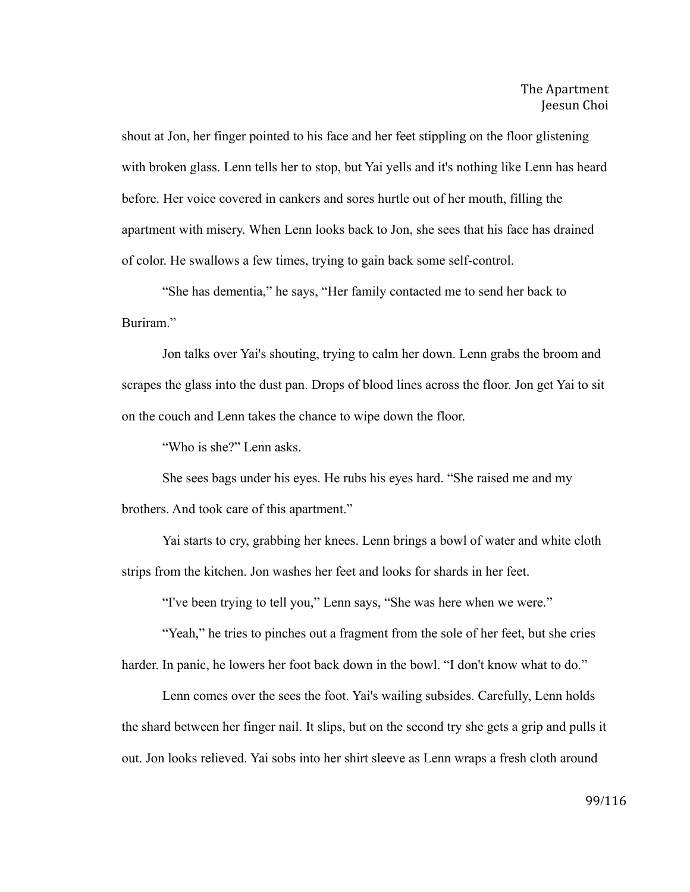shout at Jon, her finger pointed to his face and her feet stippling on the floor glistening with broken glass. Lenn tells her to stop, but Yai yells and it's nothing like Lenn has heard before. Her voice covered in cankers and sores hurtle out of her mouth, filling the apartment with misery. When Lenn looks back to Jon, she sees that his face has drained of color. He swallows a few times, trying to gain back some self-control.

"She has dementia," he says, "Her family contacted me to send her back to Buriram."

Jon talks over Yai's shouting, trying to calm her down. Lenn grabs the broom and scrapes the glass into the dust pan. Drops of blood lines across the floor. Jon get Yai to sit on the couch and Lenn takes the chance to wipe down the floor.

"Who is she?" Lenn asks.

She sees bags under his eyes. He rubs his eyes hard. "She raised me and my brothers. And took care of this apartment."

Yai starts to cry, grabbing her knees. Lenn brings a bowl of water and white cloth strips from the kitchen. Jon washes her feet and looks for shards in her feet.

"I've been trying to tell you," Lenn says, "She was here when we were."

"Yeah," he tries to pinches out a fragment from the sole of her feet, but she cries harder. In panic, he lowers her foot back down in the bowl. "I don't know what to do."

Lenn comes over the sees the foot. Yai's wailing subsides. Carefully, Lenn holds the shard between her finger nail. It slips, but on the second try she gets a grip and pulls it out. Jon looks relieved. Yai sobs into her shirt sleeve as Lenn wraps a fresh cloth around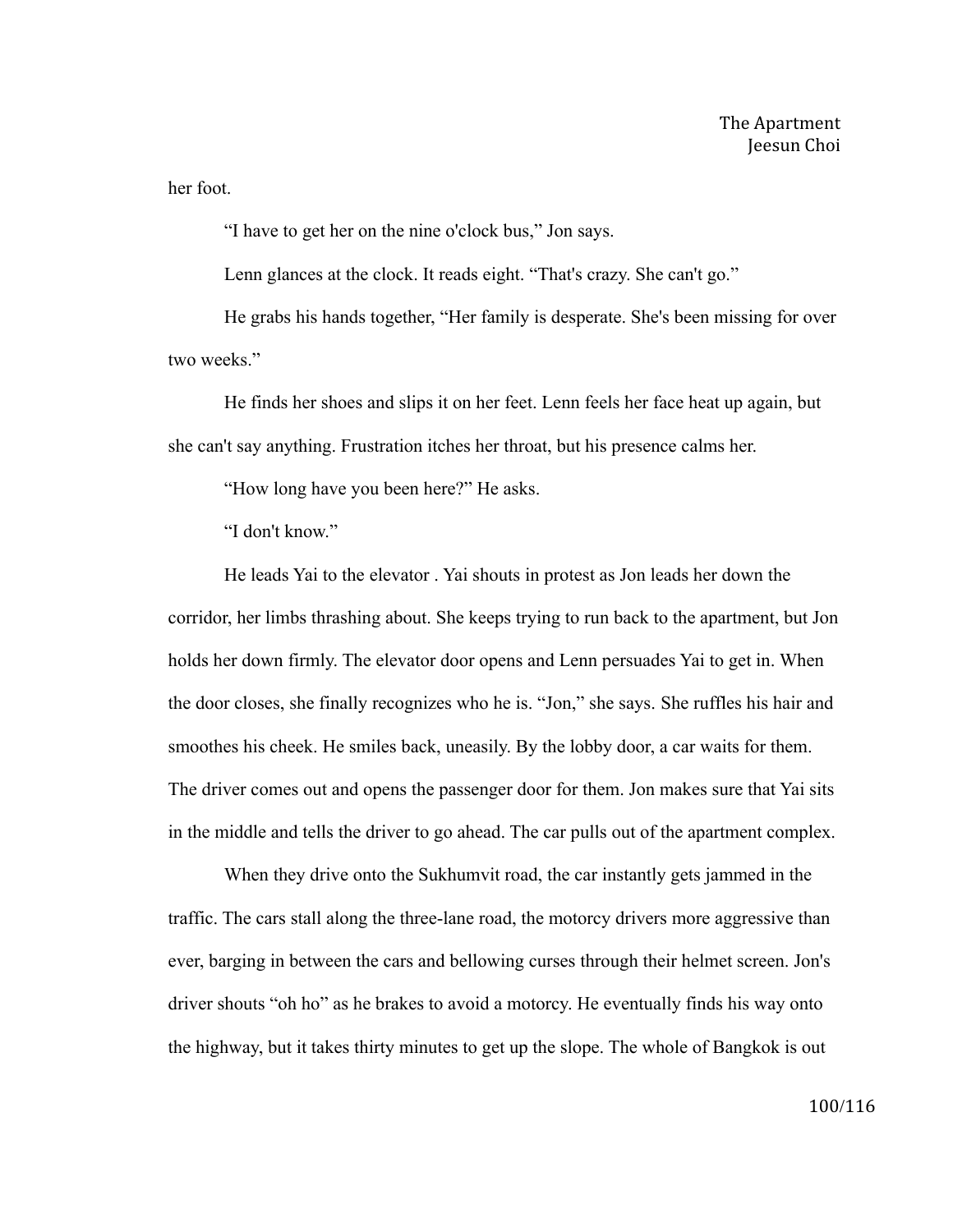her foot.

"I have to get her on the nine o'clock bus," Jon says.

Lenn glances at the clock. It reads eight. "That's crazy. She can't go."

He grabs his hands together, "Her family is desperate. She's been missing for over two weeks."

He finds her shoes and slips it on her feet. Lenn feels her face heat up again, but she can't say anything. Frustration itches her throat, but his presence calms her.

"How long have you been here?" He asks.

"I don't know."

He leads Yai to the elevator . Yai shouts in protest as Jon leads her down the corridor, her limbs thrashing about. She keeps trying to run back to the apartment, but Jon holds her down firmly. The elevator door opens and Lenn persuades Yai to get in. When the door closes, she finally recognizes who he is. "Jon," she says. She ruffles his hair and smoothes his cheek. He smiles back, uneasily. By the lobby door, a car waits for them. The driver comes out and opens the passenger door for them. Jon makes sure that Yai sits in the middle and tells the driver to go ahead. The car pulls out of the apartment complex.

When they drive onto the Sukhumvit road, the car instantly gets jammed in the traffic. The cars stall along the three-lane road, the motorcy drivers more aggressive than ever, barging in between the cars and bellowing curses through their helmet screen. Jon's driver shouts "oh ho" as he brakes to avoid a motorcy. He eventually finds his way onto the highway, but it takes thirty minutes to get up the slope. The whole of Bangkok is out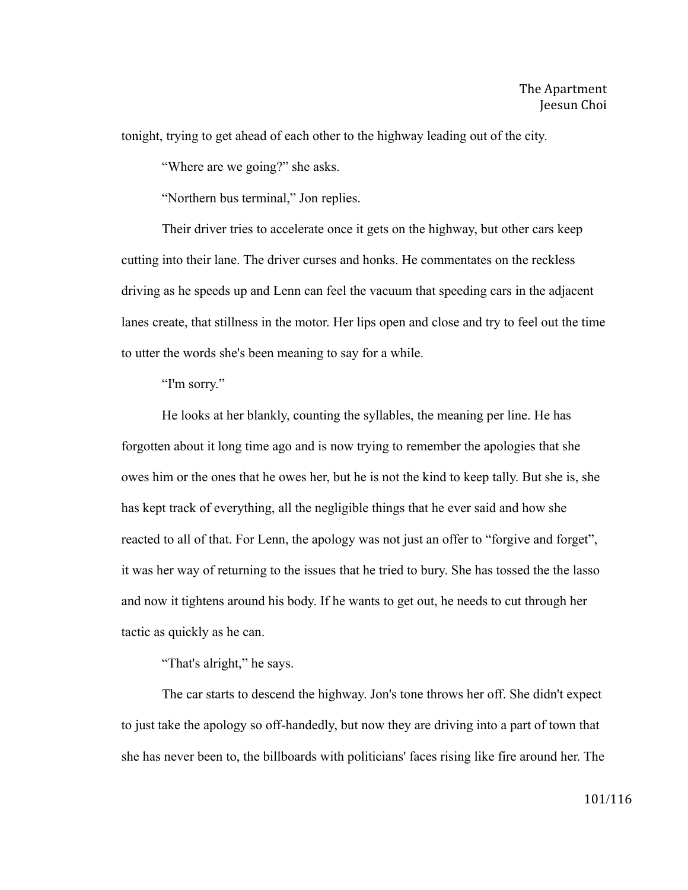tonight, trying to get ahead of each other to the highway leading out of the city.

“Where are we going?” she asks.

“Northern bus terminal,” Jon replies.

Their driver tries to accelerate once it gets on the highway, but other cars keep cutting into their lane. The driver curses and honks. He commentates on the reckless driving as he speeds up and Lenn can feel the vacuum that speeding cars in the adjacent lanes create, that stillness in the motor. Her lips open and close and try to feel out the time to utter the words she's been meaning to say for a while.

“I'm sorry.”

He looks at her blankly, counting the syllables, the meaning per line. He has forgotten about it long time ago and is now trying to remember the apologies that she owes him or the ones that he owes her, but he is not the kind to keep tally. But she is, she has kept track of everything, all the negligible things that he ever said and how she reacted to all of that. For Lenn, the apology was not just an offer to “forgive and forget”, it was her way of returning to the issues that he tried to bury. She has tossed the the lasso and now it tightens around his body. If he wants to get out, he needs to cut through her tactic as quickly as he can.

“That's alright,” he says.

The car starts to descend the highway. Jon's tone throws her off. She didn't expect to just take the apology so off-handedly, but now they are driving into a part of town that she has never been to, the billboards with politicians' faces rising like fire around her. The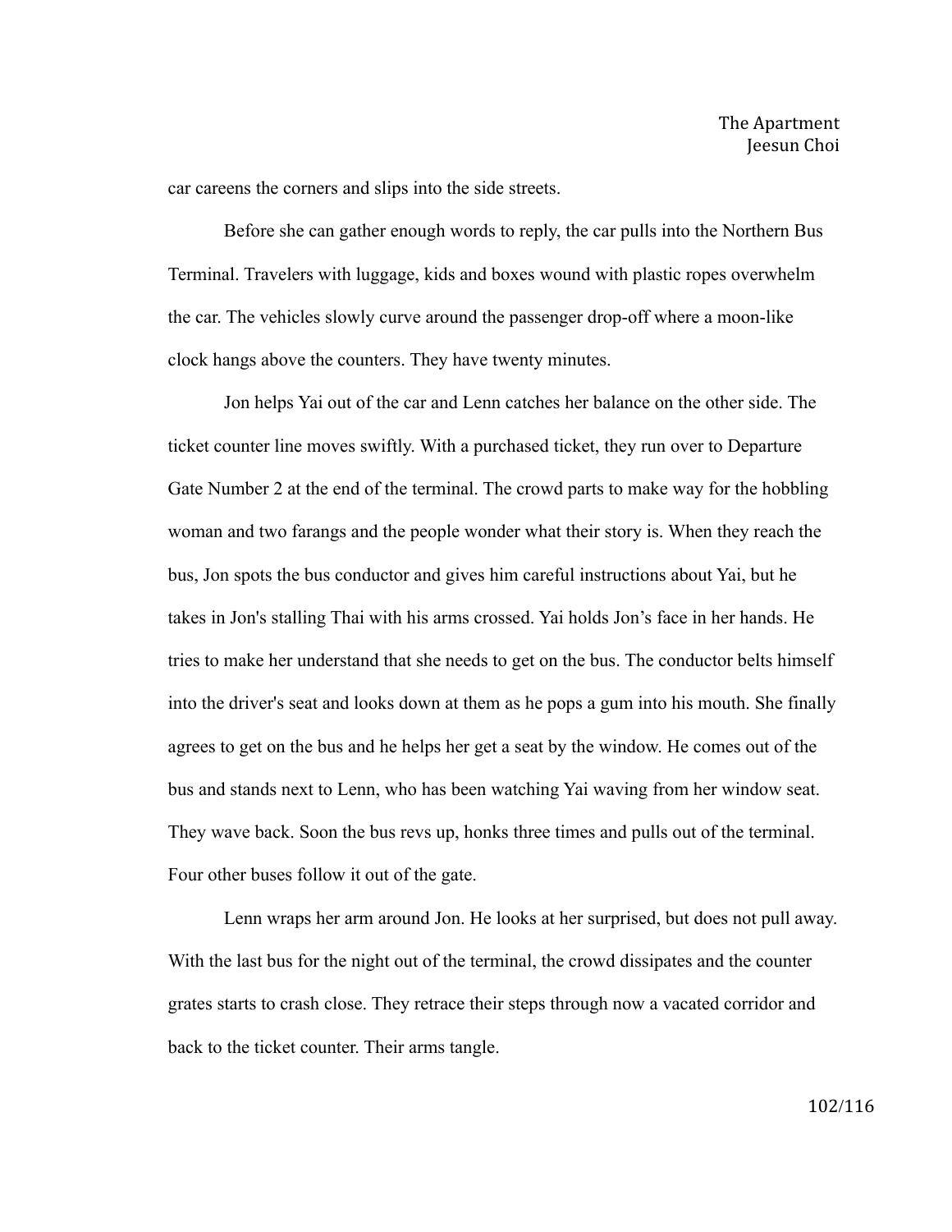car careens the corners and slips into the side streets.

Before she can gather enough words to reply, the car pulls into the Northern Bus Terminal. Travelers with luggage, kids and boxes wound with plastic ropes overwhelm the car. The vehicles slowly curve around the passenger drop-off where a moon-like clock hangs above the counters. They have twenty minutes.

Jon helps Yai out of the car and Lenn catches her balance on the other side. The ticket counter line moves swiftly. With a purchased ticket, they run over to Departure Gate Number 2 at the end of the terminal. The crowd parts to make way for the hobbling woman and two farangs and the people wonder what their story is. When they reach the bus, Jon spots the bus conductor and gives him careful instructions about Yai, but he takes in Jon's stalling Thai with his arms crossed. Yai holds Jon's face in her hands. He tries to make her understand that she needs to get on the bus. The conductor belts himself into the driver's seat and looks down at them as he pops a gum into his mouth. She finally agrees to get on the bus and he helps her get a seat by the window. He comes out of the bus and stands next to Lenn, who has been watching Yai waving from her window seat. They wave back. Soon the bus revs up, honks three times and pulls out of the terminal. Four other buses follow it out of the gate.

Lenn wraps her arm around Jon. He looks at her surprised, but does not pull away. With the last bus for the night out of the terminal, the crowd dissipates and the counter grates starts to crash close. They retrace their steps through now a vacated corridor and back to the ticket counter. Their arms tangle.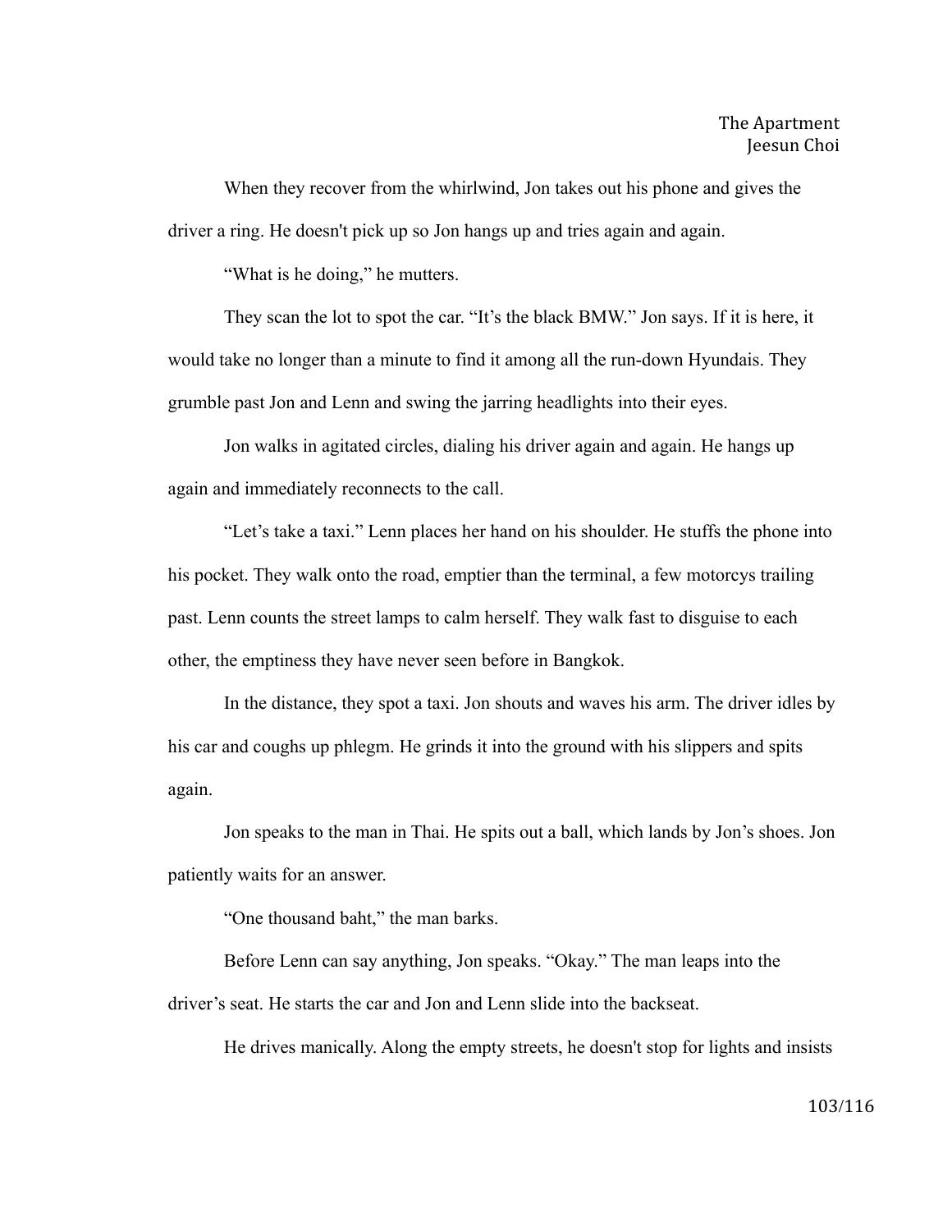When they recover from the whirlwind, Jon takes out his phone and gives the driver a ring. He doesn't pick up so Jon hangs up and tries again and again.

"What is he doing," he mutters.

They scan the lot to spot the car. "It's the black BMW." Jon says. If it is here, it would take no longer than a minute to find it among all the run-down Hyundais. They grumble past Jon and Lenn and swing the jarring headlights into their eyes.

Jon walks in agitated circles, dialing his driver again and again. He hangs up again and immediately reconnects to the call.

"Let's take a taxi." Lenn places her hand on his shoulder. He stuffs the phone into his pocket. They walk onto the road, emptier than the terminal, a few motorcys trailing past. Lenn counts the street lamps to calm herself. They walk fast to disguise to each other, the emptiness they have never seen before in Bangkok.

In the distance, they spot a taxi. Jon shouts and waves his arm. The driver idles by his car and coughs up phlegm. He grinds it into the ground with his slippers and spits again.

Jon speaks to the man in Thai. He spits out a ball, which lands by Jon's shoes. Jon patiently waits for an answer.

"One thousand baht," the man barks.

Before Lenn can say anything, Jon speaks. "Okay." The man leaps into the driver's seat. He starts the car and Jon and Lenn slide into the backseat.

He drives manically. Along the empty streets, he doesn't stop for lights and insists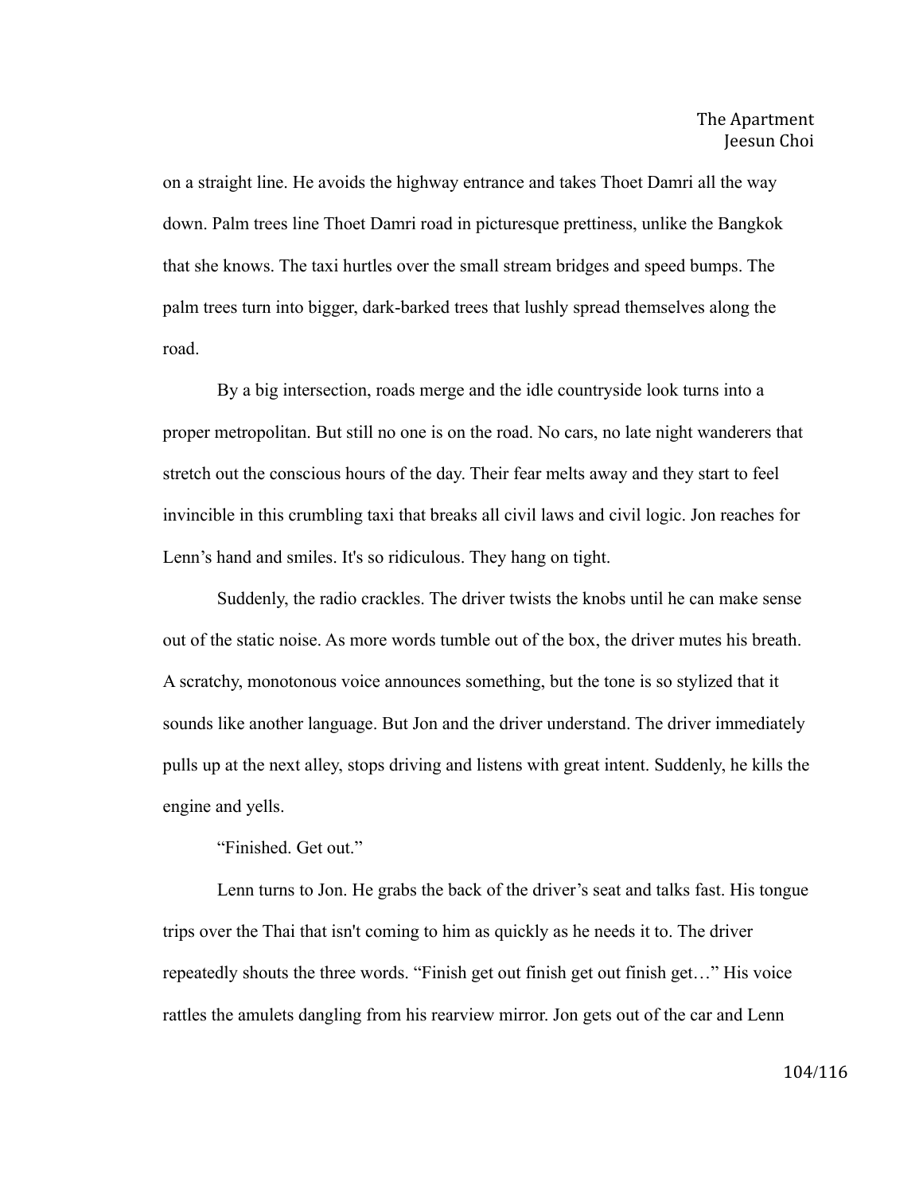on a straight line. He avoids the highway entrance and takes Thoet Damri all the way down. Palm trees line Thoet Damri road in picturesque prettiness, unlike the Bangkok that she knows. The taxi hurtles over the small stream bridges and speed bumps. The palm trees turn into bigger, dark-barked trees that lushly spread themselves along the road.

By a big intersection, roads merge and the idle countryside look turns into a proper metropolitan. But still no one is on the road. No cars, no late night wanderers that stretch out the conscious hours of the day. Their fear melts away and they start to feel invincible in this crumbling taxi that breaks all civil laws and civil logic. Jon reaches for Lenn's hand and smiles. It's so ridiculous. They hang on tight.

Suddenly, the radio crackles. The driver twists the knobs until he can make sense out of the static noise. As more words tumble out of the box, the driver mutes his breath. A scratchy, monotonous voice announces something, but the tone is so stylized that it sounds like another language. But Jon and the driver understand. The driver immediately pulls up at the next alley, stops driving and listens with great intent. Suddenly, he kills the engine and yells.

"Finished. Get out."

Lenn turns to Jon. He grabs the back of the driver's seat and talks fast. His tongue trips over the Thai that isn't coming to him as quickly as he needs it to. The driver repeatedly shouts the three words. "Finish get out finish get out finish get…" His voice rattles the amulets dangling from his rearview mirror. Jon gets out of the car and Lenn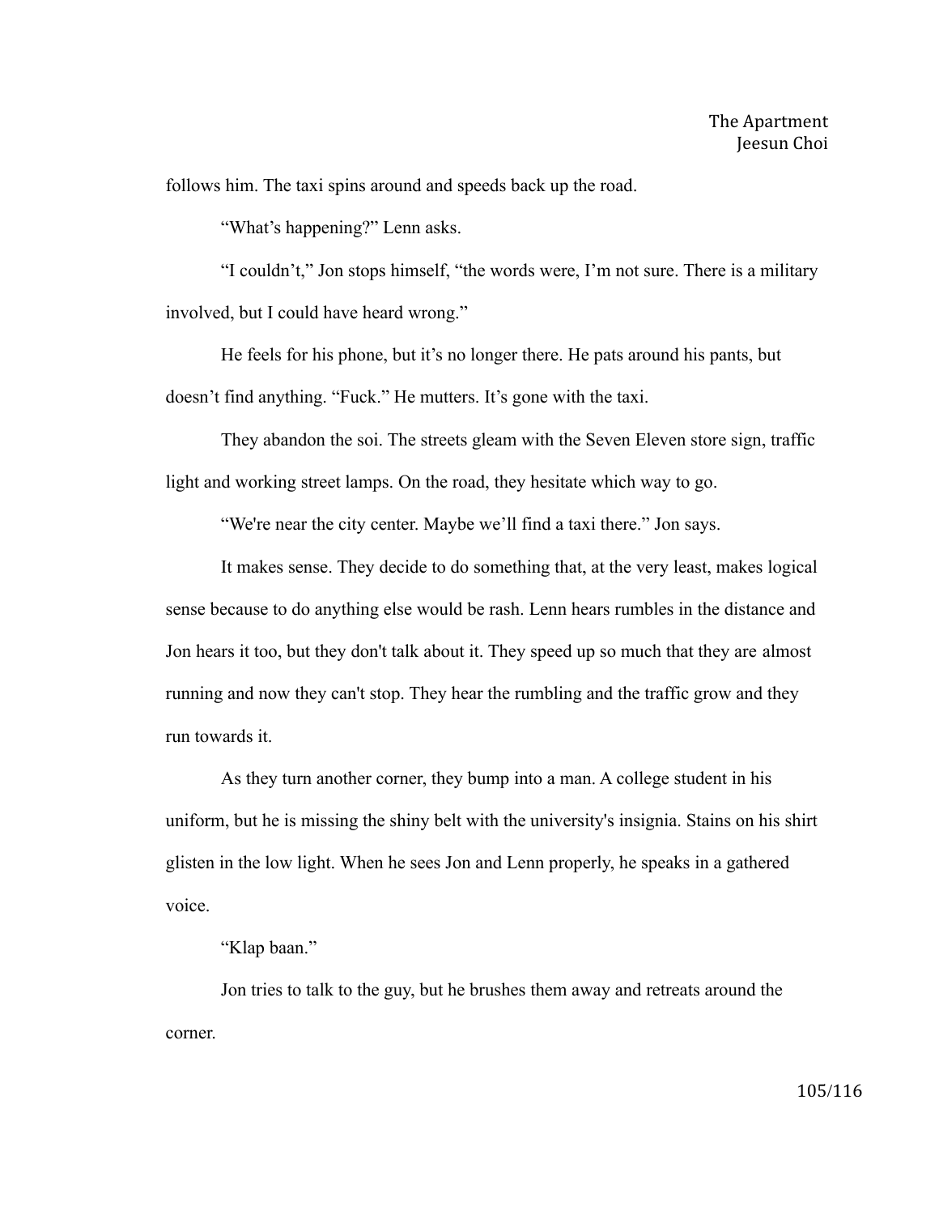follows him. The taxi spins around and speeds back up the road.

"What's happening?" Lenn asks.

"I couldn't," Jon stops himself, "the words were, I'm not sure. There is a military involved, but I could have heard wrong."

He feels for his phone, but it's no longer there. He pats around his pants, but doesn't find anything. "Fuck." He mutters. It's gone with the taxi.

They abandon the soi. The streets gleam with the Seven Eleven store sign, traffic light and working street lamps. On the road, they hesitate which way to go.

"We're near the city center. Maybe we'll find a taxi there." Jon says.

It makes sense. They decide to do something that, at the very least, makes logical sense because to do anything else would be rash. Lenn hears rumbles in the distance and Jon hears it too, but they don't talk about it. They speed up so much that they are almost running and now they can't stop. They hear the rumbling and the traffic grow and they run towards it.

As they turn another corner, they bump into a man. A college student in his uniform, but he is missing the shiny belt with the university's insignia. Stains on his shirt glisten in the low light. When he sees Jon and Lenn properly, he speaks in a gathered voice.

"Klap baan."

Jon tries to talk to the guy, but he brushes them away and retreats around the corner.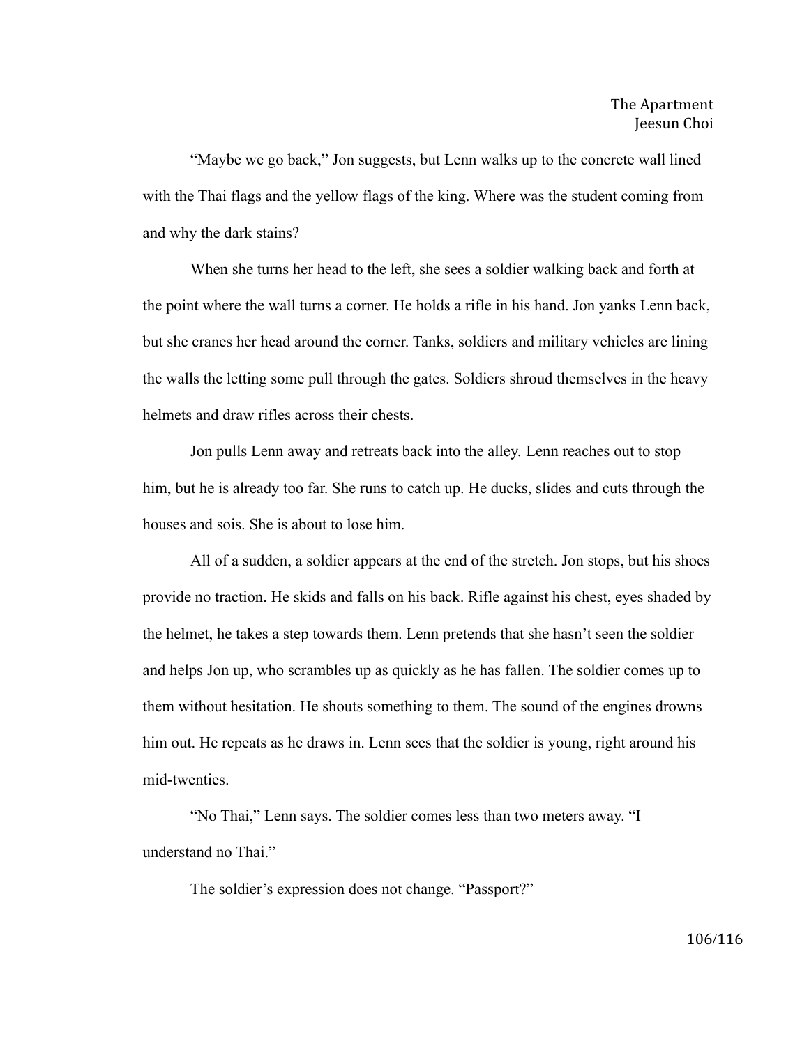"Maybe we go back," Jon suggests, but Lenn walks up to the concrete wall lined with the Thai flags and the yellow flags of the king. Where was the student coming from and why the dark stains?

When she turns her head to the left, she sees a soldier walking back and forth at the point where the wall turns a corner. He holds a rifle in his hand. Jon yanks Lenn back, but she cranes her head around the corner. Tanks, soldiers and military vehicles are lining the walls the letting some pull through the gates. Soldiers shroud themselves in the heavy helmets and draw rifles across their chests.

Jon pulls Lenn away and retreats back into the alley. Lenn reaches out to stop him, but he is already too far. She runs to catch up. He ducks, slides and cuts through the houses and sois. She is about to lose him.

All of a sudden, a soldier appears at the end of the stretch. Jon stops, but his shoes provide no traction. He skids and falls on his back. Rifle against his chest, eyes shaded by the helmet, he takes a step towards them. Lenn pretends that she hasn't seen the soldier and helps Jon up, who scrambles up as quickly as he has fallen. The soldier comes up to them without hesitation. He shouts something to them. The sound of the engines drowns him out. He repeats as he draws in. Lenn sees that the soldier is young, right around his mid-twenties.

"No Thai," Lenn says. The soldier comes less than two meters away. "I understand no Thai."

The soldier's expression does not change. "Passport?"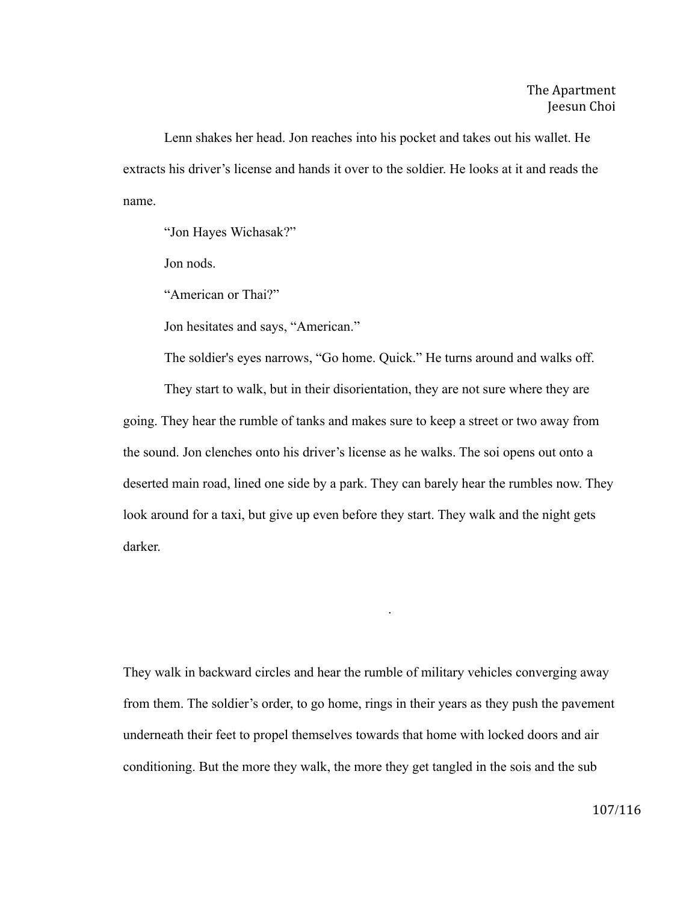Lenn shakes her head. Jon reaches into his pocket and takes out his wallet. He extracts his driver's license and hands it over to the soldier. He looks at it and reads the name.

"Jon Hayes Wichasak?"

Jon nods.

"American or Thai?"

Jon hesitates and says, "American."

The soldier's eyes narrows, "Go home. Quick." He turns around and walks off.

They start to walk, but in their disorientation, they are not sure where they are going. They hear the rumble of tanks and makes sure to keep a street or two away from the sound. Jon clenches onto his driver's license as he walks. The soi opens out onto a deserted main road, lined one side by a park. They can barely hear the rumbles now. They look around for a taxi, but give up even before they start. They walk and the night gets darker.

.

They walk in backward circles and hear the rumble of military vehicles converging away from them. The soldier's order, to go home, rings in their years as they push the pavement underneath their feet to propel themselves towards that home with locked doors and air conditioning. But the more they walk, the more they get tangled in the sois and the sub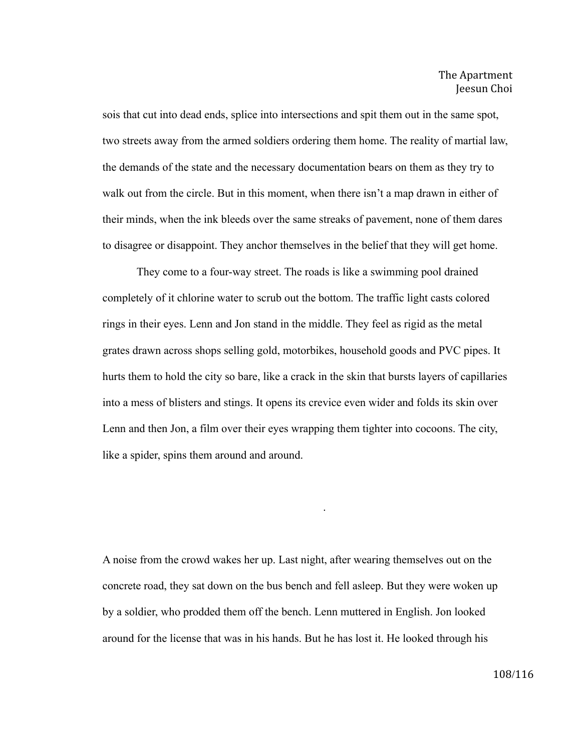sois that cut into dead ends, splice into intersections and spit them out in the same spot, two streets away from the armed soldiers ordering them home. The reality of martial law, the demands of the state and the necessary documentation bears on them as they try to walk out from the circle. But in this moment, when there isn't a map drawn in either of their minds, when the ink bleeds over the same streaks of pavement, none of them dares to disagree or disappoint. They anchor themselves in the belief that they will get home.

They come to a four-way street. The roads is like a swimming pool drained completely of it chlorine water to scrub out the bottom. The traffic light casts colored rings in their eyes. Lenn and Jon stand in the middle. They feel as rigid as the metal grates drawn across shops selling gold, motorbikes, household goods and PVC pipes. It hurts them to hold the city so bare, like a crack in the skin that bursts layers of capillaries into a mess of blisters and stings. It opens its crevice even wider and folds its skin over Lenn and then Jon, a film over their eyes wrapping them tighter into cocoons. The city, like a spider, spins them around and around.

.

A noise from the crowd wakes her up. Last night, after wearing themselves out on the concrete road, they sat down on the bus bench and fell asleep. But they were woken up by a soldier, who prodded them off the bench. Lenn muttered in English. Jon looked around for the license that was in his hands. But he has lost it. He looked through his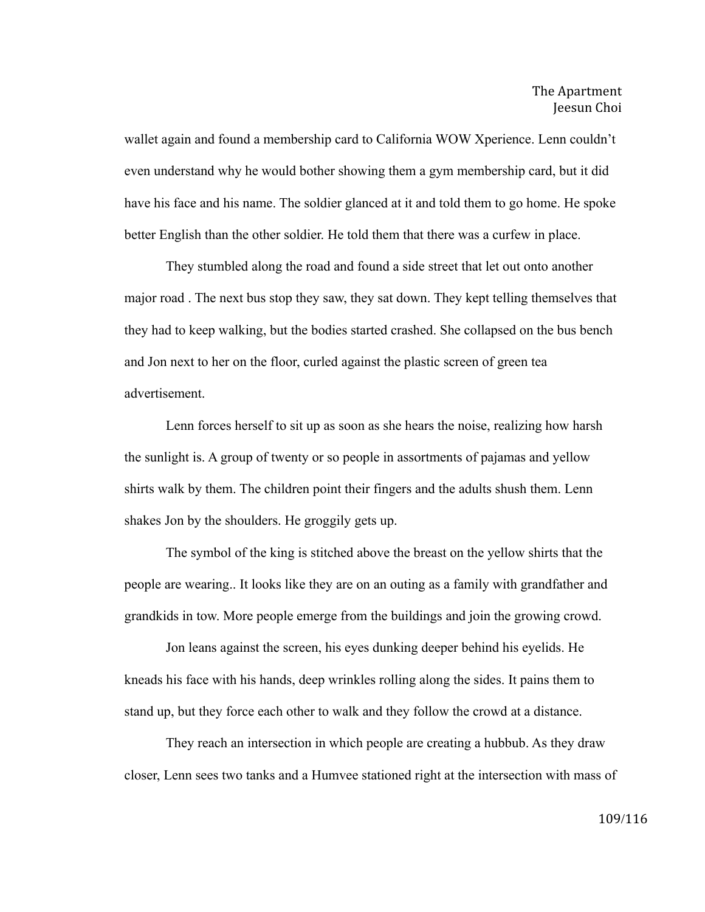wallet again and found a membership card to California WOW Xperience. Lenn couldn't even understand why he would bother showing them a gym membership card, but it did have his face and his name. The soldier glanced at it and told them to go home. He spoke better English than the other soldier. He told them that there was a curfew in place.

They stumbled along the road and found a side street that let out onto another major road . The next bus stop they saw, they sat down. They kept telling themselves that they had to keep walking, but the bodies started crashed. She collapsed on the bus bench and Jon next to her on the floor, curled against the plastic screen of green tea advertisement.

Lenn forces herself to sit up as soon as she hears the noise, realizing how harsh the sunlight is. A group of twenty or so people in assortments of pajamas and yellow shirts walk by them. The children point their fingers and the adults shush them. Lenn shakes Jon by the shoulders. He groggily gets up.

The symbol of the king is stitched above the breast on the yellow shirts that the people are wearing.. It looks like they are on an outing as a family with grandfather and grandkids in tow. More people emerge from the buildings and join the growing crowd.

Jon leans against the screen, his eyes dunking deeper behind his eyelids. He kneads his face with his hands, deep wrinkles rolling along the sides. It pains them to stand up, but they force each other to walk and they follow the crowd at a distance.

They reach an intersection in which people are creating a hubbub. As they draw closer, Lenn sees two tanks and a Humvee stationed right at the intersection with mass of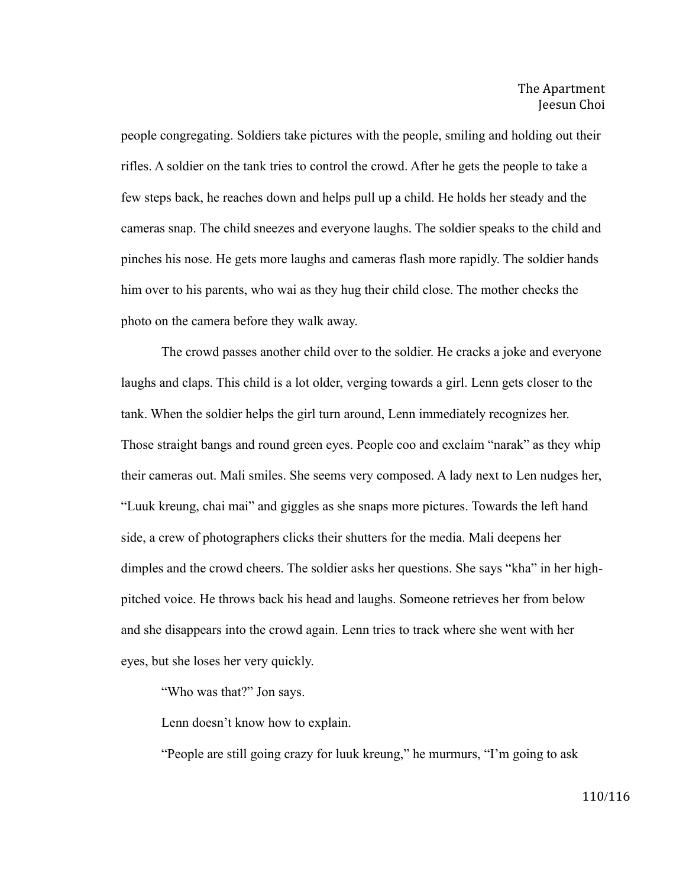people congregating. Soldiers take pictures with the people, smiling and holding out their rifles. A soldier on the tank tries to control the crowd. After he gets the people to take a few steps back, he reaches down and helps pull up a child. He holds her steady and the cameras snap. The child sneezes and everyone laughs. The soldier speaks to the child and pinches his nose. He gets more laughs and cameras flash more rapidly. The soldier hands him over to his parents, who wai as they hug their child close. The mother checks the photo on the camera before they walk away.

The crowd passes another child over to the soldier. He cracks a joke and everyone laughs and claps. This child is a lot older, verging towards a girl. Lenn gets closer to the tank. When the soldier helps the girl turn around, Lenn immediately recognizes her. Those straight bangs and round green eyes. People coo and exclaim "narak" as they whip their cameras out. Mali smiles. She seems very composed. A lady next to Len nudges her, "Luuk kreung, chai mai" and giggles as she snaps more pictures. Towards the left hand side, a crew of photographers clicks their shutters for the media. Mali deepens her dimples and the crowd cheers. The soldier asks her questions. She says "kha" in her high-pitched voice. He throws back his head and laughs. Someone retrieves her from below and she disappears into the crowd again. Lenn tries to track where she went with her eyes, but she loses her very quickly.

"Who was that?" Jon says.

Lenn doesn't know how to explain.

"People are still going crazy for luuk kreung," he murmurs, "I'm going to ask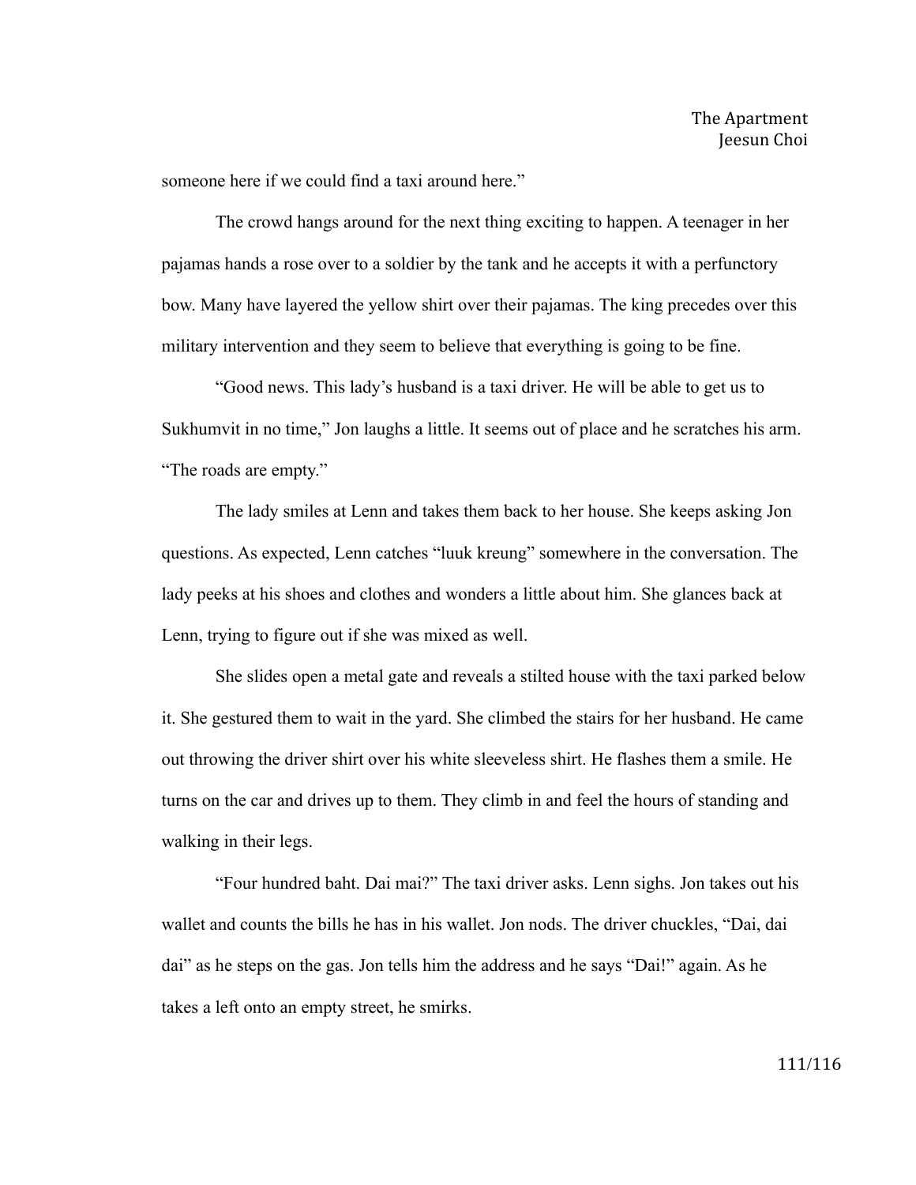someone here if we could find a taxi around here."

The crowd hangs around for the next thing exciting to happen. A teenager in her pajamas hands a rose over to a soldier by the tank and he accepts it with a perfunctory bow. Many have layered the yellow shirt over their pajamas. The king precedes over this military intervention and they seem to believe that everything is going to be fine.

"Good news. This lady's husband is a taxi driver. He will be able to get us to Sukhumvit in no time," Jon laughs a little. It seems out of place and he scratches his arm. "The roads are empty."

The lady smiles at Lenn and takes them back to her house. She keeps asking Jon questions. As expected, Lenn catches "luuk kreung" somewhere in the conversation. The lady peeks at his shoes and clothes and wonders a little about him. She glances back at Lenn, trying to figure out if she was mixed as well.

She slides open a metal gate and reveals a stilted house with the taxi parked below it. She gestured them to wait in the yard. She climbed the stairs for her husband. He came out throwing the driver shirt over his white sleeveless shirt. He flashes them a smile. He turns on the car and drives up to them. They climb in and feel the hours of standing and walking in their legs.

"Four hundred baht. Dai mai?" The taxi driver asks. Lenn sighs. Jon takes out his wallet and counts the bills he has in his wallet. Jon nods. The driver chuckles, "Dai, dai dai" as he steps on the gas. Jon tells him the address and he says "Dai!" again. As he takes a left onto an empty street, he smirks.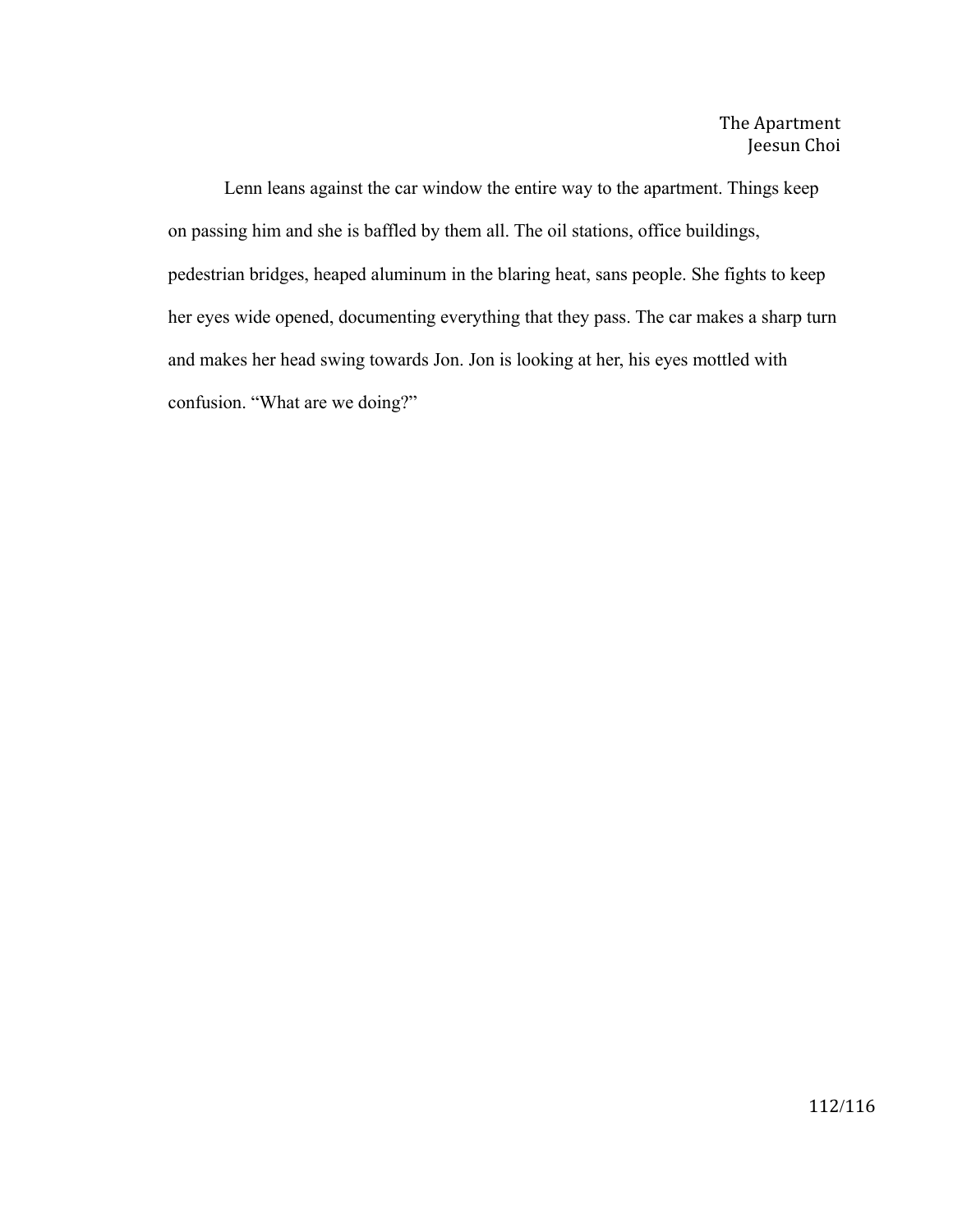Lenn leans against the car window the entire way to the apartment. Things keep on passing him and she is baffled by them all. The oil stations, office buildings, pedestrian bridges, heaped aluminum in the blaring heat, sans people. She fights to keep her eyes wide opened, documenting everything that they pass. The car makes a sharp turn and makes her head swing towards Jon. Jon is looking at her, his eyes mottled with confusion. “What are we doing?”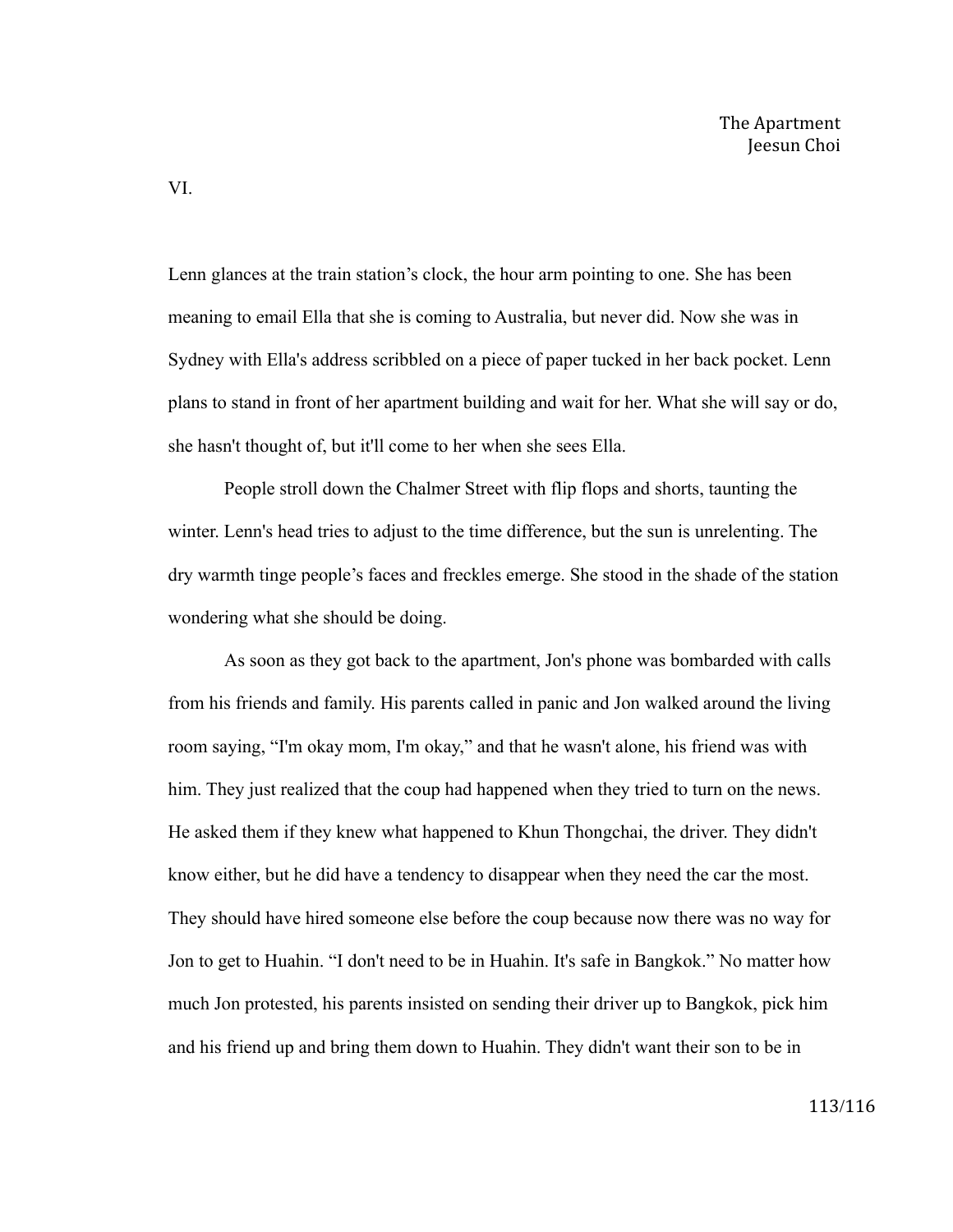VI.

Lenn glances at the train station's clock, the hour arm pointing to one. She has been meaning to email Ella that she is coming to Australia, but never did. Now she was in Sydney with Ella's address scribbled on a piece of paper tucked in her back pocket. Lenn plans to stand in front of her apartment building and wait for her. What she will say or do, she hasn't thought of, but it'll come to her when she sees Ella.

People stroll down the Chalmer Street with flip flops and shorts, taunting the winter. Lenn's head tries to adjust to the time difference, but the sun is unrelenting. The dry warmth tinge people's faces and freckles emerge. She stood in the shade of the station wondering what she should be doing.

As soon as they got back to the apartment, Jon's phone was bombarded with calls from his friends and family. His parents called in panic and Jon walked around the living room saying, "I'm okay mom, I'm okay," and that he wasn't alone, his friend was with him. They just realized that the coup had happened when they tried to turn on the news. He asked them if they knew what happened to Khun Thongchai, the driver. They didn't know either, but he did have a tendency to disappear when they need the car the most. They should have hired someone else before the coup because now there was no way for Jon to get to Huahin. "I don't need to be in Huahin. It's safe in Bangkok." No matter how much Jon protested, his parents insisted on sending their driver up to Bangkok, pick him and his friend up and bring them down to Huahin. They didn't want their son to be in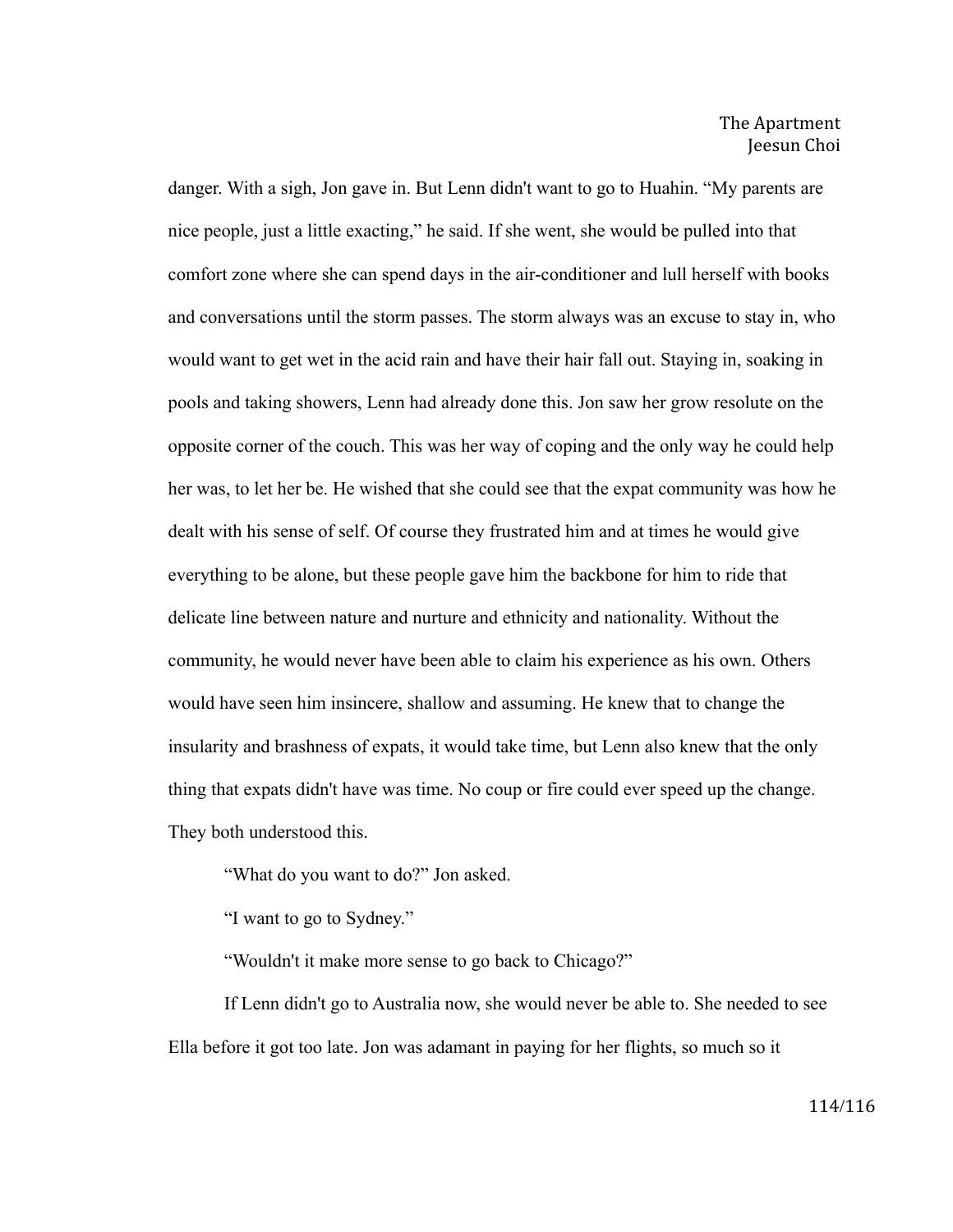danger. With a sigh, Jon gave in. But Lenn didn't want to go to Huahin. "My parents are nice people, just a little exacting," he said. If she went, she would be pulled into that comfort zone where she can spend days in the air-conditioner and lull herself with books and conversations until the storm passes. The storm always was an excuse to stay in, who would want to get wet in the acid rain and have their hair fall out. Staying in, soaking in pools and taking showers, Lenn had already done this. Jon saw her grow resolute on the opposite corner of the couch. This was her way of coping and the only way he could help her was, to let her be. He wished that she could see that the expat community was how he dealt with his sense of self. Of course they frustrated him and at times he would give everything to be alone, but these people gave him the backbone for him to ride that delicate line between nature and nurture and ethnicity and nationality. Without the community, he would never have been able to claim his experience as his own. Others would have seen him insincere, shallow and assuming. He knew that to change the insularity and brashness of expats, it would take time, but Lenn also knew that the only thing that expats didn't have was time. No coup or fire could ever speed up the change. They both understood this.

"What do you want to do?" Jon asked.

"I want to go to Sydney."

"Wouldn't it make more sense to go back to Chicago?"

If Lenn didn't go to Australia now, she would never be able to. She needed to see Ella before it got too late. Jon was adamant in paying for her flights, so much so it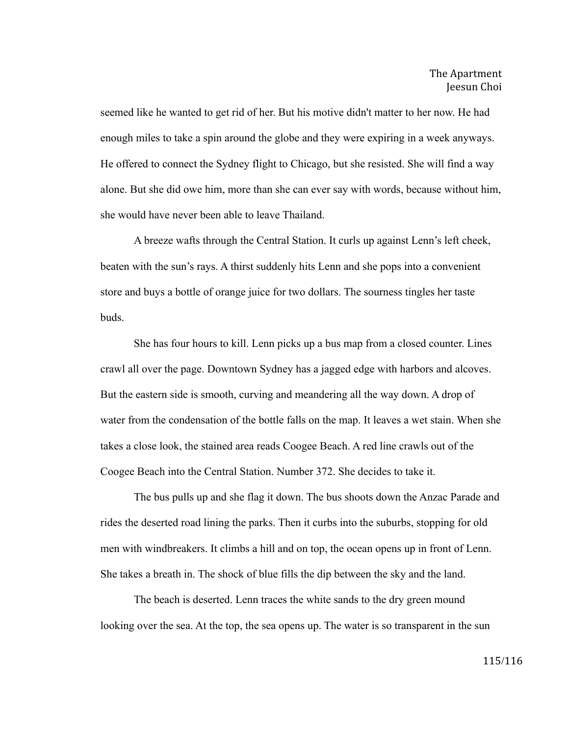seemed like he wanted to get rid of her. But his motive didn't matter to her now. He had enough miles to take a spin around the globe and they were expiring in a week anyways. He offered to connect the Sydney flight to Chicago, but she resisted. She will find a way alone. But she did owe him, more than she can ever say with words, because without him, she would have never been able to leave Thailand.

A breeze wafts through the Central Station. It curls up against Lenn's left cheek, beaten with the sun's rays. A thirst suddenly hits Lenn and she pops into a convenient store and buys a bottle of orange juice for two dollars. The sourness tingles her taste buds.

She has four hours to kill. Lenn picks up a bus map from a closed counter. Lines crawl all over the page. Downtown Sydney has a jagged edge with harbors and alcoves. But the eastern side is smooth, curving and meandering all the way down. A drop of water from the condensation of the bottle falls on the map. It leaves a wet stain. When she takes a close look, the stained area reads Coogee Beach. A red line crawls out of the Coogee Beach into the Central Station. Number 372. She decides to take it.

The bus pulls up and she flag it down. The bus shoots down the Anzac Parade and rides the deserted road lining the parks. Then it curbs into the suburbs, stopping for old men with windbreakers. It climbs a hill and on top, the ocean opens up in front of Lenn. She takes a breath in. The shock of blue fills the dip between the sky and the land.

The beach is deserted. Lenn traces the white sands to the dry green mound looking over the sea. At the top, the sea opens up. The water is so transparent in the sun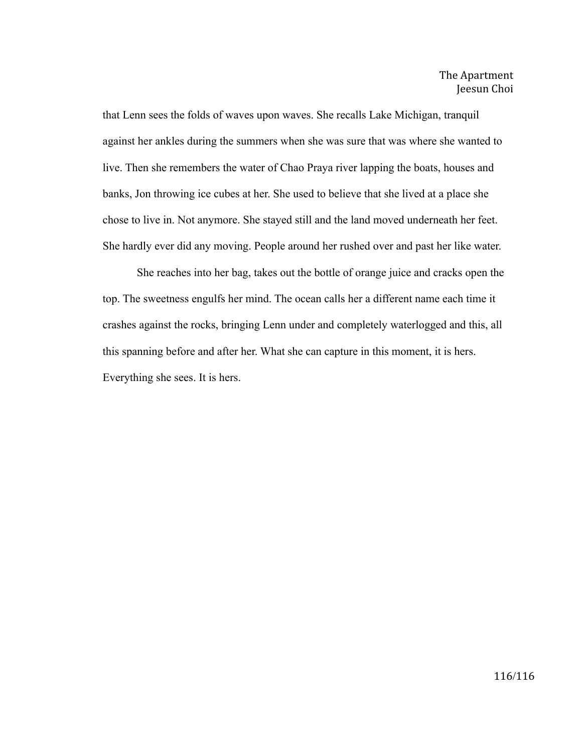that Lenn sees the folds of waves upon waves. She recalls Lake Michigan, tranquil against her ankles during the summers when she was sure that was where she wanted to live. Then she remembers the water of Chao Praya river lapping the boats, houses and banks, Jon throwing ice cubes at her. She used to believe that she lived at a place she chose to live in. Not anymore. She stayed still and the land moved underneath her feet. She hardly ever did any moving. People around her rushed over and past her like water.

She reaches into her bag, takes out the bottle of orange juice and cracks open the top. The sweetness engulfs her mind. The ocean calls her a different name each time it crashes against the rocks, bringing Lenn under and completely waterlogged and this, all this spanning before and after her. What she can capture in this moment, it is hers. Everything she sees. It is hers.